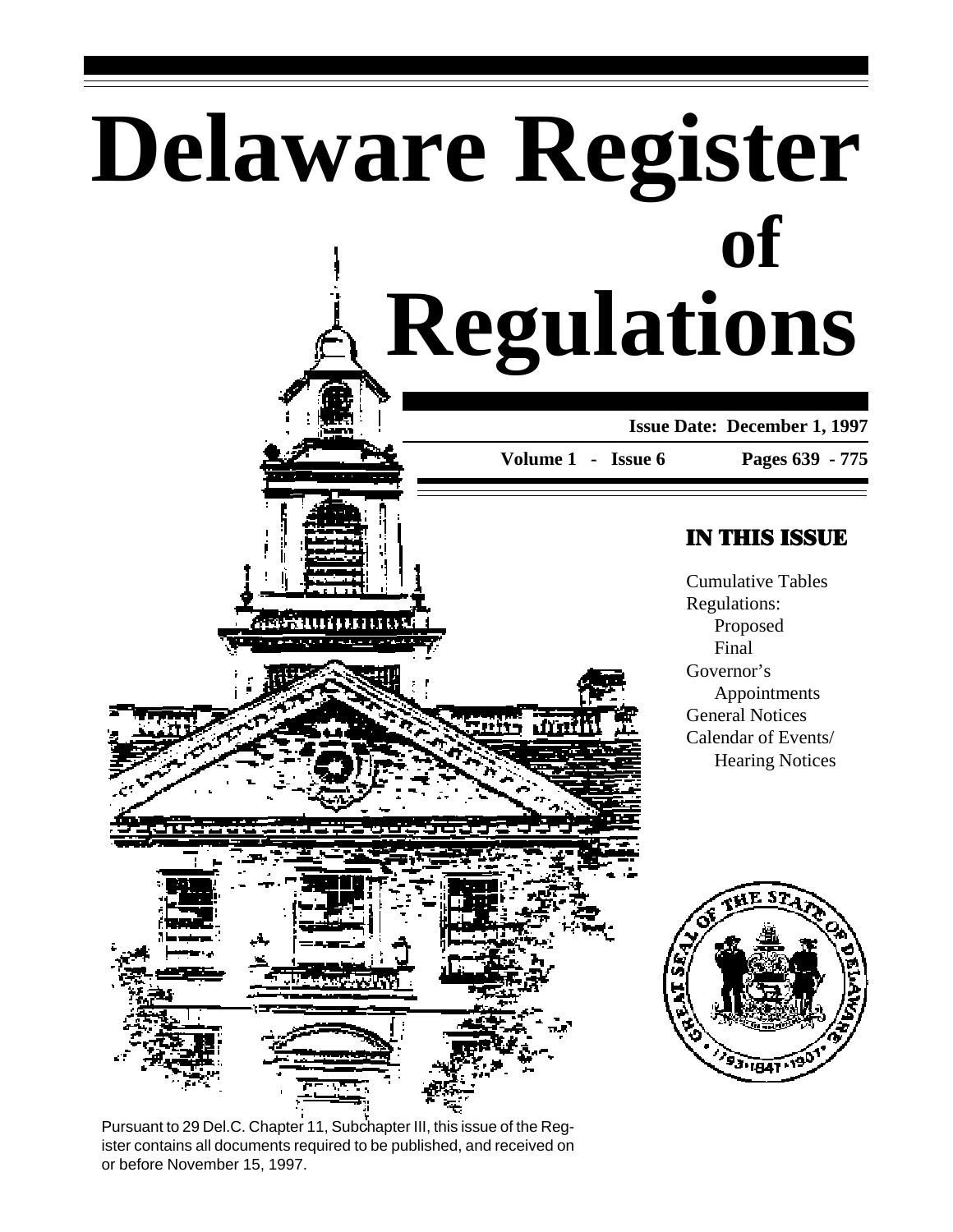# Delaware Register of Regulations

**Issue Date: December 1, 1997**

**Volume 1 - Issue 6** **Pages 639 - 775**

## IN THIS ISSUE

Cumulative Tables
Regulations:
  Proposed
  Final
Governor's
  Appointments
General Notices
Calendar of Events/
  Hearing Notices

Pursuant to 29 Del.C. Chapter 11, Subchapter III, this issue of the Register contains all documents required to be published, and received on or before November 15, 1997.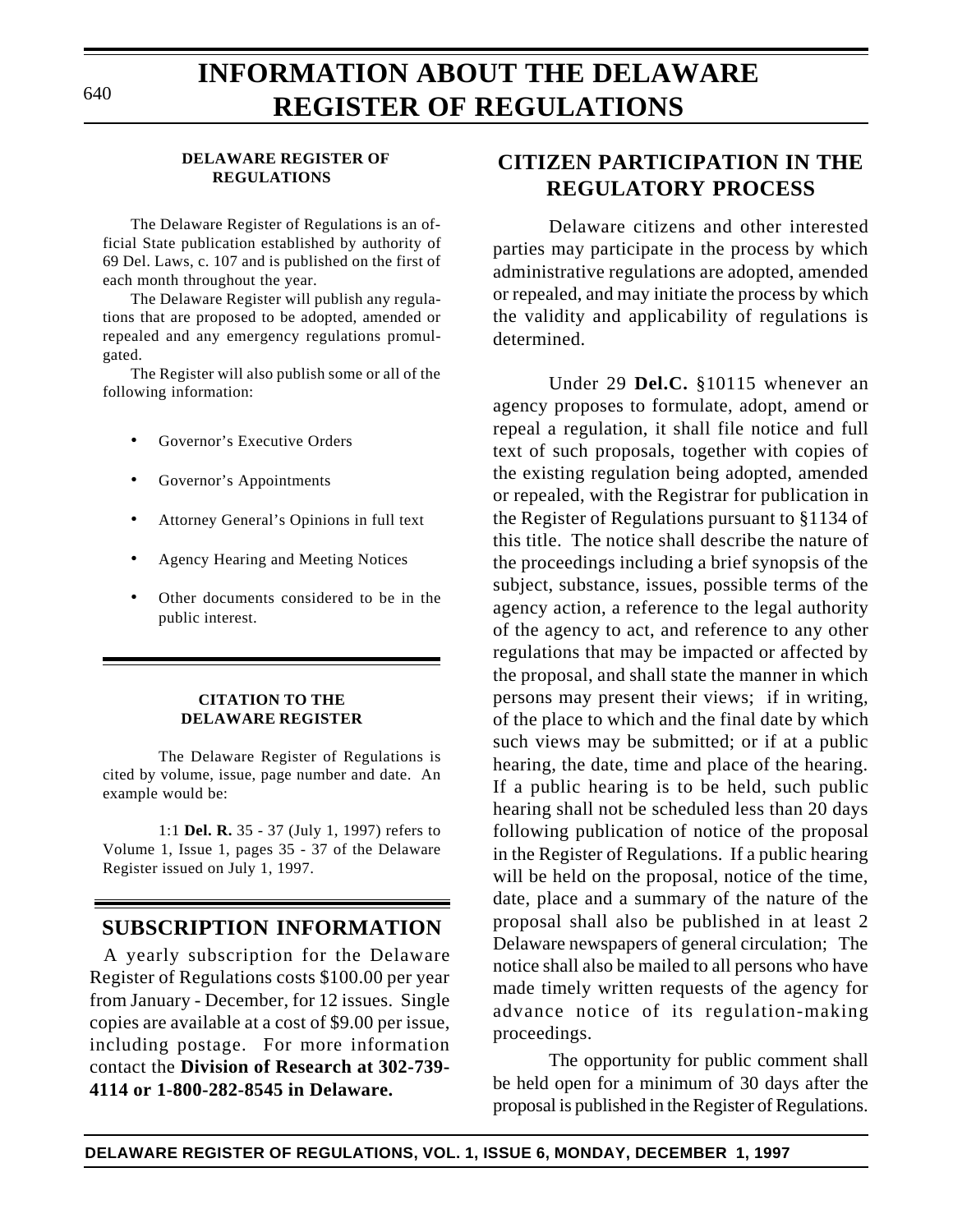# INFORMATION ABOUT THE DELAWARE REGISTER OF REGULATIONS

## DELAWARE REGISTER OF REGULATIONS

The Delaware Register of Regulations is an official State publication established by authority of 69 Del. Laws, c. 107 and is published on the first of each month throughout the year.

The Delaware Register will publish any regulations that are proposed to be adopted, amended or repealed and any emergency regulations promulgated.

The Register will also publish some or all of the following information:

- Governor's Executive Orders
- Governor's Appointments
- Attorney General's Opinions in full text
- Agency Hearing and Meeting Notices
- Other documents considered to be in the public interest.

## CITATION TO THE DELAWARE REGISTER

The Delaware Register of Regulations is cited by volume, issue, page number and date. An example would be:

1:1 **Del. R.** 35 - 37 (July 1, 1997) refers to Volume 1, Issue 1, pages 35 - 37 of the Delaware Register issued on July 1, 1997.

## SUBSCRIPTION INFORMATION

A yearly subscription for the Delaware Register of Regulations costs $100.00 per year from January - December, for 12 issues. Single copies are available at a cost of $9.00 per issue, including postage. For more information contact the **Division of Research at 302-739-4114 or 1-800-282-8545 in Delaware.**

## CITIZEN PARTICIPATION IN THE REGULATORY PROCESS

Delaware citizens and other interested parties may participate in the process by which administrative regulations are adopted, amended or repealed, and may initiate the process by which the validity and applicability of regulations is determined.

Under 29 **Del.C.** §10115 whenever an agency proposes to formulate, adopt, amend or repeal a regulation, it shall file notice and full text of such proposals, together with copies of the existing regulation being adopted, amended or repealed, with the Registrar for publication in the Register of Regulations pursuant to §1134 of this title. The notice shall describe the nature of the proceedings including a brief synopsis of the subject, substance, issues, possible terms of the agency action, a reference to the legal authority of the agency to act, and reference to any other regulations that may be impacted or affected by the proposal, and shall state the manner in which persons may present their views; if in writing, of the place to which and the final date by which such views may be submitted; or if at a public hearing, the date, time and place of the hearing. If a public hearing is to be held, such public hearing shall not be scheduled less than 20 days following publication of notice of the proposal in the Register of Regulations. If a public hearing will be held on the proposal, notice of the time, date, place and a summary of the nature of the proposal shall also be published in at least 2 Delaware newspapers of general circulation; The notice shall also be mailed to all persons who have made timely written requests of the agency for advance notice of its regulation-making proceedings.

The opportunity for public comment shall be held open for a minimum of 30 days after the proposal is published in the Register of Regulations.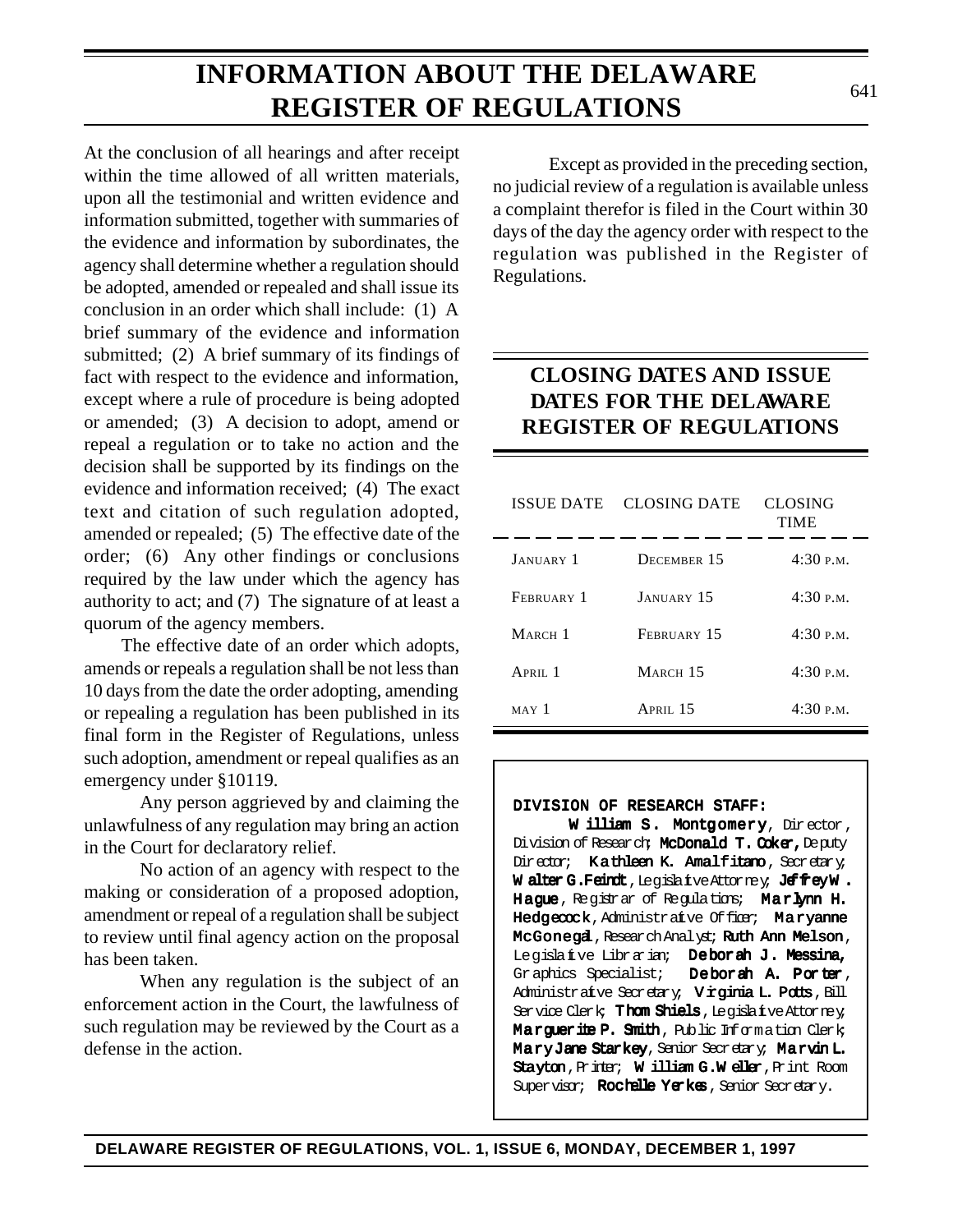# INFORMATION ABOUT THE DELAWARE REGISTER OF REGULATIONS

At the conclusion of all hearings and after receipt within the time allowed of all written materials, upon all the testimonial and written evidence and information submitted, together with summaries of the evidence and information by subordinates, the agency shall determine whether a regulation should be adopted, amended or repealed and shall issue its conclusion in an order which shall include: (1) A brief summary of the evidence and information submitted; (2) A brief summary of its findings of fact with respect to the evidence and information, except where a rule of procedure is being adopted or amended; (3) A decision to adopt, amend or repeal a regulation or to take no action and the decision shall be supported by its findings on the evidence and information received; (4) The exact text and citation of such regulation adopted, amended or repealed; (5) The effective date of the order; (6) Any other findings or conclusions required by the law under which the agency has authority to act; and (7) The signature of at least a quorum of the agency members.

The effective date of an order which adopts, amends or repeals a regulation shall be not less than 10 days from the date the order adopting, amending or repealing a regulation has been published in its final form in the Register of Regulations, unless such adoption, amendment or repeal qualifies as an emergency under §10119.

Any person aggrieved by and claiming the unlawfulness of any regulation may bring an action in the Court for declaratory relief.

No action of an agency with respect to the making or consideration of a proposed adoption, amendment or repeal of a regulation shall be subject to review until final agency action on the proposal has been taken.

When any regulation is the subject of an enforcement action in the Court, the lawfulness of such regulation may be reviewed by the Court as a defense in the action.

Except as provided in the preceding section, no judicial review of a regulation is available unless a complaint therefor is filed in the Court within 30 days of the day the agency order with respect to the regulation was published in the Register of Regulations.

## CLOSING DATES AND ISSUE DATES FOR THE DELAWARE REGISTER OF REGULATIONS

| ISSUE DATE | CLOSING DATE | CLOSING TIME |
|---|---|---|
| January 1 | December 15 | 4:30 p.m. |
| February 1 | January 15 | 4:30 p.m. |
| March 1 | February 15 | 4:30 p.m. |
| April 1 | March 15 | 4:30 p.m. |
| May 1 | April 15 | 4:30 p.m. |

**DIVISION OF RESEARCH STAFF:**

**William S. Montgomery**, Director, Division of Research; **McDonald T. Coker,** Deputy Director; **Kathleen K. Amalfitano**, Secretary; **Walter G. Feindt**, Legislative Attorney; **Jeffrey W. Hague**, Registrar of Regulations; **Marlynn H. Hedgecock**, Administrative Officer; **Maryanne McGonegal**, Research Analyst; **Ruth Ann Melson**, Legislative Librarian; **Deborah J. Messina,** Graphics Specialist; **Deborah A. Porter**, Administrative Secretary; **Virginia L. Potts**, Bill Service Clerk; **Thom Shiels**, Legislative Attorney; **Marguerite P. Smith**, Public Information Clerk; **Mary Jane Starkey**, Senior Secretary; **Marvin L. Stayton**, Printer; **William G. Weller**, Print Room Supervisor; **Rochelle Yerkes**, Senior Secretary.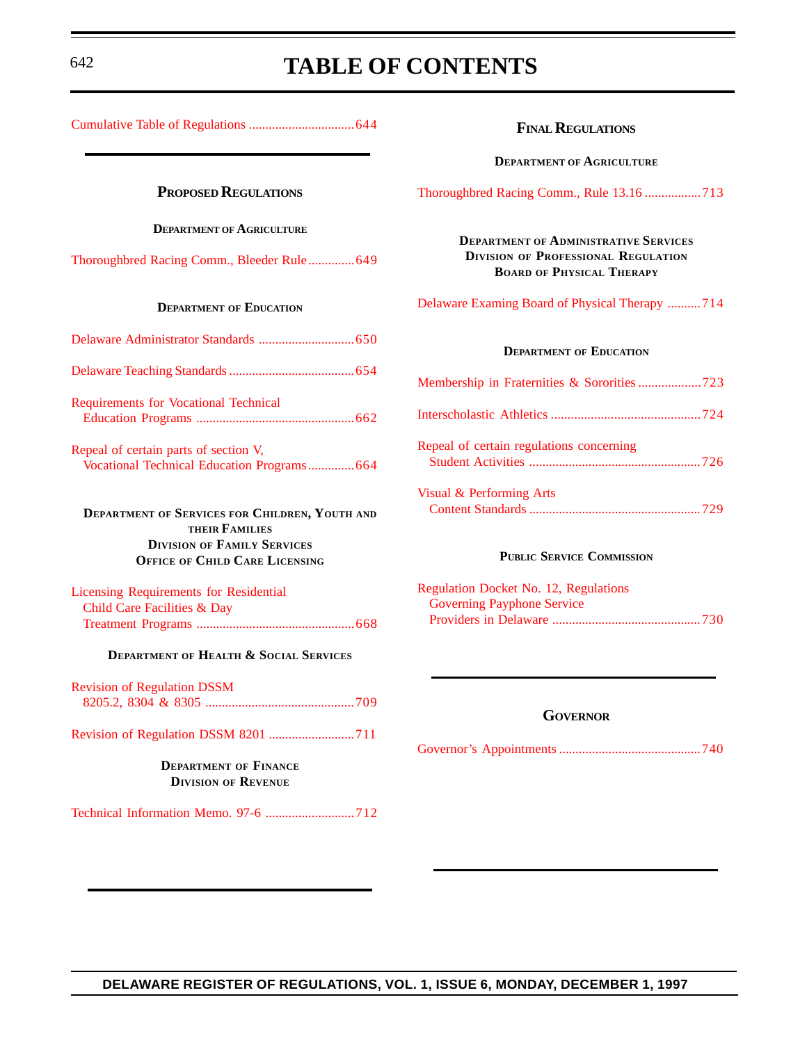# TABLE OF CONTENTS

Cumulative Table of Regulations ................................ 644

## PROPOSED REGULATIONS

### DEPARTMENT OF AGRICULTURE

Thoroughbred Racing Comm., Bleeder Rule ............. 649

### DEPARTMENT OF EDUCATION

Delaware Administrator Standards ............................. 650

Delaware Teaching Standards ...................................... 654

Requirements for Vocational Technical Education Programs ................................................ 662

Repeal of certain parts of section V, Vocational Technical Education Programs .............. 664

### DEPARTMENT OF SERVICES FOR CHILDREN, YOUTH AND THEIR FAMILIES
### DIVISION OF FAMILY SERVICES
### OFFICE OF CHILD CARE LICENSING

Licensing Requirements for Residential Child Care Facilities & Day Treatment Programs ................................................ 668

### DEPARTMENT OF HEALTH & SOCIAL SERVICES

Revision of Regulation DSSM 8205.2, 8304 & 8305 ............................................. 709

Revision of Regulation DSSM 8201 .......................... 711

### DEPARTMENT OF FINANCE
### DIVISION OF REVENUE

Technical Information Memo. 97-6 ........................... 712

## FINAL REGULATIONS

### DEPARTMENT OF AGRICULTURE

Thoroughbred Racing Comm., Rule 13.16 ................. 713

### DEPARTMENT OF ADMINISTRATIVE SERVICES
### DIVISION OF PROFESSIONAL REGULATION
### BOARD OF PHYSICAL THERAPY

Delaware Examing Board of Physical Therapy .......... 714

### DEPARTMENT OF EDUCATION

Membership in Fraternities & Sororities ................... 723

Interscholastic Athletics ............................................. 724

Repeal of certain regulations concerning Student Activities .................................................... 726

Visual & Performing Arts Content Standards .................................................... 729

### PUBLIC SERVICE COMMISSION

Regulation Docket No. 12, Regulations Governing Payphone Service Providers in Delaware ............................................. 730

## GOVERNOR

Governor's Appointments ........................................... 740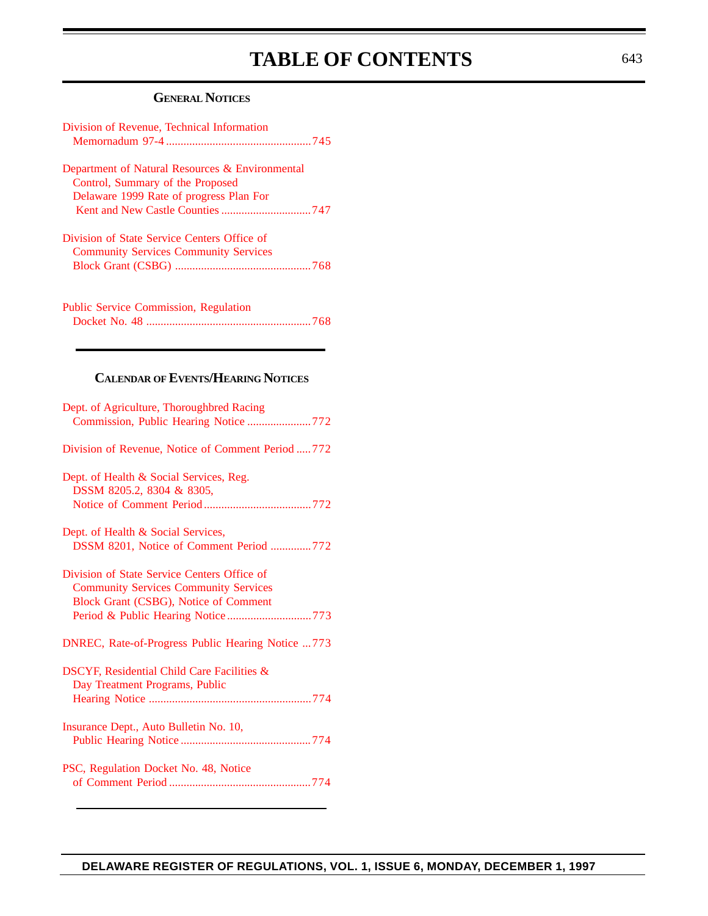# TABLE OF CONTENTS

### GENERAL NOTICES

Division of Revenue, Technical Information Memornadum 97-4 ..........745

Department of Natural Resources & Environmental Control, Summary of the Proposed Delaware 1999 Rate of progress Plan For Kent and New Castle Counties ..........747

Division of State Service Centers Office of Community Services Community Services Block Grant (CSBG) ..........768

Public Service Commission, Regulation Docket No. 48 ..........768

### CALENDAR OF EVENTS/HEARING NOTICES

Dept. of Agriculture, Thoroughbred Racing Commission, Public Hearing Notice ..........772

Division of Revenue, Notice of Comment Period ..........772

Dept. of Health & Social Services, Reg. DSSM 8205.2, 8304 & 8305, Notice of Comment Period ..........772

Dept. of Health & Social Services, DSSM 8201, Notice of Comment Period ..........772

Division of State Service Centers Office of Community Services Community Services Block Grant (CSBG), Notice of Comment Period & Public Hearing Notice ..........773

DNREC, Rate-of-Progress Public Hearing Notice ..........773

DSCYF, Residential Child Care Facilities & Day Treatment Programs, Public Hearing Notice ..........774

Insurance Dept., Auto Bulletin No. 10, Public Hearing Notice ..........774

PSC, Regulation Docket No. 48, Notice of Comment Period ..........774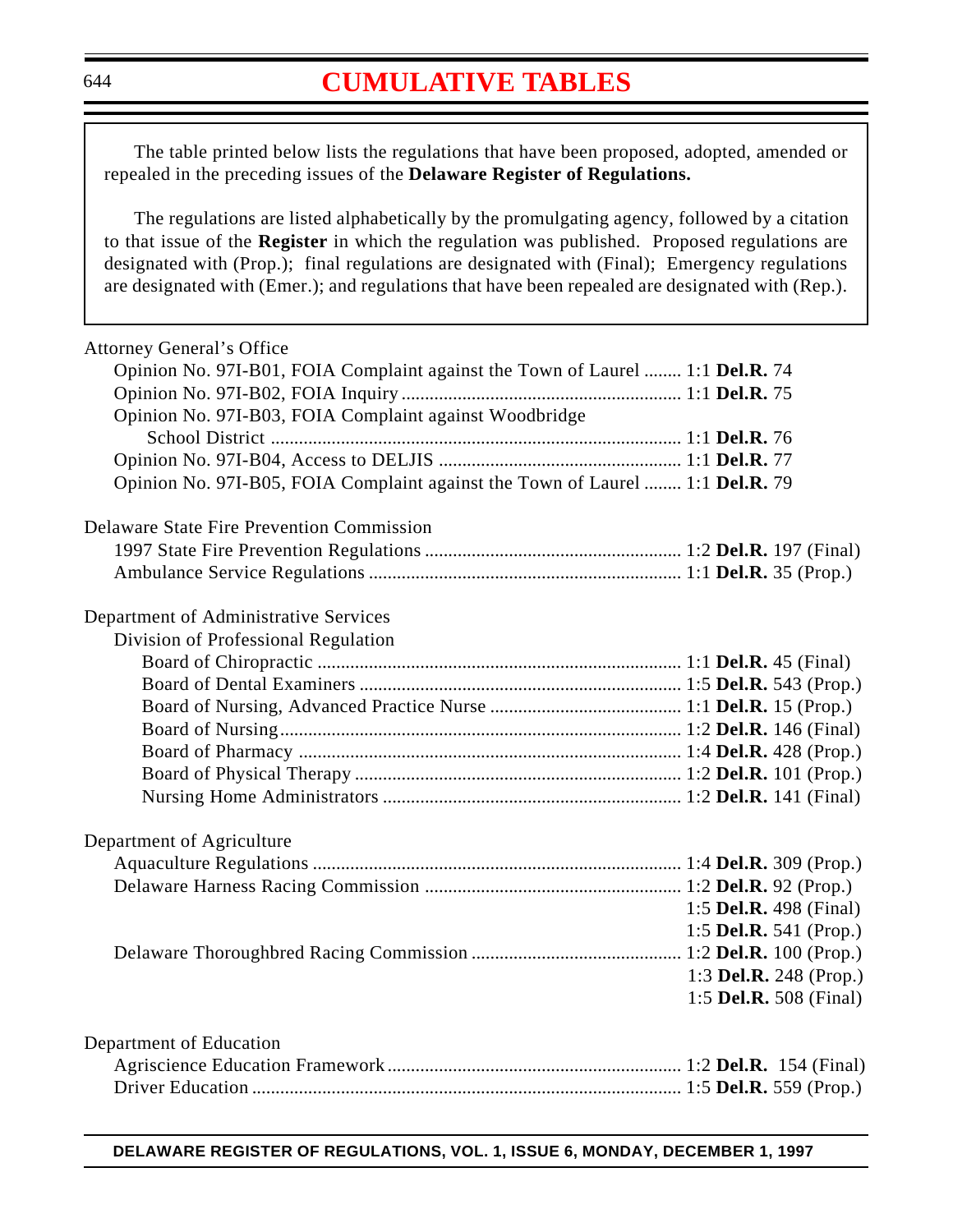# CUMULATIVE TABLES

The table printed below lists the regulations that have been proposed, adopted, amended or repealed in the preceding issues of the **Delaware Register of Regulations.**

The regulations are listed alphabetically by the promulgating agency, followed by a citation to that issue of the **Register** in which the regulation was published. Proposed regulations are designated with (Prop.); final regulations are designated with (Final); Emergency regulations are designated with (Emer.); and regulations that have been repealed are designated with (Rep.).

Attorney General's Office
- Opinion No. 97I-B01, FOIA Complaint against the Town of Laurel ........ 1:1 **Del.R.** 74
- Opinion No. 97I-B02, FOIA Inquiry ........ 1:1 **Del.R.** 75
- Opinion No. 97I-B03, FOIA Complaint against Woodbridge School District ........ 1:1 **Del.R.** 76
- Opinion No. 97I-B04, Access to DELJIS ........ 1:1 **Del.R.** 77
- Opinion No. 97I-B05, FOIA Complaint against the Town of Laurel ........ 1:1 **Del.R.** 79

Delaware State Fire Prevention Commission
- 1997 State Fire Prevention Regulations ........ 1:2 **Del.R.** 197 (Final)
- Ambulance Service Regulations ........ 1:1 **Del.R.** 35 (Prop.)

Department of Administrative Services
- Division of Professional Regulation
  - Board of Chiropractic ........ 1:1 **Del.R.** 45 (Final)
  - Board of Dental Examiners ........ 1:5 **Del.R.** 543 (Prop.)
  - Board of Nursing, Advanced Practice Nurse ........ 1:1 **Del.R.** 15 (Prop.)
  - Board of Nursing ........ 1:2 **Del.R.** 146 (Final)
  - Board of Pharmacy ........ 1:4 **Del.R.** 428 (Prop.)
  - Board of Physical Therapy ........ 1:2 **Del.R.** 101 (Prop.)
  - Nursing Home Administrators ........ 1:2 **Del.R.** 141 (Final)

Department of Agriculture
- Aquaculture Regulations ........ 1:4 **Del.R.** 309 (Prop.)
- Delaware Harness Racing Commission ........ 1:2 **Del.R.** 92 (Prop.)
  1:5 **Del.R.** 498 (Final)
  1:5 **Del.R.** 541 (Prop.)
- Delaware Thoroughbred Racing Commission ........ 1:2 **Del.R.** 100 (Prop.)
  1:3 **Del.R.** 248 (Prop.)
  1:5 **Del.R.** 508 (Final)

Department of Education
- Agriscience Education Framework ........ 1:2 **Del.R.** 154 (Final)
- Driver Education ........ 1:5 **Del.R.** 559 (Prop.)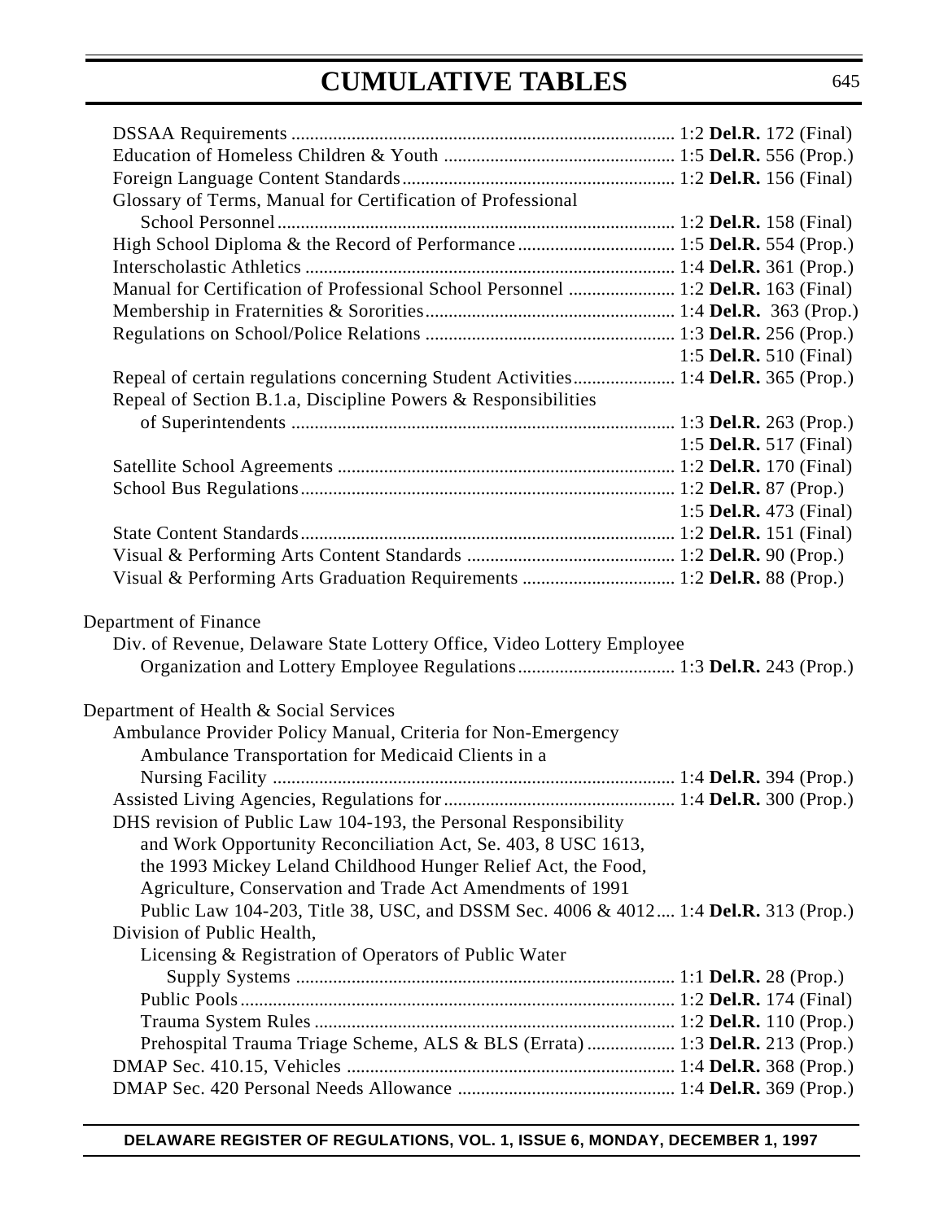# CUMULATIVE TABLES

DSSAA Requirements .................................................................................. 1:2 **Del.R.** 172 (Final)
Education of Homeless Children & Youth .................................................. 1:5 **Del.R.** 556 (Prop.)
Foreign Language Content Standards........................................................... 1:2 **Del.R.** 156 (Final)
Glossary of Terms, Manual for Certification of Professional
  School Personnel..................................................................................... 1:2 **Del.R.** 158 (Final)
High School Diploma & the Record of Performance.................................. 1:5 **Del.R.** 554 (Prop.)
Interscholastic Athletics ............................................................................... 1:4 **Del.R.** 361 (Prop.)
Manual for Certification of Professional School Personnel ....................... 1:2 **Del.R.** 163 (Final)
Membership in Fraternities & Sororities...................................................... 1:4 **Del.R.** 363 (Prop.)
Regulations on School/Police Relations ...................................................... 1:3 **Del.R.** 256 (Prop.)
  1:5 **Del.R.** 510 (Final)
Repeal of certain regulations concerning Student Activities...................... 1:4 **Del.R.** 365 (Prop.)
Repeal of Section B.1.a, Discipline Powers & Responsibilities
  of Superintendents .................................................................................. 1:3 **Del.R.** 263 (Prop.)
  1:5 **Del.R.** 517 (Final)
Satellite School Agreements ........................................................................ 1:2 **Del.R.** 170 (Final)
School Bus Regulations................................................................................ 1:2 **Del.R.** 87 (Prop.)
  1:5 **Del.R.** 473 (Final)
State Content Standards................................................................................ 1:2 **Del.R.** 151 (Final)
Visual & Performing Arts Content Standards ............................................ 1:2 **Del.R.** 90 (Prop.)
Visual & Performing Arts Graduation Requirements ................................ 1:2 **Del.R.** 88 (Prop.)

Department of Finance
  Div. of Revenue, Delaware State Lottery Office, Video Lottery Employee
    Organization and Lottery Employee Regulations.................................. 1:3 **Del.R.** 243 (Prop.)

Department of Health & Social Services
  Ambulance Provider Policy Manual, Criteria for Non-Emergency
    Ambulance Transportation for Medicaid Clients in a
    Nursing Facility ...................................................................................... 1:4 **Del.R.** 394 (Prop.)
  Assisted Living Agencies, Regulations for................................................. 1:4 **Del.R.** 300 (Prop.)
  DHS revision of Public Law 104-193, the Personal Responsibility
    and Work Opportunity Reconciliation Act, Se. 403, 8 USC 1613,
    the 1993 Mickey Leland Childhood Hunger Relief Act, the Food,
    Agriculture, Conservation and Trade Act Amendments of 1991
    Public Law 104-203, Title 38, USC, and DSSM Sec. 4006 & 4012.... 1:4 **Del.R.** 313 (Prop.)
  Division of Public Health,
    Licensing & Registration of Operators of Public Water
      Supply Systems ................................................................................. 1:1 **Del.R.** 28 (Prop.)
    Public Pools............................................................................................. 1:2 **Del.R.** 174 (Final)
    Trauma System Rules ............................................................................. 1:2 **Del.R.** 110 (Prop.)
    Prehospital Trauma Triage Scheme, ALS & BLS (Errata) ................... 1:3 **Del.R.** 213 (Prop.)
  DMAP Sec. 410.15, Vehicles ...................................................................... 1:4 **Del.R.** 368 (Prop.)
  DMAP Sec. 420 Personal Needs Allowance .............................................. 1:4 **Del.R.** 369 (Prop.)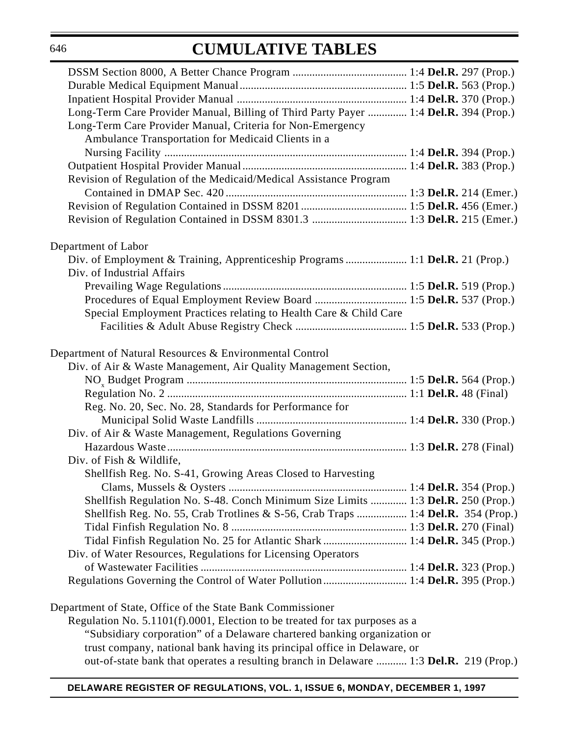## CUMULATIVE TABLES

DSSM Section 8000, A Better Chance Program ......................................... 1:4 **Del.R.** 297 (Prop.)
Durable Medical Equipment Manual............................................................ 1:5 **Del.R.** 563 (Prop.)
Inpatient Hospital Provider Manual ............................................................. 1:4 **Del.R.** 370 (Prop.)
Long-Term Care Provider Manual, Billing of Third Party Payer .............. 1:4 **Del.R.** 394 (Prop.)
Long-Term Care Provider Manual, Criteria for Non-Emergency
Ambulance Transportation for Medicaid Clients in a
Nursing Facility ....................................................................................... 1:4 **Del.R.** 394 (Prop.)
Outpatient Hospital Provider Manual........................................................... 1:4 **Del.R.** 383 (Prop.)
Revision of Regulation of the Medicaid/Medical Assistance Program
Contained in DMAP Sec. 420 ................................................................. 1:3 **Del.R.** 214 (Emer.)
Revision of Regulation Contained in DSSM 8201...................................... 1:5 **Del.R.** 456 (Emer.)
Revision of Regulation Contained in DSSM 8301.3 .................................. 1:3 **Del.R.** 215 (Emer.)

Department of Labor
Div. of Employment & Training, Apprenticeship Programs ...................... 1:1 **Del.R.** 21 (Prop.)
Div. of Industrial Affairs
Prevailing Wage Regulations.................................................................. 1:5 **Del.R.** 519 (Prop.)
Procedures of Equal Employment Review Board ................................. 1:5 **Del.R.** 537 (Prop.)
Special Employment Practices relating to Health Care & Child Care
Facilities & Adult Abuse Registry Check ........................................ 1:5 **Del.R.** 533 (Prop.)

Department of Natural Resources & Environmental Control
Div. of Air & Waste Management, Air Quality Management Section,
$NO_x$ Budget Program .............................................................................. 1:5 **Del.R.** 564 (Prop.)
Regulation No. 2 ..................................................................................... 1:1 **Del.R.** 48 (Final)
Reg. No. 20, Sec. No. 28, Standards for Performance for
Municipal Solid Waste Landfills ...................................................... 1:4 **Del.R.** 330 (Prop.)
Div. of Air & Waste Management, Regulations Governing
Hazardous Waste..................................................................................... 1:3 **Del.R.** 278 (Final)
Div. of Fish & Wildlife,
Shellfish Reg. No. S-41, Growing Areas Closed to Harvesting
Clams, Mussels & Oysters ............................................................... 1:4 **Del.R.** 354 (Prop.)
Shellfish Regulation No. S-48. Conch Minimum Size Limits ............. 1:3 **Del.R.** 250 (Prop.)
Shellfish Reg. No. 55, Crab Trotlines & S-56, Crab Traps .................. 1:4 **Del.R.** 354 (Prop.)
Tidal Finfish Regulation No. 8 ............................................................... 1:3 **Del.R.** 270 (Final)
Tidal Finfish Regulation No. 25 for Atlantic Shark .............................. 1:4 **Del.R.** 345 (Prop.)
Div. of Water Resources, Regulations for Licensing Operators
of Wastewater Facilities .......................................................................... 1:4 **Del.R.** 323 (Prop.)
Regulations Governing the Control of Water Pollution.............................. 1:4 **Del.R.** 395 (Prop.)

Department of State, Office of the State Bank Commissioner
Regulation No. 5.1101(f).0001, Election to be treated for tax purposes as a
"Subsidiary corporation" of a Delaware chartered banking organization or
trust company, national bank having its principal office in Delaware, or
out-of-state bank that operates a resulting branch in Delaware ........... 1:3 **Del.R.** 219 (Prop.)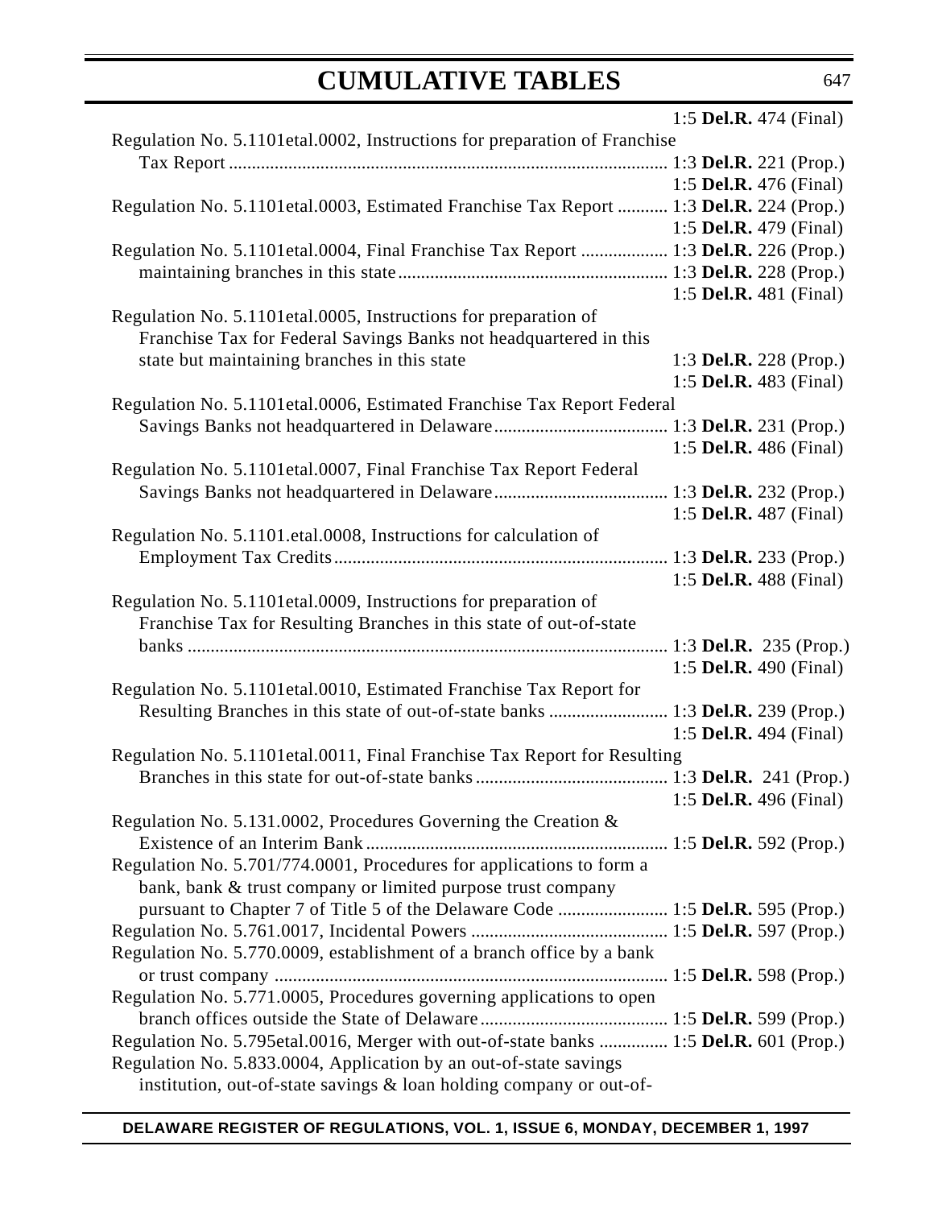1:5 **Del.R.** 474 (Final)

Regulation No. 5.1101etal.0002, Instructions for preparation of Franchise Tax Report ............................................................................................ 1:3 **Del.R.** 221 (Prop.)
1:5 **Del.R.** 476 (Final)

Regulation No. 5.1101etal.0003, Estimated Franchise Tax Report ........... 1:3 **Del.R.** 224 (Prop.)
1:5 **Del.R.** 479 (Final)

Regulation No. 5.1101etal.0004, Final Franchise Tax Report .................. 1:3 **Del.R.** 226 (Prop.)
maintaining branches in this state.......................................................... 1:3 **Del.R.** 228 (Prop.)
1:5 **Del.R.** 481 (Final)

Regulation No. 5.1101etal.0005, Instructions for preparation of Franchise Tax for Federal Savings Banks not headquartered in this state but maintaining branches in this state 1:3 **Del.R.** 228 (Prop.)
1:5 **Del.R.** 483 (Final)

Regulation No. 5.1101etal.0006, Estimated Franchise Tax Report Federal Savings Banks not headquartered in Delaware...................................... 1:3 **Del.R.** 231 (Prop.)
1:5 **Del.R.** 486 (Final)

Regulation No. 5.1101etal.0007, Final Franchise Tax Report Federal Savings Banks not headquartered in Delaware...................................... 1:3 **Del.R.** 232 (Prop.)
1:5 **Del.R.** 487 (Final)

Regulation No. 5.1101.etal.0008, Instructions for calculation of Employment Tax Credits........................................................................ 1:3 **Del.R.** 233 (Prop.)
1:5 **Del.R.** 488 (Final)

Regulation No. 5.1101etal.0009, Instructions for preparation of Franchise Tax for Resulting Branches in this state of out-of-state banks ......................................................................................................... 1:3 **Del.R.** 235 (Prop.)
1:5 **Del.R.** 490 (Final)

Regulation No. 5.1101etal.0010, Estimated Franchise Tax Report for Resulting Branches in this state of out-of-state banks ......................... 1:3 **Del.R.** 239 (Prop.)
1:5 **Del.R.** 494 (Final)

Regulation No. 5.1101etal.0011, Final Franchise Tax Report for Resulting Branches in this state for out-of-state banks.......................................... 1:3 **Del.R.** 241 (Prop.)
1:5 **Del.R.** 496 (Final)

Regulation No. 5.131.0002, Procedures Governing the Creation & Existence of an Interim Bank................................................................. 1:5 **Del.R.** 592 (Prop.)

Regulation No. 5.701/774.0001, Procedures for applications to form a bank, bank & trust company or limited purpose trust company pursuant to Chapter 7 of Title 5 of the Delaware Code ........................ 1:5 **Del.R.** 595 (Prop.)

Regulation No. 5.761.0017, Incidental Powers ........................................... 1:5 **Del.R.** 597 (Prop.)

Regulation No. 5.770.0009, establishment of a branch office by a bank or trust company ..................................................................................... 1:5 **Del.R.** 598 (Prop.)

Regulation No. 5.771.0005, Procedures governing applications to open branch offices outside the State of Delaware........................................ 1:5 **Del.R.** 599 (Prop.)

Regulation No. 5.795etal.0016, Merger with out-of-state banks ............... 1:5 **Del.R.** 601 (Prop.)

Regulation No. 5.833.0004, Application by an out-of-state savings institution, out-of-state savings & loan holding company or out-of-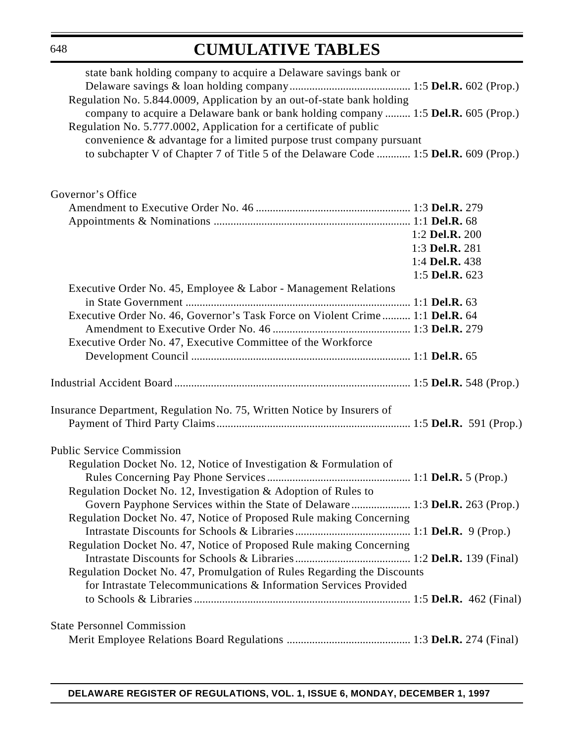state bank holding company to acquire a Delaware savings bank or Delaware savings & loan holding company ... 1:5 **Del.R.** 602 (Prop.)

Regulation No. 5.844.0009, Application by an out-of-state bank holding company to acquire a Delaware bank or bank holding company ... 1:5 **Del.R.** 605 (Prop.)

Regulation No. 5.777.0002, Application for a certificate of public convenience & advantage for a limited purpose trust company pursuant to subchapter V of Chapter 7 of Title 5 of the Delaware Code ... 1:5 **Del.R.** 609 (Prop.)

Governor's Office

- Amendment to Executive Order No. 46 ... 1:3 **Del.R.** 279
- Appointments & Nominations ... 1:1 **Del.R.** 68
  - 1:2 **Del.R.** 200
  - 1:3 **Del.R.** 281
  - 1:4 **Del.R.** 438
  - 1:5 **Del.R.** 623
- Executive Order No. 45, Employee & Labor - Management Relations in State Government ... 1:1 **Del.R.** 63
- Executive Order No. 46, Governor's Task Force on Violent Crime ... 1:1 **Del.R.** 64
  - Amendment to Executive Order No. 46 ... 1:3 **Del.R.** 279
- Executive Order No. 47, Executive Committee of the Workforce Development Council ... 1:1 **Del.R.** 65

Industrial Accident Board ... 1:5 **Del.R.** 548 (Prop.)

Insurance Department, Regulation No. 75, Written Notice by Insurers of Payment of Third Party Claims ... 1:5 **Del.R.** 591 (Prop.)

Public Service Commission

- Regulation Docket No. 12, Notice of Investigation & Formulation of Rules Concerning Pay Phone Services ... 1:1 **Del.R.** 5 (Prop.)
- Regulation Docket No. 12, Investigation & Adoption of Rules to Govern Payphone Services within the State of Delaware ... 1:3 **Del.R.** 263 (Prop.)
- Regulation Docket No. 47, Notice of Proposed Rule making Concerning Intrastate Discounts for Schools & Libraries ... 1:1 **Del.R.** 9 (Prop.)
- Regulation Docket No. 47, Notice of Proposed Rule making Concerning Intrastate Discounts for Schools & Libraries ... 1:2 **Del.R.** 139 (Final)
- Regulation Docket No. 47, Promulgation of Rules Regarding the Discounts for Intrastate Telecommunications & Information Services Provided to Schools & Libraries ... 1:5 **Del.R.** 462 (Final)

State Personnel Commission

- Merit Employee Relations Board Regulations ... 1:3 **Del.R.** 274 (Final)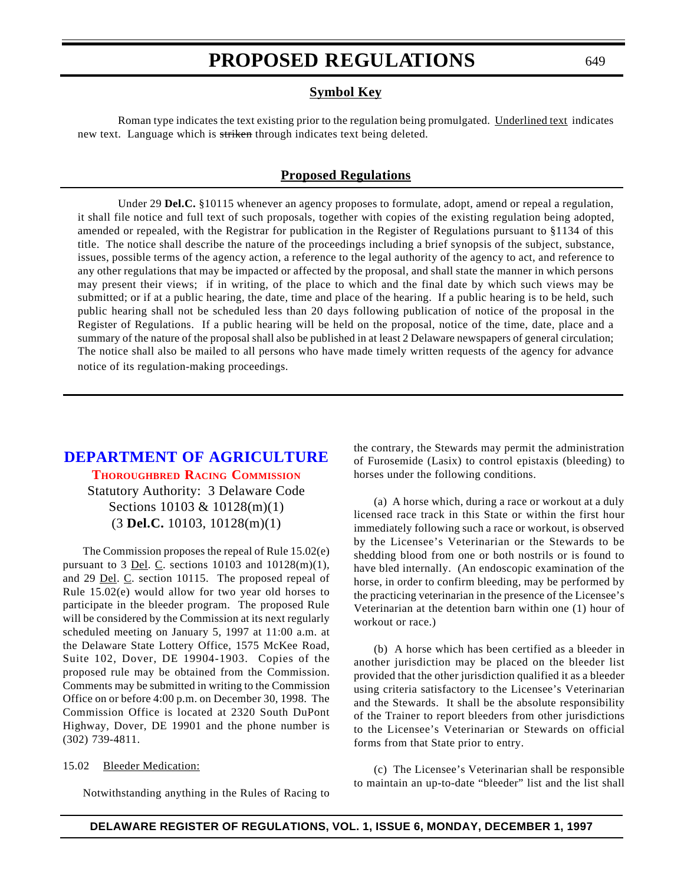# PROPOSED REGULATIONS

## Symbol Key

Roman type indicates the text existing prior to the regulation being promulgated. Underlined text indicates new text. Language which is ~~striken~~ through indicates text being deleted.

## Proposed Regulations

Under 29 **Del.C.** §10115 whenever an agency proposes to formulate, adopt, amend or repeal a regulation, it shall file notice and full text of such proposals, together with copies of the existing regulation being adopted, amended or repealed, with the Registrar for publication in the Register of Regulations pursuant to §1134 of this title. The notice shall describe the nature of the proceedings including a brief synopsis of the subject, substance, issues, possible terms of the agency action, a reference to the legal authority of the agency to act, and reference to any other regulations that may be impacted or affected by the proposal, and shall state the manner in which persons may present their views; if in writing, of the place to which and the final date by which such views may be submitted; or if at a public hearing, the date, time and place of the hearing. If a public hearing is to be held, such public hearing shall not be scheduled less than 20 days following publication of notice of the proposal in the Register of Regulations. If a public hearing will be held on the proposal, notice of the time, date, place and a summary of the nature of the proposal shall also be published in at least 2 Delaware newspapers of general circulation; The notice shall also be mailed to all persons who have made timely written requests of the agency for advance notice of its regulation-making proceedings.

## DEPARTMENT OF AGRICULTURE

### Thoroughbred Racing Commission

Statutory Authority: 3 Delaware Code Sections 10103 & 10128(m)(1) (3 **Del.C.** 10103, 10128(m)(1)

The Commission proposes the repeal of Rule 15.02(e) pursuant to 3 Del. C. sections 10103 and 10128(m)(1), and 29 Del. C. section 10115. The proposed repeal of Rule 15.02(e) would allow for two year old horses to participate in the bleeder program. The proposed Rule will be considered by the Commission at its next regularly scheduled meeting on January 5, 1997 at 11:00 a.m. at the Delaware State Lottery Office, 1575 McKee Road, Suite 102, Dover, DE 19904-1903. Copies of the proposed rule may be obtained from the Commission. Comments may be submitted in writing to the Commission Office on or before 4:00 p.m. on December 30, 1998. The Commission Office is located at 2320 South DuPont Highway, Dover, DE 19901 and the phone number is (302) 739-4811.

15.02 Bleeder Medication:

Notwithstanding anything in the Rules of Racing to the contrary, the Stewards may permit the administration of Furosemide (Lasix) to control epistaxis (bleeding) to horses under the following conditions.

(a) A horse which, during a race or workout at a duly licensed race track in this State or within the first hour immediately following such a race or workout, is observed by the Licensee's Veterinarian or the Stewards to be shedding blood from one or both nostrils or is found to have bled internally. (An endoscopic examination of the horse, in order to confirm bleeding, may be performed by the practicing veterinarian in the presence of the Licensee's Veterinarian at the detention barn within one (1) hour of workout or race.)

(b) A horse which has been certified as a bleeder in another jurisdiction may be placed on the bleeder list provided that the other jurisdiction qualified it as a bleeder using criteria satisfactory to the Licensee's Veterinarian and the Stewards. It shall be the absolute responsibility of the Trainer to report bleeders from other jurisdictions to the Licensee's Veterinarian or Stewards on official forms from that State prior to entry.

(c) The Licensee's Veterinarian shall be responsible to maintain an up-to-date "bleeder" list and the list shall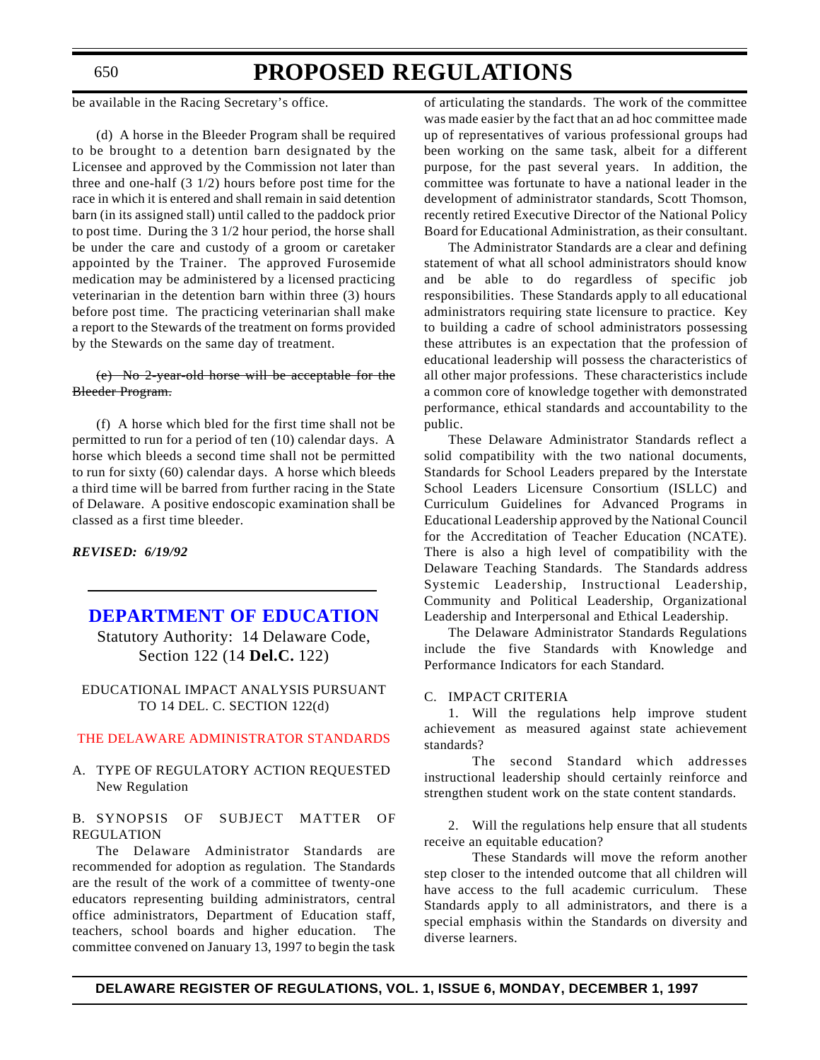be available in the Racing Secretary's office.

(d) A horse in the Bleeder Program shall be required to be brought to a detention barn designated by the Licensee and approved by the Commission not later than three and one-half (3 1/2) hours before post time for the race in which it is entered and shall remain in said detention barn (in its assigned stall) until called to the paddock prior to post time. During the 3 1/2 hour period, the horse shall be under the care and custody of a groom or caretaker appointed by the Trainer. The approved Furosemide medication may be administered by a licensed practicing veterinarian in the detention barn within three (3) hours before post time. The practicing veterinarian shall make a report to the Stewards of the treatment on forms provided by the Stewards on the same day of treatment.

~~(e) No 2-year-old horse will be acceptable for the Bleeder Program.~~

(f) A horse which bled for the first time shall not be permitted to run for a period of ten (10) calendar days. A horse which bleeds a second time shall not be permitted to run for sixty (60) calendar days. A horse which bleeds a third time will be barred from further racing in the State of Delaware. A positive endoscopic examination shall be classed as a first time bleeder.

***REVISED: 6/19/92***

## DEPARTMENT OF EDUCATION

Statutory Authority: 14 Delaware Code, Section 122 (14 **Del.C.** 122)

EDUCATIONAL IMPACT ANALYSIS PURSUANT TO 14 DEL. C. SECTION 122(d)

### THE DELAWARE ADMINISTRATOR STANDARDS

A. TYPE OF REGULATORY ACTION REQUESTED
New Regulation

B. SYNOPSIS OF SUBJECT MATTER OF REGULATION

The Delaware Administrator Standards are recommended for adoption as regulation. The Standards are the result of the work of a committee of twenty-one educators representing building administrators, central office administrators, Department of Education staff, teachers, school boards and higher education. The committee convened on January 13, 1997 to begin the task of articulating the standards. The work of the committee was made easier by the fact that an ad hoc committee made up of representatives of various professional groups had been working on the same task, albeit for a different purpose, for the past several years. In addition, the committee was fortunate to have a national leader in the development of administrator standards, Scott Thomson, recently retired Executive Director of the National Policy Board for Educational Administration, as their consultant.

The Administrator Standards are a clear and defining statement of what all school administrators should know and be able to do regardless of specific job responsibilities. These Standards apply to all educational administrators requiring state licensure to practice. Key to building a cadre of school administrators possessing these attributes is an expectation that the profession of educational leadership will possess the characteristics of all other major professions. These characteristics include a common core of knowledge together with demonstrated performance, ethical standards and accountability to the public.

These Delaware Administrator Standards reflect a solid compatibility with the two national documents, Standards for School Leaders prepared by the Interstate School Leaders Licensure Consortium (ISLLC) and Curriculum Guidelines for Advanced Programs in Educational Leadership approved by the National Council for the Accreditation of Teacher Education (NCATE). There is also a high level of compatibility with the Delaware Teaching Standards. The Standards address Systemic Leadership, Instructional Leadership, Community and Political Leadership, Organizational Leadership and Interpersonal and Ethical Leadership.

The Delaware Administrator Standards Regulations include the five Standards with Knowledge and Performance Indicators for each Standard.

C. IMPACT CRITERIA

1. Will the regulations help improve student achievement as measured against state achievement standards?

The second Standard which addresses instructional leadership should certainly reinforce and strengthen student work on the state content standards.

2. Will the regulations help ensure that all students receive an equitable education?

These Standards will move the reform another step closer to the intended outcome that all children will have access to the full academic curriculum. These Standards apply to all administrators, and there is a special emphasis within the Standards on diversity and diverse learners.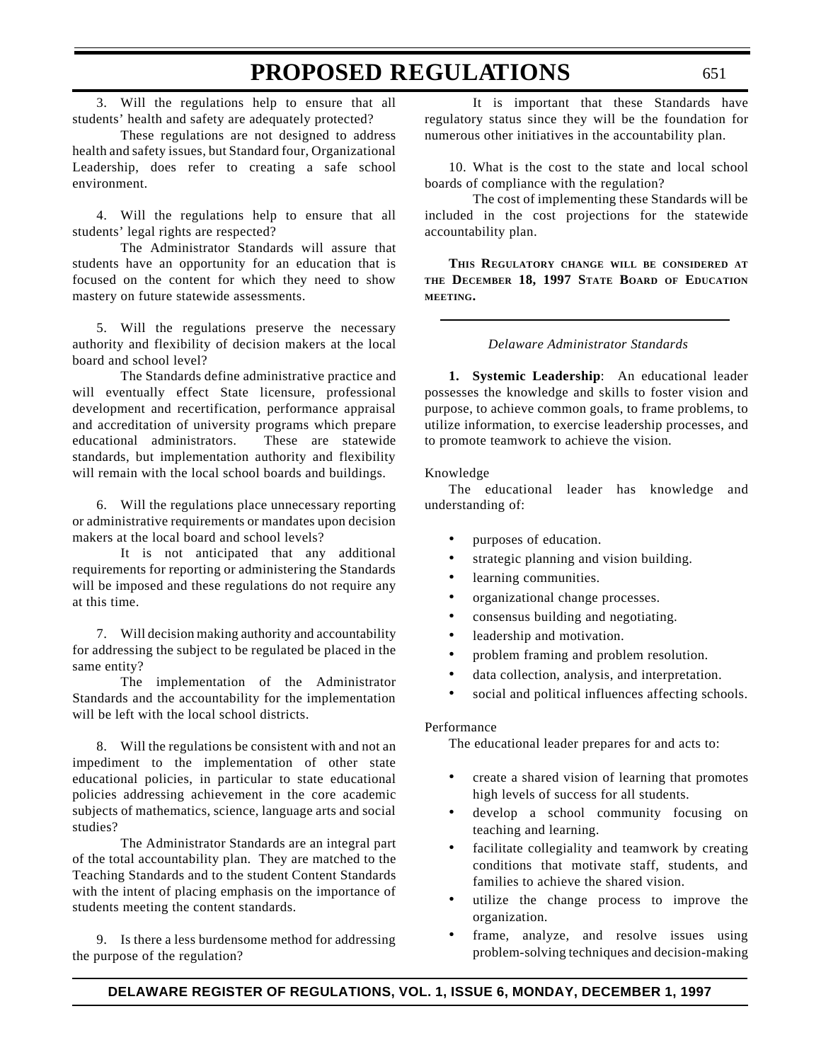3. Will the regulations help to ensure that all students' health and safety are adequately protected?

These regulations are not designed to address health and safety issues, but Standard four, Organizational Leadership, does refer to creating a safe school environment.

4. Will the regulations help to ensure that all students' legal rights are respected?

The Administrator Standards will assure that students have an opportunity for an education that is focused on the content for which they need to show mastery on future statewide assessments.

5. Will the regulations preserve the necessary authority and flexibility of decision makers at the local board and school level?

The Standards define administrative practice and will eventually effect State licensure, professional development and recertification, performance appraisal and accreditation of university programs which prepare educational administrators. These are statewide standards, but implementation authority and flexibility will remain with the local school boards and buildings.

6. Will the regulations place unnecessary reporting or administrative requirements or mandates upon decision makers at the local board and school levels?

It is not anticipated that any additional requirements for reporting or administering the Standards will be imposed and these regulations do not require any at this time.

7. Will decision making authority and accountability for addressing the subject to be regulated be placed in the same entity?

The implementation of the Administrator Standards and the accountability for the implementation will be left with the local school districts.

8. Will the regulations be consistent with and not an impediment to the implementation of other state educational policies, in particular to state educational policies addressing achievement in the core academic subjects of mathematics, science, language arts and social studies?

The Administrator Standards are an integral part of the total accountability plan. They are matched to the Teaching Standards and to the student Content Standards with the intent of placing emphasis on the importance of students meeting the content standards.

9. Is there a less burdensome method for addressing the purpose of the regulation?

It is important that these Standards have regulatory status since they will be the foundation for numerous other initiatives in the accountability plan.

10. What is the cost to the state and local school boards of compliance with the regulation?

The cost of implementing these Standards will be included in the cost projections for the statewide accountability plan.

**THIS REGULATORY CHANGE WILL BE CONSIDERED AT THE DECEMBER 18, 1997 STATE BOARD OF EDUCATION MEETING.**

---

*Delaware Administrator Standards*

**1. Systemic Leadership**: An educational leader possesses the knowledge and skills to foster vision and purpose, to achieve common goals, to frame problems, to utilize information, to exercise leadership processes, and to promote teamwork to achieve the vision.

Knowledge

The educational leader has knowledge and understanding of:

- purposes of education.
- strategic planning and vision building.
- learning communities.
- organizational change processes.
- consensus building and negotiating.
- leadership and motivation.
- problem framing and problem resolution.
- data collection, analysis, and interpretation.
- social and political influences affecting schools.

Performance

The educational leader prepares for and acts to:

- create a shared vision of learning that promotes high levels of success for all students.
- develop a school community focusing on teaching and learning.
- facilitate collegiality and teamwork by creating conditions that motivate staff, students, and families to achieve the shared vision.
- utilize the change process to improve the organization.
- frame, analyze, and resolve issues using problem-solving techniques and decision-making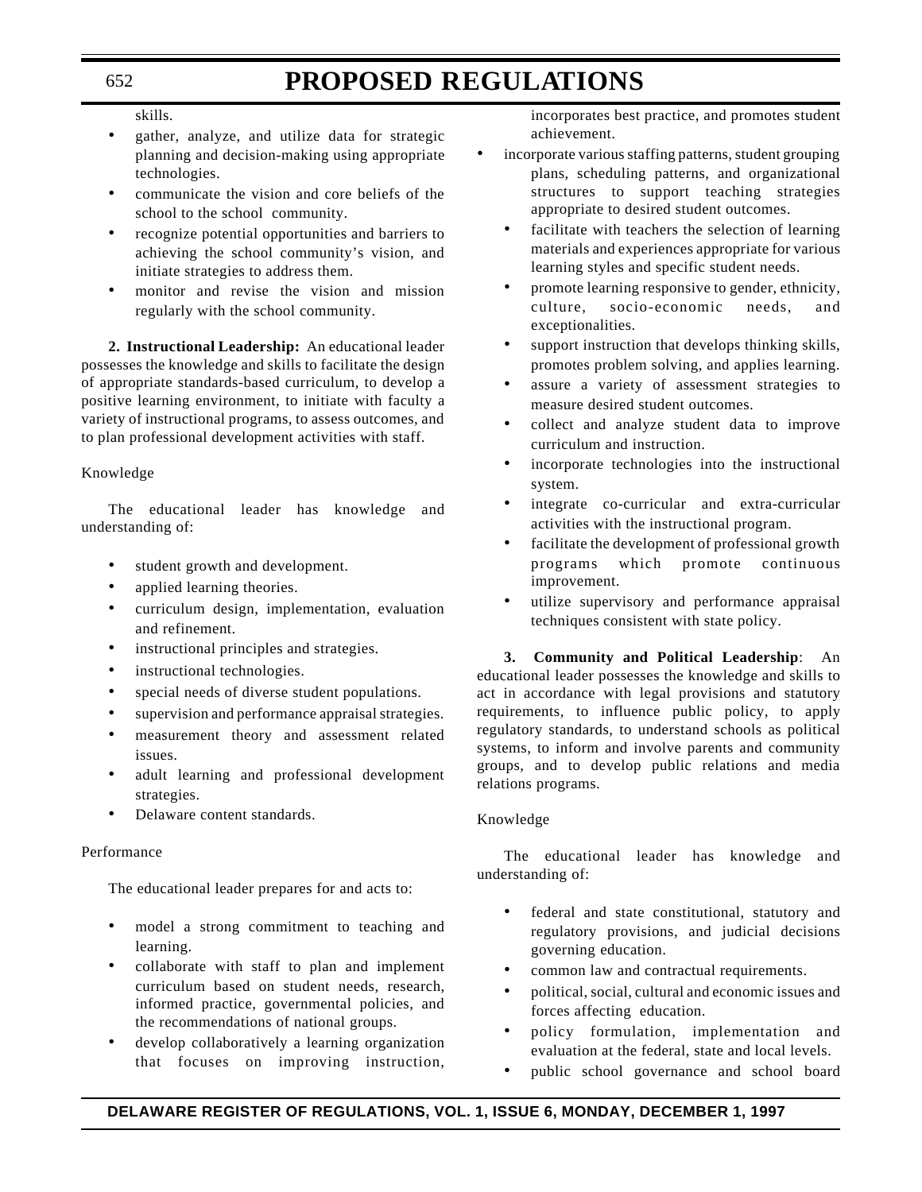skills.

- gather, analyze, and utilize data for strategic planning and decision-making using appropriate technologies.
- communicate the vision and core beliefs of the school to the school community.
- recognize potential opportunities and barriers to achieving the school community's vision, and initiate strategies to address them.
- monitor and revise the vision and mission regularly with the school community.

**2. Instructional Leadership:** An educational leader possesses the knowledge and skills to facilitate the design of appropriate standards-based curriculum, to develop a positive learning environment, to initiate with faculty a variety of instructional programs, to assess outcomes, and to plan professional development activities with staff.

Knowledge

The educational leader has knowledge and understanding of:

- student growth and development.
- applied learning theories.
- curriculum design, implementation, evaluation and refinement.
- instructional principles and strategies.
- instructional technologies.
- special needs of diverse student populations.
- supervision and performance appraisal strategies.
- measurement theory and assessment related issues.
- adult learning and professional development strategies.
- Delaware content standards.

Performance

The educational leader prepares for and acts to:

- model a strong commitment to teaching and learning.
- collaborate with staff to plan and implement curriculum based on student needs, research, informed practice, governmental policies, and the recommendations of national groups.
- develop collaboratively a learning organization that focuses on improving instruction, incorporates best practice, and promotes student achievement.
- incorporate various staffing patterns, student grouping plans, scheduling patterns, and organizational structures to support teaching strategies appropriate to desired student outcomes.
- facilitate with teachers the selection of learning materials and experiences appropriate for various learning styles and specific student needs.
- promote learning responsive to gender, ethnicity, culture, socio-economic needs, and exceptionalities.
- support instruction that develops thinking skills, promotes problem solving, and applies learning.
- assure a variety of assessment strategies to measure desired student outcomes.
- collect and analyze student data to improve curriculum and instruction.
- incorporate technologies into the instructional system.
- integrate co-curricular and extra-curricular activities with the instructional program.
- facilitate the development of professional growth programs which promote continuous improvement.
- utilize supervisory and performance appraisal techniques consistent with state policy.

**3. Community and Political Leadership**: An educational leader possesses the knowledge and skills to act in accordance with legal provisions and statutory requirements, to influence public policy, to apply regulatory standards, to understand schools as political systems, to inform and involve parents and community groups, and to develop public relations and media relations programs.

Knowledge

The educational leader has knowledge and understanding of:

- federal and state constitutional, statutory and regulatory provisions, and judicial decisions governing education.
- common law and contractual requirements.
- political, social, cultural and economic issues and forces affecting education.
- policy formulation, implementation and evaluation at the federal, state and local levels.
- public school governance and school board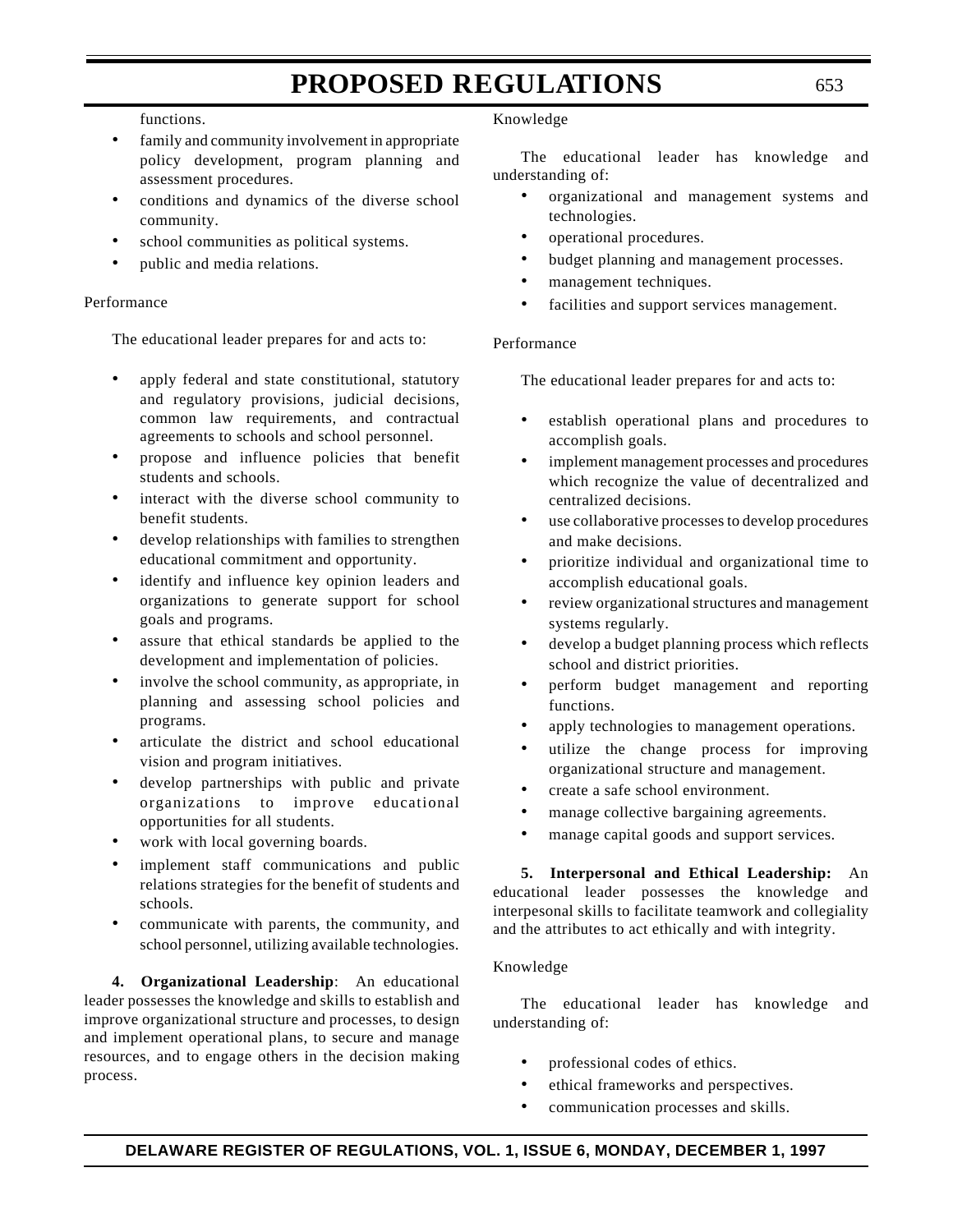functions.

- family and community involvement in appropriate policy development, program planning and assessment procedures.
- conditions and dynamics of the diverse school community.
- school communities as political systems.
- public and media relations.

Performance

The educational leader prepares for and acts to:

- apply federal and state constitutional, statutory and regulatory provisions, judicial decisions, common law requirements, and contractual agreements to schools and school personnel.
- propose and influence policies that benefit students and schools.
- interact with the diverse school community to benefit students.
- develop relationships with families to strengthen educational commitment and opportunity.
- identify and influence key opinion leaders and organizations to generate support for school goals and programs.
- assure that ethical standards be applied to the development and implementation of policies.
- involve the school community, as appropriate, in planning and assessing school policies and programs.
- articulate the district and school educational vision and program initiatives.
- develop partnerships with public and private organizations to improve educational opportunities for all students.
- work with local governing boards.
- implement staff communications and public relations strategies for the benefit of students and schools.
- communicate with parents, the community, and school personnel, utilizing available technologies.

**4. Organizational Leadership**: An educational leader possesses the knowledge and skills to establish and improve organizational structure and processes, to design and implement operational plans, to secure and manage resources, and to engage others in the decision making process.

Knowledge

The educational leader has knowledge and understanding of:

- organizational and management systems and technologies.
- operational procedures.
- budget planning and management processes.
- management techniques.
- facilities and support services management.

Performance

The educational leader prepares for and acts to:

- establish operational plans and procedures to accomplish goals.
- implement management processes and procedures which recognize the value of decentralized and centralized decisions.
- use collaborative processes to develop procedures and make decisions.
- prioritize individual and organizational time to accomplish educational goals.
- review organizational structures and management systems regularly.
- develop a budget planning process which reflects school and district priorities.
- perform budget management and reporting functions.
- apply technologies to management operations.
- utilize the change process for improving organizational structure and management.
- create a safe school environment.
- manage collective bargaining agreements.
- manage capital goods and support services.

**5. Interpersonal and Ethical Leadership:** An educational leader possesses the knowledge and interpesonal skills to facilitate teamwork and collegiality and the attributes to act ethically and with integrity.

Knowledge

The educational leader has knowledge and understanding of:

- professional codes of ethics.
- ethical frameworks and perspectives.
- communication processes and skills.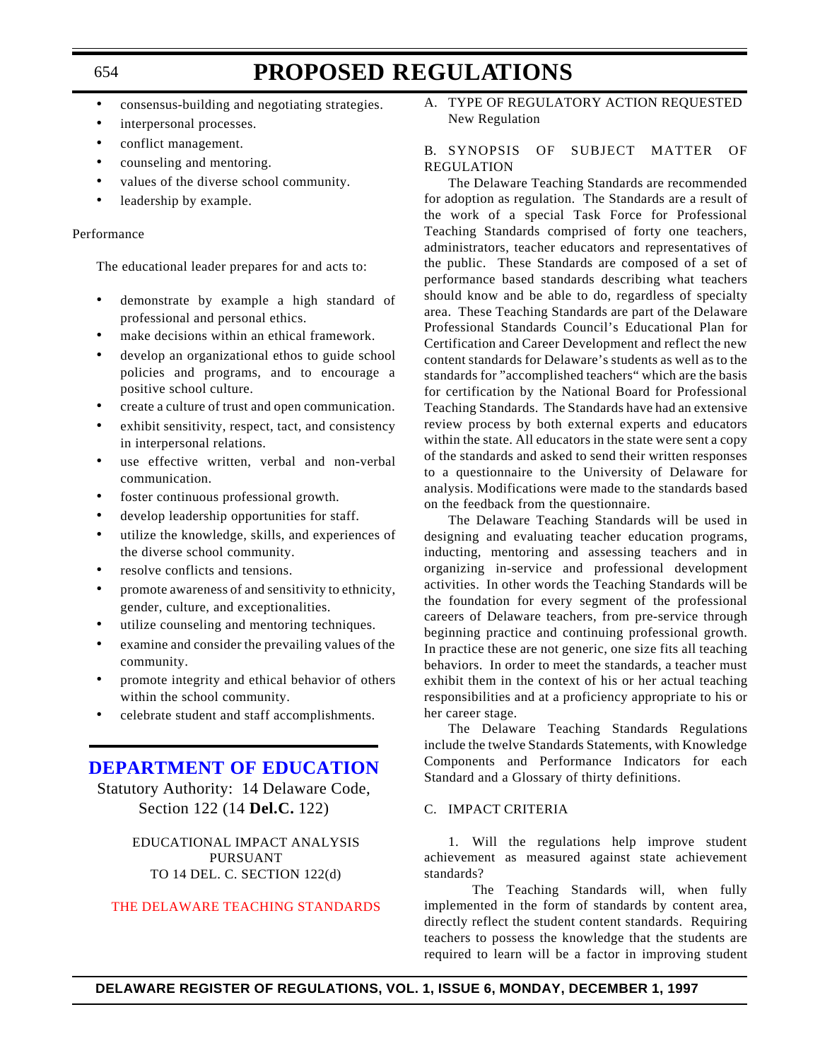- consensus-building and negotiating strategies.
- interpersonal processes.
- conflict management.
- counseling and mentoring.
- values of the diverse school community.
- leadership by example.

Performance

The educational leader prepares for and acts to:

- demonstrate by example a high standard of professional and personal ethics.
- make decisions within an ethical framework.
- develop an organizational ethos to guide school policies and programs, and to encourage a positive school culture.
- create a culture of trust and open communication.
- exhibit sensitivity, respect, tact, and consistency in interpersonal relations.
- use effective written, verbal and non-verbal communication.
- foster continuous professional growth.
- develop leadership opportunities for staff.
- utilize the knowledge, skills, and experiences of the diverse school community.
- resolve conflicts and tensions.
- promote awareness of and sensitivity to ethnicity, gender, culture, and exceptionalities.
- utilize counseling and mentoring techniques.
- examine and consider the prevailing values of the community.
- promote integrity and ethical behavior of others within the school community.
- celebrate student and staff accomplishments.

## DEPARTMENT OF EDUCATION

Statutory Authority: 14 Delaware Code, Section 122 (14 **Del.C.** 122)

EDUCATIONAL IMPACT ANALYSIS PURSUANT TO 14 DEL. C. SECTION 122(d)

### THE DELAWARE TEACHING STANDARDS

A. TYPE OF REGULATORY ACTION REQUESTED
New Regulation

B. SYNOPSIS OF SUBJECT MATTER OF REGULATION

The Delaware Teaching Standards are recommended for adoption as regulation. The Standards are a result of the work of a special Task Force for Professional Teaching Standards comprised of forty one teachers, administrators, teacher educators and representatives of the public. These Standards are composed of a set of performance based standards describing what teachers should know and be able to do, regardless of specialty area. These Teaching Standards are part of the Delaware Professional Standards Council's Educational Plan for Certification and Career Development and reflect the new content standards for Delaware's students as well as to the standards for "accomplished teachers" which are the basis for certification by the National Board for Professional Teaching Standards. The Standards have had an extensive review process by both external experts and educators within the state. All educators in the state were sent a copy of the standards and asked to send their written responses to a questionnaire to the University of Delaware for analysis. Modifications were made to the standards based on the feedback from the questionnaire.

The Delaware Teaching Standards will be used in designing and evaluating teacher education programs, inducting, mentoring and assessing teachers and in organizing in-service and professional development activities. In other words the Teaching Standards will be the foundation for every segment of the professional careers of Delaware teachers, from pre-service through beginning practice and continuing professional growth. In practice these are not generic, one size fits all teaching behaviors. In order to meet the standards, a teacher must exhibit them in the context of his or her actual teaching responsibilities and at a proficiency appropriate to his or her career stage.

The Delaware Teaching Standards Regulations include the twelve Standards Statements, with Knowledge Components and Performance Indicators for each Standard and a Glossary of thirty definitions.

C. IMPACT CRITERIA

1. Will the regulations help improve student achievement as measured against state achievement standards?

The Teaching Standards will, when fully implemented in the form of standards by content area, directly reflect the student content standards. Requiring teachers to possess the knowledge that the students are required to learn will be a factor in improving student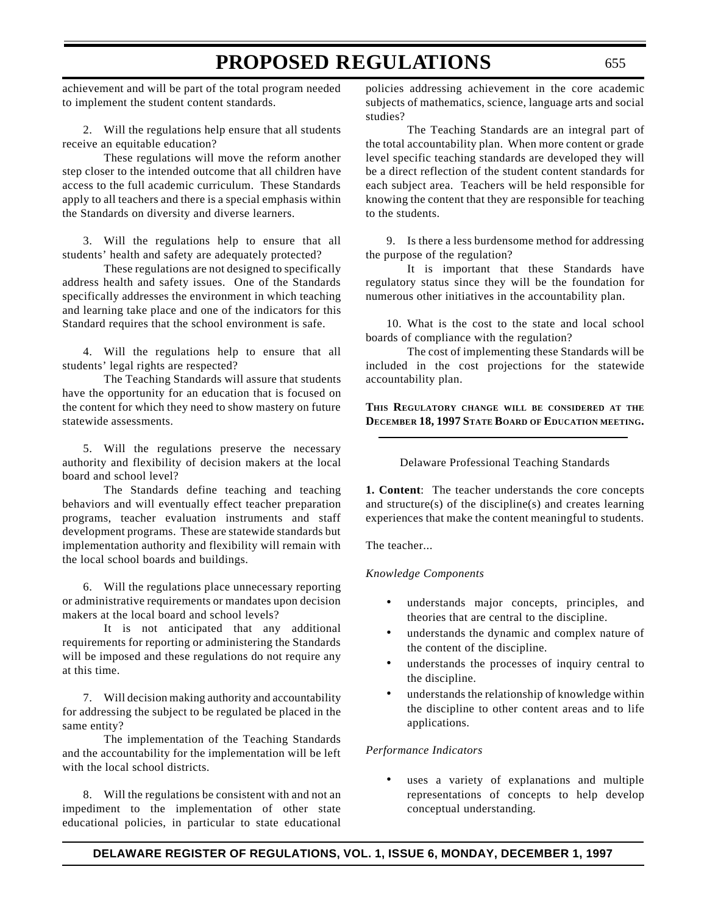achievement and will be part of the total program needed to implement the student content standards.

2. Will the regulations help ensure that all students receive an equitable education?

These regulations will move the reform another step closer to the intended outcome that all children have access to the full academic curriculum. These Standards apply to all teachers and there is a special emphasis within the Standards on diversity and diverse learners.

3. Will the regulations help to ensure that all students' health and safety are adequately protected?

These regulations are not designed to specifically address health and safety issues. One of the Standards specifically addresses the environment in which teaching and learning take place and one of the indicators for this Standard requires that the school environment is safe.

4. Will the regulations help to ensure that all students' legal rights are respected?

The Teaching Standards will assure that students have the opportunity for an education that is focused on the content for which they need to show mastery on future statewide assessments.

5. Will the regulations preserve the necessary authority and flexibility of decision makers at the local board and school level?

The Standards define teaching and teaching behaviors and will eventually effect teacher preparation programs, teacher evaluation instruments and staff development programs. These are statewide standards but implementation authority and flexibility will remain with the local school boards and buildings.

6. Will the regulations place unnecessary reporting or administrative requirements or mandates upon decision makers at the local board and school levels?

It is not anticipated that any additional requirements for reporting or administering the Standards will be imposed and these regulations do not require any at this time.

7. Will decision making authority and accountability for addressing the subject to be regulated be placed in the same entity?

The implementation of the Teaching Standards and the accountability for the implementation will be left with the local school districts.

8. Will the regulations be consistent with and not an impediment to the implementation of other state educational policies, in particular to state educational policies addressing achievement in the core academic subjects of mathematics, science, language arts and social studies?

The Teaching Standards are an integral part of the total accountability plan. When more content or grade level specific teaching standards are developed they will be a direct reflection of the student content standards for each subject area. Teachers will be held responsible for knowing the content that they are responsible for teaching to the students.

9. Is there a less burdensome method for addressing the purpose of the regulation?

It is important that these Standards have regulatory status since they will be the foundation for numerous other initiatives in the accountability plan.

10. What is the cost to the state and local school boards of compliance with the regulation?

The cost of implementing these Standards will be included in the cost projections for the statewide accountability plan.

**THIS REGULATORY CHANGE WILL BE CONSIDERED AT THE DECEMBER 18, 1997 STATE BOARD OF EDUCATION MEETING.**

---

Delaware Professional Teaching Standards

**1. Content**: The teacher understands the core concepts and structure(s) of the discipline(s) and creates learning experiences that make the content meaningful to students.

The teacher...

*Knowledge Components*

- understands major concepts, principles, and theories that are central to the discipline.
- understands the dynamic and complex nature of the content of the discipline.
- understands the processes of inquiry central to the discipline.
- understands the relationship of knowledge within the discipline to other content areas and to life applications.

*Performance Indicators*

- uses a variety of explanations and multiple representations of concepts to help develop conceptual understanding.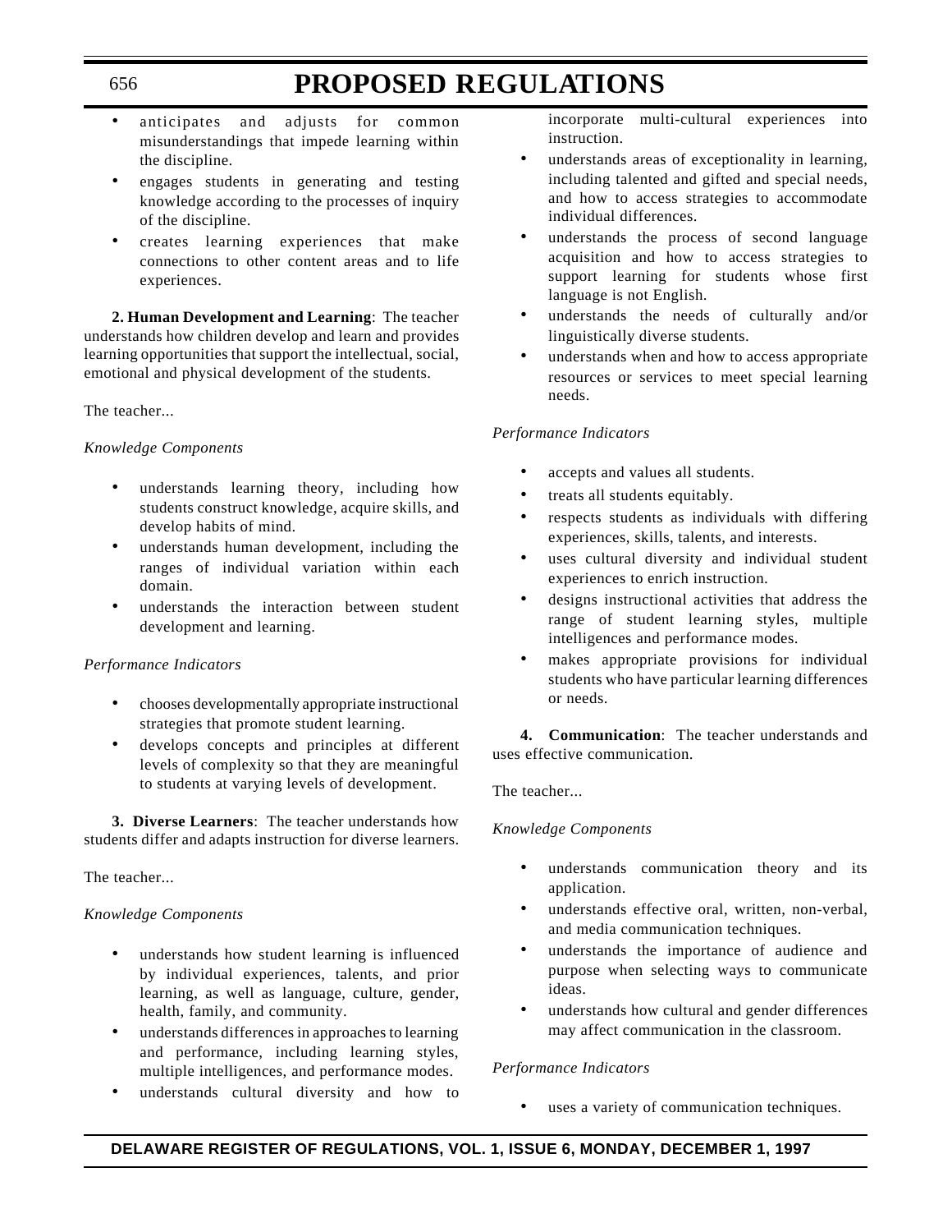- anticipates and adjusts for common misunderstandings that impede learning within the discipline.
- engages students in generating and testing knowledge according to the processes of inquiry of the discipline.
- creates learning experiences that make connections to other content areas and to life experiences.

**2. Human Development and Learning**: The teacher understands how children develop and learn and provides learning opportunities that support the intellectual, social, emotional and physical development of the students.

The teacher...

*Knowledge Components*

- understands learning theory, including how students construct knowledge, acquire skills, and develop habits of mind.
- understands human development, including the ranges of individual variation within each domain.
- understands the interaction between student development and learning.

*Performance Indicators*

- chooses developmentally appropriate instructional strategies that promote student learning.
- develops concepts and principles at different levels of complexity so that they are meaningful to students at varying levels of development.

**3. Diverse Learners**: The teacher understands how students differ and adapts instruction for diverse learners.

The teacher...

*Knowledge Components*

- understands how student learning is influenced by individual experiences, talents, and prior learning, as well as language, culture, gender, health, family, and community.
- understands differences in approaches to learning and performance, including learning styles, multiple intelligences, and performance modes.
- understands cultural diversity and how to incorporate multi-cultural experiences into instruction.
- understands areas of exceptionality in learning, including talented and gifted and special needs, and how to access strategies to accommodate individual differences.
- understands the process of second language acquisition and how to access strategies to support learning for students whose first language is not English.
- understands the needs of culturally and/or linguistically diverse students.
- understands when and how to access appropriate resources or services to meet special learning needs.

*Performance Indicators*

- accepts and values all students.
- treats all students equitably.
- respects students as individuals with differing experiences, skills, talents, and interests.
- uses cultural diversity and individual student experiences to enrich instruction.
- designs instructional activities that address the range of student learning styles, multiple intelligences and performance modes.
- makes appropriate provisions for individual students who have particular learning differences or needs.

**4. Communication**: The teacher understands and uses effective communication.

The teacher...

*Knowledge Components*

- understands communication theory and its application.
- understands effective oral, written, non-verbal, and media communication techniques.
- understands the importance of audience and purpose when selecting ways to communicate ideas.
- understands how cultural and gender differences may affect communication in the classroom.

*Performance Indicators*

- uses a variety of communication techniques.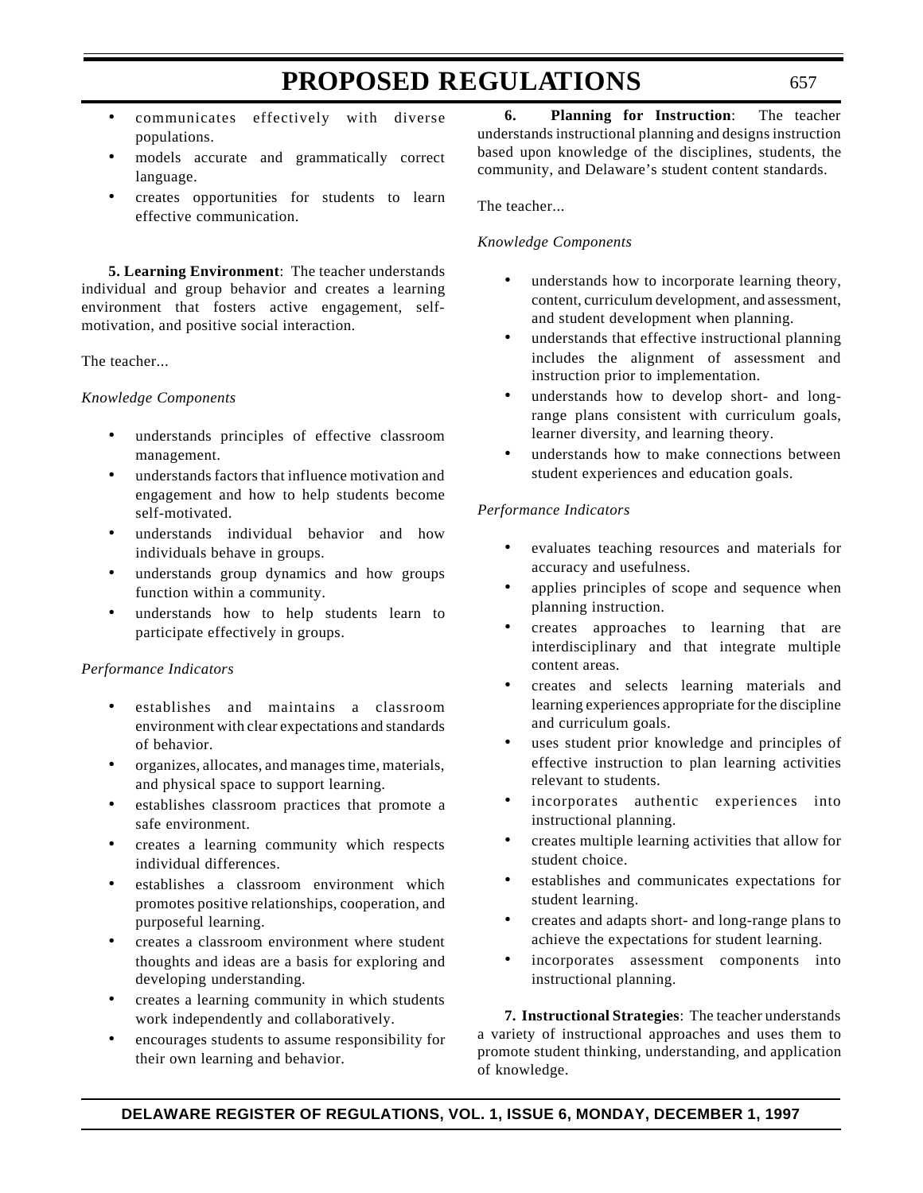- communicates effectively with diverse populations.
- models accurate and grammatically correct language.
- creates opportunities for students to learn effective communication.

**5. Learning Environment**: The teacher understands individual and group behavior and creates a learning environment that fosters active engagement, self-motivation, and positive social interaction.

The teacher...

*Knowledge Components*

- understands principles of effective classroom management.
- understands factors that influence motivation and engagement and how to help students become self-motivated.
- understands individual behavior and how individuals behave in groups.
- understands group dynamics and how groups function within a community.
- understands how to help students learn to participate effectively in groups.

*Performance Indicators*

- establishes and maintains a classroom environment with clear expectations and standards of behavior.
- organizes, allocates, and manages time, materials, and physical space to support learning.
- establishes classroom practices that promote a safe environment.
- creates a learning community which respects individual differences.
- establishes a classroom environment which promotes positive relationships, cooperation, and purposeful learning.
- creates a classroom environment where student thoughts and ideas are a basis for exploring and developing understanding.
- creates a learning community in which students work independently and collaboratively.
- encourages students to assume responsibility for their own learning and behavior.

**6. Planning for Instruction**: The teacher understands instructional planning and designs instruction based upon knowledge of the disciplines, students, the community, and Delaware's student content standards.

The teacher...

*Knowledge Components*

- understands how to incorporate learning theory, content, curriculum development, and assessment, and student development when planning.
- understands that effective instructional planning includes the alignment of assessment and instruction prior to implementation.
- understands how to develop short- and long-range plans consistent with curriculum goals, learner diversity, and learning theory.
- understands how to make connections between student experiences and education goals.

*Performance Indicators*

- evaluates teaching resources and materials for accuracy and usefulness.
- applies principles of scope and sequence when planning instruction.
- creates approaches to learning that are interdisciplinary and that integrate multiple content areas.
- creates and selects learning materials and learning experiences appropriate for the discipline and curriculum goals.
- uses student prior knowledge and principles of effective instruction to plan learning activities relevant to students.
- incorporates authentic experiences into instructional planning.
- creates multiple learning activities that allow for student choice.
- establishes and communicates expectations for student learning.
- creates and adapts short- and long-range plans to achieve the expectations for student learning.
- incorporates assessment components into instructional planning.

**7. Instructional Strategies**: The teacher understands a variety of instructional approaches and uses them to promote student thinking, understanding, and application of knowledge.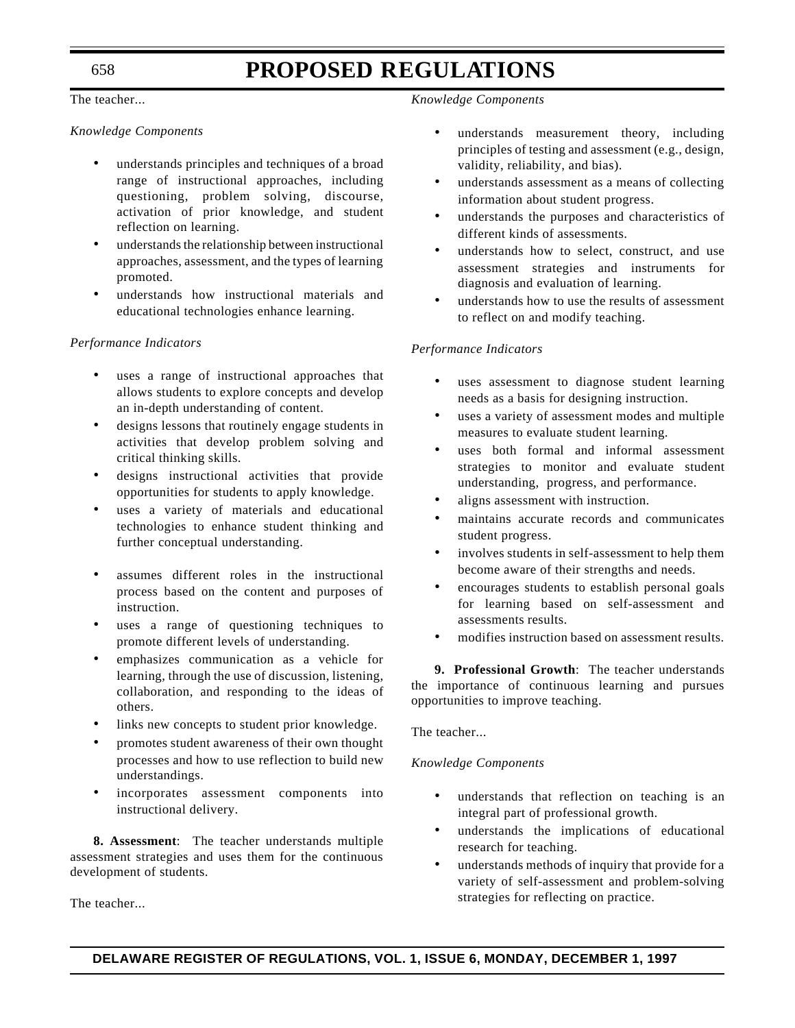The teacher...

*Knowledge Components*

- understands principles and techniques of a broad range of instructional approaches, including questioning, problem solving, discourse, activation of prior knowledge, and student reflection on learning.
- understands the relationship between instructional approaches, assessment, and the types of learning promoted.
- understands how instructional materials and educational technologies enhance learning.

*Performance Indicators*

- uses a range of instructional approaches that allows students to explore concepts and develop an in-depth understanding of content.
- designs lessons that routinely engage students in activities that develop problem solving and critical thinking skills.
- designs instructional activities that provide opportunities for students to apply knowledge.
- uses a variety of materials and educational technologies to enhance student thinking and further conceptual understanding.
- assumes different roles in the instructional process based on the content and purposes of instruction.
- uses a range of questioning techniques to promote different levels of understanding.
- emphasizes communication as a vehicle for learning, through the use of discussion, listening, collaboration, and responding to the ideas of others.
- links new concepts to student prior knowledge.
- promotes student awareness of their own thought processes and how to use reflection to build new understandings.
- incorporates assessment components into instructional delivery.

**8. Assessment**: The teacher understands multiple assessment strategies and uses them for the continuous development of students.

The teacher...

*Knowledge Components*

- understands measurement theory, including principles of testing and assessment (e.g., design, validity, reliability, and bias).
- understands assessment as a means of collecting information about student progress.
- understands the purposes and characteristics of different kinds of assessments.
- understands how to select, construct, and use assessment strategies and instruments for diagnosis and evaluation of learning.
- understands how to use the results of assessment to reflect on and modify teaching.

*Performance Indicators*

- uses assessment to diagnose student learning needs as a basis for designing instruction.
- uses a variety of assessment modes and multiple measures to evaluate student learning.
- uses both formal and informal assessment strategies to monitor and evaluate student understanding, progress, and performance.
- aligns assessment with instruction.
- maintains accurate records and communicates student progress.
- involves students in self-assessment to help them become aware of their strengths and needs.
- encourages students to establish personal goals for learning based on self-assessment and assessments results.
- modifies instruction based on assessment results.

**9. Professional Growth**: The teacher understands the importance of continuous learning and pursues opportunities to improve teaching.

The teacher...

*Knowledge Components*

- understands that reflection on teaching is an integral part of professional growth.
- understands the implications of educational research for teaching.
- understands methods of inquiry that provide for a variety of self-assessment and problem-solving strategies for reflecting on practice.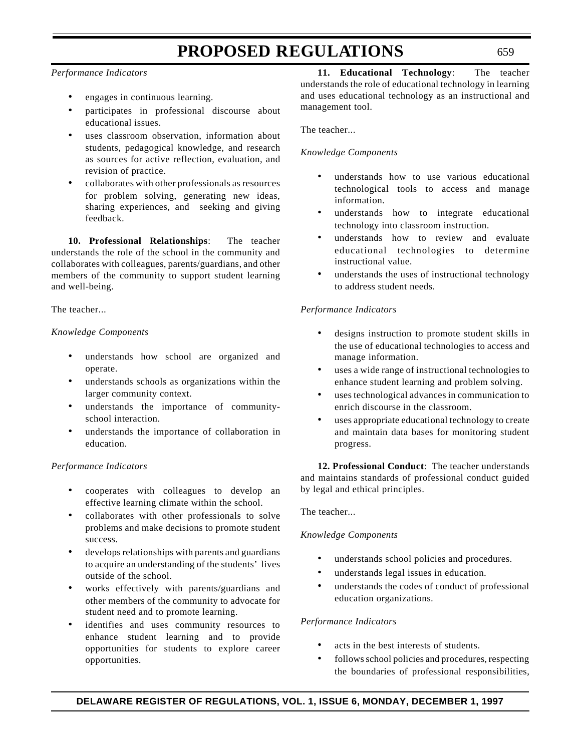*Performance Indicators*

- engages in continuous learning.
- participates in professional discourse about educational issues.
- uses classroom observation, information about students, pedagogical knowledge, and research as sources for active reflection, evaluation, and revision of practice.
- collaborates with other professionals as resources for problem solving, generating new ideas, sharing experiences, and seeking and giving feedback.

**10. Professional Relationships**: The teacher understands the role of the school in the community and collaborates with colleagues, parents/guardians, and other members of the community to support student learning and well-being.

The teacher...

*Knowledge Components*

- understands how school are organized and operate.
- understands schools as organizations within the larger community context.
- understands the importance of community-school interaction.
- understands the importance of collaboration in education.

*Performance Indicators*

- cooperates with colleagues to develop an effective learning climate within the school.
- collaborates with other professionals to solve problems and make decisions to promote student success.
- develops relationships with parents and guardians to acquire an understanding of the students' lives outside of the school.
- works effectively with parents/guardians and other members of the community to advocate for student need and to promote learning.
- identifies and uses community resources to enhance student learning and to provide opportunities for students to explore career opportunities.

**11. Educational Technology**: The teacher understands the role of educational technology in learning and uses educational technology as an instructional and management tool.

The teacher...

*Knowledge Components*

- understands how to use various educational technological tools to access and manage information.
- understands how to integrate educational technology into classroom instruction.
- understands how to review and evaluate educational technologies to determine instructional value.
- understands the uses of instructional technology to address student needs.

*Performance Indicators*

- designs instruction to promote student skills in the use of educational technologies to access and manage information.
- uses a wide range of instructional technologies to enhance student learning and problem solving.
- uses technological advances in communication to enrich discourse in the classroom.
- uses appropriate educational technology to create and maintain data bases for monitoring student progress.

**12. Professional Conduct**: The teacher understands and maintains standards of professional conduct guided by legal and ethical principles.

The teacher...

*Knowledge Components*

- understands school policies and procedures.
- understands legal issues in education.
- understands the codes of conduct of professional education organizations.

*Performance Indicators*

- acts in the best interests of students.
- follows school policies and procedures, respecting the boundaries of professional responsibilities,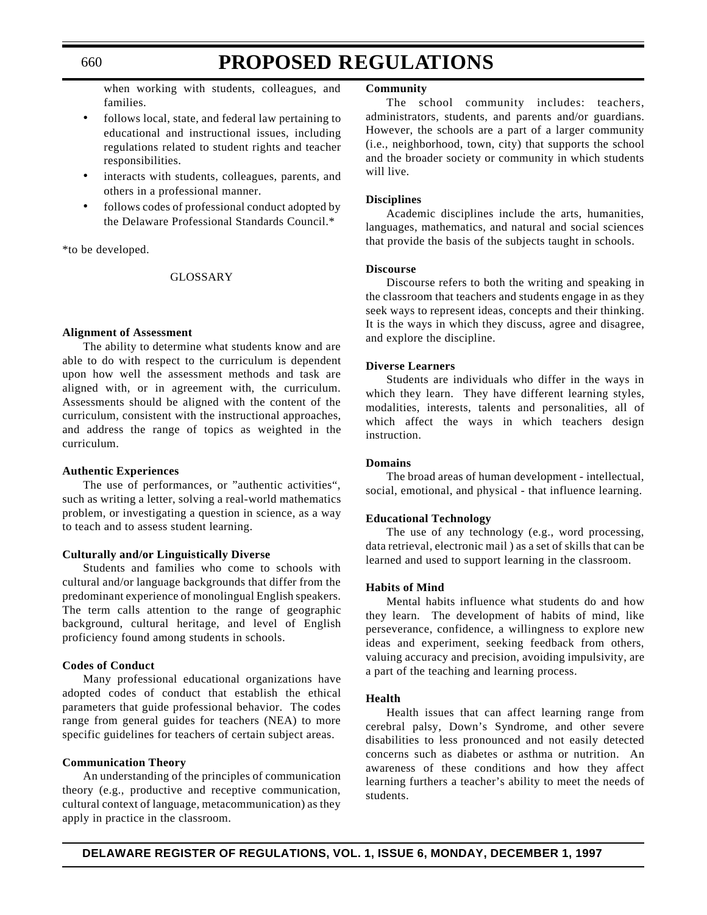when working with students, colleagues, and families.

- follows local, state, and federal law pertaining to educational and instructional issues, including regulations related to student rights and teacher responsibilities.
- interacts with students, colleagues, parents, and others in a professional manner.
- follows codes of professional conduct adopted by the Delaware Professional Standards Council.*

*to be developed.

## GLOSSARY

**Alignment of Assessment**

The ability to determine what students know and are able to do with respect to the curriculum is dependent upon how well the assessment methods and task are aligned with, or in agreement with, the curriculum. Assessments should be aligned with the content of the curriculum, consistent with the instructional approaches, and address the range of topics as weighted in the curriculum.

**Authentic Experiences**

The use of performances, or "authentic activities", such as writing a letter, solving a real-world mathematics problem, or investigating a question in science, as a way to teach and to assess student learning.

**Culturally and/or Linguistically Diverse**

Students and families who come to schools with cultural and/or language backgrounds that differ from the predominant experience of monolingual English speakers. The term calls attention to the range of geographic background, cultural heritage, and level of English proficiency found among students in schools.

**Codes of Conduct**

Many professional educational organizations have adopted codes of conduct that establish the ethical parameters that guide professional behavior. The codes range from general guides for teachers (NEA) to more specific guidelines for teachers of certain subject areas.

**Communication Theory**

An understanding of the principles of communication theory (e.g., productive and receptive communication, cultural context of language, metacommunication) as they apply in practice in the classroom.

**Community**

The school community includes: teachers, administrators, students, and parents and/or guardians. However, the schools are a part of a larger community (i.e., neighborhood, town, city) that supports the school and the broader society or community in which students will live.

**Disciplines**

Academic disciplines include the arts, humanities, languages, mathematics, and natural and social sciences that provide the basis of the subjects taught in schools.

**Discourse**

Discourse refers to both the writing and speaking in the classroom that teachers and students engage in as they seek ways to represent ideas, concepts and their thinking. It is the ways in which they discuss, agree and disagree, and explore the discipline.

**Diverse Learners**

Students are individuals who differ in the ways in which they learn. They have different learning styles, modalities, interests, talents and personalities, all of which affect the ways in which teachers design instruction.

**Domains**

The broad areas of human development - intellectual, social, emotional, and physical - that influence learning.

**Educational Technology**

The use of any technology (e.g., word processing, data retrieval, electronic mail ) as a set of skills that can be learned and used to support learning in the classroom.

**Habits of Mind**

Mental habits influence what students do and how they learn. The development of habits of mind, like perseverance, confidence, a willingness to explore new ideas and experiment, seeking feedback from others, valuing accuracy and precision, avoiding impulsivity, are a part of the teaching and learning process.

**Health**

Health issues that can affect learning range from cerebral palsy, Down's Syndrome, and other severe disabilities to less pronounced and not easily detected concerns such as diabetes or asthma or nutrition. An awareness of these conditions and how they affect learning furthers a teacher's ability to meet the needs of students.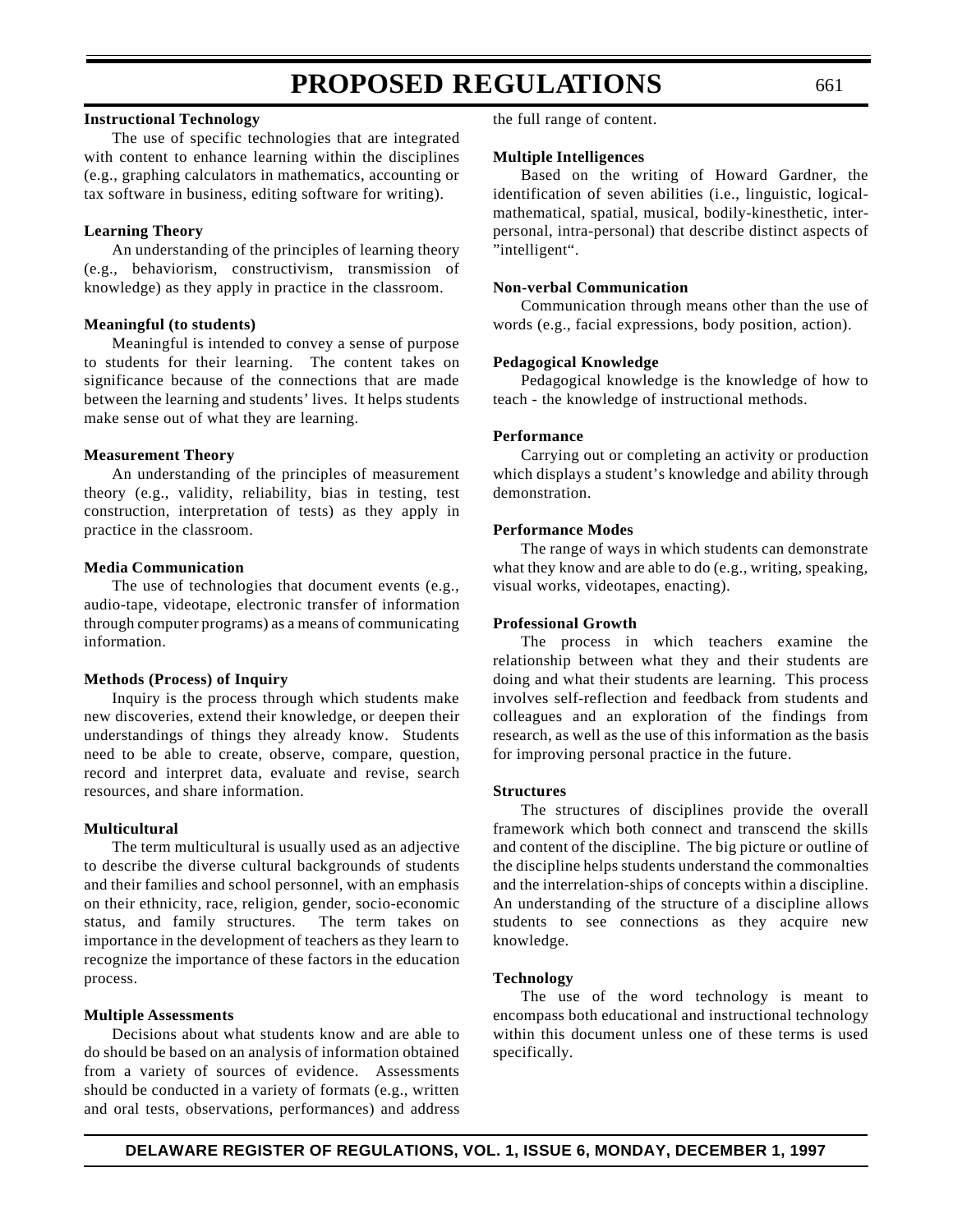**Instructional Technology**

The use of specific technologies that are integrated with content to enhance learning within the disciplines (e.g., graphing calculators in mathematics, accounting or tax software in business, editing software for writing).

**Learning Theory**

An understanding of the principles of learning theory (e.g., behaviorism, constructivism, transmission of knowledge) as they apply in practice in the classroom.

**Meaningful (to students)**

Meaningful is intended to convey a sense of purpose to students for their learning. The content takes on significance because of the connections that are made between the learning and students' lives. It helps students make sense out of what they are learning.

**Measurement Theory**

An understanding of the principles of measurement theory (e.g., validity, reliability, bias in testing, test construction, interpretation of tests) as they apply in practice in the classroom.

**Media Communication**

The use of technologies that document events (e.g., audio-tape, videotape, electronic transfer of information through computer programs) as a means of communicating information.

**Methods (Process) of Inquiry**

Inquiry is the process through which students make new discoveries, extend their knowledge, or deepen their understandings of things they already know. Students need to be able to create, observe, compare, question, record and interpret data, evaluate and revise, search resources, and share information.

**Multicultural**

The term multicultural is usually used as an adjective to describe the diverse cultural backgrounds of students and their families and school personnel, with an emphasis on their ethnicity, race, religion, gender, socio-economic status, and family structures. The term takes on importance in the development of teachers as they learn to recognize the importance of these factors in the education process.

**Multiple Assessments**

Decisions about what students know and are able to do should be based on an analysis of information obtained from a variety of sources of evidence. Assessments should be conducted in a variety of formats (e.g., written and oral tests, observations, performances) and address the full range of content.

**Multiple Intelligences**

Based on the writing of Howard Gardner, the identification of seven abilities (i.e., linguistic, logical-mathematical, spatial, musical, bodily-kinesthetic, inter-personal, intra-personal) that describe distinct aspects of "intelligent".

**Non-verbal Communication**

Communication through means other than the use of words (e.g., facial expressions, body position, action).

**Pedagogical Knowledge**

Pedagogical knowledge is the knowledge of how to teach - the knowledge of instructional methods.

**Performance**

Carrying out or completing an activity or production which displays a student's knowledge and ability through demonstration.

**Performance Modes**

The range of ways in which students can demonstrate what they know and are able to do (e.g., writing, speaking, visual works, videotapes, enacting).

**Professional Growth**

The process in which teachers examine the relationship between what they and their students are doing and what their students are learning. This process involves self-reflection and feedback from students and colleagues and an exploration of the findings from research, as well as the use of this information as the basis for improving personal practice in the future.

**Structures**

The structures of disciplines provide the overall framework which both connect and transcend the skills and content of the discipline. The big picture or outline of the discipline helps students understand the commonalties and the interrelation-ships of concepts within a discipline. An understanding of the structure of a discipline allows students to see connections as they acquire new knowledge.

**Technology**

The use of the word technology is meant to encompass both educational and instructional technology within this document unless one of these terms is used specifically.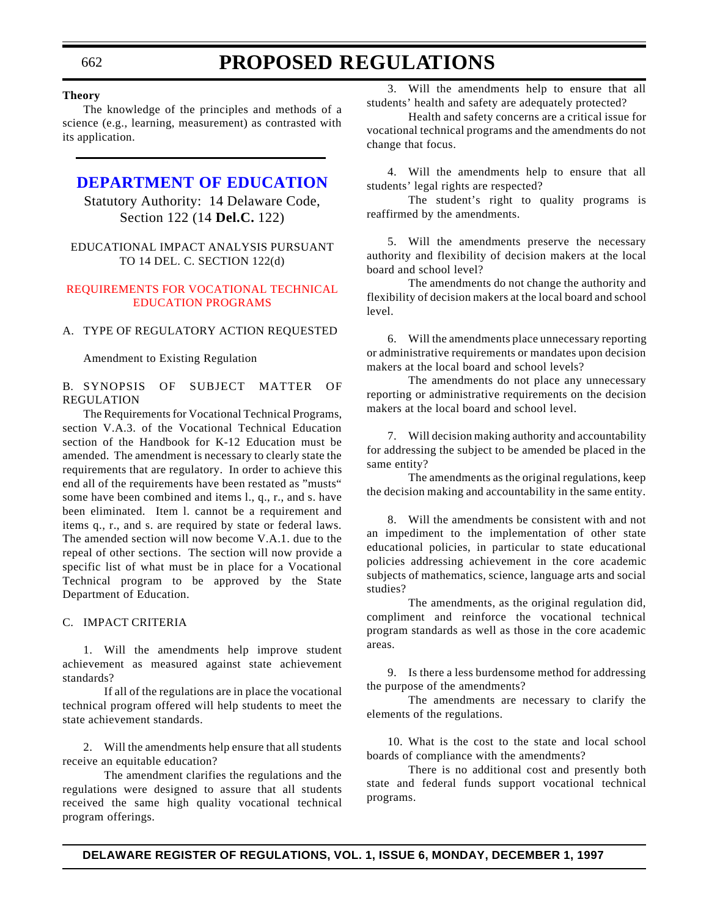**Theory**

The knowledge of the principles and methods of a science (e.g., learning, measurement) as contrasted with its application.

## DEPARTMENT OF EDUCATION

Statutory Authority: 14 Delaware Code, Section 122 (14 **Del.C.** 122)

EDUCATIONAL IMPACT ANALYSIS PURSUANT TO 14 DEL. C. SECTION 122(d)

REQUIREMENTS FOR VOCATIONAL TECHNICAL EDUCATION PROGRAMS

A. TYPE OF REGULATORY ACTION REQUESTED

Amendment to Existing Regulation

B. SYNOPSIS OF SUBJECT MATTER OF REGULATION

The Requirements for Vocational Technical Programs, section V.A.3. of the Vocational Technical Education section of the Handbook for K-12 Education must be amended. The amendment is necessary to clearly state the requirements that are regulatory. In order to achieve this end all of the requirements have been restated as "musts" some have been combined and items l., q., r., and s. have been eliminated. Item l. cannot be a requirement and items q., r., and s. are required by state or federal laws. The amended section will now become V.A.1. due to the repeal of other sections. The section will now provide a specific list of what must be in place for a Vocational Technical program to be approved by the State Department of Education.

C. IMPACT CRITERIA

1. Will the amendments help improve student achievement as measured against state achievement standards?

If all of the regulations are in place the vocational technical program offered will help students to meet the state achievement standards.

2. Will the amendments help ensure that all students receive an equitable education?

The amendment clarifies the regulations and the regulations were designed to assure that all students received the same high quality vocational technical program offerings.

3. Will the amendments help to ensure that all students' health and safety are adequately protected?

Health and safety concerns are a critical issue for vocational technical programs and the amendments do not change that focus.

4. Will the amendments help to ensure that all students' legal rights are respected?

The student's right to quality programs is reaffirmed by the amendments.

5. Will the amendments preserve the necessary authority and flexibility of decision makers at the local board and school level?

The amendments do not change the authority and flexibility of decision makers at the local board and school level.

6. Will the amendments place unnecessary reporting or administrative requirements or mandates upon decision makers at the local board and school levels?

The amendments do not place any unnecessary reporting or administrative requirements on the decision makers at the local board and school level.

7. Will decision making authority and accountability for addressing the subject to be amended be placed in the same entity?

The amendments as the original regulations, keep the decision making and accountability in the same entity.

8. Will the amendments be consistent with and not an impediment to the implementation of other state educational policies, in particular to state educational policies addressing achievement in the core academic subjects of mathematics, science, language arts and social studies?

The amendments, as the original regulation did, compliment and reinforce the vocational technical program standards as well as those in the core academic areas.

9. Is there a less burdensome method for addressing the purpose of the amendments?

The amendments are necessary to clarify the elements of the regulations.

10. What is the cost to the state and local school boards of compliance with the amendments?

There is no additional cost and presently both state and federal funds support vocational technical programs.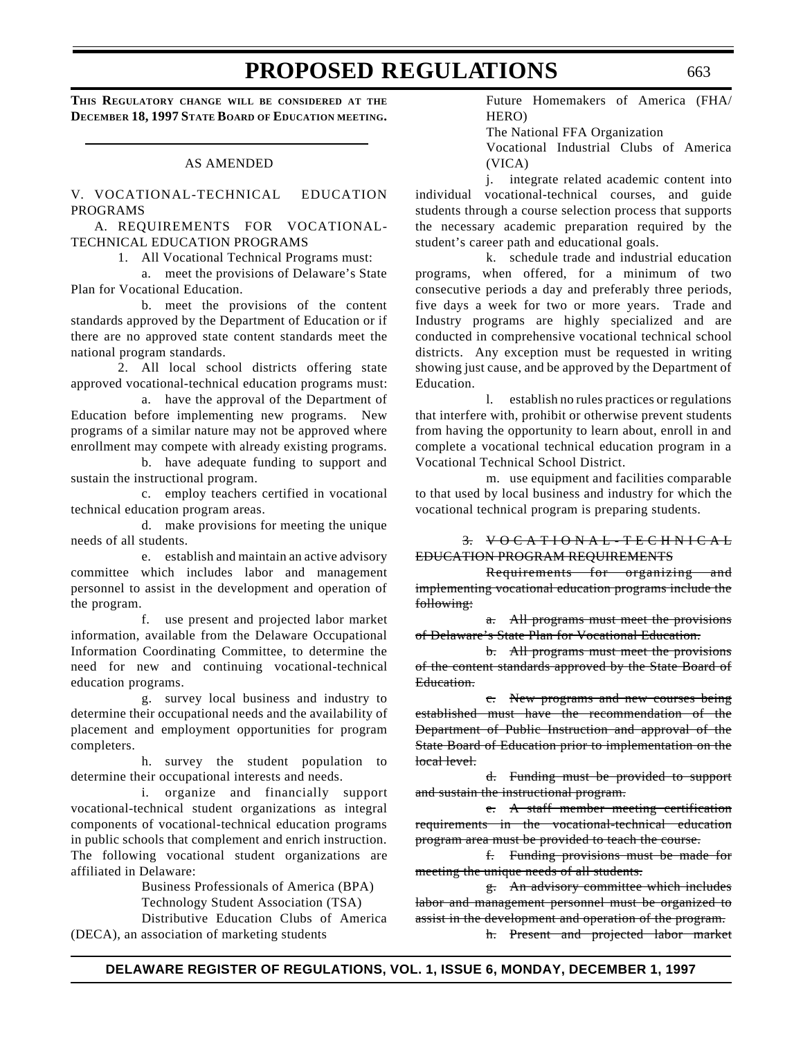**This Regulatory change will be considered at the December 18, 1997 State Board of Education meeting.**

AS AMENDED

V. VOCATIONAL-TECHNICAL EDUCATION PROGRAMS

A. REQUIREMENTS FOR VOCATIONAL-TECHNICAL EDUCATION PROGRAMS

1. All Vocational Technical Programs must:

a. meet the provisions of Delaware's State Plan for Vocational Education.

b. meet the provisions of the content standards approved by the Department of Education or if there are no approved state content standards meet the national program standards.

2. All local school districts offering state approved vocational-technical education programs must:

a. have the approval of the Department of Education before implementing new programs. New programs of a similar nature may not be approved where enrollment may compete with already existing programs.

b. have adequate funding to support and sustain the instructional program.

c. employ teachers certified in vocational technical education program areas.

d. make provisions for meeting the unique needs of all students.

e. establish and maintain an active advisory committee which includes labor and management personnel to assist in the development and operation of the program.

f. use present and projected labor market information, available from the Delaware Occupational Information Coordinating Committee, to determine the need for new and continuing vocational-technical education programs.

g. survey local business and industry to determine their occupational needs and the availability of placement and employment opportunities for program completers.

h. survey the student population to determine their occupational interests and needs.

i. organize and financially support vocational-technical student organizations as integral components of vocational-technical education programs in public schools that complement and enrich instruction. The following vocational student organizations are affiliated in Delaware:

Business Professionals of America (BPA)
Technology Student Association (TSA)
Distributive Education Clubs of America (DECA), an association of marketing students
Future Homemakers of America (FHA/HERO)
The National FFA Organization
Vocational Industrial Clubs of America (VICA)

j. integrate related academic content into individual vocational-technical courses, and guide students through a course selection process that supports the necessary academic preparation required by the student's career path and educational goals.

k. schedule trade and industrial education programs, when offered, for a minimum of two consecutive periods a day and preferably three periods, five days a week for two or more years. Trade and Industry programs are highly specialized and are conducted in comprehensive vocational technical school districts. Any exception must be requested in writing showing just cause, and be approved by the Department of Education.

l. establish no rules practices or regulations that interfere with, prohibit or otherwise prevent students from having the opportunity to learn about, enroll in and complete a vocational technical education program in a Vocational Technical School District.

m. use equipment and facilities comparable to that used by local business and industry for which the vocational technical program is preparing students.

~~3. VOCATIONAL-TECHNICAL EDUCATION PROGRAM REQUIREMENTS~~

~~Requirements for organizing and implementing vocational education programs include the following:~~

~~a. All programs must meet the provisions of Delaware's State Plan for Vocational Education.~~

~~b. All programs must meet the provisions of the content standards approved by the State Board of Education.~~

~~c. New programs and new courses being established must have the recommendation of the Department of Public Instruction and approval of the State Board of Education prior to implementation on the local level.~~

~~d. Funding must be provided to support and sustain the instructional program.~~

~~e. A staff member meeting certification requirements in the vocational-technical education program area must be provided to teach the course.~~

~~f. Funding provisions must be made for meeting the unique needs of all students.~~

~~g. An advisory committee which includes labor and management personnel must be organized to assist in the development and operation of the program.~~

~~h. Present and projected labor market~~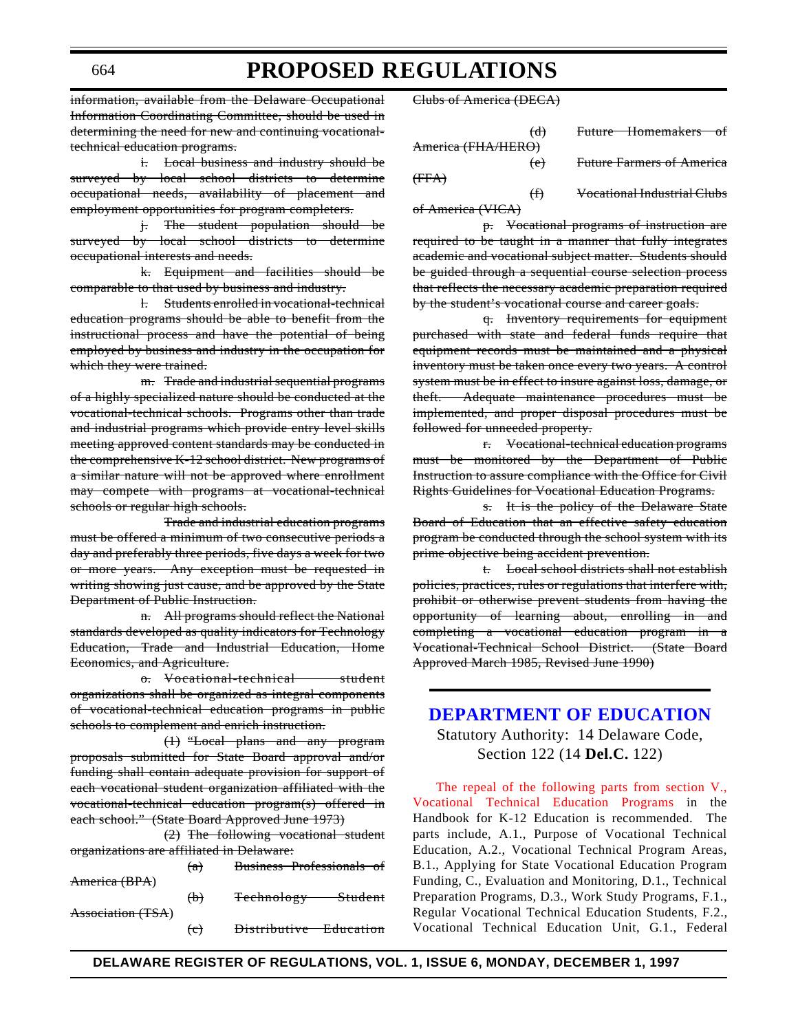~~information, available from the Delaware Occupational Information Coordinating Committee, should be used in determining the need for new and continuing vocational-technical education programs.~~

~~i. Local business and industry should be surveyed by local school districts to determine occupational needs, availability of placement and employment opportunities for program completers.~~

~~j. The student population should be surveyed by local school districts to determine occupational interests and needs.~~

~~k. Equipment and facilities should be comparable to that used by business and industry.~~

~~l. Students enrolled in vocational-technical education programs should be able to benefit from the instructional process and have the potential of being employed by business and industry in the occupation for which they were trained.~~

~~m. Trade and industrial sequential programs of a highly specialized nature should be conducted at the vocational-technical schools. Programs other than trade and industrial programs which provide entry level skills meeting approved content standards may be conducted in the comprehensive K-12 school district. New programs of a similar nature will not be approved where enrollment may compete with programs at vocational-technical schools or regular high schools.~~

~~Trade and industrial education programs must be offered a minimum of two consecutive periods a day and preferably three periods, five days a week for two or more years. Any exception must be requested in writing showing just cause, and be approved by the State Department of Public Instruction.~~

~~n. All programs should reflect the National standards developed as quality indicators for Technology Education, Trade and Industrial Education, Home Economics, and Agriculture.~~

~~o. Vocational-technical student organizations shall be organized as integral components of vocational-technical education programs in public schools to complement and enrich instruction.~~

~~(1) "Local plans and any program proposals submitted for State Board approval and/or funding shall contain adequate provision for support of each vocational student organization affiliated with the vocational-technical education program(s) offered in each school." (State Board Approved June 1973)~~

~~(2) The following vocational student organizations are affiliated in Delaware:~~

~~(a) Business Professionals of America (BPA)~~

~~(b) Technology Student Association (TSA)~~

~~(c) Distributive Education Clubs of America (DECA)~~

~~(d) Future Homemakers of America (FHA/HERO)~~

~~(e) Future Farmers of America (FFA)~~

~~(f) Vocational Industrial Clubs of America (VICA)~~

~~p. Vocational programs of instruction are required to be taught in a manner that fully integrates academic and vocational subject matter. Students should be guided through a sequential course selection process that reflects the necessary academic preparation required by the student's vocational course and career goals.~~

~~q. Inventory requirements for equipment purchased with state and federal funds require that equipment records must be maintained and a physical inventory must be taken once every two years. A control system must be in effect to insure against loss, damage, or theft. Adequate maintenance procedures must be implemented, and proper disposal procedures must be followed for unneeded property.~~

~~r. Vocational-technical education programs must be monitored by the Department of Public Instruction to assure compliance with the Office for Civil Rights Guidelines for Vocational Education Programs.~~

~~s. It is the policy of the Delaware State Board of Education that an effective safety education program be conducted through the school system with its prime objective being accident prevention.~~

~~t. Local school districts shall not establish policies, practices, rules or regulations that interfere with, prohibit or otherwise prevent students from having the opportunity of learning about, enrolling in and completing a vocational education program in a Vocational-Technical School District. (State Board Approved March 1985, Revised June 1990)~~

## DEPARTMENT OF EDUCATION

Statutory Authority: 14 Delaware Code, Section 122 (14 **Del.C.** 122)

The repeal of the following parts from section V., Vocational Technical Education Programs in the Handbook for K-12 Education is recommended. The parts include, A.1., Purpose of Vocational Technical Education, A.2., Vocational Technical Program Areas, B.1., Applying for State Vocational Education Program Funding, C., Evaluation and Monitoring, D.1., Technical Preparation Programs, D.3., Work Study Programs, F.1., Regular Vocational Technical Education Students, F.2., Vocational Technical Education Unit, G.1., Federal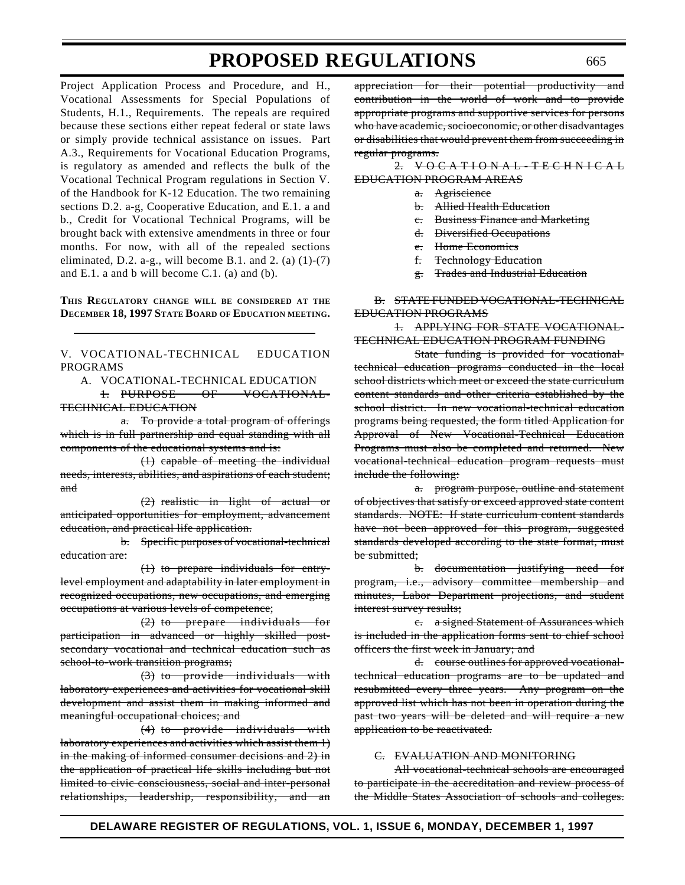Project Application Process and Procedure, and H., Vocational Assessments for Special Populations of Students, H.1., Requirements. The repeals are required because these sections either repeat federal or state laws or simply provide technical assistance on issues. Part A.3., Requirements for Vocational Education Programs, is regulatory as amended and reflects the bulk of the Vocational Technical Program regulations in Section V. of the Handbook for K-12 Education. The two remaining sections D.2. a-g, Cooperative Education, and E.1. a and b., Credit for Vocational Technical Programs, will be brought back with extensive amendments in three or four months. For now, with all of the repealed sections eliminated, D.2. a-g., will become B.1. and 2. (a) (1)-(7) and E.1. a and b will become C.1. (a) and (b).

**THIS REGULATORY CHANGE WILL BE CONSIDERED AT THE DECEMBER 18, 1997 STATE BOARD OF EDUCATION MEETING.**

---

V. VOCATIONAL-TECHNICAL EDUCATION PROGRAMS

A. VOCATIONAL-TECHNICAL EDUCATION

~~1. PURPOSE OF VOCATIONAL-TECHNICAL EDUCATION~~

~~a. To provide a total program of offerings which is in full partnership and equal standing with all components of the educational systems and is:~~

~~(1) capable of meeting the individual needs, interests, abilities, and aspirations of each student; and~~

~~(2) realistic in light of actual or anticipated opportunities for employment, advancement education, and practical life application.~~

~~b. Specific purposes of vocational-technical education are:~~

~~(1) to prepare individuals for entry-level employment and adaptability in later employment in recognized occupations, new occupations, and emerging occupations at various levels of competence;~~

~~(2) to prepare individuals for participation in advanced or highly skilled post-secondary vocational and technical education such as school-to-work transition programs;~~

~~(3) to provide individuals with laboratory experiences and activities for vocational skill development and assist them in making informed and meaningful occupational choices; and~~

~~(4) to provide individuals with laboratory experiences and activities which assist them 1) in the making of informed consumer decisions and 2) in the application of practical life skills including but not limited to civic consciousness, social and inter-personal relationships, leadership, responsibility, and an appreciation for their potential productivity and contribution in the world of work and to provide appropriate programs and supportive services for persons who have academic, socioeconomic, or other disadvantages or disabilities that would prevent them from succeeding in regular programs.~~

~~2. VOCATIONAL-TECHNICAL EDUCATION PROGRAM AREAS~~

~~a. Agriscience~~

~~b. Allied Health Education~~

~~c. Business Finance and Marketing~~

~~d. Diversified Occupations~~

~~e. Home Economics~~

~~f. Technology Education~~

~~g. Trades and Industrial Education~~

~~B. STATE FUNDED VOCATIONAL-TECHNICAL EDUCATION PROGRAMS~~

~~1. APPLYING FOR STATE VOCATIONAL-TECHNICAL EDUCATION PROGRAM FUNDING~~

~~State funding is provided for vocational-technical education programs conducted in the local school districts which meet or exceed the state curriculum content standards and other criteria established by the school district. In new vocational-technical education programs being requested, the form titled Application for Approval of New Vocational-Technical Education Programs must also be completed and returned. New vocational-technical education program requests must include the following:~~

~~a. program purpose, outline and statement of objectives that satisfy or exceed approved state content standards. NOTE: If state curriculum content standards have not been approved for this program, suggested standards developed according to the state format, must be submitted;~~

~~b. documentation justifying need for program, i.e., advisory committee membership and minutes, Labor Department projections, and student interest survey results;~~

~~c. a signed Statement of Assurances which is included in the application forms sent to chief school officers the first week in January; and~~

~~d. course outlines for approved vocational-technical education programs are to be updated and resubmitted every three years. Any program on the approved list which has not been in operation during the past two years will be deleted and will require a new application to be reactivated.~~

~~C. EVALUATION AND MONITORING~~

~~All vocational-technical schools are encouraged to participate in the accreditation and review process of the Middle States Association of schools and colleges.~~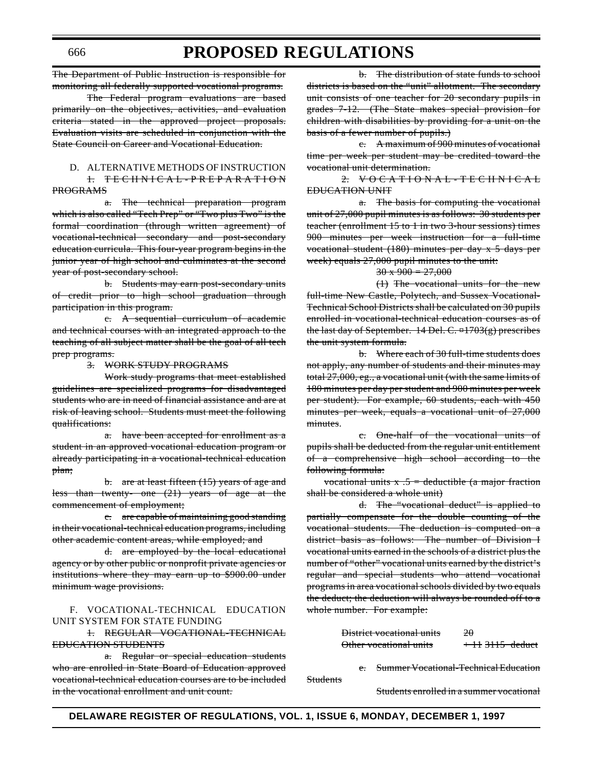~~The Department of Public Instruction is responsible for monitoring all federally supported vocational programs.~~

~~The Federal program evaluations are based primarily on the objectives, activities, and evaluation criteria stated in the approved project proposals. Evaluation visits are scheduled in conjunction with the State Council on Career and Vocational Education.~~

D. ALTERNATIVE METHODS OF INSTRUCTION

~~1. TECHNICAL-PREPARATION PROGRAMS~~

~~a. The technical preparation program which is also called "Tech Prep" or "Two plus Two" is the formal coordination (through written agreement) of vocational-technical secondary and post-secondary education curricula. This four-year program begins in the junior year of high school and culminates at the second year of post-secondary school.~~

~~b. Students may earn post-secondary units of credit prior to high school graduation through participation in this program.~~

~~c. A sequential curriculum of academic and technical courses with an integrated approach to the teaching of all subject matter shall be the goal of all tech prep programs.~~

~~3. WORK STUDY PROGRAMS~~

~~Work study programs that meet established guidelines are specialized programs for disadvantaged students who are in need of financial assistance and are at risk of leaving school. Students must meet the following qualifications:~~

~~a. have been accepted for enrollment as a student in an approved vocational education program or already participating in a vocational-technical education plan;~~

~~b. are at least fifteen (15) years of age and less than twenty- one (21) years of age at the commencement of employment;~~

~~c. are capable of maintaining good standing in their vocational-technical education programs, including other academic content areas, while employed; and~~

~~d. are employed by the local educational agency or by other public or nonprofit private agencies or institutions where they may earn up to $900.00 under minimum wage provisions.~~

F. VOCATIONAL-TECHNICAL EDUCATION UNIT SYSTEM FOR STATE FUNDING

~~1. REGULAR VOCATIONAL-TECHNICAL EDUCATION STUDENTS~~

~~a. Regular or special education students who are enrolled in State Board of Education approved vocational-technical education courses are to be included in the vocational enrollment and unit count.~~

~~b. The distribution of state funds to school districts is based on the "unit" allotment. The secondary unit consists of one teacher for 20 secondary pupils in grades 7-12. (The State makes special provision for children with disabilities by providing for a unit on the basis of a fewer number of pupils.)~~

~~c. A maximum of 900 minutes of vocational time per week per student may be credited toward the vocational unit determination.~~

~~2. VOCATIONAL-TECHNICAL EDUCATION UNIT~~

~~a. The basis for computing the vocational unit of 27,000 pupil minutes is as follows: 30 students per teacher (enrollment 15 to 1 in two 3-hour sessions) times 900 minutes per week instruction for a full-time vocational student (180) minutes per day x 5 days per week) equals 27,000 pupil minutes to the unit:~~

~~30 x 900 = 27,000~~

~~(1) The vocational units for the new full-time New Castle, Polytech, and Sussex Vocational-Technical School Districts shall be calculated on 30 pupils enrolled in vocational-technical education courses as of the last day of September. 14 Del. C. §1703(g) prescribes the unit system formula.~~

~~b. Where each of 30 full-time students does not apply, any number of students and their minutes may total 27,000, eg., a vocational unit (with the same limits of 180 minutes per day per student and 900 minutes per week per student). For example, 60 students, each with 450 minutes per week, equals a vocational unit of 27,000 minutes.~~

~~c. One-half of the vocational units of pupils shall be deducted from the regular unit entitlement of a comprehensive high school according to the following formula:~~

~~vocational units x .5 = deductible (a major fraction shall be considered a whole unit)~~

~~d. The "vocational deduct" is applied to partially compensate for the double counting of the vocational students. The deduction is computed on a district basis as follows: The number of Division I vocational units earned in the schools of a district plus the number of "other" vocational units earned by the district's regular and special students who attend vocational programs in area vocational schools divided by two equals the deduct; the deduction will always be rounded off to a whole number. For example:~~

| | |
|---|---|
| ~~District vocational units~~ | ~~20~~ |
| ~~Other vocational units~~ | ~~+ 11 3115 deduct~~ |

~~e. Summer Vocational-Technical Education Students~~

~~Students enrolled in a summer vocational~~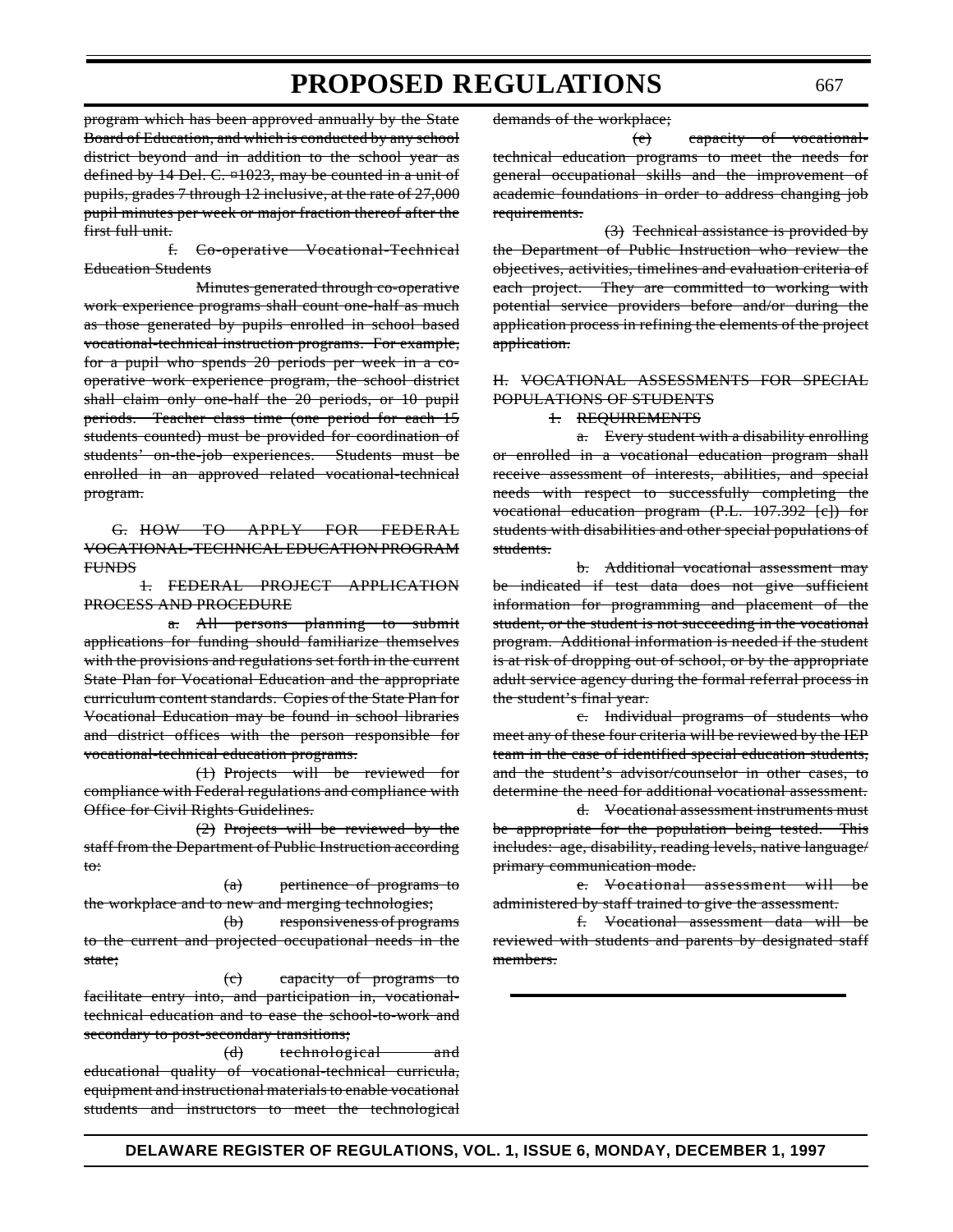program which has been approved annually by the State Board of Education, and which is conducted by any school district beyond and in addition to the school year as defined by 14 Del. C. ¤1023, may be counted in a unit of pupils, grades 7 through 12 inclusive, at the rate of 27,000 pupil minutes per week or major fraction thereof after the first full unit.

f. Co-operative Vocational-Technical Education Students

Minutes generated through co-operative work experience programs shall count one-half as much as those generated by pupils enrolled in school based vocational-technical instruction programs. For example, for a pupil who spends 20 periods per week in a co-operative work experience program, the school district shall claim only one-half the 20 periods, or 10 pupil periods. Teacher class time (one period for each 15 students counted) must be provided for coordination of students' on-the-job experiences. Students must be enrolled in an approved related vocational-technical program.

G. HOW TO APPLY FOR FEDERAL VOCATIONAL-TECHNICAL EDUCATION PROGRAM FUNDS

1. FEDERAL PROJECT APPLICATION PROCESS AND PROCEDURE

a. All persons planning to submit applications for funding should familiarize themselves with the provisions and regulations set forth in the current State Plan for Vocational Education and the appropriate curriculum content standards. Copies of the State Plan for Vocational Education may be found in school libraries and district offices with the person responsible for vocational-technical education programs.

(1) Projects will be reviewed for compliance with Federal regulations and compliance with Office for Civil Rights Guidelines.

(2) Projects will be reviewed by the staff from the Department of Public Instruction according to:

(a) pertinence of programs to the workplace and to new and merging technologies;

(b) responsiveness of programs to the current and projected occupational needs in the state;

(c) capacity of programs to facilitate entry into, and participation in, vocational-technical education and to ease the school-to-work and secondary to post-secondary transitions;

(d) technological and educational quality of vocational-technical curricula, equipment and instructional materials to enable vocational students and instructors to meet the technological demands of the workplace;

(e) capacity of vocational-technical education programs to meet the needs for general occupational skills and the improvement of academic foundations in order to address changing job requirements.

(3) Technical assistance is provided by the Department of Public Instruction who review the objectives, activities, timelines and evaluation criteria of each project. They are committed to working with potential service providers before and/or during the application process in refining the elements of the project application.

H. VOCATIONAL ASSESSMENTS FOR SPECIAL POPULATIONS OF STUDENTS

1. REQUIREMENTS

a. Every student with a disability enrolling or enrolled in a vocational education program shall receive assessment of interests, abilities, and special needs with respect to successfully completing the vocational education program (P.L. 107.392 [c]) for students with disabilities and other special populations of students.

b. Additional vocational assessment may be indicated if test data does not give sufficient information for programming and placement of the student, or the student is not succeeding in the vocational program. Additional information is needed if the student is at risk of dropping out of school, or by the appropriate adult service agency during the formal referral process in the student's final year.

c. Individual programs of students who meet any of these four criteria will be reviewed by the IEP team in the case of identified special education students, and the student's advisor/counselor in other cases, to determine the need for additional vocational assessment.

d. Vocational assessment instruments must be appropriate for the population being tested. This includes: age, disability, reading levels, native language/ primary communication mode.

e. Vocational assessment will be administered by staff trained to give the assessment.

f. Vocational assessment data will be reviewed with students and parents by designated staff members.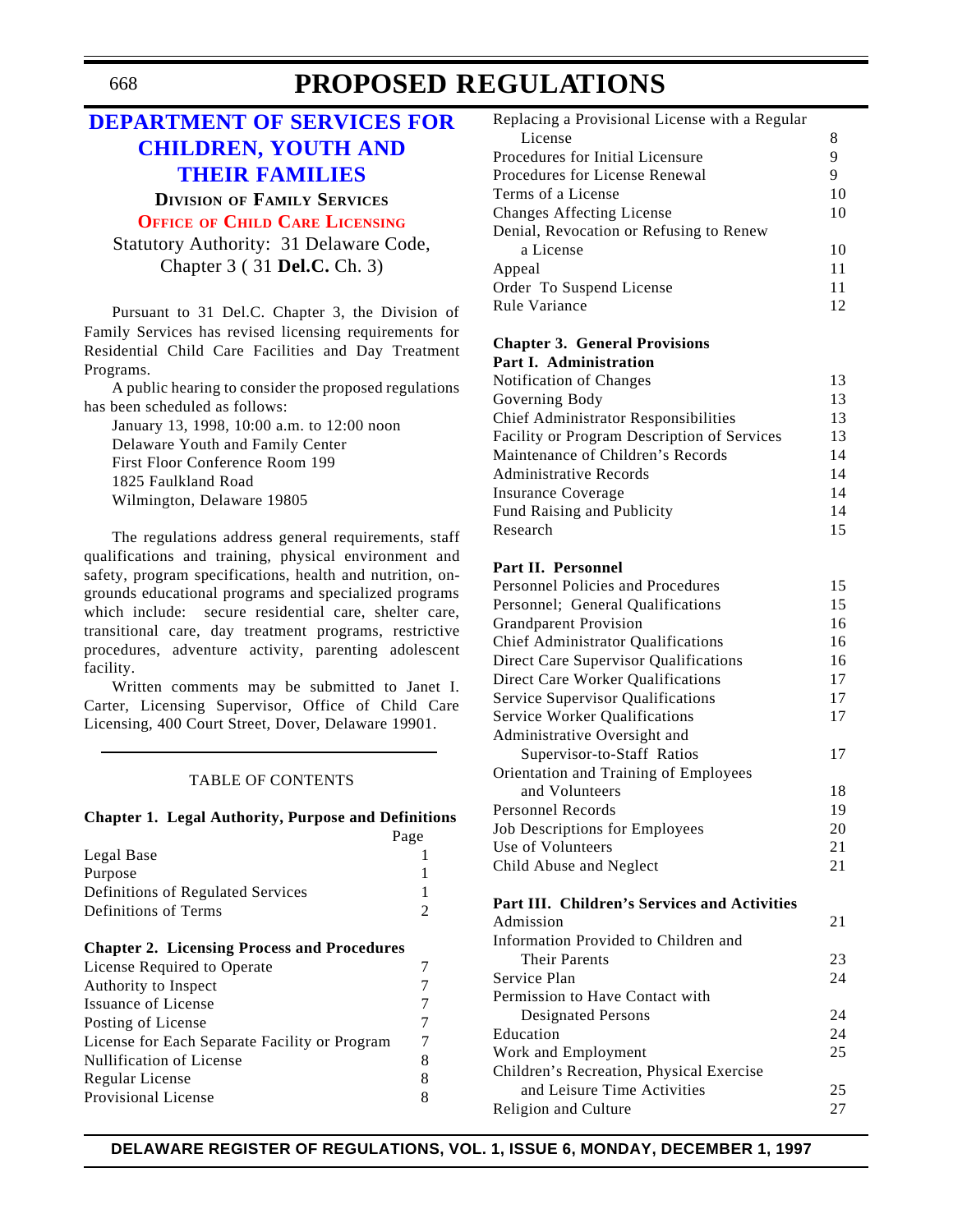# PROPOSED REGULATIONS

## DEPARTMENT OF SERVICES FOR CHILDREN, YOUTH AND THEIR FAMILIES

### Division of Family Services

### Office of Child Care Licensing

Statutory Authority: 31 Delaware Code, Chapter 3 ( 31 **Del.C.** Ch. 3)

Pursuant to 31 Del.C. Chapter 3, the Division of Family Services has revised licensing requirements for Residential Child Care Facilities and Day Treatment Programs.

A public hearing to consider the proposed regulations has been scheduled as follows:

January 13, 1998, 10:00 a.m. to 12:00 noon
Delaware Youth and Family Center
First Floor Conference Room 199
1825 Faulkland Road
Wilmington, Delaware 19805

The regulations address general requirements, staff qualifications and training, physical environment and safety, program specifications, health and nutrition, on-grounds educational programs and specialized programs which include: secure residential care, shelter care, transitional care, day treatment programs, restrictive procedures, adventure activity, parenting adolescent facility.

Written comments may be submitted to Janet I. Carter, Licensing Supervisor, Office of Child Care Licensing, 400 Court Street, Dover, Delaware 19901.

---

TABLE OF CONTENTS

**Chapter 1. Legal Authority, Purpose and Definitions**

| | Page |
|---|---|
| Legal Base | 1 |
| Purpose | 1 |
| Definitions of Regulated Services | 1 |
| Definitions of Terms | 2 |

**Chapter 2. Licensing Process and Procedures**

| | |
|---|---|
| License Required to Operate | 7 |
| Authority to Inspect | 7 |
| Issuance of License | 7 |
| Posting of License | 7 |
| License for Each Separate Facility or Program | 7 |
| Nullification of License | 8 |
| Regular License | 8 |
| Provisional License | 8 |
| Replacing a Provisional License with a Regular License | 8 |
| Procedures for Initial Licensure | 9 |
| Procedures for License Renewal | 9 |
| Terms of a License | 10 |
| Changes Affecting License | 10 |
| Denial, Revocation or Refusing to Renew a License | 10 |
| Appeal | 11 |
| Order To Suspend License | 11 |
| Rule Variance | 12 |

**Chapter 3. General Provisions**

**Part I. Administration**

| | |
|---|---|
| Notification of Changes | 13 |
| Governing Body | 13 |
| Chief Administrator Responsibilities | 13 |
| Facility or Program Description of Services | 13 |
| Maintenance of Children's Records | 14 |
| Administrative Records | 14 |
| Insurance Coverage | 14 |
| Fund Raising and Publicity | 14 |
| Research | 15 |

**Part II. Personnel**

| | |
|---|---|
| Personnel Policies and Procedures | 15 |
| Personnel; General Qualifications | 15 |
| Grandparent Provision | 16 |
| Chief Administrator Qualifications | 16 |
| Direct Care Supervisor Qualifications | 16 |
| Direct Care Worker Qualifications | 17 |
| Service Supervisor Qualifications | 17 |
| Service Worker Qualifications | 17 |
| Administrative Oversight and Supervisor-to-Staff Ratios | 17 |
| Orientation and Training of Employees and Volunteers | 18 |
| Personnel Records | 19 |
| Job Descriptions for Employees | 20 |
| Use of Volunteers | 21 |
| Child Abuse and Neglect | 21 |

**Part III. Children's Services and Activities**

| | |
|---|---|
| Admission | 21 |
| Information Provided to Children and Their Parents | 23 |
| Service Plan | 24 |
| Permission to Have Contact with Designated Persons | 24 |
| Education | 24 |
| Work and Employment | 25 |
| Children's Recreation, Physical Exercise and Leisure Time Activities | 25 |
| Religion and Culture | 27 |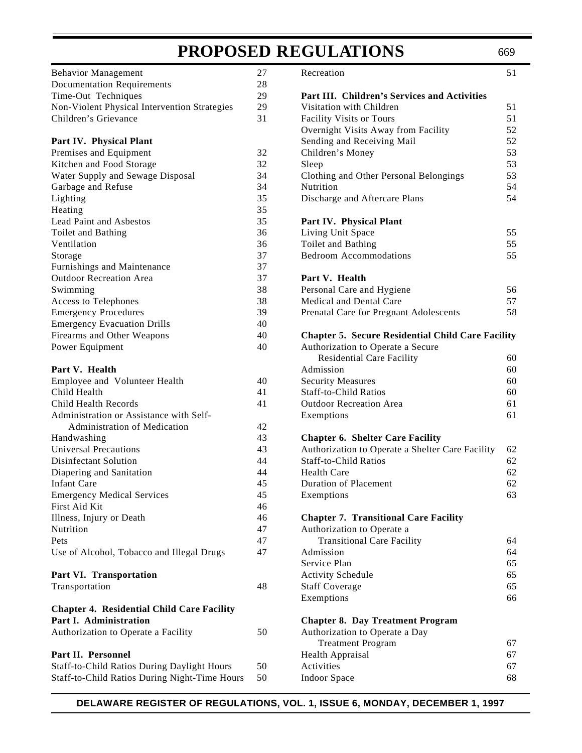| | |
|---|---|
| Behavior Management | 27 |
| Documentation Requirements | 28 |
| Time-Out Techniques | 29 |
| Non-Violent Physical Intervention Strategies | 29 |
| Children's Grievance | 31 |

**Part IV. Physical Plant**

| | |
|---|---|
| Premises and Equipment | 32 |
| Kitchen and Food Storage | 32 |
| Water Supply and Sewage Disposal | 34 |
| Garbage and Refuse | 34 |
| Lighting | 35 |
| Heating | 35 |
| Lead Paint and Asbestos | 35 |
| Toilet and Bathing | 36 |
| Ventilation | 36 |
| Storage | 37 |
| Furnishings and Maintenance | 37 |
| Outdoor Recreation Area | 37 |
| Swimming | 38 |
| Access to Telephones | 38 |
| Emergency Procedures | 39 |
| Emergency Evacuation Drills | 40 |
| Firearms and Other Weapons | 40 |
| Power Equipment | 40 |

**Part V. Health**

| | |
|---|---|
| Employee and Volunteer Health | 40 |
| Child Health | 41 |
| Child Health Records | 41 |
| Administration or Assistance with Self-Administration of Medication | 42 |
| Handwashing | 43 |
| Universal Precautions | 43 |
| Disinfectant Solution | 44 |
| Diapering and Sanitation | 44 |
| Infant Care | 45 |
| Emergency Medical Services | 45 |
| First Aid Kit | 46 |
| Illness, Injury or Death | 46 |
| Nutrition | 47 |
| Pets | 47 |
| Use of Alcohol, Tobacco and Illegal Drugs | 47 |

**Part VI. Transportation**

| | |
|---|---|
| Transportation | 48 |

**Chapter 4. Residential Child Care Facility**

**Part I. Administration**

| | |
|---|---|
| Authorization to Operate a Facility | 50 |

**Part II. Personnel**

| | |
|---|---|
| Staff-to-Child Ratios During Daylight Hours | 50 |
| Staff-to-Child Ratios During Night-Time Hours | 50 |
| Recreation | 51 |

**Part III. Children's Services and Activities**

| | |
|---|---|
| Visitation with Children | 51 |
| Facility Visits or Tours | 51 |
| Overnight Visits Away from Facility | 52 |
| Sending and Receiving Mail | 52 |
| Children's Money | 53 |
| Sleep | 53 |
| Clothing and Other Personal Belongings | 53 |
| Nutrition | 54 |
| Discharge and Aftercare Plans | 54 |

**Part IV. Physical Plant**

| | |
|---|---|
| Living Unit Space | 55 |
| Toilet and Bathing | 55 |
| Bedroom Accommodations | 55 |

**Part V. Health**

| | |
|---|---|
| Personal Care and Hygiene | 56 |
| Medical and Dental Care | 57 |
| Prenatal Care for Pregnant Adolescents | 58 |

**Chapter 5. Secure Residential Child Care Facility**

| | |
|---|---|
| Authorization to Operate a Secure Residential Care Facility | 60 |
| Admission | 60 |
| Security Measures | 60 |
| Staff-to-Child Ratios | 60 |
| Outdoor Recreation Area | 61 |
| Exemptions | 61 |

**Chapter 6. Shelter Care Facility**

| | |
|---|---|
| Authorization to Operate a Shelter Care Facility | 62 |
| Staff-to-Child Ratios | 62 |
| Health Care | 62 |
| Duration of Placement | 62 |
| Exemptions | 63 |

**Chapter 7. Transitional Care Facility**

| | |
|---|---|
| Authorization to Operate a Transitional Care Facility | 64 |
| Admission | 64 |
| Service Plan | 65 |
| Activity Schedule | 65 |
| Staff Coverage | 65 |
| Exemptions | 66 |

**Chapter 8. Day Treatment Program**

| | |
|---|---|
| Authorization to Operate a Day Treatment Program | 67 |
| Health Appraisal | 67 |
| Activities | 67 |
| Indoor Space | 68 |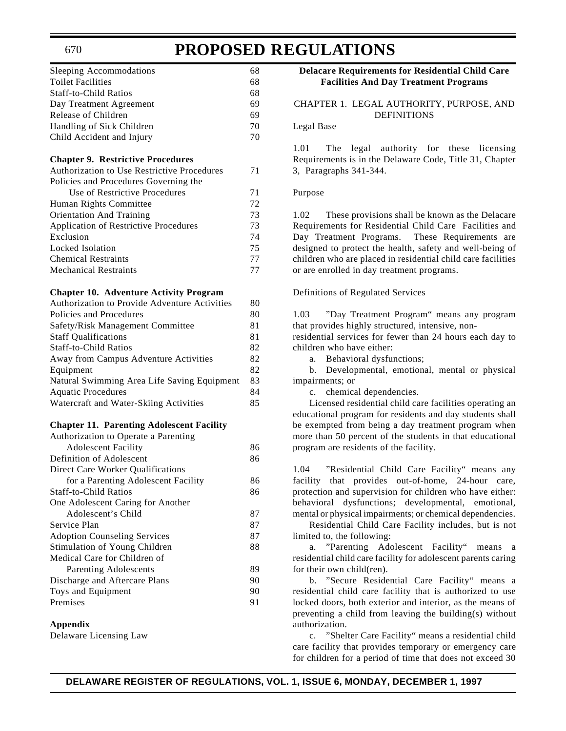| | |
|---|---|
| Sleeping Accommodations | 68 |
| Toilet Facilities | 68 |
| Staff-to-Child Ratios | 68 |
| Day Treatment Agreement | 69 |
| Release of Children | 69 |
| Handling of Sick Children | 70 |
| Child Accident and Injury | 70 |
| **Chapter 9. Restrictive Procedures** | |
| Authorization to Use Restrictive Procedures | 71 |
| Policies and Procedures Governing the Use of Restrictive Procedures | 71 |
| Human Rights Committee | 72 |
| Orientation And Training | 73 |
| Application of Restrictive Procedures | 73 |
| Exclusion | 74 |
| Locked Isolation | 75 |
| Chemical Restraints | 77 |
| Mechanical Restraints | 77 |
| **Chapter 10. Adventure Activity Program** | |
| Authorization to Provide Adventure Activities | 80 |
| Policies and Procedures | 80 |
| Safety/Risk Management Committee | 81 |
| Staff Qualifications | 81 |
| Staff-to-Child Ratios | 82 |
| Away from Campus Adventure Activities | 82 |
| Equipment | 82 |
| Natural Swimming Area Life Saving Equipment | 83 |
| Aquatic Procedures | 84 |
| Watercraft and Water-Skiing Activities | 85 |
| **Chapter 11. Parenting Adolescent Facility** | |
| Authorization to Operate a Parenting Adolescent Facility | 86 |
| Definition of Adolescent | 86 |
| Direct Care Worker Qualifications for a Parenting Adolescent Facility | 86 |
| Staff-to-Child Ratios | 86 |
| One Adolescent Caring for Another Adolescent's Child | 87 |
| Service Plan | 87 |
| Adoption Counseling Services | 87 |
| Stimulation of Young Children | 88 |
| Medical Care for Children of Parenting Adolescents | 89 |
| Discharge and Aftercare Plans | 90 |
| Toys and Equipment | 90 |
| Premises | 91 |

**Appendix**

Delaware Licensing Law

## Delacare Requirements for Residential Child Care Facilities And Day Treatment Programs

### CHAPTER 1. LEGAL AUTHORITY, PURPOSE, AND DEFINITIONS

Legal Base

1.01 The legal authority for these licensing Requirements is in the Delaware Code, Title 31, Chapter 3, Paragraphs 341-344.

Purpose

1.02 These provisions shall be known as the Delacare Requirements for Residential Child Care Facilities and Day Treatment Programs. These Requirements are designed to protect the health, safety and well-being of children who are placed in residential child care facilities or are enrolled in day treatment programs.

Definitions of Regulated Services

1.03 "Day Treatment Program" means any program that provides highly structured, intensive, non-residential services for fewer than 24 hours each day to children who have either:

a. Behavioral dysfunctions;

b. Developmental, emotional, mental or physical impairments; or

c. chemical dependencies.

Licensed residential child care facilities operating an educational program for residents and day students shall be exempted from being a day treatment program when more than 50 percent of the students in that educational program are residents of the facility.

1.04 "Residential Child Care Facility" means any facility that provides out-of-home, 24-hour care, protection and supervision for children who have either: behavioral dysfunctions; developmental, emotional, mental or physical impairments; or chemical dependencies.

Residential Child Care Facility includes, but is not limited to, the following:

a. "Parenting Adolescent Facility" means a residential child care facility for adolescent parents caring for their own child(ren).

b. "Secure Residential Care Facility" means a residential child care facility that is authorized to use locked doors, both exterior and interior, as the means of preventing a child from leaving the building(s) without authorization.

c. "Shelter Care Facility" means a residential child care facility that provides temporary or emergency care for children for a period of time that does not exceed 30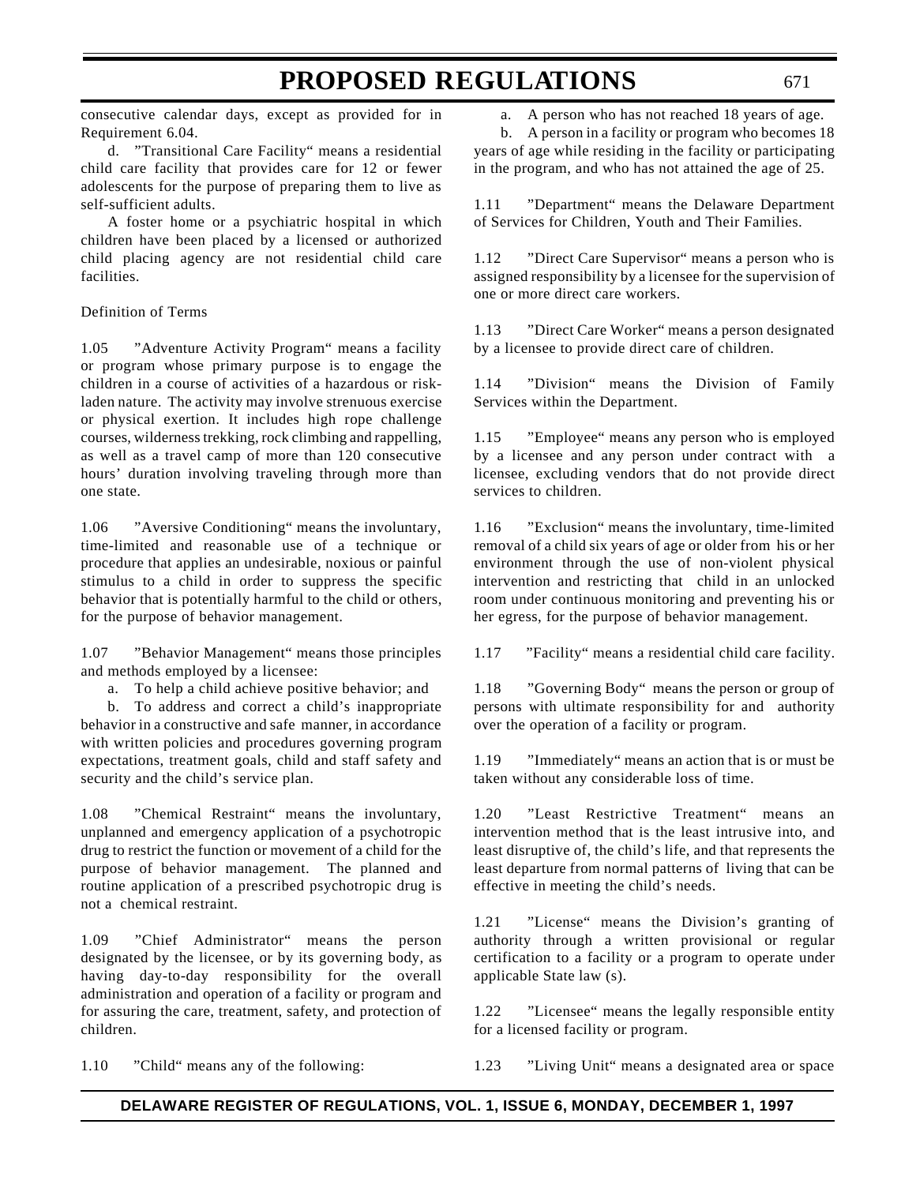consecutive calendar days, except as provided for in Requirement 6.04.

d. "Transitional Care Facility" means a residential child care facility that provides care for 12 or fewer adolescents for the purpose of preparing them to live as self-sufficient adults.

A foster home or a psychiatric hospital in which children have been placed by a licensed or authorized child placing agency are not residential child care facilities.

Definition of Terms

1.05 "Adventure Activity Program" means a facility or program whose primary purpose is to engage the children in a course of activities of a hazardous or risk-laden nature. The activity may involve strenuous exercise or physical exertion. It includes high rope challenge courses, wilderness trekking, rock climbing and rappelling, as well as a travel camp of more than 120 consecutive hours' duration involving traveling through more than one state.

1.06 "Aversive Conditioning" means the involuntary, time-limited and reasonable use of a technique or procedure that applies an undesirable, noxious or painful stimulus to a child in order to suppress the specific behavior that is potentially harmful to the child or others, for the purpose of behavior management.

1.07 "Behavior Management" means those principles and methods employed by a licensee:

a. To help a child achieve positive behavior; and

b. To address and correct a child's inappropriate behavior in a constructive and safe manner, in accordance with written policies and procedures governing program expectations, treatment goals, child and staff safety and security and the child's service plan.

1.08 "Chemical Restraint" means the involuntary, unplanned and emergency application of a psychotropic drug to restrict the function or movement of a child for the purpose of behavior management. The planned and routine application of a prescribed psychotropic drug is not a chemical restraint.

1.09 "Chief Administrator" means the person designated by the licensee, or by its governing body, as having day-to-day responsibility for the overall administration and operation of a facility or program and for assuring the care, treatment, safety, and protection of children.

1.10 "Child" means any of the following:

a. A person who has not reached 18 years of age.

b. A person in a facility or program who becomes 18 years of age while residing in the facility or participating in the program, and who has not attained the age of 25.

1.11 "Department" means the Delaware Department of Services for Children, Youth and Their Families.

1.12 "Direct Care Supervisor" means a person who is assigned responsibility by a licensee for the supervision of one or more direct care workers.

1.13 "Direct Care Worker" means a person designated by a licensee to provide direct care of children.

1.14 "Division" means the Division of Family Services within the Department.

1.15 "Employee" means any person who is employed by a licensee and any person under contract with a licensee, excluding vendors that do not provide direct services to children.

1.16 "Exclusion" means the involuntary, time-limited removal of a child six years of age or older from his or her environment through the use of non-violent physical intervention and restricting that child in an unlocked room under continuous monitoring and preventing his or her egress, for the purpose of behavior management.

1.17 "Facility" means a residential child care facility.

1.18 "Governing Body" means the person or group of persons with ultimate responsibility for and authority over the operation of a facility or program.

1.19 "Immediately" means an action that is or must be taken without any considerable loss of time.

1.20 "Least Restrictive Treatment" means an intervention method that is the least intrusive into, and least disruptive of, the child's life, and that represents the least departure from normal patterns of living that can be effective in meeting the child's needs.

1.21 "License" means the Division's granting of authority through a written provisional or regular certification to a facility or a program to operate under applicable State law (s).

1.22 "Licensee" means the legally responsible entity for a licensed facility or program.

1.23 "Living Unit" means a designated area or space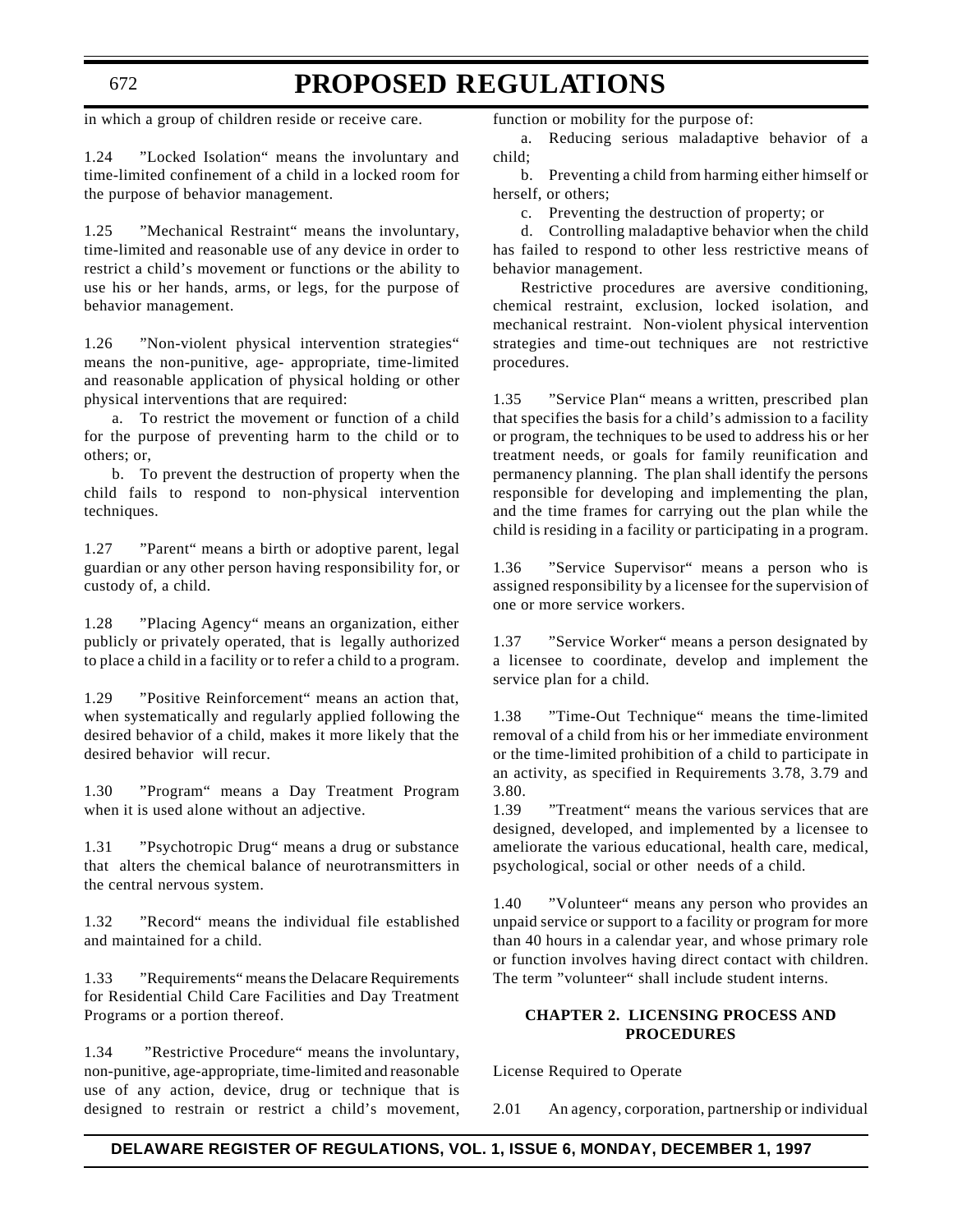in which a group of children reside or receive care.

1.24 "Locked Isolation" means the involuntary and time-limited confinement of a child in a locked room for the purpose of behavior management.

1.25 "Mechanical Restraint" means the involuntary, time-limited and reasonable use of any device in order to restrict a child's movement or functions or the ability to use his or her hands, arms, or legs, for the purpose of behavior management.

1.26 "Non-violent physical intervention strategies" means the non-punitive, age- appropriate, time-limited and reasonable application of physical holding or other physical interventions that are required:

a. To restrict the movement or function of a child for the purpose of preventing harm to the child or to others; or,

b. To prevent the destruction of property when the child fails to respond to non-physical intervention techniques.

1.27 "Parent" means a birth or adoptive parent, legal guardian or any other person having responsibility for, or custody of, a child.

1.28 "Placing Agency" means an organization, either publicly or privately operated, that is legally authorized to place a child in a facility or to refer a child to a program.

1.29 "Positive Reinforcement" means an action that, when systematically and regularly applied following the desired behavior of a child, makes it more likely that the desired behavior will recur.

1.30 "Program" means a Day Treatment Program when it is used alone without an adjective.

1.31 "Psychotropic Drug" means a drug or substance that alters the chemical balance of neurotransmitters in the central nervous system.

1.32 "Record" means the individual file established and maintained for a child.

1.33 "Requirements" means the Delacare Requirements for Residential Child Care Facilities and Day Treatment Programs or a portion thereof.

1.34 "Restrictive Procedure" means the involuntary, non-punitive, age-appropriate, time-limited and reasonable use of any action, device, drug or technique that is designed to restrain or restrict a child's movement, function or mobility for the purpose of:

a. Reducing serious maladaptive behavior of a child;

b. Preventing a child from harming either himself or herself, or others;

c. Preventing the destruction of property; or

d. Controlling maladaptive behavior when the child has failed to respond to other less restrictive means of behavior management.

Restrictive procedures are aversive conditioning, chemical restraint, exclusion, locked isolation, and mechanical restraint. Non-violent physical intervention strategies and time-out techniques are not restrictive procedures.

1.35 "Service Plan" means a written, prescribed plan that specifies the basis for a child's admission to a facility or program, the techniques to be used to address his or her treatment needs, or goals for family reunification and permanency planning. The plan shall identify the persons responsible for developing and implementing the plan, and the time frames for carrying out the plan while the child is residing in a facility or participating in a program.

1.36 "Service Supervisor" means a person who is assigned responsibility by a licensee for the supervision of one or more service workers.

1.37 "Service Worker" means a person designated by a licensee to coordinate, develop and implement the service plan for a child.

1.38 "Time-Out Technique" means the time-limited removal of a child from his or her immediate environment or the time-limited prohibition of a child to participate in an activity, as specified in Requirements 3.78, 3.79 and 3.80.

1.39 "Treatment" means the various services that are designed, developed, and implemented by a licensee to ameliorate the various educational, health care, medical, psychological, social or other needs of a child.

1.40 "Volunteer" means any person who provides an unpaid service or support to a facility or program for more than 40 hours in a calendar year, and whose primary role or function involves having direct contact with children. The term "volunteer" shall include student interns.

## CHAPTER 2. LICENSING PROCESS AND PROCEDURES

License Required to Operate

2.01 An agency, corporation, partnership or individual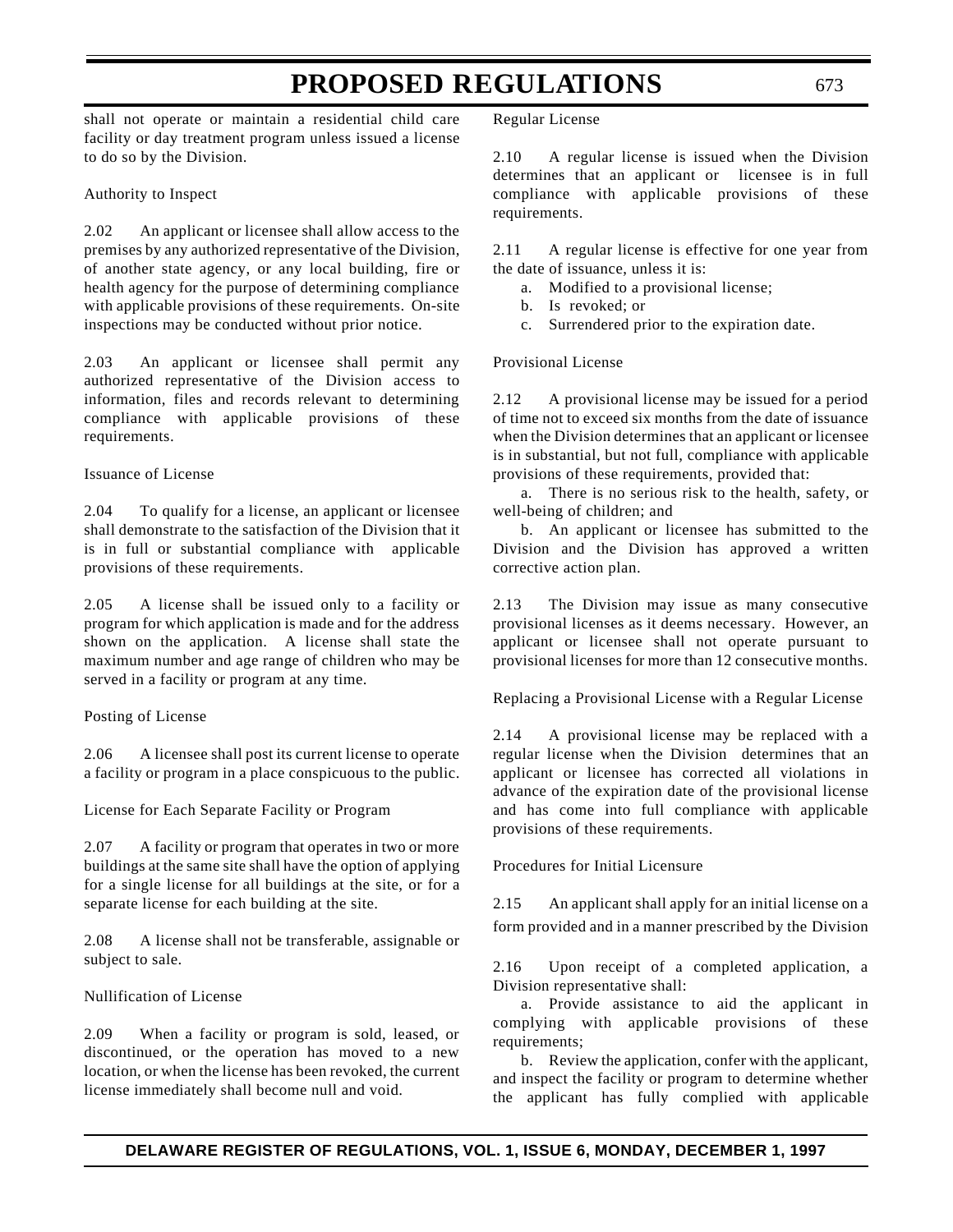shall not operate or maintain a residential child care facility or day treatment program unless issued a license to do so by the Division.

Authority to Inspect

2.02 An applicant or licensee shall allow access to the premises by any authorized representative of the Division, of another state agency, or any local building, fire or health agency for the purpose of determining compliance with applicable provisions of these requirements. On-site inspections may be conducted without prior notice.

2.03 An applicant or licensee shall permit any authorized representative of the Division access to information, files and records relevant to determining compliance with applicable provisions of these requirements.

Issuance of License

2.04 To qualify for a license, an applicant or licensee shall demonstrate to the satisfaction of the Division that it is in full or substantial compliance with applicable provisions of these requirements.

2.05 A license shall be issued only to a facility or program for which application is made and for the address shown on the application. A license shall state the maximum number and age range of children who may be served in a facility or program at any time.

Posting of License

2.06 A licensee shall post its current license to operate a facility or program in a place conspicuous to the public.

License for Each Separate Facility or Program

2.07 A facility or program that operates in two or more buildings at the same site shall have the option of applying for a single license for all buildings at the site, or for a separate license for each building at the site.

2.08 A license shall not be transferable, assignable or subject to sale.

Nullification of License

2.09 When a facility or program is sold, leased, or discontinued, or the operation has moved to a new location, or when the license has been revoked, the current license immediately shall become null and void.

Regular License

2.10 A regular license is issued when the Division determines that an applicant or licensee is in full compliance with applicable provisions of these requirements.

2.11 A regular license is effective for one year from the date of issuance, unless it is:

a. Modified to a provisional license;
b. Is revoked; or
c. Surrendered prior to the expiration date.

Provisional License

2.12 A provisional license may be issued for a period of time not to exceed six months from the date of issuance when the Division determines that an applicant or licensee is in substantial, but not full, compliance with applicable provisions of these requirements, provided that:

a. There is no serious risk to the health, safety, or well-being of children; and

b. An applicant or licensee has submitted to the Division and the Division has approved a written corrective action plan.

2.13 The Division may issue as many consecutive provisional licenses as it deems necessary. However, an applicant or licensee shall not operate pursuant to provisional licenses for more than 12 consecutive months.

Replacing a Provisional License with a Regular License

2.14 A provisional license may be replaced with a regular license when the Division determines that an applicant or licensee has corrected all violations in advance of the expiration date of the provisional license and has come into full compliance with applicable provisions of these requirements.

Procedures for Initial Licensure

2.15 An applicant shall apply for an initial license on a form provided and in a manner prescribed by the Division

2.16 Upon receipt of a completed application, a Division representative shall:

a. Provide assistance to aid the applicant in complying with applicable provisions of these requirements;

b. Review the application, confer with the applicant, and inspect the facility or program to determine whether the applicant has fully complied with applicable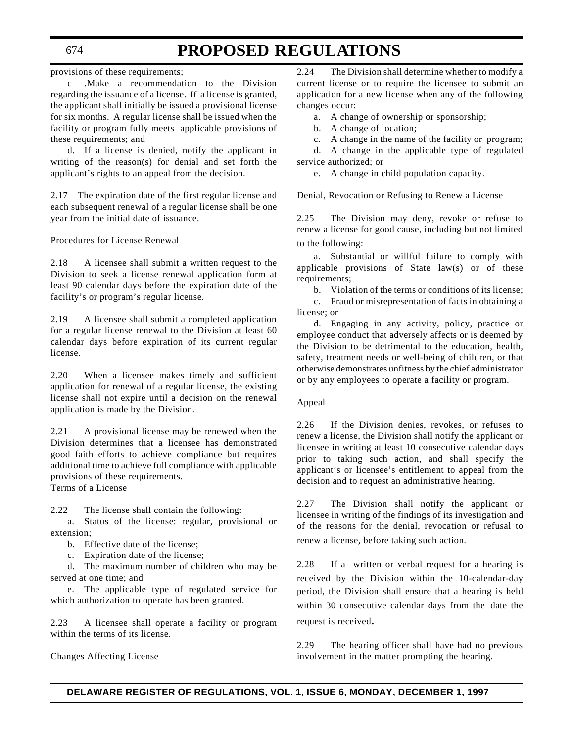provisions of these requirements;

c .Make a recommendation to the Division regarding the issuance of a license. If a license is granted, the applicant shall initially be issued a provisional license for six months. A regular license shall be issued when the facility or program fully meets applicable provisions of these requirements; and

d. If a license is denied, notify the applicant in writing of the reason(s) for denial and set forth the applicant's rights to an appeal from the decision.

2.17 The expiration date of the first regular license and each subsequent renewal of a regular license shall be one year from the initial date of issuance.

Procedures for License Renewal

2.18 A licensee shall submit a written request to the Division to seek a license renewal application form at least 90 calendar days before the expiration date of the facility's or program's regular license.

2.19 A licensee shall submit a completed application for a regular license renewal to the Division at least 60 calendar days before expiration of its current regular license.

2.20 When a licensee makes timely and sufficient application for renewal of a regular license, the existing license shall not expire until a decision on the renewal application is made by the Division.

2.21 A provisional license may be renewed when the Division determines that a licensee has demonstrated good faith efforts to achieve compliance but requires additional time to achieve full compliance with applicable provisions of these requirements.

Terms of a License

2.22 The license shall contain the following:

a. Status of the license: regular, provisional or extension;

b. Effective date of the license;

c. Expiration date of the license;

d. The maximum number of children who may be served at one time; and

e. The applicable type of regulated service for which authorization to operate has been granted.

2.23 A licensee shall operate a facility or program within the terms of its license.

Changes Affecting License

2.24 The Division shall determine whether to modify a current license or to require the licensee to submit an application for a new license when any of the following changes occur:

a. A change of ownership or sponsorship;

b. A change of location;

c. A change in the name of the facility or program;

d. A change in the applicable type of regulated service authorized; or

e. A change in child population capacity.

Denial, Revocation or Refusing to Renew a License

2.25 The Division may deny, revoke or refuse to renew a license for good cause, including but not limited to the following:

a. Substantial or willful failure to comply with applicable provisions of State law(s) or of these requirements;

b. Violation of the terms or conditions of its license;

c. Fraud or misrepresentation of facts in obtaining a license; or

d. Engaging in any activity, policy, practice or employee conduct that adversely affects or is deemed by the Division to be detrimental to the education, health, safety, treatment needs or well-being of children, or that otherwise demonstrates unfitness by the chief administrator or by any employees to operate a facility or program.

Appeal

2.26 If the Division denies, revokes, or refuses to renew a license, the Division shall notify the applicant or licensee in writing at least 10 consecutive calendar days prior to taking such action, and shall specify the applicant's or licensee's entitlement to appeal from the decision and to request an administrative hearing.

2.27 The Division shall notify the applicant or licensee in writing of the findings of its investigation and of the reasons for the denial, revocation or refusal to renew a license, before taking such action.

2.28 If a written or verbal request for a hearing is received by the Division within the 10-calendar-day period, the Division shall ensure that a hearing is held within 30 consecutive calendar days from the date the request is received.

2.29 The hearing officer shall have had no previous involvement in the matter prompting the hearing.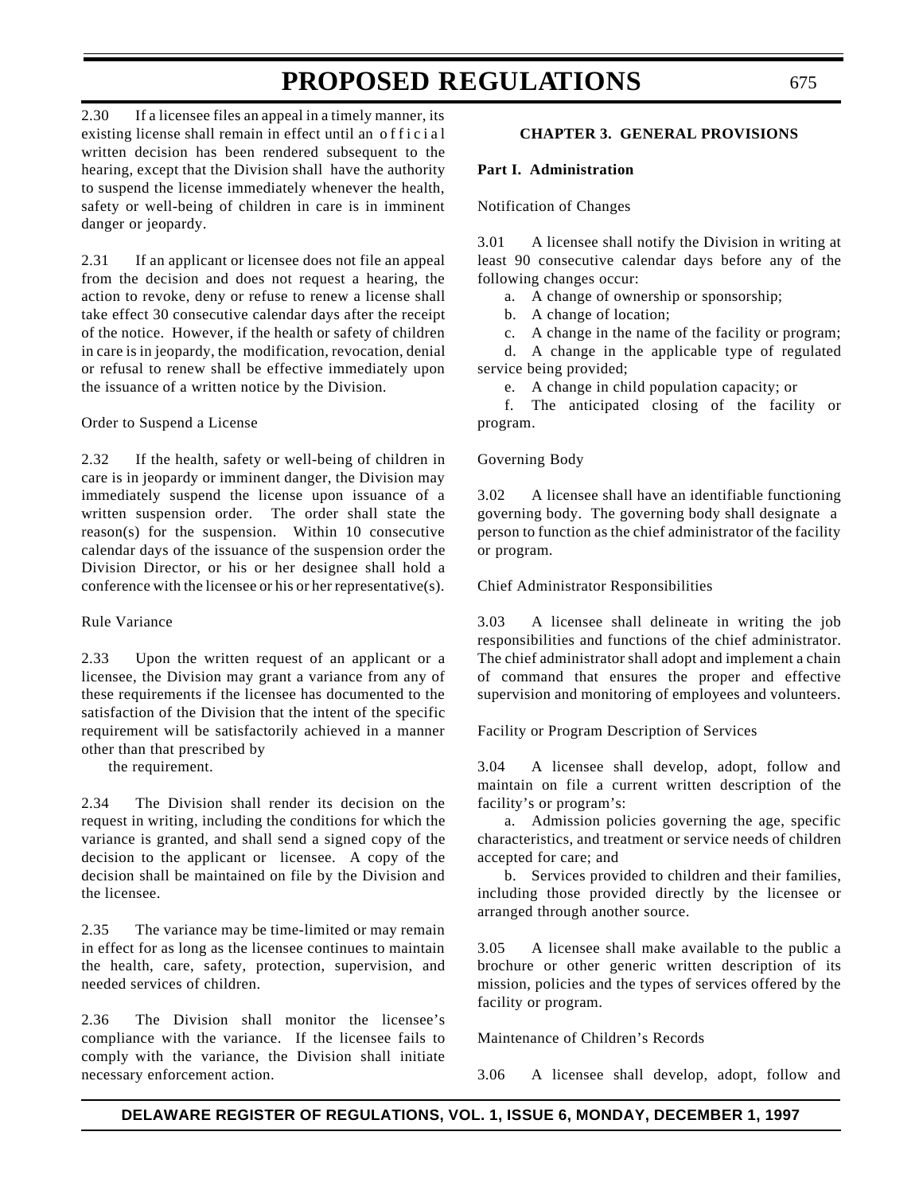2.30 If a licensee files an appeal in a timely manner, its existing license shall remain in effect until an official written decision has been rendered subsequent to the hearing, except that the Division shall have the authority to suspend the license immediately whenever the health, safety or well-being of children in care is in imminent danger or jeopardy.

2.31 If an applicant or licensee does not file an appeal from the decision and does not request a hearing, the action to revoke, deny or refuse to renew a license shall take effect 30 consecutive calendar days after the receipt of the notice. However, if the health or safety of children in care is in jeopardy, the modification, revocation, denial or refusal to renew shall be effective immediately upon the issuance of a written notice by the Division.

Order to Suspend a License

2.32 If the health, safety or well-being of children in care is in jeopardy or imminent danger, the Division may immediately suspend the license upon issuance of a written suspension order. The order shall state the reason(s) for the suspension. Within 10 consecutive calendar days of the issuance of the suspension order the Division Director, or his or her designee shall hold a conference with the licensee or his or her representative(s).

Rule Variance

2.33 Upon the written request of an applicant or a licensee, the Division may grant a variance from any of these requirements if the licensee has documented to the satisfaction of the Division that the intent of the specific requirement will be satisfactorily achieved in a manner other than that prescribed by the requirement.

2.34 The Division shall render its decision on the request in writing, including the conditions for which the variance is granted, and shall send a signed copy of the decision to the applicant or licensee. A copy of the decision shall be maintained on file by the Division and the licensee.

2.35 The variance may be time-limited or may remain in effect for as long as the licensee continues to maintain the health, care, safety, protection, supervision, and needed services of children.

2.36 The Division shall monitor the licensee's compliance with the variance. If the licensee fails to comply with the variance, the Division shall initiate necessary enforcement action.

## CHAPTER 3. GENERAL PROVISIONS

### Part I. Administration

Notification of Changes

3.01 A licensee shall notify the Division in writing at least 90 consecutive calendar days before any of the following changes occur:

a. A change of ownership or sponsorship;

b. A change of location;

c. A change in the name of the facility or program;

d. A change in the applicable type of regulated service being provided;

e. A change in child population capacity; or

f. The anticipated closing of the facility or program.

Governing Body

3.02 A licensee shall have an identifiable functioning governing body. The governing body shall designate a person to function as the chief administrator of the facility or program.

Chief Administrator Responsibilities

3.03 A licensee shall delineate in writing the job responsibilities and functions of the chief administrator. The chief administrator shall adopt and implement a chain of command that ensures the proper and effective supervision and monitoring of employees and volunteers.

Facility or Program Description of Services

3.04 A licensee shall develop, adopt, follow and maintain on file a current written description of the facility's or program's:

a. Admission policies governing the age, specific characteristics, and treatment or service needs of children accepted for care; and

b. Services provided to children and their families, including those provided directly by the licensee or arranged through another source.

3.05 A licensee shall make available to the public a brochure or other generic written description of its mission, policies and the types of services offered by the facility or program.

Maintenance of Children's Records

3.06 A licensee shall develop, adopt, follow and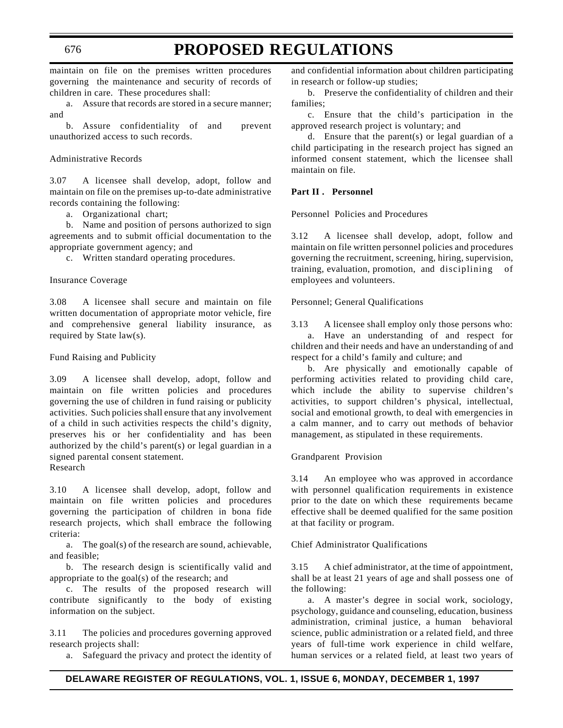maintain on file on the premises written procedures governing the maintenance and security of records of children in care. These procedures shall:

a. Assure that records are stored in a secure manner; and

b. Assure confidentiality of and prevent unauthorized access to such records.

Administrative Records

3.07 A licensee shall develop, adopt, follow and maintain on file on the premises up-to-date administrative records containing the following:

a. Organizational chart;

b. Name and position of persons authorized to sign agreements and to submit official documentation to the appropriate government agency; and

c. Written standard operating procedures.

Insurance Coverage

3.08 A licensee shall secure and maintain on file written documentation of appropriate motor vehicle, fire and comprehensive general liability insurance, as required by State law(s).

Fund Raising and Publicity

3.09 A licensee shall develop, adopt, follow and maintain on file written policies and procedures governing the use of children in fund raising or publicity activities. Such policies shall ensure that any involvement of a child in such activities respects the child's dignity, preserves his or her confidentiality and has been authorized by the child's parent(s) or legal guardian in a signed parental consent statement.

Research

3.10 A licensee shall develop, adopt, follow and maintain on file written policies and procedures governing the participation of children in bona fide research projects, which shall embrace the following criteria:

a. The goal(s) of the research are sound, achievable, and feasible;

b. The research design is scientifically valid and appropriate to the goal(s) of the research; and

c. The results of the proposed research will contribute significantly to the body of existing information on the subject.

3.11 The policies and procedures governing approved research projects shall:

a. Safeguard the privacy and protect the identity of and confidential information about children participating in research or follow-up studies;

b. Preserve the confidentiality of children and their families;

c. Ensure that the child's participation in the approved research project is voluntary; and

d. Ensure that the parent(s) or legal guardian of a child participating in the research project has signed an informed consent statement, which the licensee shall maintain on file.

**Part II . Personnel**

Personnel Policies and Procedures

3.12 A licensee shall develop, adopt, follow and maintain on file written personnel policies and procedures governing the recruitment, screening, hiring, supervision, training, evaluation, promotion, and disciplining of employees and volunteers.

Personnel; General Qualifications

3.13 A licensee shall employ only those persons who:

a. Have an understanding of and respect for children and their needs and have an understanding of and respect for a child's family and culture; and

b. Are physically and emotionally capable of performing activities related to providing child care, which include the ability to supervise children's activities, to support children's physical, intellectual, social and emotional growth, to deal with emergencies in a calm manner, and to carry out methods of behavior management, as stipulated in these requirements.

Grandparent Provision

3.14 An employee who was approved in accordance with personnel qualification requirements in existence prior to the date on which these requirements became effective shall be deemed qualified for the same position at that facility or program.

Chief Administrator Qualifications

3.15 A chief administrator, at the time of appointment, shall be at least 21 years of age and shall possess one of the following:

a. A master's degree in social work, sociology, psychology, guidance and counseling, education, business administration, criminal justice, a human behavioral science, public administration or a related field, and three years of full-time work experience in child welfare, human services or a related field, at least two years of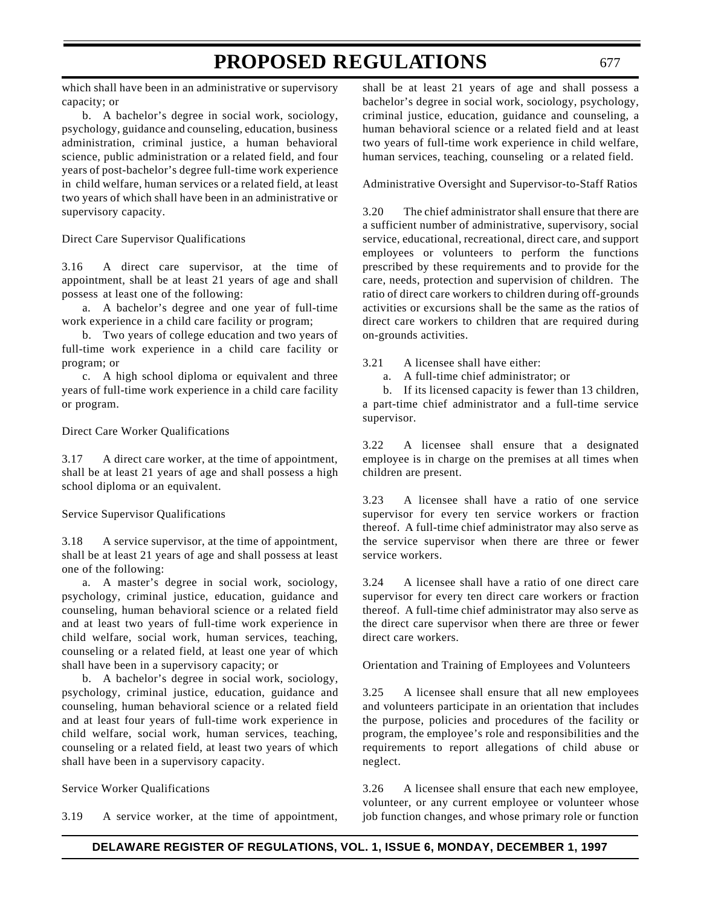which shall have been in an administrative or supervisory capacity; or

b. A bachelor's degree in social work, sociology, psychology, guidance and counseling, education, business administration, criminal justice, a human behavioral science, public administration or a related field, and four years of post-bachelor's degree full-time work experience in child welfare, human services or a related field, at least two years of which shall have been in an administrative or supervisory capacity.

Direct Care Supervisor Qualifications

3.16 A direct care supervisor, at the time of appointment, shall be at least 21 years of age and shall possess at least one of the following:

a. A bachelor's degree and one year of full-time work experience in a child care facility or program;

b. Two years of college education and two years of full-time work experience in a child care facility or program; or

c. A high school diploma or equivalent and three years of full-time work experience in a child care facility or program.

Direct Care Worker Qualifications

3.17 A direct care worker, at the time of appointment, shall be at least 21 years of age and shall possess a high school diploma or an equivalent.

Service Supervisor Qualifications

3.18 A service supervisor, at the time of appointment, shall be at least 21 years of age and shall possess at least one of the following:

a. A master's degree in social work, sociology, psychology, criminal justice, education, guidance and counseling, human behavioral science or a related field and at least two years of full-time work experience in child welfare, social work, human services, teaching, counseling or a related field, at least one year of which shall have been in a supervisory capacity; or

b. A bachelor's degree in social work, sociology, psychology, criminal justice, education, guidance and counseling, human behavioral science or a related field and at least four years of full-time work experience in child welfare, social work, human services, teaching, counseling or a related field, at least two years of which shall have been in a supervisory capacity.

Service Worker Qualifications

3.19 A service worker, at the time of appointment, shall be at least 21 years of age and shall possess a bachelor's degree in social work, sociology, psychology, criminal justice, education, guidance and counseling, a human behavioral science or a related field and at least two years of full-time work experience in child welfare, human services, teaching, counseling or a related field.

Administrative Oversight and Supervisor-to-Staff Ratios

3.20 The chief administrator shall ensure that there are a sufficient number of administrative, supervisory, social service, educational, recreational, direct care, and support employees or volunteers to perform the functions prescribed by these requirements and to provide for the care, needs, protection and supervision of children. The ratio of direct care workers to children during off-grounds activities or excursions shall be the same as the ratios of direct care workers to children that are required during on-grounds activities.

3.21 A licensee shall have either:

a. A full-time chief administrator; or

b. If its licensed capacity is fewer than 13 children, a part-time chief administrator and a full-time service supervisor.

3.22 A licensee shall ensure that a designated employee is in charge on the premises at all times when children are present.

3.23 A licensee shall have a ratio of one service supervisor for every ten service workers or fraction thereof. A full-time chief administrator may also serve as the service supervisor when there are three or fewer service workers.

3.24 A licensee shall have a ratio of one direct care supervisor for every ten direct care workers or fraction thereof. A full-time chief administrator may also serve as the direct care supervisor when there are three or fewer direct care workers.

Orientation and Training of Employees and Volunteers

3.25 A licensee shall ensure that all new employees and volunteers participate in an orientation that includes the purpose, policies and procedures of the facility or program, the employee's role and responsibilities and the requirements to report allegations of child abuse or neglect.

3.26 A licensee shall ensure that each new employee, volunteer, or any current employee or volunteer whose job function changes, and whose primary role or function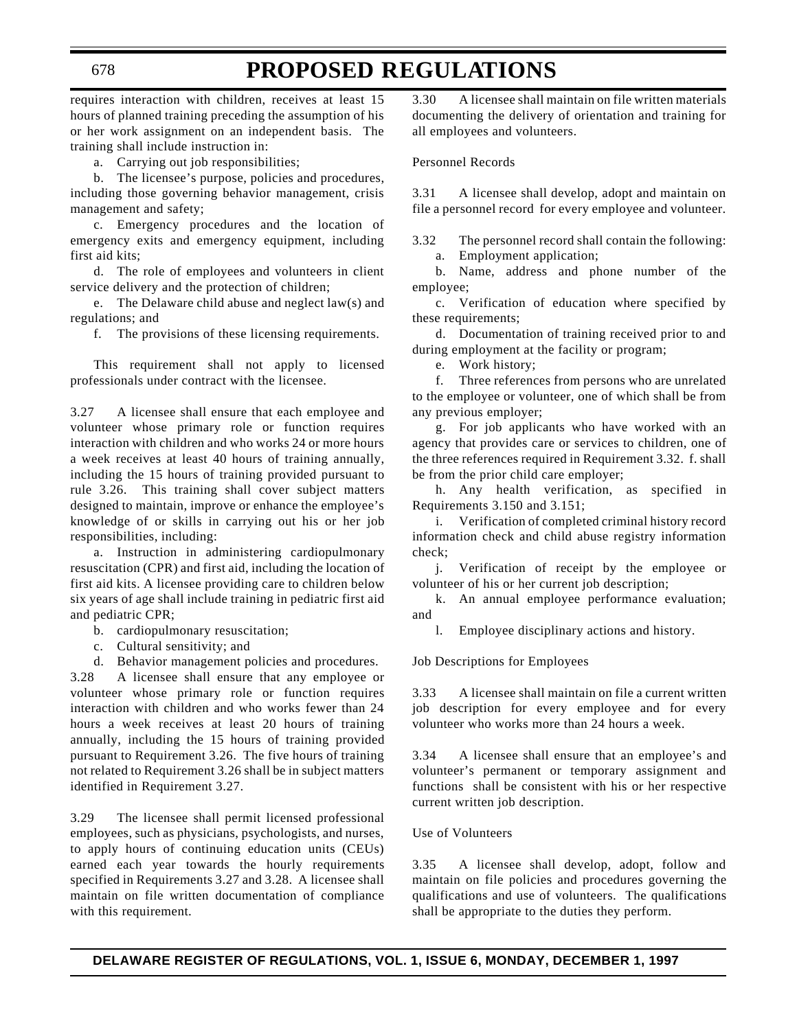requires interaction with children, receives at least 15 hours of planned training preceding the assumption of his or her work assignment on an independent basis. The training shall include instruction in:

a. Carrying out job responsibilities;

b. The licensee's purpose, policies and procedures, including those governing behavior management, crisis management and safety;

c. Emergency procedures and the location of emergency exits and emergency equipment, including first aid kits;

d. The role of employees and volunteers in client service delivery and the protection of children;

e. The Delaware child abuse and neglect law(s) and regulations; and

f. The provisions of these licensing requirements.

This requirement shall not apply to licensed professionals under contract with the licensee.

3.27 A licensee shall ensure that each employee and volunteer whose primary role or function requires interaction with children and who works 24 or more hours a week receives at least 40 hours of training annually, including the 15 hours of training provided pursuant to rule 3.26. This training shall cover subject matters designed to maintain, improve or enhance the employee's knowledge of or skills in carrying out his or her job responsibilities, including:

a. Instruction in administering cardiopulmonary resuscitation (CPR) and first aid, including the location of first aid kits. A licensee providing care to children below six years of age shall include training in pediatric first aid and pediatric CPR;

b. cardiopulmonary resuscitation;

c. Cultural sensitivity; and

d. Behavior management policies and procedures.

3.28 A licensee shall ensure that any employee or volunteer whose primary role or function requires interaction with children and who works fewer than 24 hours a week receives at least 20 hours of training annually, including the 15 hours of training provided pursuant to Requirement 3.26. The five hours of training not related to Requirement 3.26 shall be in subject matters identified in Requirement 3.27.

3.29 The licensee shall permit licensed professional employees, such as physicians, psychologists, and nurses, to apply hours of continuing education units (CEUs) earned each year towards the hourly requirements specified in Requirements 3.27 and 3.28. A licensee shall maintain on file written documentation of compliance with this requirement.

3.30 A licensee shall maintain on file written materials documenting the delivery of orientation and training for all employees and volunteers.

Personnel Records

3.31 A licensee shall develop, adopt and maintain on file a personnel record for every employee and volunteer.

3.32 The personnel record shall contain the following:

a. Employment application;

b. Name, address and phone number of the employee;

c. Verification of education where specified by these requirements;

d. Documentation of training received prior to and during employment at the facility or program;

e. Work history;

f. Three references from persons who are unrelated to the employee or volunteer, one of which shall be from any previous employer;

g. For job applicants who have worked with an agency that provides care or services to children, one of the three references required in Requirement 3.32. f. shall be from the prior child care employer;

h. Any health verification, as specified in Requirements 3.150 and 3.151;

i. Verification of completed criminal history record information check and child abuse registry information check;

j. Verification of receipt by the employee or volunteer of his or her current job description;

k. An annual employee performance evaluation; and

l. Employee disciplinary actions and history.

Job Descriptions for Employees

3.33 A licensee shall maintain on file a current written job description for every employee and for every volunteer who works more than 24 hours a week.

3.34 A licensee shall ensure that an employee's and volunteer's permanent or temporary assignment and functions shall be consistent with his or her respective current written job description.

Use of Volunteers

3.35 A licensee shall develop, adopt, follow and maintain on file policies and procedures governing the qualifications and use of volunteers. The qualifications shall be appropriate to the duties they perform.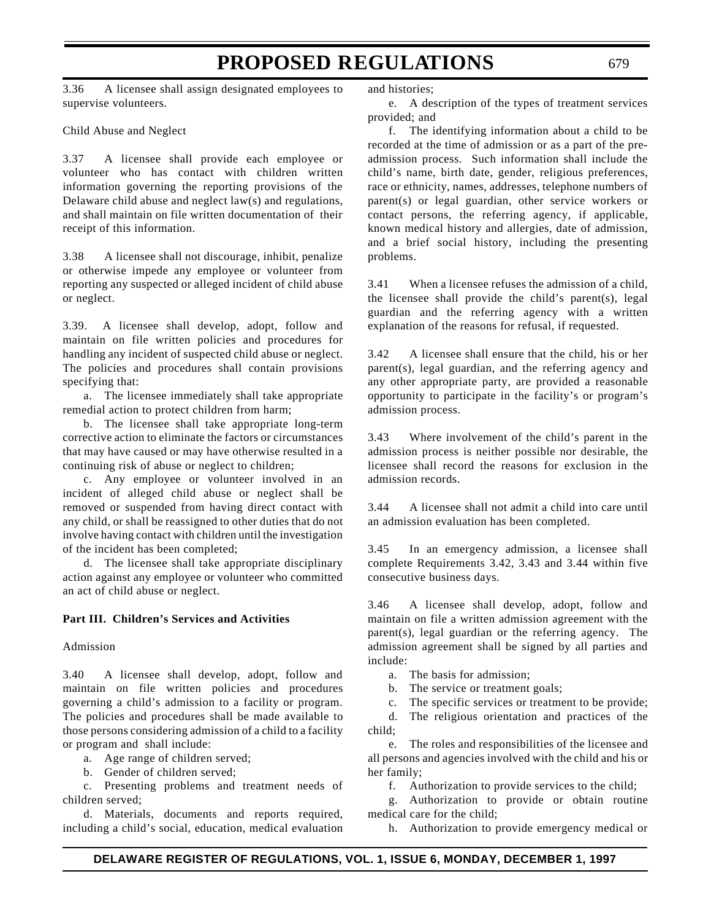3.36 A licensee shall assign designated employees to supervise volunteers.

Child Abuse and Neglect

3.37 A licensee shall provide each employee or volunteer who has contact with children written information governing the reporting provisions of the Delaware child abuse and neglect law(s) and regulations, and shall maintain on file written documentation of their receipt of this information.

3.38 A licensee shall not discourage, inhibit, penalize or otherwise impede any employee or volunteer from reporting any suspected or alleged incident of child abuse or neglect.

3.39. A licensee shall develop, adopt, follow and maintain on file written policies and procedures for handling any incident of suspected child abuse or neglect. The policies and procedures shall contain provisions specifying that:

a. The licensee immediately shall take appropriate remedial action to protect children from harm;

b. The licensee shall take appropriate long-term corrective action to eliminate the factors or circumstances that may have caused or may have otherwise resulted in a continuing risk of abuse or neglect to children;

c. Any employee or volunteer involved in an incident of alleged child abuse or neglect shall be removed or suspended from having direct contact with any child, or shall be reassigned to other duties that do not involve having contact with children until the investigation of the incident has been completed;

d. The licensee shall take appropriate disciplinary action against any employee or volunteer who committed an act of child abuse or neglect.

**Part III. Children's Services and Activities**

Admission

3.40 A licensee shall develop, adopt, follow and maintain on file written policies and procedures governing a child's admission to a facility or program. The policies and procedures shall be made available to those persons considering admission of a child to a facility or program and shall include:

a. Age range of children served;

b. Gender of children served;

c. Presenting problems and treatment needs of children served;

d. Materials, documents and reports required, including a child's social, education, medical evaluation and histories;

e. A description of the types of treatment services provided; and

f. The identifying information about a child to be recorded at the time of admission or as a part of the pre-admission process. Such information shall include the child's name, birth date, gender, religious preferences, race or ethnicity, names, addresses, telephone numbers of parent(s) or legal guardian, other service workers or contact persons, the referring agency, if applicable, known medical history and allergies, date of admission, and a brief social history, including the presenting problems.

3.41 When a licensee refuses the admission of a child, the licensee shall provide the child's parent(s), legal guardian and the referring agency with a written explanation of the reasons for refusal, if requested.

3.42 A licensee shall ensure that the child, his or her parent(s), legal guardian, and the referring agency and any other appropriate party, are provided a reasonable opportunity to participate in the facility's or program's admission process.

3.43 Where involvement of the child's parent in the admission process is neither possible nor desirable, the licensee shall record the reasons for exclusion in the admission records.

3.44 A licensee shall not admit a child into care until an admission evaluation has been completed.

3.45 In an emergency admission, a licensee shall complete Requirements 3.42, 3.43 and 3.44 within five consecutive business days.

3.46 A licensee shall develop, adopt, follow and maintain on file a written admission agreement with the parent(s), legal guardian or the referring agency. The admission agreement shall be signed by all parties and include:

a. The basis for admission;

b. The service or treatment goals;

c. The specific services or treatment to be provide;

d. The religious orientation and practices of the child;

e. The roles and responsibilities of the licensee and all persons and agencies involved with the child and his or her family;

f. Authorization to provide services to the child;

g. Authorization to provide or obtain routine medical care for the child;

h. Authorization to provide emergency medical or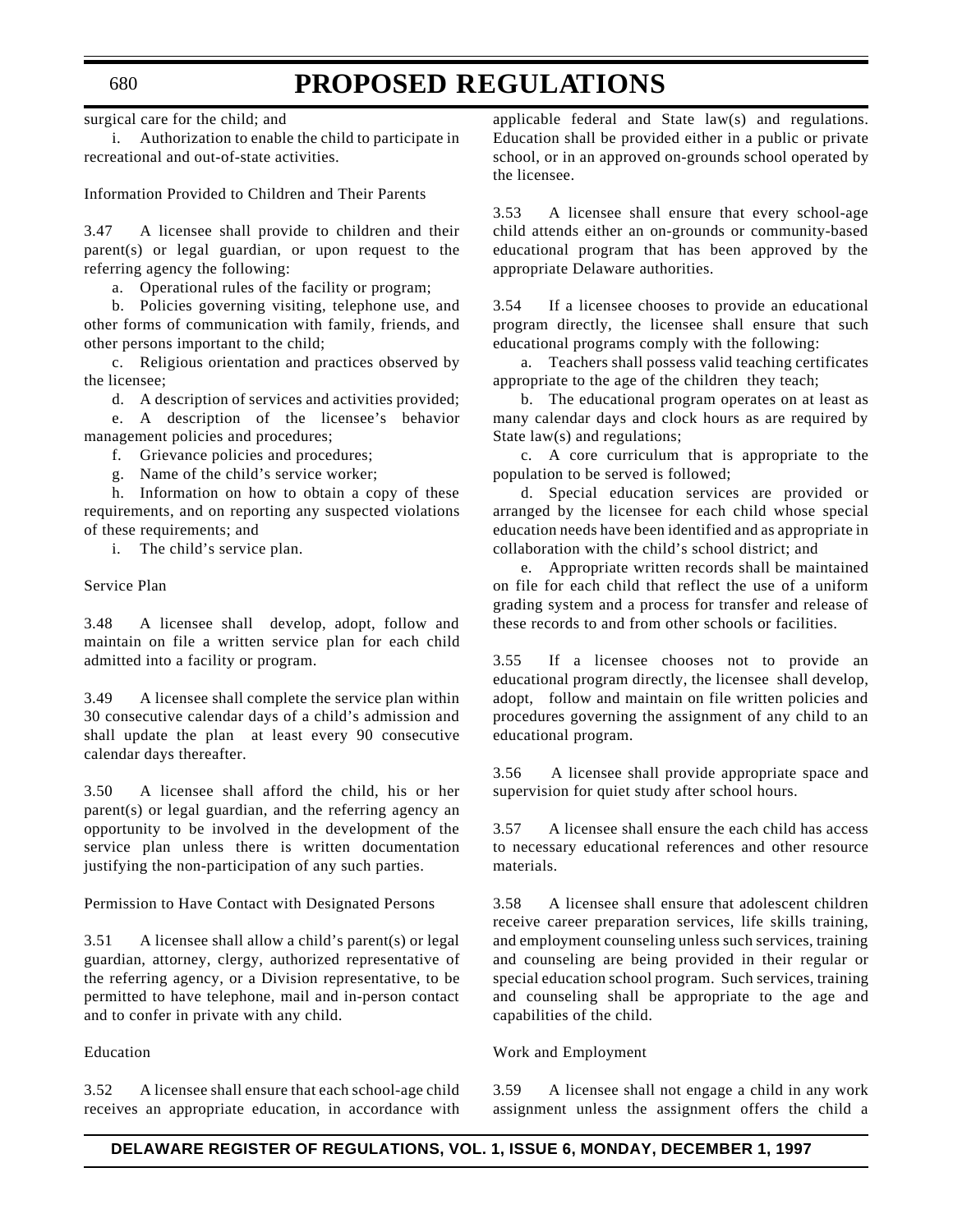surgical care for the child; and

i. Authorization to enable the child to participate in recreational and out-of-state activities.

Information Provided to Children and Their Parents

3.47 A licensee shall provide to children and their parent(s) or legal guardian, or upon request to the referring agency the following:

a. Operational rules of the facility or program;

b. Policies governing visiting, telephone use, and other forms of communication with family, friends, and other persons important to the child;

c. Religious orientation and practices observed by the licensee;

d. A description of services and activities provided;

e. A description of the licensee's behavior management policies and procedures;

f. Grievance policies and procedures;

g. Name of the child's service worker;

h. Information on how to obtain a copy of these requirements, and on reporting any suspected violations of these requirements; and

i. The child's service plan.

Service Plan

3.48 A licensee shall develop, adopt, follow and maintain on file a written service plan for each child admitted into a facility or program.

3.49 A licensee shall complete the service plan within 30 consecutive calendar days of a child's admission and shall update the plan at least every 90 consecutive calendar days thereafter.

3.50 A licensee shall afford the child, his or her parent(s) or legal guardian, and the referring agency an opportunity to be involved in the development of the service plan unless there is written documentation justifying the non-participation of any such parties.

Permission to Have Contact with Designated Persons

3.51 A licensee shall allow a child's parent(s) or legal guardian, attorney, clergy, authorized representative of the referring agency, or a Division representative, to be permitted to have telephone, mail and in-person contact and to confer in private with any child.

Education

3.52 A licensee shall ensure that each school-age child receives an appropriate education, in accordance with applicable federal and State law(s) and regulations. Education shall be provided either in a public or private school, or in an approved on-grounds school operated by the licensee.

3.53 A licensee shall ensure that every school-age child attends either an on-grounds or community-based educational program that has been approved by the appropriate Delaware authorities.

3.54 If a licensee chooses to provide an educational program directly, the licensee shall ensure that such educational programs comply with the following:

a. Teachers shall possess valid teaching certificates appropriate to the age of the children they teach;

b. The educational program operates on at least as many calendar days and clock hours as are required by State law(s) and regulations;

c. A core curriculum that is appropriate to the population to be served is followed;

d. Special education services are provided or arranged by the licensee for each child whose special education needs have been identified and as appropriate in collaboration with the child's school district; and

e. Appropriate written records shall be maintained on file for each child that reflect the use of a uniform grading system and a process for transfer and release of these records to and from other schools or facilities.

3.55 If a licensee chooses not to provide an educational program directly, the licensee shall develop, adopt, follow and maintain on file written policies and procedures governing the assignment of any child to an educational program.

3.56 A licensee shall provide appropriate space and supervision for quiet study after school hours.

3.57 A licensee shall ensure the each child has access to necessary educational references and other resource materials.

3.58 A licensee shall ensure that adolescent children receive career preparation services, life skills training, and employment counseling unless such services, training and counseling are being provided in their regular or special education school program. Such services, training and counseling shall be appropriate to the age and capabilities of the child.

Work and Employment

3.59 A licensee shall not engage a child in any work assignment unless the assignment offers the child a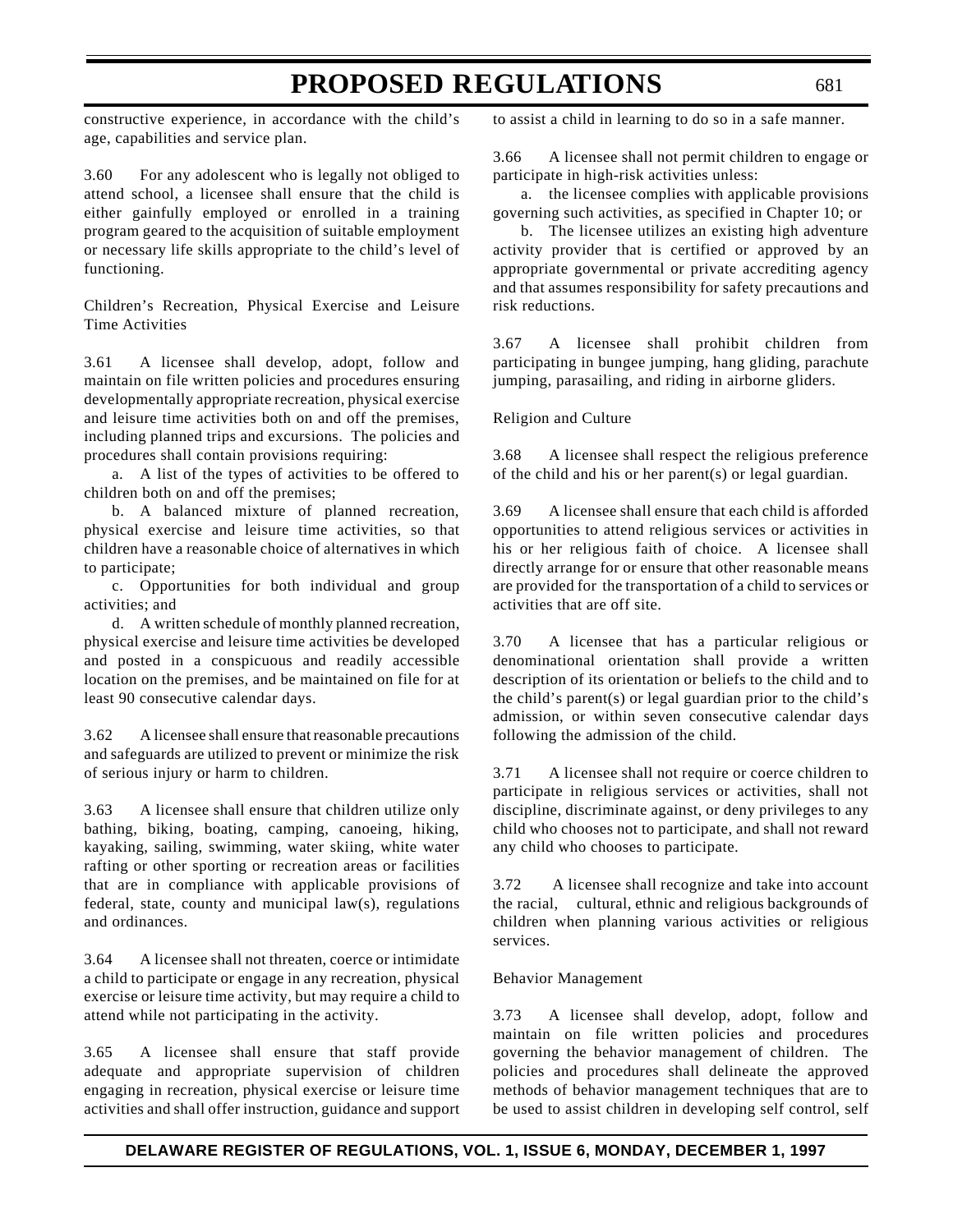constructive experience, in accordance with the child's age, capabilities and service plan.

3.60 For any adolescent who is legally not obliged to attend school, a licensee shall ensure that the child is either gainfully employed or enrolled in a training program geared to the acquisition of suitable employment or necessary life skills appropriate to the child's level of functioning.

Children's Recreation, Physical Exercise and Leisure Time Activities

3.61 A licensee shall develop, adopt, follow and maintain on file written policies and procedures ensuring developmentally appropriate recreation, physical exercise and leisure time activities both on and off the premises, including planned trips and excursions. The policies and procedures shall contain provisions requiring:

a. A list of the types of activities to be offered to children both on and off the premises;

b. A balanced mixture of planned recreation, physical exercise and leisure time activities, so that children have a reasonable choice of alternatives in which to participate;

c. Opportunities for both individual and group activities; and

d. A written schedule of monthly planned recreation, physical exercise and leisure time activities be developed and posted in a conspicuous and readily accessible location on the premises, and be maintained on file for at least 90 consecutive calendar days.

3.62 A licensee shall ensure that reasonable precautions and safeguards are utilized to prevent or minimize the risk of serious injury or harm to children.

3.63 A licensee shall ensure that children utilize only bathing, biking, boating, camping, canoeing, hiking, kayaking, sailing, swimming, water skiing, white water rafting or other sporting or recreation areas or facilities that are in compliance with applicable provisions of federal, state, county and municipal law(s), regulations and ordinances.

3.64 A licensee shall not threaten, coerce or intimidate a child to participate or engage in any recreation, physical exercise or leisure time activity, but may require a child to attend while not participating in the activity.

3.65 A licensee shall ensure that staff provide adequate and appropriate supervision of children engaging in recreation, physical exercise or leisure time activities and shall offer instruction, guidance and support to assist a child in learning to do so in a safe manner.

3.66 A licensee shall not permit children to engage or participate in high-risk activities unless:

a. the licensee complies with applicable provisions governing such activities, as specified in Chapter 10; or

b. The licensee utilizes an existing high adventure activity provider that is certified or approved by an appropriate governmental or private accrediting agency and that assumes responsibility for safety precautions and risk reductions.

3.67 A licensee shall prohibit children from participating in bungee jumping, hang gliding, parachute jumping, parasailing, and riding in airborne gliders.

Religion and Culture

3.68 A licensee shall respect the religious preference of the child and his or her parent(s) or legal guardian.

3.69 A licensee shall ensure that each child is afforded opportunities to attend religious services or activities in his or her religious faith of choice. A licensee shall directly arrange for or ensure that other reasonable means are provided for the transportation of a child to services or activities that are off site.

3.70 A licensee that has a particular religious or denominational orientation shall provide a written description of its orientation or beliefs to the child and to the child's parent(s) or legal guardian prior to the child's admission, or within seven consecutive calendar days following the admission of the child.

3.71 A licensee shall not require or coerce children to participate in religious services or activities, shall not discipline, discriminate against, or deny privileges to any child who chooses not to participate, and shall not reward any child who chooses to participate.

3.72 A licensee shall recognize and take into account the racial, cultural, ethnic and religious backgrounds of children when planning various activities or religious services.

Behavior Management

3.73 A licensee shall develop, adopt, follow and maintain on file written policies and procedures governing the behavior management of children. The policies and procedures shall delineate the approved methods of behavior management techniques that are to be used to assist children in developing self control, self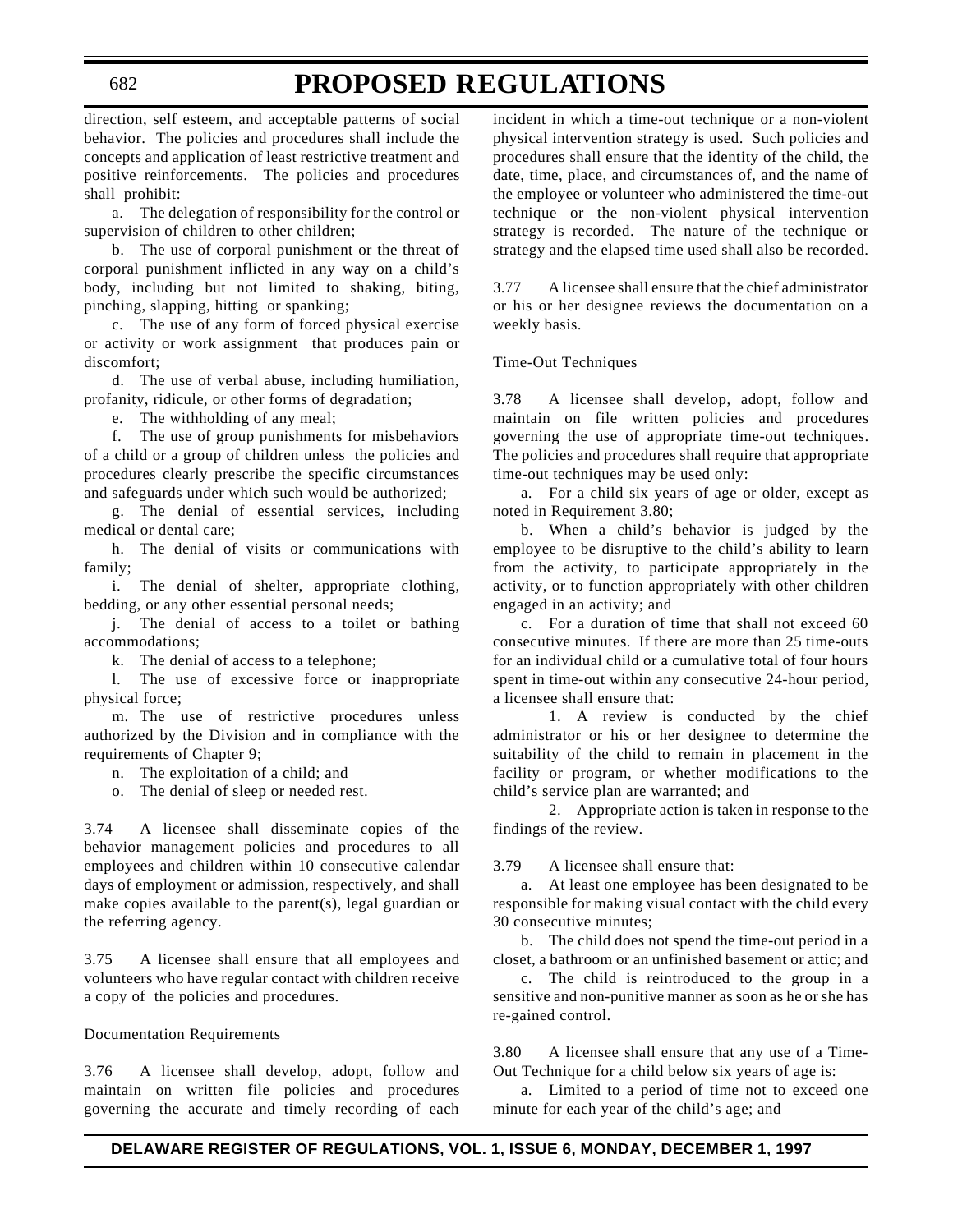direction, self esteem, and acceptable patterns of social behavior. The policies and procedures shall include the concepts and application of least restrictive treatment and positive reinforcements. The policies and procedures shall prohibit:

a. The delegation of responsibility for the control or supervision of children to other children;

b. The use of corporal punishment or the threat of corporal punishment inflicted in any way on a child's body, including but not limited to shaking, biting, pinching, slapping, hitting or spanking;

c. The use of any form of forced physical exercise or activity or work assignment that produces pain or discomfort;

d. The use of verbal abuse, including humiliation, profanity, ridicule, or other forms of degradation;

e. The withholding of any meal;

f. The use of group punishments for misbehaviors of a child or a group of children unless the policies and procedures clearly prescribe the specific circumstances and safeguards under which such would be authorized;

g. The denial of essential services, including medical or dental care;

h. The denial of visits or communications with family;

i. The denial of shelter, appropriate clothing, bedding, or any other essential personal needs;

j. The denial of access to a toilet or bathing accommodations;

k. The denial of access to a telephone;

l. The use of excessive force or inappropriate physical force;

m. The use of restrictive procedures unless authorized by the Division and in compliance with the requirements of Chapter 9;

n. The exploitation of a child; and

o. The denial of sleep or needed rest.

3.74 A licensee shall disseminate copies of the behavior management policies and procedures to all employees and children within 10 consecutive calendar days of employment or admission, respectively, and shall make copies available to the parent(s), legal guardian or the referring agency.

3.75 A licensee shall ensure that all employees and volunteers who have regular contact with children receive a copy of the policies and procedures.

Documentation Requirements

3.76 A licensee shall develop, adopt, follow and maintain on written file policies and procedures governing the accurate and timely recording of each incident in which a time-out technique or a non-violent physical intervention strategy is used. Such policies and procedures shall ensure that the identity of the child, the date, time, place, and circumstances of, and the name of the employee or volunteer who administered the time-out technique or the non-violent physical intervention strategy is recorded. The nature of the technique or strategy and the elapsed time used shall also be recorded.

3.77 A licensee shall ensure that the chief administrator or his or her designee reviews the documentation on a weekly basis.

Time-Out Techniques

3.78 A licensee shall develop, adopt, follow and maintain on file written policies and procedures governing the use of appropriate time-out techniques. The policies and procedures shall require that appropriate time-out techniques may be used only:

a. For a child six years of age or older, except as noted in Requirement 3.80;

b. When a child's behavior is judged by the employee to be disruptive to the child's ability to learn from the activity, to participate appropriately in the activity, or to function appropriately with other children engaged in an activity; and

c. For a duration of time that shall not exceed 60 consecutive minutes. If there are more than 25 time-outs for an individual child or a cumulative total of four hours spent in time-out within any consecutive 24-hour period, a licensee shall ensure that:

1. A review is conducted by the chief administrator or his or her designee to determine the suitability of the child to remain in placement in the facility or program, or whether modifications to the child's service plan are warranted; and

2. Appropriate action is taken in response to the findings of the review.

3.79 A licensee shall ensure that:

a. At least one employee has been designated to be responsible for making visual contact with the child every 30 consecutive minutes;

b. The child does not spend the time-out period in a closet, a bathroom or an unfinished basement or attic; and

c. The child is reintroduced to the group in a sensitive and non-punitive manner as soon as he or she has re-gained control.

3.80 A licensee shall ensure that any use of a Time-Out Technique for a child below six years of age is:

a. Limited to a period of time not to exceed one minute for each year of the child's age; and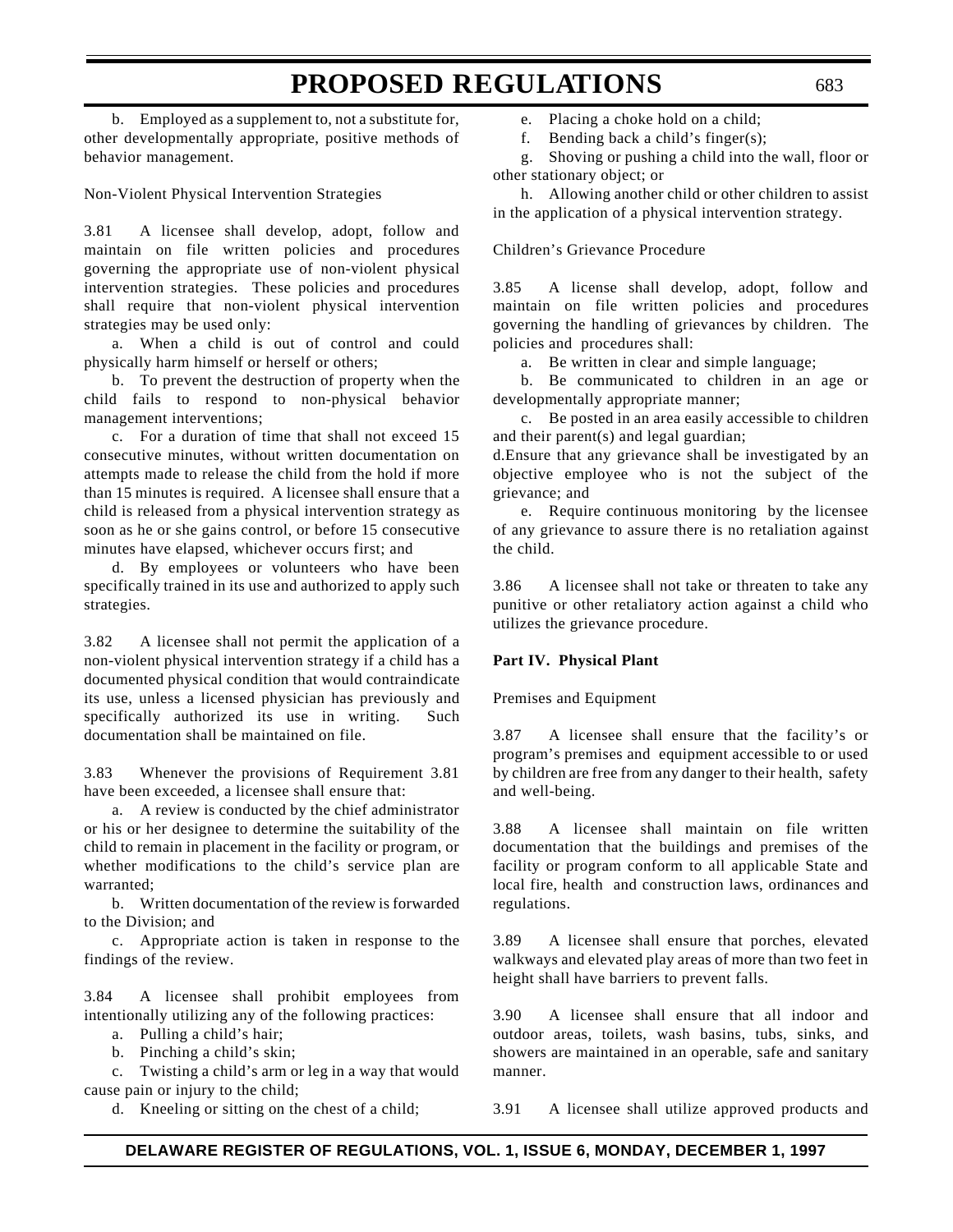b. Employed as a supplement to, not a substitute for, other developmentally appropriate, positive methods of behavior management.

Non-Violent Physical Intervention Strategies

3.81 A licensee shall develop, adopt, follow and maintain on file written policies and procedures governing the appropriate use of non-violent physical intervention strategies. These policies and procedures shall require that non-violent physical intervention strategies may be used only:

a. When a child is out of control and could physically harm himself or herself or others;

b. To prevent the destruction of property when the child fails to respond to non-physical behavior management interventions;

c. For a duration of time that shall not exceed 15 consecutive minutes, without written documentation on attempts made to release the child from the hold if more than 15 minutes is required. A licensee shall ensure that a child is released from a physical intervention strategy as soon as he or she gains control, or before 15 consecutive minutes have elapsed, whichever occurs first; and

d. By employees or volunteers who have been specifically trained in its use and authorized to apply such strategies.

3.82 A licensee shall not permit the application of a non-violent physical intervention strategy if a child has a documented physical condition that would contraindicate its use, unless a licensed physician has previously and specifically authorized its use in writing. Such documentation shall be maintained on file.

3.83 Whenever the provisions of Requirement 3.81 have been exceeded, a licensee shall ensure that:

a. A review is conducted by the chief administrator or his or her designee to determine the suitability of the child to remain in placement in the facility or program, or whether modifications to the child's service plan are warranted;

b. Written documentation of the review is forwarded to the Division; and

c. Appropriate action is taken in response to the findings of the review.

3.84 A licensee shall prohibit employees from intentionally utilizing any of the following practices:

a. Pulling a child's hair;

b. Pinching a child's skin;

c. Twisting a child's arm or leg in a way that would cause pain or injury to the child;

d. Kneeling or sitting on the chest of a child;

e. Placing a choke hold on a child;

f. Bending back a child's finger(s);

g. Shoving or pushing a child into the wall, floor or other stationary object; or

h. Allowing another child or other children to assist in the application of a physical intervention strategy.

Children's Grievance Procedure

3.85 A license shall develop, adopt, follow and maintain on file written policies and procedures governing the handling of grievances by children. The policies and procedures shall:

a. Be written in clear and simple language;

b. Be communicated to children in an age or developmentally appropriate manner;

c. Be posted in an area easily accessible to children and their parent(s) and legal guardian;

d. Ensure that any grievance shall be investigated by an objective employee who is not the subject of the grievance; and

e. Require continuous monitoring by the licensee of any grievance to assure there is no retaliation against the child.

3.86 A licensee shall not take or threaten to take any punitive or other retaliatory action against a child who utilizes the grievance procedure.

**Part IV. Physical Plant**

Premises and Equipment

3.87 A licensee shall ensure that the facility's or program's premises and equipment accessible to or used by children are free from any danger to their health, safety and well-being.

3.88 A licensee shall maintain on file written documentation that the buildings and premises of the facility or program conform to all applicable State and local fire, health and construction laws, ordinances and regulations.

3.89 A licensee shall ensure that porches, elevated walkways and elevated play areas of more than two feet in height shall have barriers to prevent falls.

3.90 A licensee shall ensure that all indoor and outdoor areas, toilets, wash basins, tubs, sinks, and showers are maintained in an operable, safe and sanitary manner.

3.91 A licensee shall utilize approved products and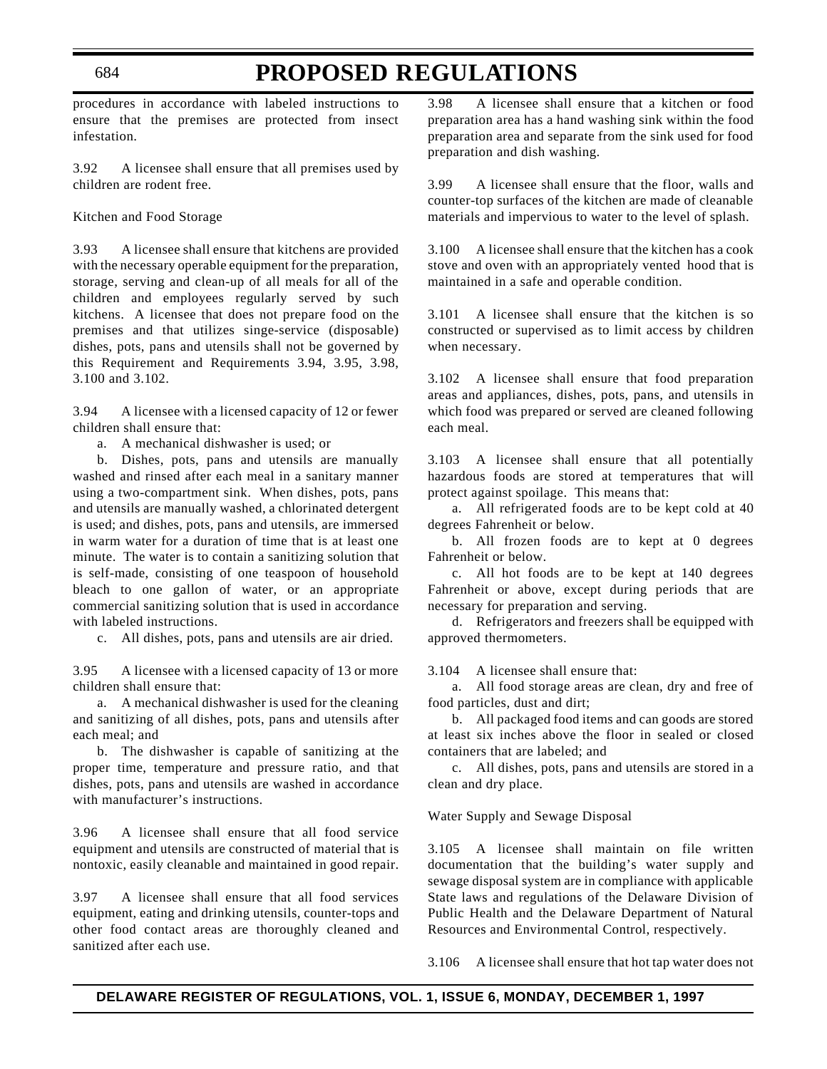procedures in accordance with labeled instructions to ensure that the premises are protected from insect infestation.

3.92 A licensee shall ensure that all premises used by children are rodent free.

Kitchen and Food Storage

3.93 A licensee shall ensure that kitchens are provided with the necessary operable equipment for the preparation, storage, serving and clean-up of all meals for all of the children and employees regularly served by such kitchens. A licensee that does not prepare food on the premises and that utilizes singe-service (disposable) dishes, pots, pans and utensils shall not be governed by this Requirement and Requirements 3.94, 3.95, 3.98, 3.100 and 3.102.

3.94 A licensee with a licensed capacity of 12 or fewer children shall ensure that:

a. A mechanical dishwasher is used; or

b. Dishes, pots, pans and utensils are manually washed and rinsed after each meal in a sanitary manner using a two-compartment sink. When dishes, pots, pans and utensils are manually washed, a chlorinated detergent is used; and dishes, pots, pans and utensils, are immersed in warm water for a duration of time that is at least one minute. The water is to contain a sanitizing solution that is self-made, consisting of one teaspoon of household bleach to one gallon of water, or an appropriate commercial sanitizing solution that is used in accordance with labeled instructions.

c. All dishes, pots, pans and utensils are air dried.

3.95 A licensee with a licensed capacity of 13 or more children shall ensure that:

a. A mechanical dishwasher is used for the cleaning and sanitizing of all dishes, pots, pans and utensils after each meal; and

b. The dishwasher is capable of sanitizing at the proper time, temperature and pressure ratio, and that dishes, pots, pans and utensils are washed in accordance with manufacturer's instructions.

3.96 A licensee shall ensure that all food service equipment and utensils are constructed of material that is nontoxic, easily cleanable and maintained in good repair.

3.97 A licensee shall ensure that all food services equipment, eating and drinking utensils, counter-tops and other food contact areas are thoroughly cleaned and sanitized after each use.

3.98 A licensee shall ensure that a kitchen or food preparation area has a hand washing sink within the food preparation area and separate from the sink used for food preparation and dish washing.

3.99 A licensee shall ensure that the floor, walls and counter-top surfaces of the kitchen are made of cleanable materials and impervious to water to the level of splash.

3.100 A licensee shall ensure that the kitchen has a cook stove and oven with an appropriately vented hood that is maintained in a safe and operable condition.

3.101 A licensee shall ensure that the kitchen is so constructed or supervised as to limit access by children when necessary.

3.102 A licensee shall ensure that food preparation areas and appliances, dishes, pots, pans, and utensils in which food was prepared or served are cleaned following each meal.

3.103 A licensee shall ensure that all potentially hazardous foods are stored at temperatures that will protect against spoilage. This means that:

a. All refrigerated foods are to be kept cold at 40 degrees Fahrenheit or below.

b. All frozen foods are to kept at 0 degrees Fahrenheit or below.

c. All hot foods are to be kept at 140 degrees Fahrenheit or above, except during periods that are necessary for preparation and serving.

d. Refrigerators and freezers shall be equipped with approved thermometers.

3.104 A licensee shall ensure that:

a. All food storage areas are clean, dry and free of food particles, dust and dirt;

b. All packaged food items and can goods are stored at least six inches above the floor in sealed or closed containers that are labeled; and

c. All dishes, pots, pans and utensils are stored in a clean and dry place.

Water Supply and Sewage Disposal

3.105 A licensee shall maintain on file written documentation that the building's water supply and sewage disposal system are in compliance with applicable State laws and regulations of the Delaware Division of Public Health and the Delaware Department of Natural Resources and Environmental Control, respectively.

3.106 A licensee shall ensure that hot tap water does not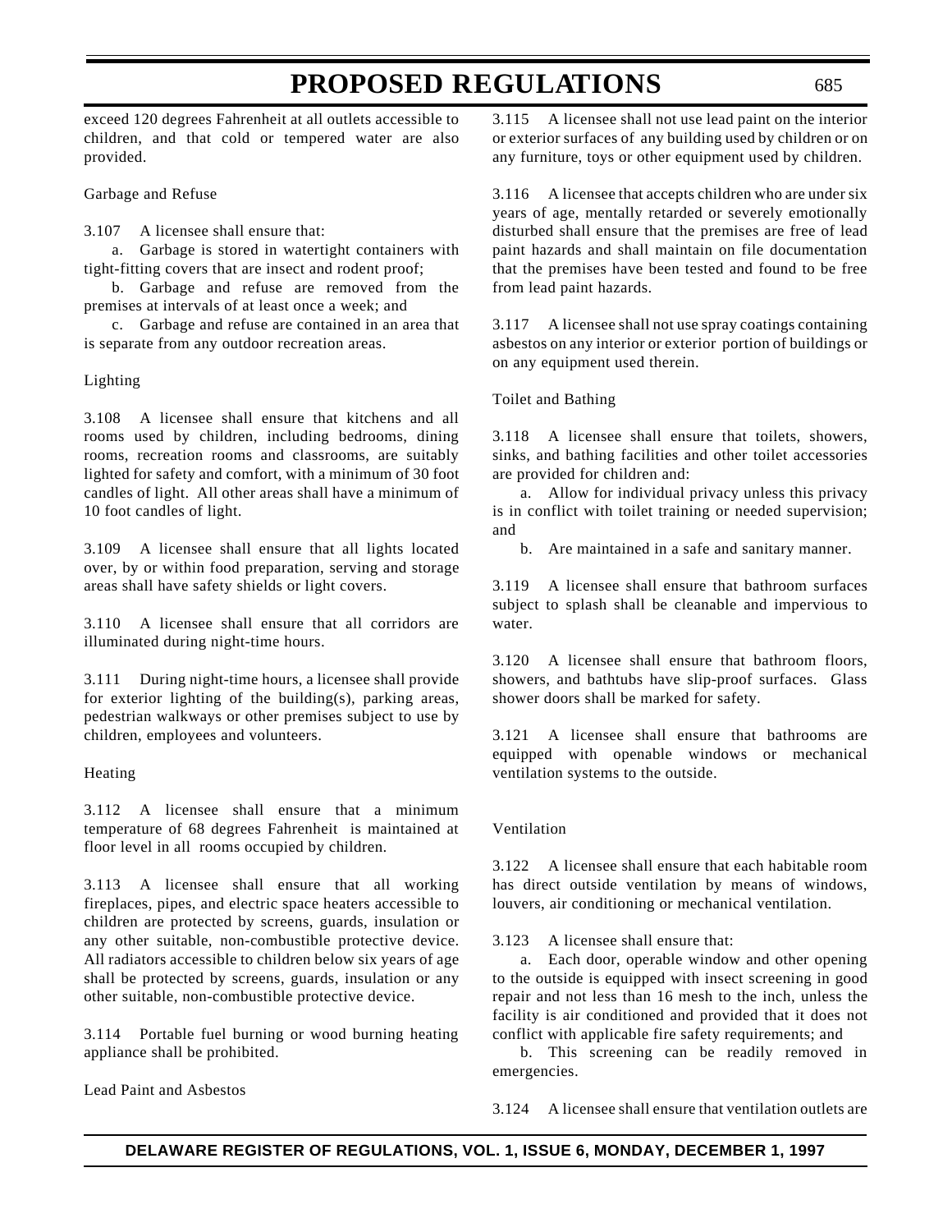exceed 120 degrees Fahrenheit at all outlets accessible to children, and that cold or tempered water are also provided.

Garbage and Refuse

3.107 A licensee shall ensure that:

a. Garbage is stored in watertight containers with tight-fitting covers that are insect and rodent proof;

b. Garbage and refuse are removed from the premises at intervals of at least once a week; and

c. Garbage and refuse are contained in an area that is separate from any outdoor recreation areas.

Lighting

3.108 A licensee shall ensure that kitchens and all rooms used by children, including bedrooms, dining rooms, recreation rooms and classrooms, are suitably lighted for safety and comfort, with a minimum of 30 foot candles of light. All other areas shall have a minimum of 10 foot candles of light.

3.109 A licensee shall ensure that all lights located over, by or within food preparation, serving and storage areas shall have safety shields or light covers.

3.110 A licensee shall ensure that all corridors are illuminated during night-time hours.

3.111 During night-time hours, a licensee shall provide for exterior lighting of the building(s), parking areas, pedestrian walkways or other premises subject to use by children, employees and volunteers.

Heating

3.112 A licensee shall ensure that a minimum temperature of 68 degrees Fahrenheit is maintained at floor level in all rooms occupied by children.

3.113 A licensee shall ensure that all working fireplaces, pipes, and electric space heaters accessible to children are protected by screens, guards, insulation or any other suitable, non-combustible protective device. All radiators accessible to children below six years of age shall be protected by screens, guards, insulation or any other suitable, non-combustible protective device.

3.114 Portable fuel burning or wood burning heating appliance shall be prohibited.

Lead Paint and Asbestos

3.115 A licensee shall not use lead paint on the interior or exterior surfaces of any building used by children or on any furniture, toys or other equipment used by children.

3.116 A licensee that accepts children who are under six years of age, mentally retarded or severely emotionally disturbed shall ensure that the premises are free of lead paint hazards and shall maintain on file documentation that the premises have been tested and found to be free from lead paint hazards.

3.117 A licensee shall not use spray coatings containing asbestos on any interior or exterior portion of buildings or on any equipment used therein.

Toilet and Bathing

3.118 A licensee shall ensure that toilets, showers, sinks, and bathing facilities and other toilet accessories are provided for children and:

a. Allow for individual privacy unless this privacy is in conflict with toilet training or needed supervision; and

b. Are maintained in a safe and sanitary manner.

3.119 A licensee shall ensure that bathroom surfaces subject to splash shall be cleanable and impervious to water.

3.120 A licensee shall ensure that bathroom floors, showers, and bathtubs have slip-proof surfaces. Glass shower doors shall be marked for safety.

3.121 A licensee shall ensure that bathrooms are equipped with openable windows or mechanical ventilation systems to the outside.

Ventilation

3.122 A licensee shall ensure that each habitable room has direct outside ventilation by means of windows, louvers, air conditioning or mechanical ventilation.

3.123 A licensee shall ensure that:

a. Each door, operable window and other opening to the outside is equipped with insect screening in good repair and not less than 16 mesh to the inch, unless the facility is air conditioned and provided that it does not conflict with applicable fire safety requirements; and

b. This screening can be readily removed in emergencies.

3.124 A licensee shall ensure that ventilation outlets are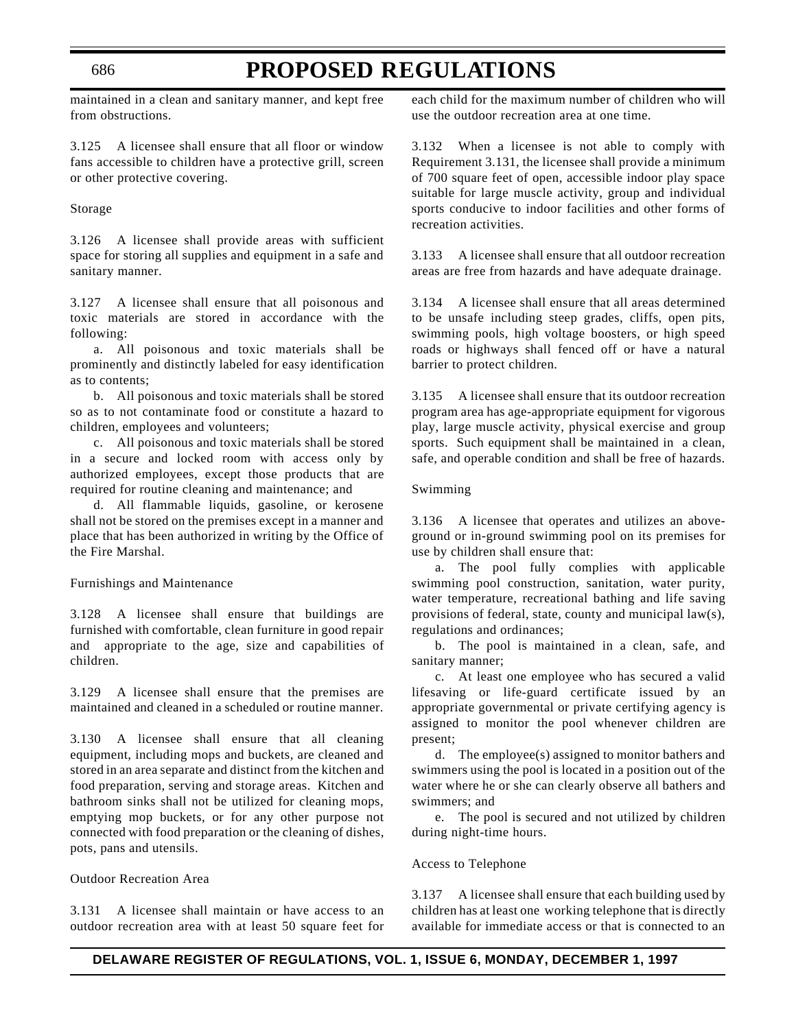maintained in a clean and sanitary manner, and kept free from obstructions.

3.125 A licensee shall ensure that all floor or window fans accessible to children have a protective grill, screen or other protective covering.

Storage

3.126 A licensee shall provide areas with sufficient space for storing all supplies and equipment in a safe and sanitary manner.

3.127 A licensee shall ensure that all poisonous and toxic materials are stored in accordance with the following:

a. All poisonous and toxic materials shall be prominently and distinctly labeled for easy identification as to contents;

b. All poisonous and toxic materials shall be stored so as to not contaminate food or constitute a hazard to children, employees and volunteers;

c. All poisonous and toxic materials shall be stored in a secure and locked room with access only by authorized employees, except those products that are required for routine cleaning and maintenance; and

d. All flammable liquids, gasoline, or kerosene shall not be stored on the premises except in a manner and place that has been authorized in writing by the Office of the Fire Marshal.

Furnishings and Maintenance

3.128 A licensee shall ensure that buildings are furnished with comfortable, clean furniture in good repair and appropriate to the age, size and capabilities of children.

3.129 A licensee shall ensure that the premises are maintained and cleaned in a scheduled or routine manner.

3.130 A licensee shall ensure that all cleaning equipment, including mops and buckets, are cleaned and stored in an area separate and distinct from the kitchen and food preparation, serving and storage areas. Kitchen and bathroom sinks shall not be utilized for cleaning mops, emptying mop buckets, or for any other purpose not connected with food preparation or the cleaning of dishes, pots, pans and utensils.

Outdoor Recreation Area

3.131 A licensee shall maintain or have access to an outdoor recreation area with at least 50 square feet for each child for the maximum number of children who will use the outdoor recreation area at one time.

3.132 When a licensee is not able to comply with Requirement 3.131, the licensee shall provide a minimum of 700 square feet of open, accessible indoor play space suitable for large muscle activity, group and individual sports conducive to indoor facilities and other forms of recreation activities.

3.133 A licensee shall ensure that all outdoor recreation areas are free from hazards and have adequate drainage.

3.134 A licensee shall ensure that all areas determined to be unsafe including steep grades, cliffs, open pits, swimming pools, high voltage boosters, or high speed roads or highways shall fenced off or have a natural barrier to protect children.

3.135 A licensee shall ensure that its outdoor recreation program area has age-appropriate equipment for vigorous play, large muscle activity, physical exercise and group sports. Such equipment shall be maintained in a clean, safe, and operable condition and shall be free of hazards.

Swimming

3.136 A licensee that operates and utilizes an above-ground or in-ground swimming pool on its premises for use by children shall ensure that:

a. The pool fully complies with applicable swimming pool construction, sanitation, water purity, water temperature, recreational bathing and life saving provisions of federal, state, county and municipal law(s), regulations and ordinances;

b. The pool is maintained in a clean, safe, and sanitary manner;

c. At least one employee who has secured a valid lifesaving or life-guard certificate issued by an appropriate governmental or private certifying agency is assigned to monitor the pool whenever children are present;

d. The employee(s) assigned to monitor bathers and swimmers using the pool is located in a position out of the water where he or she can clearly observe all bathers and swimmers; and

e. The pool is secured and not utilized by children during night-time hours.

Access to Telephone

3.137 A licensee shall ensure that each building used by children has at least one working telephone that is directly available for immediate access or that is connected to an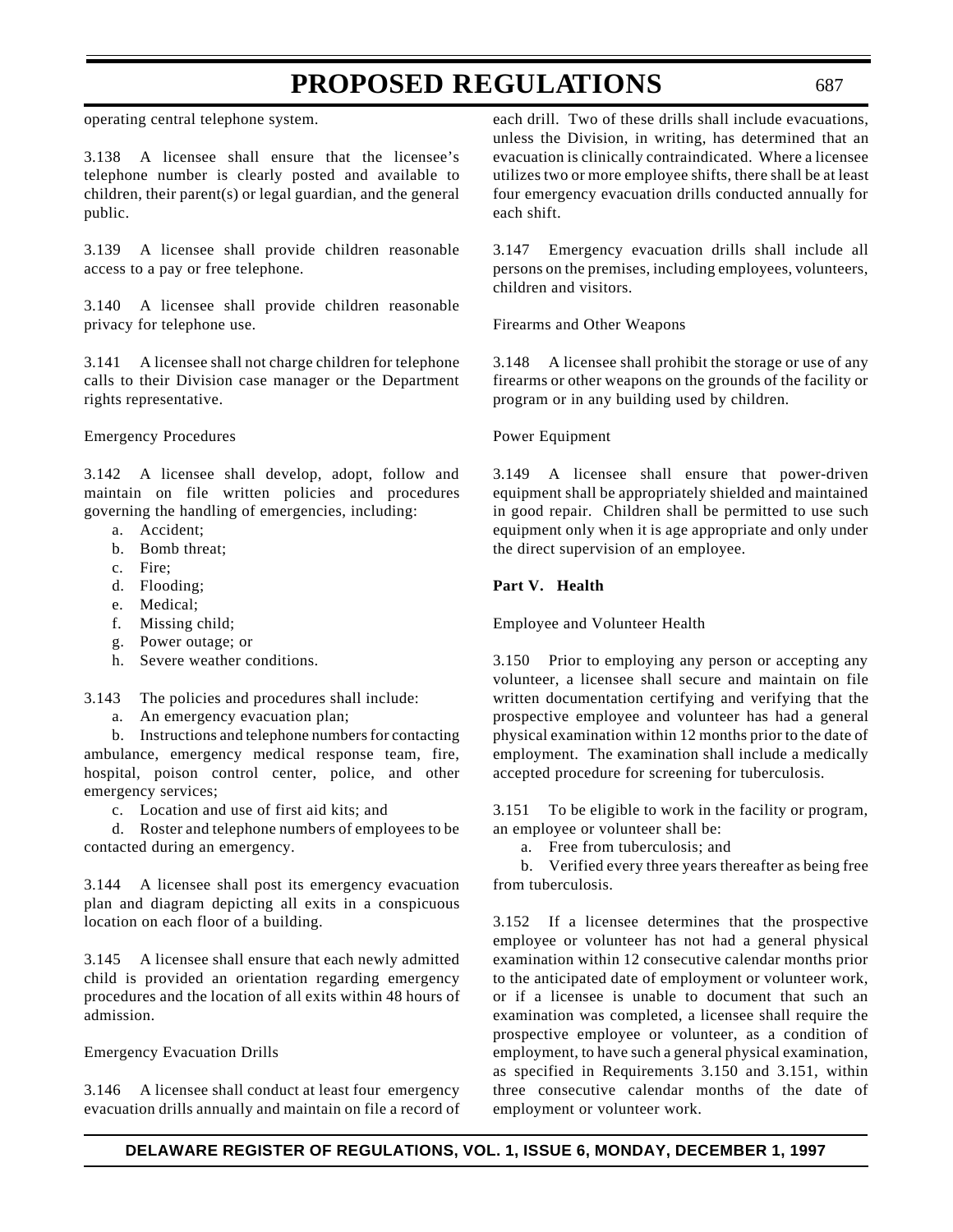operating central telephone system.

3.138 A licensee shall ensure that the licensee's telephone number is clearly posted and available to children, their parent(s) or legal guardian, and the general public.

3.139 A licensee shall provide children reasonable access to a pay or free telephone.

3.140 A licensee shall provide children reasonable privacy for telephone use.

3.141 A licensee shall not charge children for telephone calls to their Division case manager or the Department rights representative.

Emergency Procedures

3.142 A licensee shall develop, adopt, follow and maintain on file written policies and procedures governing the handling of emergencies, including:

a. Accident;
b. Bomb threat;
c. Fire;
d. Flooding;
e. Medical;
f. Missing child;
g. Power outage; or
h. Severe weather conditions.

3.143 The policies and procedures shall include:

a. An emergency evacuation plan;

b. Instructions and telephone numbers for contacting ambulance, emergency medical response team, fire, hospital, poison control center, police, and other emergency services;

c. Location and use of first aid kits; and

d. Roster and telephone numbers of employees to be contacted during an emergency.

3.144 A licensee shall post its emergency evacuation plan and diagram depicting all exits in a conspicuous location on each floor of a building.

3.145 A licensee shall ensure that each newly admitted child is provided an orientation regarding emergency procedures and the location of all exits within 48 hours of admission.

Emergency Evacuation Drills

3.146 A licensee shall conduct at least four emergency evacuation drills annually and maintain on file a record of each drill. Two of these drills shall include evacuations, unless the Division, in writing, has determined that an evacuation is clinically contraindicated. Where a licensee utilizes two or more employee shifts, there shall be at least four emergency evacuation drills conducted annually for each shift.

3.147 Emergency evacuation drills shall include all persons on the premises, including employees, volunteers, children and visitors.

Firearms and Other Weapons

3.148 A licensee shall prohibit the storage or use of any firearms or other weapons on the grounds of the facility or program or in any building used by children.

Power Equipment

3.149 A licensee shall ensure that power-driven equipment shall be appropriately shielded and maintained in good repair. Children shall be permitted to use such equipment only when it is age appropriate and only under the direct supervision of an employee.

**Part V. Health**

Employee and Volunteer Health

3.150 Prior to employing any person or accepting any volunteer, a licensee shall secure and maintain on file written documentation certifying and verifying that the prospective employee and volunteer has had a general physical examination within 12 months prior to the date of employment. The examination shall include a medically accepted procedure for screening for tuberculosis.

3.151 To be eligible to work in the facility or program, an employee or volunteer shall be:

a. Free from tuberculosis; and

b. Verified every three years thereafter as being free from tuberculosis.

3.152 If a licensee determines that the prospective employee or volunteer has not had a general physical examination within 12 consecutive calendar months prior to the anticipated date of employment or volunteer work, or if a licensee is unable to document that such an examination was completed, a licensee shall require the prospective employee or volunteer, as a condition of employment, to have such a general physical examination, as specified in Requirements 3.150 and 3.151, within three consecutive calendar months of the date of employment or volunteer work.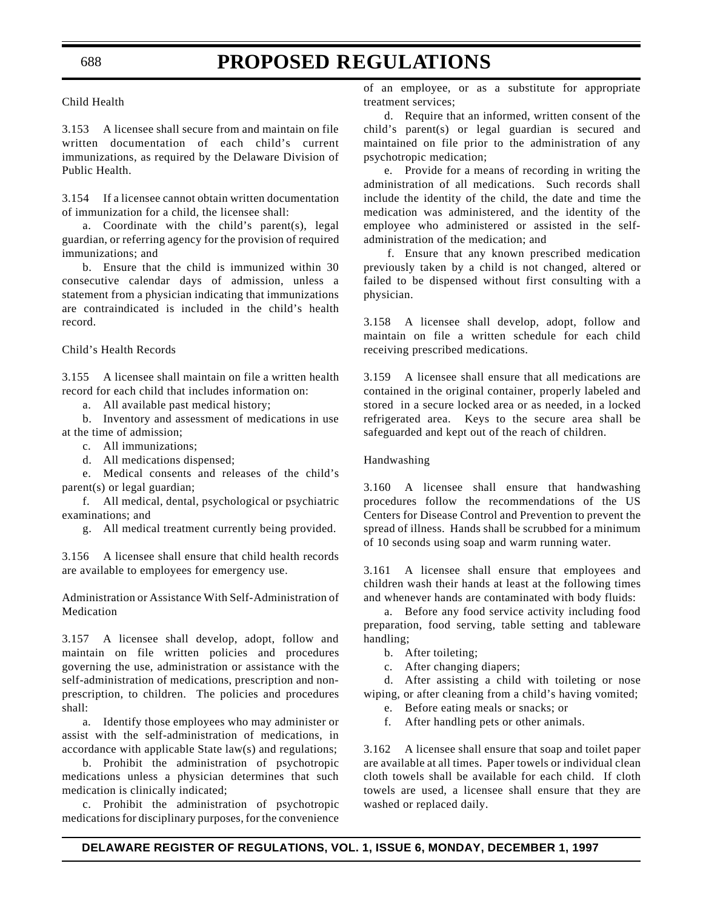Child Health

3.153 A licensee shall secure from and maintain on file written documentation of each child's current immunizations, as required by the Delaware Division of Public Health.

3.154 If a licensee cannot obtain written documentation of immunization for a child, the licensee shall:

a. Coordinate with the child's parent(s), legal guardian, or referring agency for the provision of required immunizations; and

b. Ensure that the child is immunized within 30 consecutive calendar days of admission, unless a statement from a physician indicating that immunizations are contraindicated is included in the child's health record.

Child's Health Records

3.155 A licensee shall maintain on file a written health record for each child that includes information on:

a. All available past medical history;

b. Inventory and assessment of medications in use at the time of admission;

c. All immunizations;

d. All medications dispensed;

e. Medical consents and releases of the child's parent(s) or legal guardian;

f. All medical, dental, psychological or psychiatric examinations; and

g. All medical treatment currently being provided.

3.156 A licensee shall ensure that child health records are available to employees for emergency use.

Administration or Assistance With Self-Administration of Medication

3.157 A licensee shall develop, adopt, follow and maintain on file written policies and procedures governing the use, administration or assistance with the self-administration of medications, prescription and non-prescription, to children. The policies and procedures shall:

a. Identify those employees who may administer or assist with the self-administration of medications, in accordance with applicable State law(s) and regulations;

b. Prohibit the administration of psychotropic medications unless a physician determines that such medication is clinically indicated;

c. Prohibit the administration of psychotropic medications for disciplinary purposes, for the convenience of an employee, or as a substitute for appropriate treatment services;

d. Require that an informed, written consent of the child's parent(s) or legal guardian is secured and maintained on file prior to the administration of any psychotropic medication;

e. Provide for a means of recording in writing the administration of all medications. Such records shall include the identity of the child, the date and time the medication was administered, and the identity of the employee who administered or assisted in the self-administration of the medication; and

f. Ensure that any known prescribed medication previously taken by a child is not changed, altered or failed to be dispensed without first consulting with a physician.

3.158 A licensee shall develop, adopt, follow and maintain on file a written schedule for each child receiving prescribed medications.

3.159 A licensee shall ensure that all medications are contained in the original container, properly labeled and stored in a secure locked area or as needed, in a locked refrigerated area. Keys to the secure area shall be safeguarded and kept out of the reach of children.

Handwashing

3.160 A licensee shall ensure that handwashing procedures follow the recommendations of the US Centers for Disease Control and Prevention to prevent the spread of illness. Hands shall be scrubbed for a minimum of 10 seconds using soap and warm running water.

3.161 A licensee shall ensure that employees and children wash their hands at least at the following times and whenever hands are contaminated with body fluids:

a. Before any food service activity including food preparation, food serving, table setting and tableware handling;

b. After toileting;

c. After changing diapers;

d. After assisting a child with toileting or nose wiping, or after cleaning from a child's having vomited;

e. Before eating meals or snacks; or

f. After handling pets or other animals.

3.162 A licensee shall ensure that soap and toilet paper are available at all times. Paper towels or individual clean cloth towels shall be available for each child. If cloth towels are used, a licensee shall ensure that they are washed or replaced daily.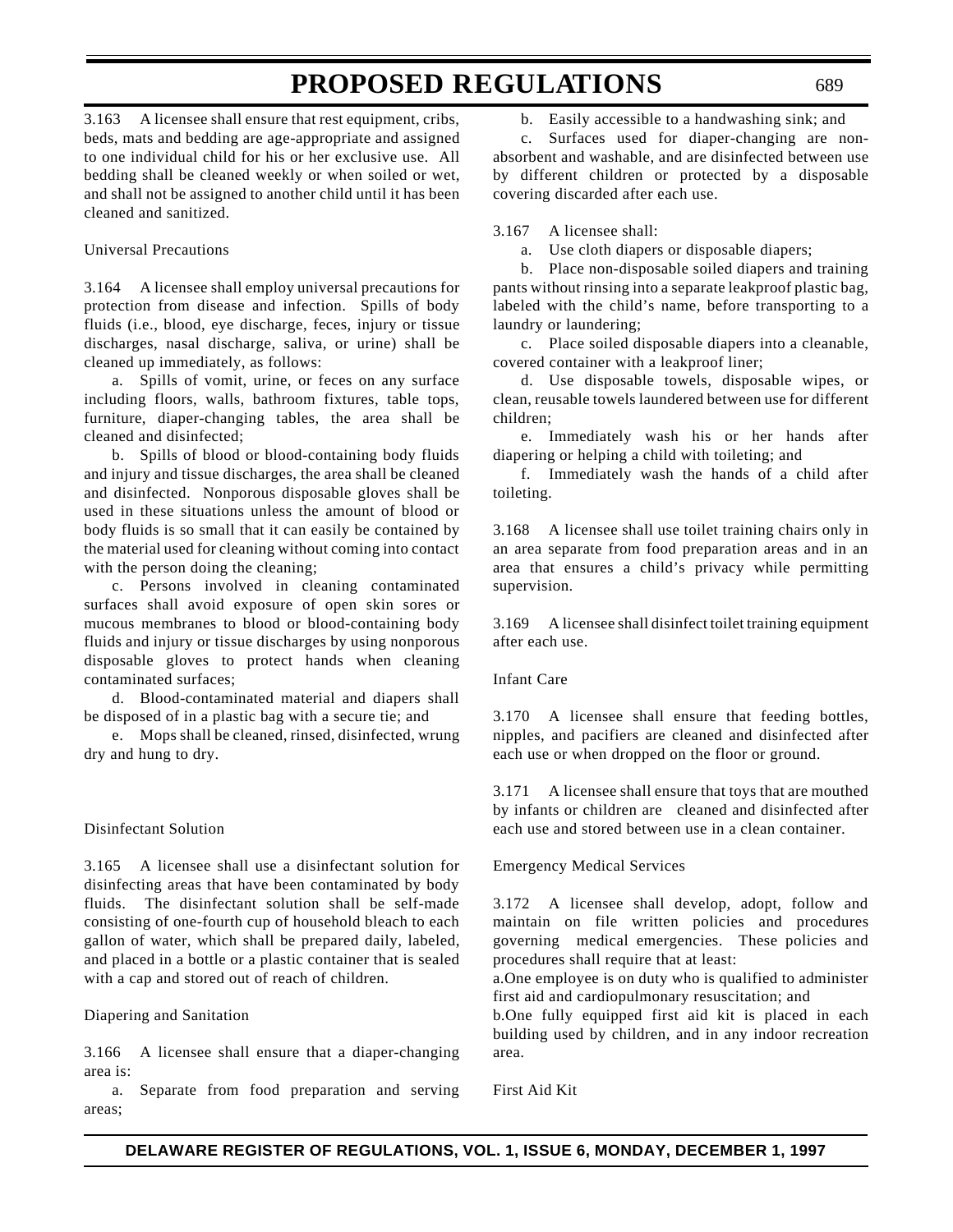3.163 A licensee shall ensure that rest equipment, cribs, beds, mats and bedding are age-appropriate and assigned to one individual child for his or her exclusive use. All bedding shall be cleaned weekly or when soiled or wet, and shall not be assigned to another child until it has been cleaned and sanitized.

Universal Precautions

3.164 A licensee shall employ universal precautions for protection from disease and infection. Spills of body fluids (i.e., blood, eye discharge, feces, injury or tissue discharges, nasal discharge, saliva, or urine) shall be cleaned up immediately, as follows:

a. Spills of vomit, urine, or feces on any surface including floors, walls, bathroom fixtures, table tops, furniture, diaper-changing tables, the area shall be cleaned and disinfected;

b. Spills of blood or blood-containing body fluids and injury and tissue discharges, the area shall be cleaned and disinfected. Nonporous disposable gloves shall be used in these situations unless the amount of blood or body fluids is so small that it can easily be contained by the material used for cleaning without coming into contact with the person doing the cleaning;

c. Persons involved in cleaning contaminated surfaces shall avoid exposure of open skin sores or mucous membranes to blood or blood-containing body fluids and injury or tissue discharges by using nonporous disposable gloves to protect hands when cleaning contaminated surfaces;

d. Blood-contaminated material and diapers shall be disposed of in a plastic bag with a secure tie; and

e. Mops shall be cleaned, rinsed, disinfected, wrung dry and hung to dry.

Disinfectant Solution

3.165 A licensee shall use a disinfectant solution for disinfecting areas that have been contaminated by body fluids. The disinfectant solution shall be self-made consisting of one-fourth cup of household bleach to each gallon of water, which shall be prepared daily, labeled, and placed in a bottle or a plastic container that is sealed with a cap and stored out of reach of children.

Diapering and Sanitation

3.166 A licensee shall ensure that a diaper-changing area is:

a. Separate from food preparation and serving areas;

b. Easily accessible to a handwashing sink; and

c. Surfaces used for diaper-changing are non-absorbent and washable, and are disinfected between use by different children or protected by a disposable covering discarded after each use.

3.167 A licensee shall:

a. Use cloth diapers or disposable diapers;

b. Place non-disposable soiled diapers and training pants without rinsing into a separate leakproof plastic bag, labeled with the child's name, before transporting to a laundry or laundering;

c. Place soiled disposable diapers into a cleanable, covered container with a leakproof liner;

d. Use disposable towels, disposable wipes, or clean, reusable towels laundered between use for different children;

e. Immediately wash his or her hands after diapering or helping a child with toileting; and

f. Immediately wash the hands of a child after toileting.

3.168 A licensee shall use toilet training chairs only in an area separate from food preparation areas and in an area that ensures a child's privacy while permitting supervision.

3.169 A licensee shall disinfect toilet training equipment after each use.

Infant Care

3.170 A licensee shall ensure that feeding bottles, nipples, and pacifiers are cleaned and disinfected after each use or when dropped on the floor or ground.

3.171 A licensee shall ensure that toys that are mouthed by infants or children are cleaned and disinfected after each use and stored between use in a clean container.

Emergency Medical Services

3.172 A licensee shall develop, adopt, follow and maintain on file written policies and procedures governing medical emergencies. These policies and procedures shall require that at least:

a.One employee is on duty who is qualified to administer first aid and cardiopulmonary resuscitation; and

b.One fully equipped first aid kit is placed in each building used by children, and in any indoor recreation area.

First Aid Kit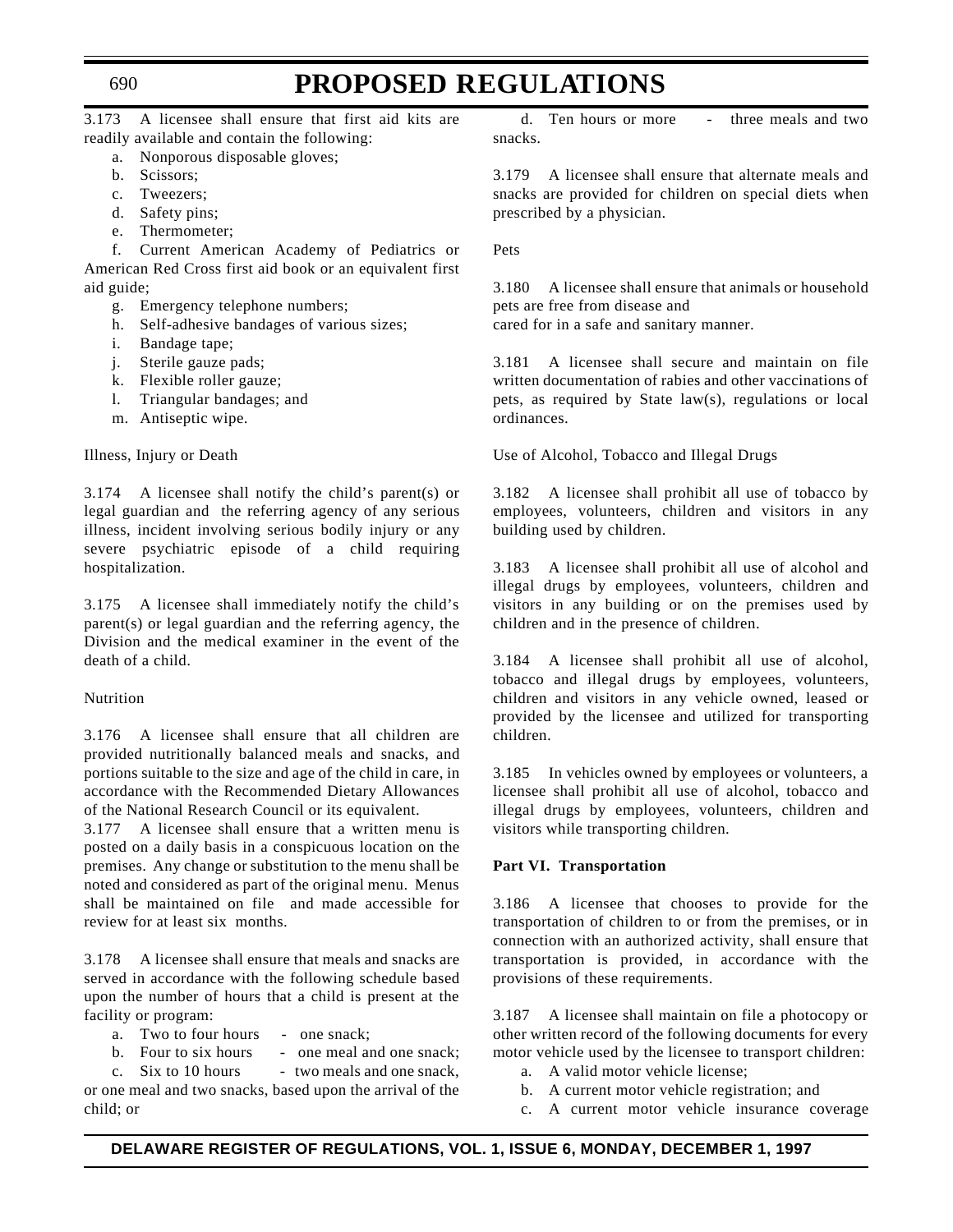3.173 A licensee shall ensure that first aid kits are readily available and contain the following:

a. Nonporous disposable gloves;
b. Scissors;
c. Tweezers;
d. Safety pins;
e. Thermometer;
f. Current American Academy of Pediatrics or American Red Cross first aid book or an equivalent first aid guide;
g. Emergency telephone numbers;
h. Self-adhesive bandages of various sizes;
i. Bandage tape;
j. Sterile gauze pads;
k. Flexible roller gauze;
l. Triangular bandages; and
m. Antiseptic wipe.

Illness, Injury or Death

3.174 A licensee shall notify the child's parent(s) or legal guardian and the referring agency of any serious illness, incident involving serious bodily injury or any severe psychiatric episode of a child requiring hospitalization.

3.175 A licensee shall immediately notify the child's parent(s) or legal guardian and the referring agency, the Division and the medical examiner in the event of the death of a child.

Nutrition

3.176 A licensee shall ensure that all children are provided nutritionally balanced meals and snacks, and portions suitable to the size and age of the child in care, in accordance with the Recommended Dietary Allowances of the National Research Council or its equivalent.

3.177 A licensee shall ensure that a written menu is posted on a daily basis in a conspicuous location on the premises. Any change or substitution to the menu shall be noted and considered as part of the original menu. Menus shall be maintained on file and made accessible for review for at least six months.

3.178 A licensee shall ensure that meals and snacks are served in accordance with the following schedule based upon the number of hours that a child is present at the facility or program:

a. Two to four hours - one snack;
b. Four to six hours - one meal and one snack;
c. Six to 10 hours - two meals and one snack, or one meal and two snacks, based upon the arrival of the child; or
d. Ten hours or more - three meals and two snacks.

3.179 A licensee shall ensure that alternate meals and snacks are provided for children on special diets when prescribed by a physician.

Pets

3.180 A licensee shall ensure that animals or household pets are free from disease and cared for in a safe and sanitary manner.

3.181 A licensee shall secure and maintain on file written documentation of rabies and other vaccinations of pets, as required by State law(s), regulations or local ordinances.

Use of Alcohol, Tobacco and Illegal Drugs

3.182 A licensee shall prohibit all use of tobacco by employees, volunteers, children and visitors in any building used by children.

3.183 A licensee shall prohibit all use of alcohol and illegal drugs by employees, volunteers, children and visitors in any building or on the premises used by children and in the presence of children.

3.184 A licensee shall prohibit all use of alcohol, tobacco and illegal drugs by employees, volunteers, children and visitors in any vehicle owned, leased or provided by the licensee and utilized for transporting children.

3.185 In vehicles owned by employees or volunteers, a licensee shall prohibit all use of alcohol, tobacco and illegal drugs by employees, volunteers, children and visitors while transporting children.

**Part VI. Transportation**

3.186 A licensee that chooses to provide for the transportation of children to or from the premises, or in connection with an authorized activity, shall ensure that transportation is provided, in accordance with the provisions of these requirements.

3.187 A licensee shall maintain on file a photocopy or other written record of the following documents for every motor vehicle used by the licensee to transport children:

a. A valid motor vehicle license;
b. A current motor vehicle registration; and
c. A current motor vehicle insurance coverage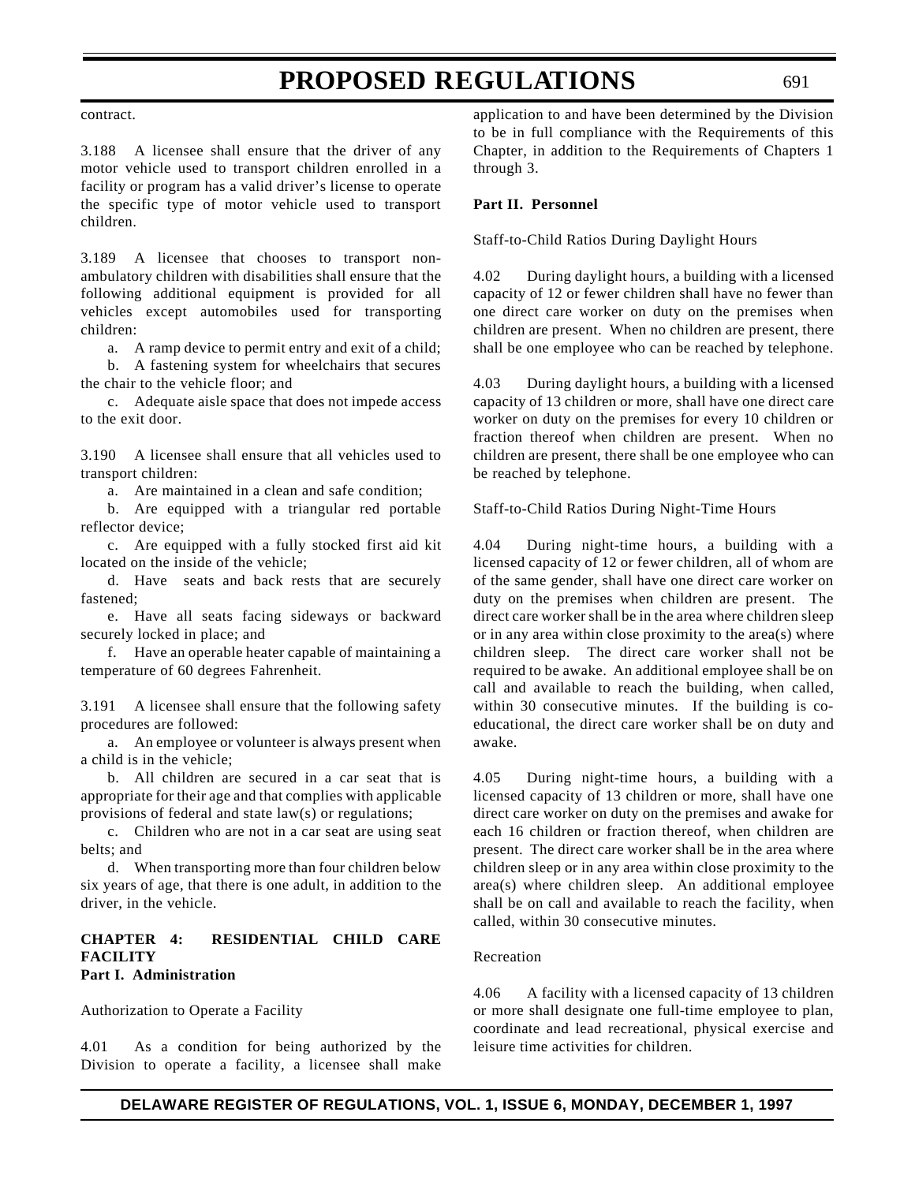contract.

3.188 A licensee shall ensure that the driver of any motor vehicle used to transport children enrolled in a facility or program has a valid driver's license to operate the specific type of motor vehicle used to transport children.

3.189 A licensee that chooses to transport non-ambulatory children with disabilities shall ensure that the following additional equipment is provided for all vehicles except automobiles used for transporting children:

a. A ramp device to permit entry and exit of a child;

b. A fastening system for wheelchairs that secures the chair to the vehicle floor; and

c. Adequate aisle space that does not impede access to the exit door.

3.190 A licensee shall ensure that all vehicles used to transport children:

a. Are maintained in a clean and safe condition;

b. Are equipped with a triangular red portable reflector device;

c. Are equipped with a fully stocked first aid kit located on the inside of the vehicle;

d. Have seats and back rests that are securely fastened;

e. Have all seats facing sideways or backward securely locked in place; and

f. Have an operable heater capable of maintaining a temperature of 60 degrees Fahrenheit.

3.191 A licensee shall ensure that the following safety procedures are followed:

a. An employee or volunteer is always present when a child is in the vehicle;

b. All children are secured in a car seat that is appropriate for their age and that complies with applicable provisions of federal and state law(s) or regulations;

c. Children who are not in a car seat are using seat belts; and

d. When transporting more than four children below six years of age, that there is one adult, in addition to the driver, in the vehicle.

## CHAPTER 4: RESIDENTIAL CHILD CARE FACILITY

### Part I. Administration

Authorization to Operate a Facility

4.01 As a condition for being authorized by the Division to operate a facility, a licensee shall make application to and have been determined by the Division to be in full compliance with the Requirements of this Chapter, in addition to the Requirements of Chapters 1 through 3.

### Part II. Personnel

Staff-to-Child Ratios During Daylight Hours

4.02 During daylight hours, a building with a licensed capacity of 12 or fewer children shall have no fewer than one direct care worker on duty on the premises when children are present. When no children are present, there shall be one employee who can be reached by telephone.

4.03 During daylight hours, a building with a licensed capacity of 13 children or more, shall have one direct care worker on duty on the premises for every 10 children or fraction thereof when children are present. When no children are present, there shall be one employee who can be reached by telephone.

Staff-to-Child Ratios During Night-Time Hours

4.04 During night-time hours, a building with a licensed capacity of 12 or fewer children, all of whom are of the same gender, shall have one direct care worker on duty on the premises when children are present. The direct care worker shall be in the area where children sleep or in any area within close proximity to the area(s) where children sleep. The direct care worker shall not be required to be awake. An additional employee shall be on call and available to reach the building, when called, within 30 consecutive minutes. If the building is co-educational, the direct care worker shall be on duty and awake.

4.05 During night-time hours, a building with a licensed capacity of 13 children or more, shall have one direct care worker on duty on the premises and awake for each 16 children or fraction thereof, when children are present. The direct care worker shall be in the area where children sleep or in any area within close proximity to the area(s) where children sleep. An additional employee shall be on call and available to reach the facility, when called, within 30 consecutive minutes.

Recreation

4.06 A facility with a licensed capacity of 13 children or more shall designate one full-time employee to plan, coordinate and lead recreational, physical exercise and leisure time activities for children.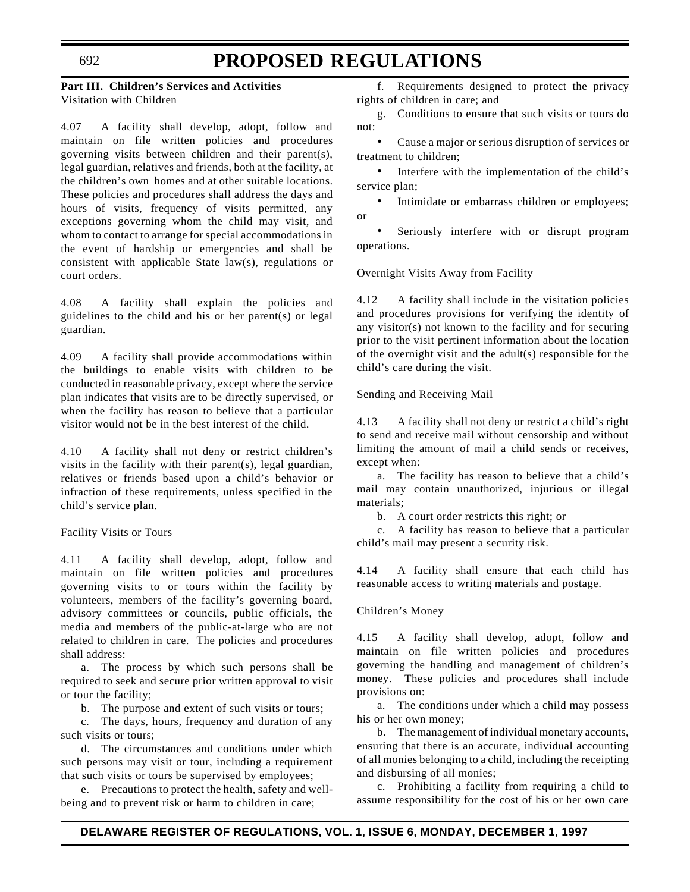**Part III. Children's Services and Activities**

Visitation with Children

4.07 A facility shall develop, adopt, follow and maintain on file written policies and procedures governing visits between children and their parent(s), legal guardian, relatives and friends, both at the facility, at the children's own homes and at other suitable locations. These policies and procedures shall address the days and hours of visits, frequency of visits permitted, any exceptions governing whom the child may visit, and whom to contact to arrange for special accommodations in the event of hardship or emergencies and shall be consistent with applicable State law(s), regulations or court orders.

4.08 A facility shall explain the policies and guidelines to the child and his or her parent(s) or legal guardian.

4.09 A facility shall provide accommodations within the buildings to enable visits with children to be conducted in reasonable privacy, except where the service plan indicates that visits are to be directly supervised, or when the facility has reason to believe that a particular visitor would not be in the best interest of the child.

4.10 A facility shall not deny or restrict children's visits in the facility with their parent(s), legal guardian, relatives or friends based upon a child's behavior or infraction of these requirements, unless specified in the child's service plan.

Facility Visits or Tours

4.11 A facility shall develop, adopt, follow and maintain on file written policies and procedures governing visits to or tours within the facility by volunteers, members of the facility's governing board, advisory committees or councils, public officials, the media and members of the public-at-large who are not related to children in care. The policies and procedures shall address:

a. The process by which such persons shall be required to seek and secure prior written approval to visit or tour the facility;

b. The purpose and extent of such visits or tours;

c. The days, hours, frequency and duration of any such visits or tours;

d. The circumstances and conditions under which such persons may visit or tour, including a requirement that such visits or tours be supervised by employees;

e. Precautions to protect the health, safety and well-being and to prevent risk or harm to children in care;

f. Requirements designed to protect the privacy rights of children in care; and

g. Conditions to ensure that such visits or tours do not:

- Cause a major or serious disruption of services or treatment to children;
- Interfere with the implementation of the child's service plan;
- Intimidate or embarrass children or employees; or
- Seriously interfere with or disrupt program operations.

Overnight Visits Away from Facility

4.12 A facility shall include in the visitation policies and procedures provisions for verifying the identity of any visitor(s) not known to the facility and for securing prior to the visit pertinent information about the location of the overnight visit and the adult(s) responsible for the child's care during the visit.

Sending and Receiving Mail

4.13 A facility shall not deny or restrict a child's right to send and receive mail without censorship and without limiting the amount of mail a child sends or receives, except when:

a. The facility has reason to believe that a child's mail may contain unauthorized, injurious or illegal materials;

b. A court order restricts this right; or

c. A facility has reason to believe that a particular child's mail may present a security risk.

4.14 A facility shall ensure that each child has reasonable access to writing materials and postage.

Children's Money

4.15 A facility shall develop, adopt, follow and maintain on file written policies and procedures governing the handling and management of children's money. These policies and procedures shall include provisions on:

a. The conditions under which a child may possess his or her own money;

b. The management of individual monetary accounts, ensuring that there is an accurate, individual accounting of all monies belonging to a child, including the receipting and disbursing of all monies;

c. Prohibiting a facility from requiring a child to assume responsibility for the cost of his or her own care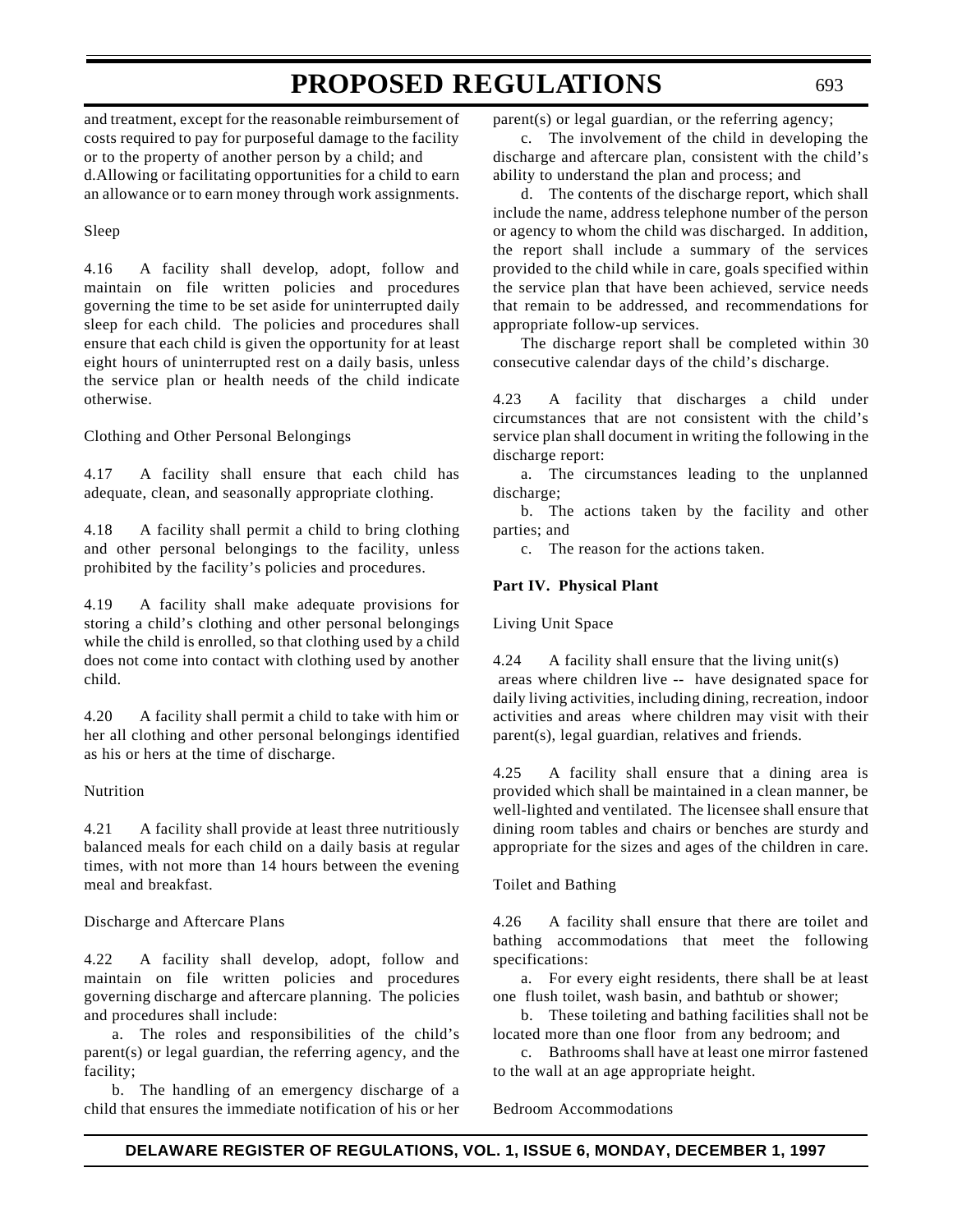and treatment, except for the reasonable reimbursement of costs required to pay for purposeful damage to the facility or to the property of another person by a child; and

d.Allowing or facilitating opportunities for a child to earn an allowance or to earn money through work assignments.

Sleep

4.16 A facility shall develop, adopt, follow and maintain on file written policies and procedures governing the time to be set aside for uninterrupted daily sleep for each child. The policies and procedures shall ensure that each child is given the opportunity for at least eight hours of uninterrupted rest on a daily basis, unless the service plan or health needs of the child indicate otherwise.

Clothing and Other Personal Belongings

4.17 A facility shall ensure that each child has adequate, clean, and seasonally appropriate clothing.

4.18 A facility shall permit a child to bring clothing and other personal belongings to the facility, unless prohibited by the facility's policies and procedures.

4.19 A facility shall make adequate provisions for storing a child's clothing and other personal belongings while the child is enrolled, so that clothing used by a child does not come into contact with clothing used by another child.

4.20 A facility shall permit a child to take with him or her all clothing and other personal belongings identified as his or hers at the time of discharge.

Nutrition

4.21 A facility shall provide at least three nutritiously balanced meals for each child on a daily basis at regular times, with not more than 14 hours between the evening meal and breakfast.

Discharge and Aftercare Plans

4.22 A facility shall develop, adopt, follow and maintain on file written policies and procedures governing discharge and aftercare planning. The policies and procedures shall include:

a. The roles and responsibilities of the child's parent(s) or legal guardian, the referring agency, and the facility;

b. The handling of an emergency discharge of a child that ensures the immediate notification of his or her parent(s) or legal guardian, or the referring agency;

c. The involvement of the child in developing the discharge and aftercare plan, consistent with the child's ability to understand the plan and process; and

d. The contents of the discharge report, which shall include the name, address telephone number of the person or agency to whom the child was discharged. In addition, the report shall include a summary of the services provided to the child while in care, goals specified within the service plan that have been achieved, service needs that remain to be addressed, and recommendations for appropriate follow-up services.

The discharge report shall be completed within 30 consecutive calendar days of the child's discharge.

4.23 A facility that discharges a child under circumstances that are not consistent with the child's service plan shall document in writing the following in the discharge report:

a. The circumstances leading to the unplanned discharge;

b. The actions taken by the facility and other parties; and

c. The reason for the actions taken.

**Part IV. Physical Plant**

Living Unit Space

4.24 A facility shall ensure that the living unit(s) areas where children live -- have designated space for daily living activities, including dining, recreation, indoor activities and areas where children may visit with their parent(s), legal guardian, relatives and friends.

4.25 A facility shall ensure that a dining area is provided which shall be maintained in a clean manner, be well-lighted and ventilated. The licensee shall ensure that dining room tables and chairs or benches are sturdy and appropriate for the sizes and ages of the children in care.

Toilet and Bathing

4.26 A facility shall ensure that there are toilet and bathing accommodations that meet the following specifications:

a. For every eight residents, there shall be at least one flush toilet, wash basin, and bathtub or shower;

b. These toileting and bathing facilities shall not be located more than one floor from any bedroom; and

c. Bathrooms shall have at least one mirror fastened to the wall at an age appropriate height.

Bedroom Accommodations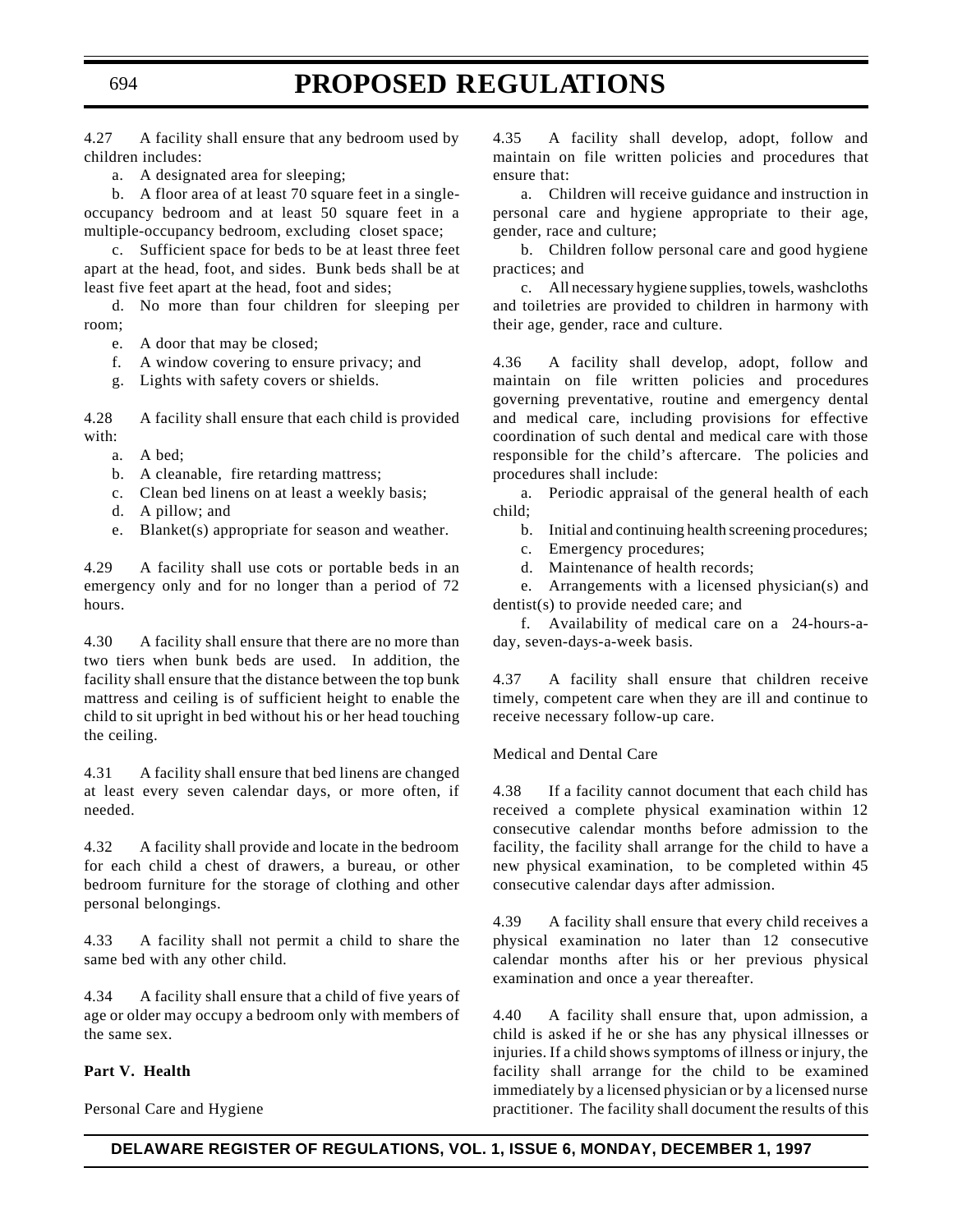4.27 A facility shall ensure that any bedroom used by children includes:

a. A designated area for sleeping;

b. A floor area of at least 70 square feet in a single-occupancy bedroom and at least 50 square feet in a multiple-occupancy bedroom, excluding closet space;

c. Sufficient space for beds to be at least three feet apart at the head, foot, and sides. Bunk beds shall be at least five feet apart at the head, foot and sides;

d. No more than four children for sleeping per room;

e. A door that may be closed;

f. A window covering to ensure privacy; and

g. Lights with safety covers or shields.

4.28 A facility shall ensure that each child is provided with:

a. A bed;

b. A cleanable, fire retarding mattress;

c. Clean bed linens on at least a weekly basis;

d. A pillow; and

e. Blanket(s) appropriate for season and weather.

4.29 A facility shall use cots or portable beds in an emergency only and for no longer than a period of 72 hours.

4.30 A facility shall ensure that there are no more than two tiers when bunk beds are used. In addition, the facility shall ensure that the distance between the top bunk mattress and ceiling is of sufficient height to enable the child to sit upright in bed without his or her head touching the ceiling.

4.31 A facility shall ensure that bed linens are changed at least every seven calendar days, or more often, if needed.

4.32 A facility shall provide and locate in the bedroom for each child a chest of drawers, a bureau, or other bedroom furniture for the storage of clothing and other personal belongings.

4.33 A facility shall not permit a child to share the same bed with any other child.

4.34 A facility shall ensure that a child of five years of age or older may occupy a bedroom only with members of the same sex.

**Part V. Health**

Personal Care and Hygiene

4.35 A facility shall develop, adopt, follow and maintain on file written policies and procedures that ensure that:

a. Children will receive guidance and instruction in personal care and hygiene appropriate to their age, gender, race and culture;

b. Children follow personal care and good hygiene practices; and

c. All necessary hygiene supplies, towels, washcloths and toiletries are provided to children in harmony with their age, gender, race and culture.

4.36 A facility shall develop, adopt, follow and maintain on file written policies and procedures governing preventative, routine and emergency dental and medical care, including provisions for effective coordination of such dental and medical care with those responsible for the child's aftercare. The policies and procedures shall include:

a. Periodic appraisal of the general health of each child;

b. Initial and continuing health screening procedures;

c. Emergency procedures;

d. Maintenance of health records;

e. Arrangements with a licensed physician(s) and dentist(s) to provide needed care; and

f. Availability of medical care on a 24-hours-a-day, seven-days-a-week basis.

4.37 A facility shall ensure that children receive timely, competent care when they are ill and continue to receive necessary follow-up care.

Medical and Dental Care

4.38 If a facility cannot document that each child has received a complete physical examination within 12 consecutive calendar months before admission to the facility, the facility shall arrange for the child to have a new physical examination, to be completed within 45 consecutive calendar days after admission.

4.39 A facility shall ensure that every child receives a physical examination no later than 12 consecutive calendar months after his or her previous physical examination and once a year thereafter.

4.40 A facility shall ensure that, upon admission, a child is asked if he or she has any physical illnesses or injuries. If a child shows symptoms of illness or injury, the facility shall arrange for the child to be examined immediately by a licensed physician or by a licensed nurse practitioner. The facility shall document the results of this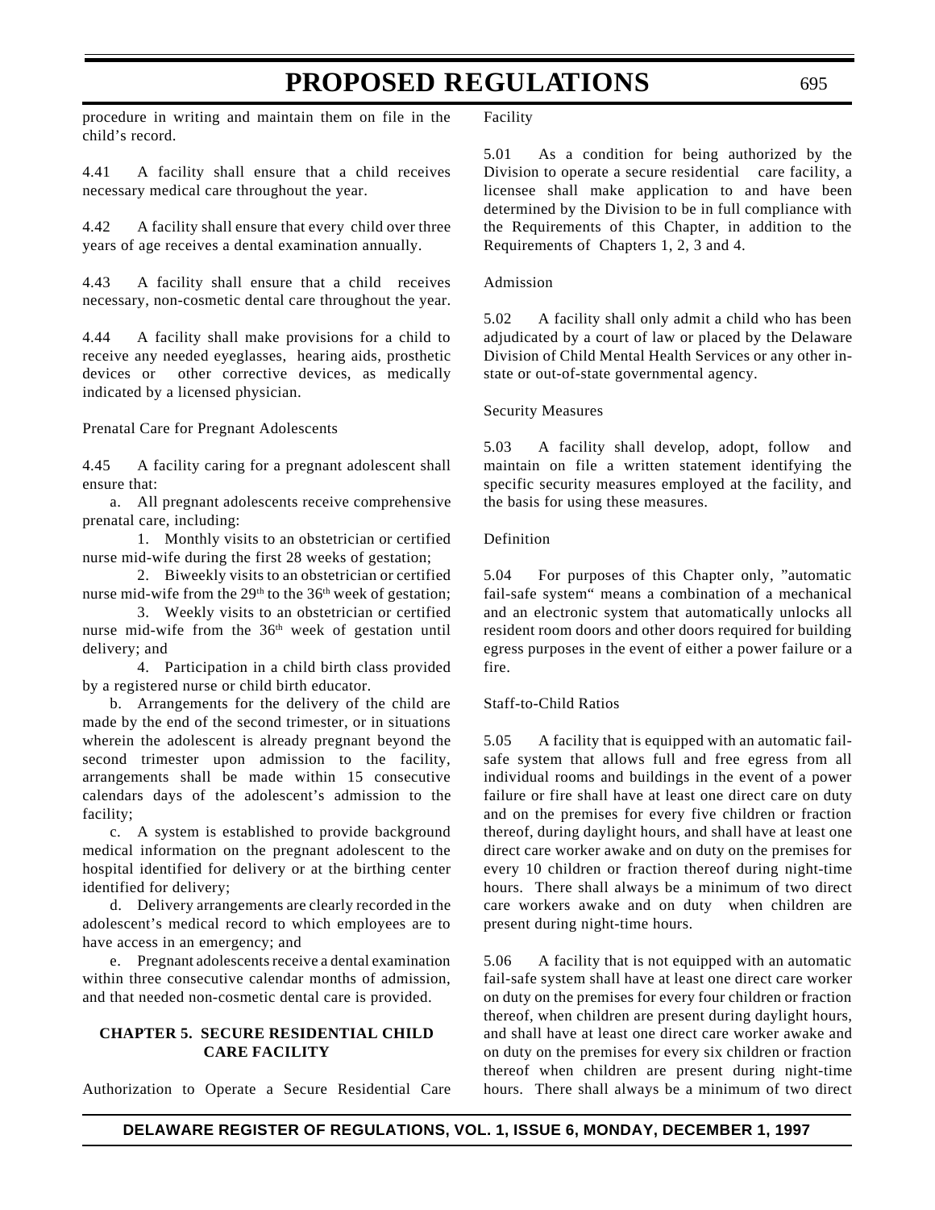procedure in writing and maintain them on file in the child's record.

4.41 A facility shall ensure that a child receives necessary medical care throughout the year.

4.42 A facility shall ensure that every child over three years of age receives a dental examination annually.

4.43 A facility shall ensure that a child receives necessary, non-cosmetic dental care throughout the year.

4.44 A facility shall make provisions for a child to receive any needed eyeglasses, hearing aids, prosthetic devices or other corrective devices, as medically indicated by a licensed physician.

Prenatal Care for Pregnant Adolescents

4.45 A facility caring for a pregnant adolescent shall ensure that:

a. All pregnant adolescents receive comprehensive prenatal care, including:

1. Monthly visits to an obstetrician or certified nurse mid-wife during the first 28 weeks of gestation;

2. Biweekly visits to an obstetrician or certified nurse mid-wife from the 29th to the 36th week of gestation;

3. Weekly visits to an obstetrician or certified nurse mid-wife from the 36th week of gestation until delivery; and

4. Participation in a child birth class provided by a registered nurse or child birth educator.

b. Arrangements for the delivery of the child are made by the end of the second trimester, or in situations wherein the adolescent is already pregnant beyond the second trimester upon admission to the facility, arrangements shall be made within 15 consecutive calendars days of the adolescent's admission to the facility;

c. A system is established to provide background medical information on the pregnant adolescent to the hospital identified for delivery or at the birthing center identified for delivery;

d. Delivery arrangements are clearly recorded in the adolescent's medical record to which employees are to have access in an emergency; and

e. Pregnant adolescents receive a dental examination within three consecutive calendar months of admission, and that needed non-cosmetic dental care is provided.

## CHAPTER 5. SECURE RESIDENTIAL CHILD CARE FACILITY

Authorization to Operate a Secure Residential Care Facility

5.01 As a condition for being authorized by the Division to operate a secure residential care facility, a licensee shall make application to and have been determined by the Division to be in full compliance with the Requirements of this Chapter, in addition to the Requirements of Chapters 1, 2, 3 and 4.

Admission

5.02 A facility shall only admit a child who has been adjudicated by a court of law or placed by the Delaware Division of Child Mental Health Services or any other in-state or out-of-state governmental agency.

Security Measures

5.03 A facility shall develop, adopt, follow and maintain on file a written statement identifying the specific security measures employed at the facility, and the basis for using these measures.

Definition

5.04 For purposes of this Chapter only, "automatic fail-safe system" means a combination of a mechanical and an electronic system that automatically unlocks all resident room doors and other doors required for building egress purposes in the event of either a power failure or a fire.

Staff-to-Child Ratios

5.05 A facility that is equipped with an automatic fail-safe system that allows full and free egress from all individual rooms and buildings in the event of a power failure or fire shall have at least one direct care on duty and on the premises for every five children or fraction thereof, during daylight hours, and shall have at least one direct care worker awake and on duty on the premises for every 10 children or fraction thereof during night-time hours. There shall always be a minimum of two direct care workers awake and on duty when children are present during night-time hours.

5.06 A facility that is not equipped with an automatic fail-safe system shall have at least one direct care worker on duty on the premises for every four children or fraction thereof, when children are present during daylight hours, and shall have at least one direct care worker awake and on duty on the premises for every six children or fraction thereof when children are present during night-time hours. There shall always be a minimum of two direct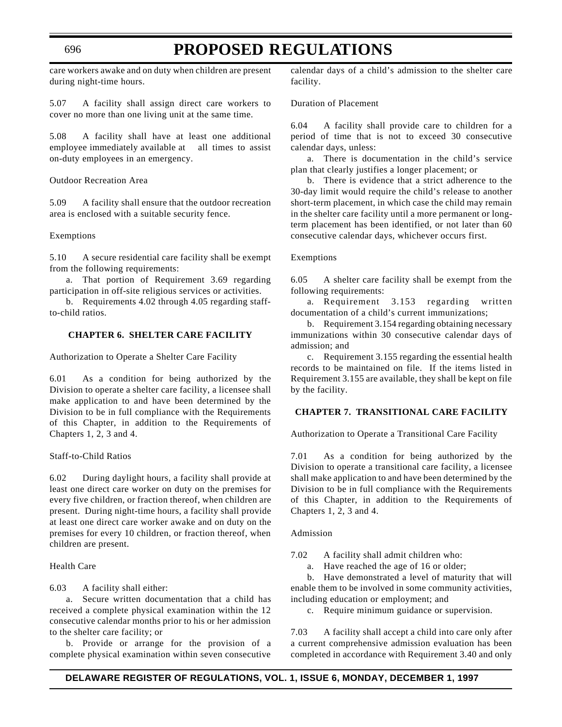care workers awake and on duty when children are present during night-time hours.

5.07 A facility shall assign direct care workers to cover no more than one living unit at the same time.

5.08 A facility shall have at least one additional employee immediately available at all times to assist on-duty employees in an emergency.

Outdoor Recreation Area

5.09 A facility shall ensure that the outdoor recreation area is enclosed with a suitable security fence.

Exemptions

5.10 A secure residential care facility shall be exempt from the following requirements:

a. That portion of Requirement 3.69 regarding participation in off-site religious services or activities.

b. Requirements 4.02 through 4.05 regarding staff-to-child ratios.

### CHAPTER 6. SHELTER CARE FACILITY

Authorization to Operate a Shelter Care Facility

6.01 As a condition for being authorized by the Division to operate a shelter care facility, a licensee shall make application to and have been determined by the Division to be in full compliance with the Requirements of this Chapter, in addition to the Requirements of Chapters 1, 2, 3 and 4.

Staff-to-Child Ratios

6.02 During daylight hours, a facility shall provide at least one direct care worker on duty on the premises for every five children, or fraction thereof, when children are present. During night-time hours, a facility shall provide at least one direct care worker awake and on duty on the premises for every 10 children, or fraction thereof, when children are present.

Health Care

6.03 A facility shall either:

a. Secure written documentation that a child has received a complete physical examination within the 12 consecutive calendar months prior to his or her admission to the shelter care facility; or

b. Provide or arrange for the provision of a complete physical examination within seven consecutive calendar days of a child's admission to the shelter care facility.

Duration of Placement

6.04 A facility shall provide care to children for a period of time that is not to exceed 30 consecutive calendar days, unless:

a. There is documentation in the child's service plan that clearly justifies a longer placement; or

b. There is evidence that a strict adherence to the 30-day limit would require the child's release to another short-term placement, in which case the child may remain in the shelter care facility until a more permanent or long-term placement has been identified, or not later than 60 consecutive calendar days, whichever occurs first.

Exemptions

6.05 A shelter care facility shall be exempt from the following requirements:

a. Requirement 3.153 regarding written documentation of a child's current immunizations;

b. Requirement 3.154 regarding obtaining necessary immunizations within 30 consecutive calendar days of admission; and

c. Requirement 3.155 regarding the essential health records to be maintained on file. If the items listed in Requirement 3.155 are available, they shall be kept on file by the facility.

### CHAPTER 7. TRANSITIONAL CARE FACILITY

Authorization to Operate a Transitional Care Facility

7.01 As a condition for being authorized by the Division to operate a transitional care facility, a licensee shall make application to and have been determined by the Division to be in full compliance with the Requirements of this Chapter, in addition to the Requirements of Chapters 1, 2, 3 and 4.

Admission

7.02 A facility shall admit children who:

a. Have reached the age of 16 or older;

b. Have demonstrated a level of maturity that will enable them to be involved in some community activities, including education or employment; and

c. Require minimum guidance or supervision.

7.03 A facility shall accept a child into care only after a current comprehensive admission evaluation has been completed in accordance with Requirement 3.40 and only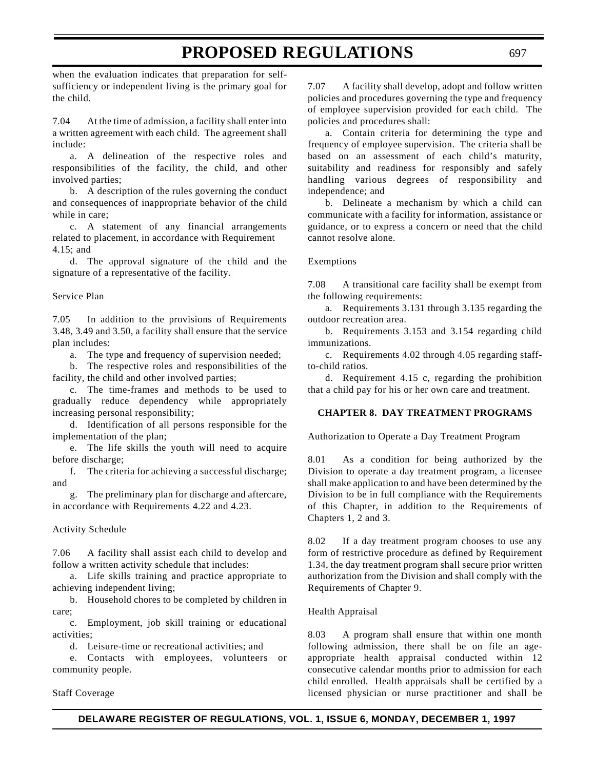when the evaluation indicates that preparation for self-sufficiency or independent living is the primary goal for the child.

7.04 At the time of admission, a facility shall enter into a written agreement with each child. The agreement shall include:

a. A delineation of the respective roles and responsibilities of the facility, the child, and other involved parties;

b. A description of the rules governing the conduct and consequences of inappropriate behavior of the child while in care;

c. A statement of any financial arrangements related to placement, in accordance with Requirement 4.15; and

d. The approval signature of the child and the signature of a representative of the facility.

Service Plan

7.05 In addition to the provisions of Requirements 3.48, 3.49 and 3.50, a facility shall ensure that the service plan includes:

a. The type and frequency of supervision needed;

b. The respective roles and responsibilities of the facility, the child and other involved parties;

c. The time-frames and methods to be used to gradually reduce dependency while appropriately increasing personal responsibility;

d. Identification of all persons responsible for the implementation of the plan;

e. The life skills the youth will need to acquire before discharge;

f. The criteria for achieving a successful discharge; and

g. The preliminary plan for discharge and aftercare, in accordance with Requirements 4.22 and 4.23.

Activity Schedule

7.06 A facility shall assist each child to develop and follow a written activity schedule that includes:

a. Life skills training and practice appropriate to achieving independent living;

b. Household chores to be completed by children in care;

c. Employment, job skill training or educational activities;

d. Leisure-time or recreational activities; and

e. Contacts with employees, volunteers or community people.

Staff Coverage

7.07 A facility shall develop, adopt and follow written policies and procedures governing the type and frequency of employee supervision provided for each child. The policies and procedures shall:

a. Contain criteria for determining the type and frequency of employee supervision. The criteria shall be based on an assessment of each child's maturity, suitability and readiness for responsibly and safely handling various degrees of responsibility and independence; and

b. Delineate a mechanism by which a child can communicate with a facility for information, assistance or guidance, or to express a concern or need that the child cannot resolve alone.

Exemptions

7.08 A transitional care facility shall be exempt from the following requirements:

a. Requirements 3.131 through 3.135 regarding the outdoor recreation area.

b. Requirements 3.153 and 3.154 regarding child immunizations.

c. Requirements 4.02 through 4.05 regarding staff-to-child ratios.

d. Requirement 4.15 c, regarding the prohibition that a child pay for his or her own care and treatment.

## CHAPTER 8. DAY TREATMENT PROGRAMS

Authorization to Operate a Day Treatment Program

8.01 As a condition for being authorized by the Division to operate a day treatment program, a licensee shall make application to and have been determined by the Division to be in full compliance with the Requirements of this Chapter, in addition to the Requirements of Chapters 1, 2 and 3.

8.02 If a day treatment program chooses to use any form of restrictive procedure as defined by Requirement 1.34, the day treatment program shall secure prior written authorization from the Division and shall comply with the Requirements of Chapter 9.

Health Appraisal

8.03 A program shall ensure that within one month following admission, there shall be on file an age-appropriate health appraisal conducted within 12 consecutive calendar months prior to admission for each child enrolled. Health appraisals shall be certified by a licensed physician or nurse practitioner and shall be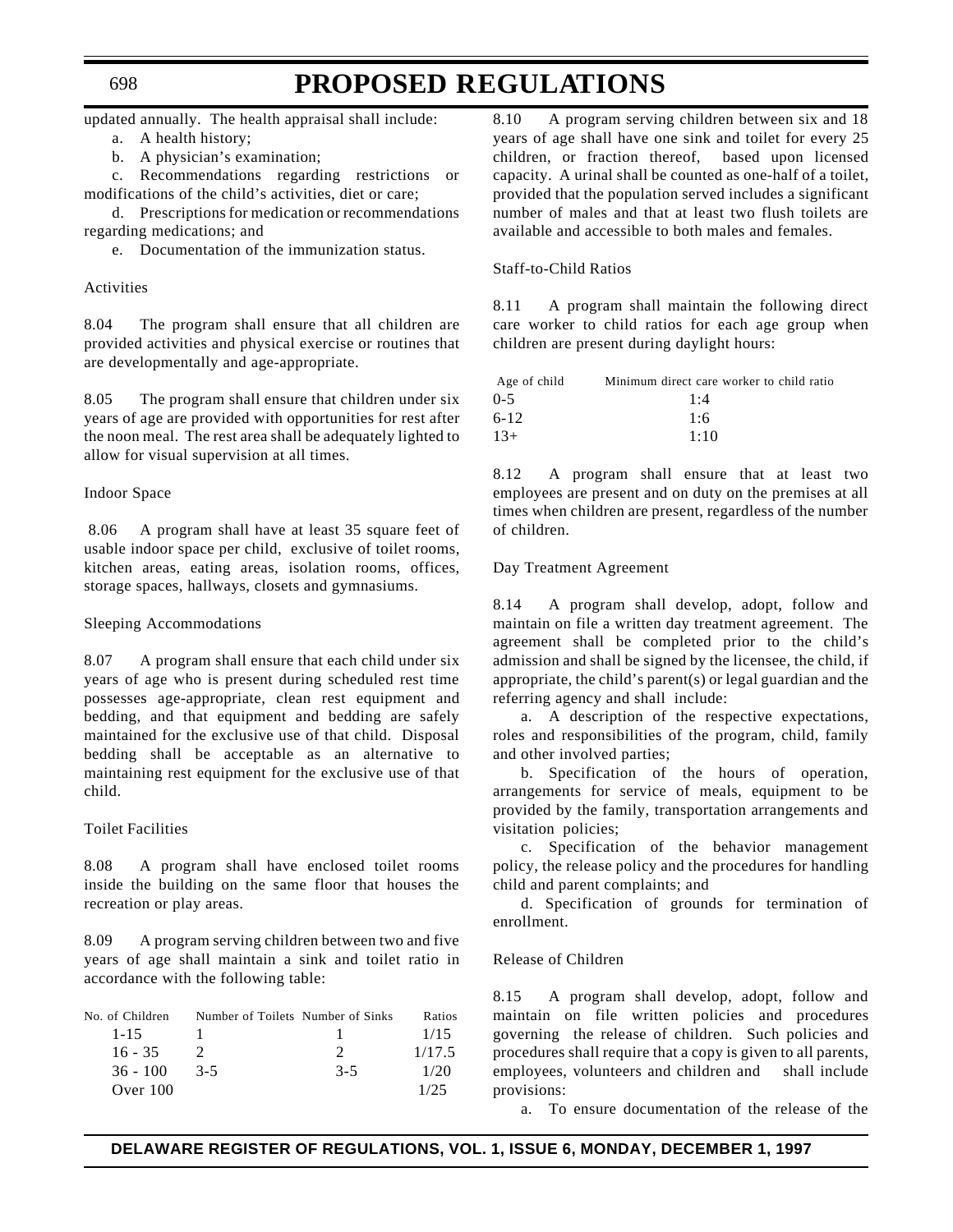updated annually. The health appraisal shall include:

a. A health history;

b. A physician's examination;

c. Recommendations regarding restrictions or modifications of the child's activities, diet or care;

d. Prescriptions for medication or recommendations regarding medications; and

e. Documentation of the immunization status.

Activities

8.04 The program shall ensure that all children are provided activities and physical exercise or routines that are developmentally and age-appropriate.

8.05 The program shall ensure that children under six years of age are provided with opportunities for rest after the noon meal. The rest area shall be adequately lighted to allow for visual supervision at all times.

Indoor Space

8.06 A program shall have at least 35 square feet of usable indoor space per child, exclusive of toilet rooms, kitchen areas, eating areas, isolation rooms, offices, storage spaces, hallways, closets and gymnasiums.

Sleeping Accommodations

8.07 A program shall ensure that each child under six years of age who is present during scheduled rest time possesses age-appropriate, clean rest equipment and bedding, and that equipment and bedding are safely maintained for the exclusive use of that child. Disposal bedding shall be acceptable as an alternative to maintaining rest equipment for the exclusive use of that child.

Toilet Facilities

8.08 A program shall have enclosed toilet rooms inside the building on the same floor that houses the recreation or play areas.

8.09 A program serving children between two and five years of age shall maintain a sink and toilet ratio in accordance with the following table:

| No. of Children | Number of Toilets | Number of Sinks | Ratios |
|---|---|---|---|
| 1-15 | 1 | 1 | 1/15 |
| 16 - 35 | 2 | 2 | 1/17.5 |
| 36 - 100 | 3-5 | 3-5 | 1/20 |
| Over 100 | | | 1/25 |

8.10 A program serving children between six and 18 years of age shall have one sink and toilet for every 25 children, or fraction thereof, based upon licensed capacity. A urinal shall be counted as one-half of a toilet, provided that the population served includes a significant number of males and that at least two flush toilets are available and accessible to both males and females.

Staff-to-Child Ratios

8.11 A program shall maintain the following direct care worker to child ratios for each age group when children are present during daylight hours:

| Age of child | Minimum direct care worker to child ratio |
|---|---|
| 0-5 | 1:4 |
| 6-12 | 1:6 |
| 13+ | 1:10 |

8.12 A program shall ensure that at least two employees are present and on duty on the premises at all times when children are present, regardless of the number of children.

Day Treatment Agreement

8.14 A program shall develop, adopt, follow and maintain on file a written day treatment agreement. The agreement shall be completed prior to the child's admission and shall be signed by the licensee, the child, if appropriate, the child's parent(s) or legal guardian and the referring agency and shall include:

a. A description of the respective expectations, roles and responsibilities of the program, child, family and other involved parties;

b. Specification of the hours of operation, arrangements for service of meals, equipment to be provided by the family, transportation arrangements and visitation policies;

c. Specification of the behavior management policy, the release policy and the procedures for handling child and parent complaints; and

d. Specification of grounds for termination of enrollment.

Release of Children

8.15 A program shall develop, adopt, follow and maintain on file written policies and procedures governing the release of children. Such policies and procedures shall require that a copy is given to all parents, employees, volunteers and children and shall include provisions:

a. To ensure documentation of the release of the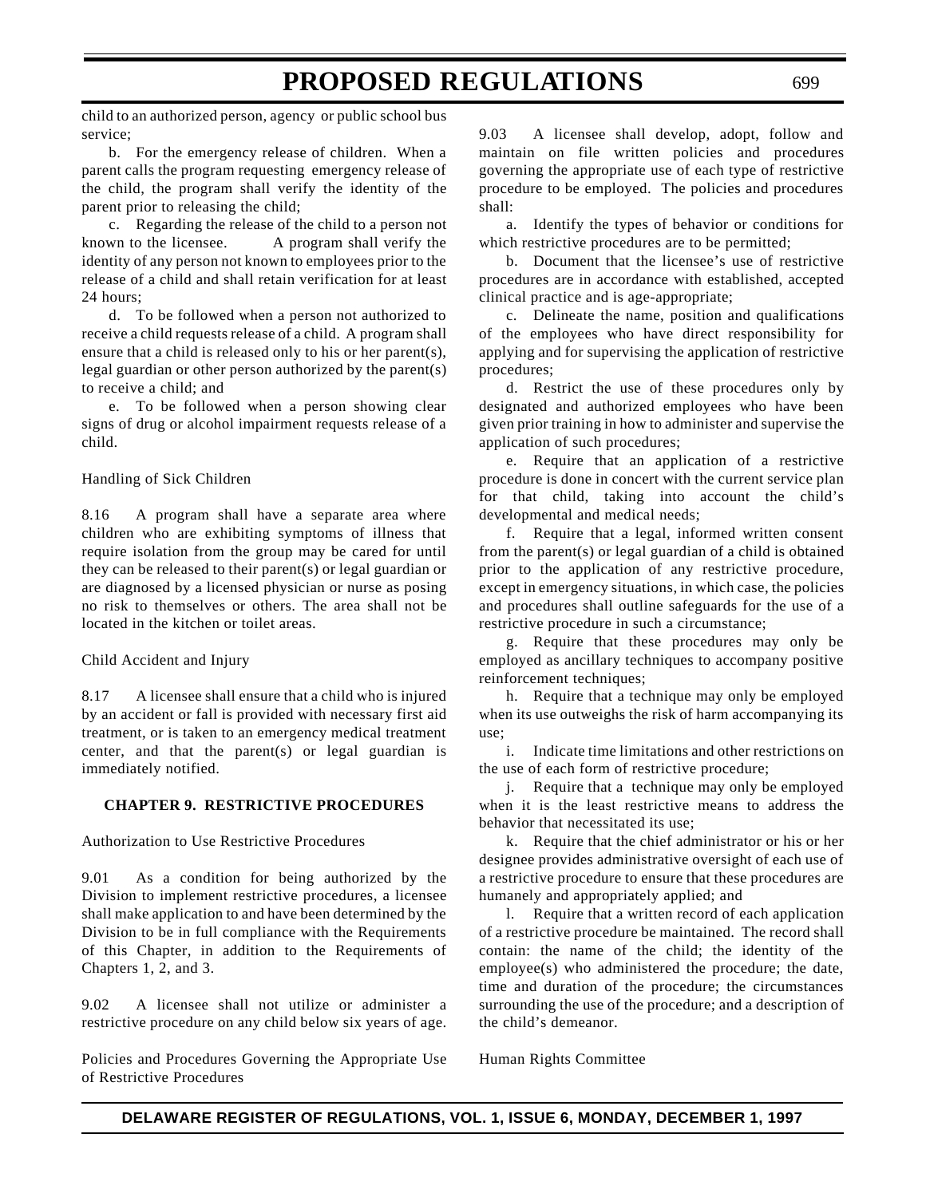child to an authorized person, agency or public school bus service;

b. For the emergency release of children. When a parent calls the program requesting emergency release of the child, the program shall verify the identity of the parent prior to releasing the child;

c. Regarding the release of the child to a person not known to the licensee. A program shall verify the identity of any person not known to employees prior to the release of a child and shall retain verification for at least 24 hours;

d. To be followed when a person not authorized to receive a child requests release of a child. A program shall ensure that a child is released only to his or her parent(s), legal guardian or other person authorized by the parent(s) to receive a child; and

e. To be followed when a person showing clear signs of drug or alcohol impairment requests release of a child.

Handling of Sick Children

8.16 A program shall have a separate area where children who are exhibiting symptoms of illness that require isolation from the group may be cared for until they can be released to their parent(s) or legal guardian or are diagnosed by a licensed physician or nurse as posing no risk to themselves or others. The area shall not be located in the kitchen or toilet areas.

Child Accident and Injury

8.17 A licensee shall ensure that a child who is injured by an accident or fall is provided with necessary first aid treatment, or is taken to an emergency medical treatment center, and that the parent(s) or legal guardian is immediately notified.

**CHAPTER 9. RESTRICTIVE PROCEDURES**

Authorization to Use Restrictive Procedures

9.01 As a condition for being authorized by the Division to implement restrictive procedures, a licensee shall make application to and have been determined by the Division to be in full compliance with the Requirements of this Chapter, in addition to the Requirements of Chapters 1, 2, and 3.

9.02 A licensee shall not utilize or administer a restrictive procedure on any child below six years of age.

Policies and Procedures Governing the Appropriate Use of Restrictive Procedures

9.03 A licensee shall develop, adopt, follow and maintain on file written policies and procedures governing the appropriate use of each type of restrictive procedure to be employed. The policies and procedures shall:

a. Identify the types of behavior or conditions for which restrictive procedures are to be permitted;

b. Document that the licensee's use of restrictive procedures are in accordance with established, accepted clinical practice and is age-appropriate;

c. Delineate the name, position and qualifications of the employees who have direct responsibility for applying and for supervising the application of restrictive procedures;

d. Restrict the use of these procedures only by designated and authorized employees who have been given prior training in how to administer and supervise the application of such procedures;

e. Require that an application of a restrictive procedure is done in concert with the current service plan for that child, taking into account the child's developmental and medical needs;

f. Require that a legal, informed written consent from the parent(s) or legal guardian of a child is obtained prior to the application of any restrictive procedure, except in emergency situations, in which case, the policies and procedures shall outline safeguards for the use of a restrictive procedure in such a circumstance;

g. Require that these procedures may only be employed as ancillary techniques to accompany positive reinforcement techniques;

h. Require that a technique may only be employed when its use outweighs the risk of harm accompanying its use;

i. Indicate time limitations and other restrictions on the use of each form of restrictive procedure;

j. Require that a technique may only be employed when it is the least restrictive means to address the behavior that necessitated its use;

k. Require that the chief administrator or his or her designee provides administrative oversight of each use of a restrictive procedure to ensure that these procedures are humanely and appropriately applied; and

l. Require that a written record of each application of a restrictive procedure be maintained. The record shall contain: the name of the child; the identity of the employee(s) who administered the procedure; the date, time and duration of the procedure; the circumstances surrounding the use of the procedure; and a description of the child's demeanor.

Human Rights Committee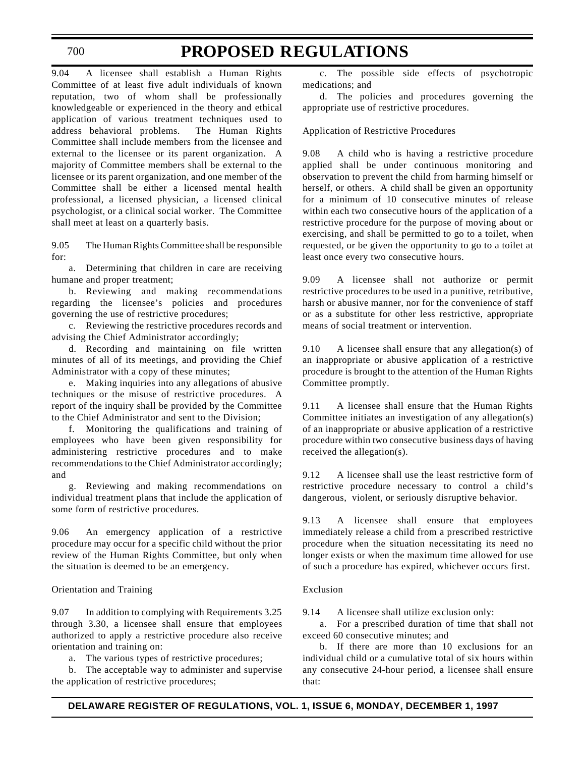9.04 A licensee shall establish a Human Rights Committee of at least five adult individuals of known reputation, two of whom shall be professionally knowledgeable or experienced in the theory and ethical application of various treatment techniques used to address behavioral problems. The Human Rights Committee shall include members from the licensee and external to the licensee or its parent organization. A majority of Committee members shall be external to the licensee or its parent organization, and one member of the Committee shall be either a licensed mental health professional, a licensed physician, a licensed clinical psychologist, or a clinical social worker. The Committee shall meet at least on a quarterly basis.

9.05 The Human Rights Committee shall be responsible for:

a. Determining that children in care are receiving humane and proper treatment;

b. Reviewing and making recommendations regarding the licensee's policies and procedures governing the use of restrictive procedures;

c. Reviewing the restrictive procedures records and advising the Chief Administrator accordingly;

d. Recording and maintaining on file written minutes of all of its meetings, and providing the Chief Administrator with a copy of these minutes;

e. Making inquiries into any allegations of abusive techniques or the misuse of restrictive procedures. A report of the inquiry shall be provided by the Committee to the Chief Administrator and sent to the Division;

f. Monitoring the qualifications and training of employees who have been given responsibility for administering restrictive procedures and to make recommendations to the Chief Administrator accordingly; and

g. Reviewing and making recommendations on individual treatment plans that include the application of some form of restrictive procedures.

9.06 An emergency application of a restrictive procedure may occur for a specific child without the prior review of the Human Rights Committee, but only when the situation is deemed to be an emergency.

Orientation and Training

9.07 In addition to complying with Requirements 3.25 through 3.30, a licensee shall ensure that employees authorized to apply a restrictive procedure also receive orientation and training on:

a. The various types of restrictive procedures;

b. The acceptable way to administer and supervise the application of restrictive procedures;

c. The possible side effects of psychotropic medications; and

d. The policies and procedures governing the appropriate use of restrictive procedures.

Application of Restrictive Procedures

9.08 A child who is having a restrictive procedure applied shall be under continuous monitoring and observation to prevent the child from harming himself or herself, or others. A child shall be given an opportunity for a minimum of 10 consecutive minutes of release within each two consecutive hours of the application of a restrictive procedure for the purpose of moving about or exercising, and shall be permitted to go to a toilet, when requested, or be given the opportunity to go to a toilet at least once every two consecutive hours.

9.09 A licensee shall not authorize or permit restrictive procedures to be used in a punitive, retributive, harsh or abusive manner, nor for the convenience of staff or as a substitute for other less restrictive, appropriate means of social treatment or intervention.

9.10 A licensee shall ensure that any allegation(s) of an inappropriate or abusive application of a restrictive procedure is brought to the attention of the Human Rights Committee promptly.

9.11 A licensee shall ensure that the Human Rights Committee initiates an investigation of any allegation(s) of an inappropriate or abusive application of a restrictive procedure within two consecutive business days of having received the allegation(s).

9.12 A licensee shall use the least restrictive form of restrictive procedure necessary to control a child's dangerous, violent, or seriously disruptive behavior.

9.13 A licensee shall ensure that employees immediately release a child from a prescribed restrictive procedure when the situation necessitating its need no longer exists or when the maximum time allowed for use of such a procedure has expired, whichever occurs first.

Exclusion

9.14 A licensee shall utilize exclusion only:

a. For a prescribed duration of time that shall not exceed 60 consecutive minutes; and

b. If there are more than 10 exclusions for an individual child or a cumulative total of six hours within any consecutive 24-hour period, a licensee shall ensure that: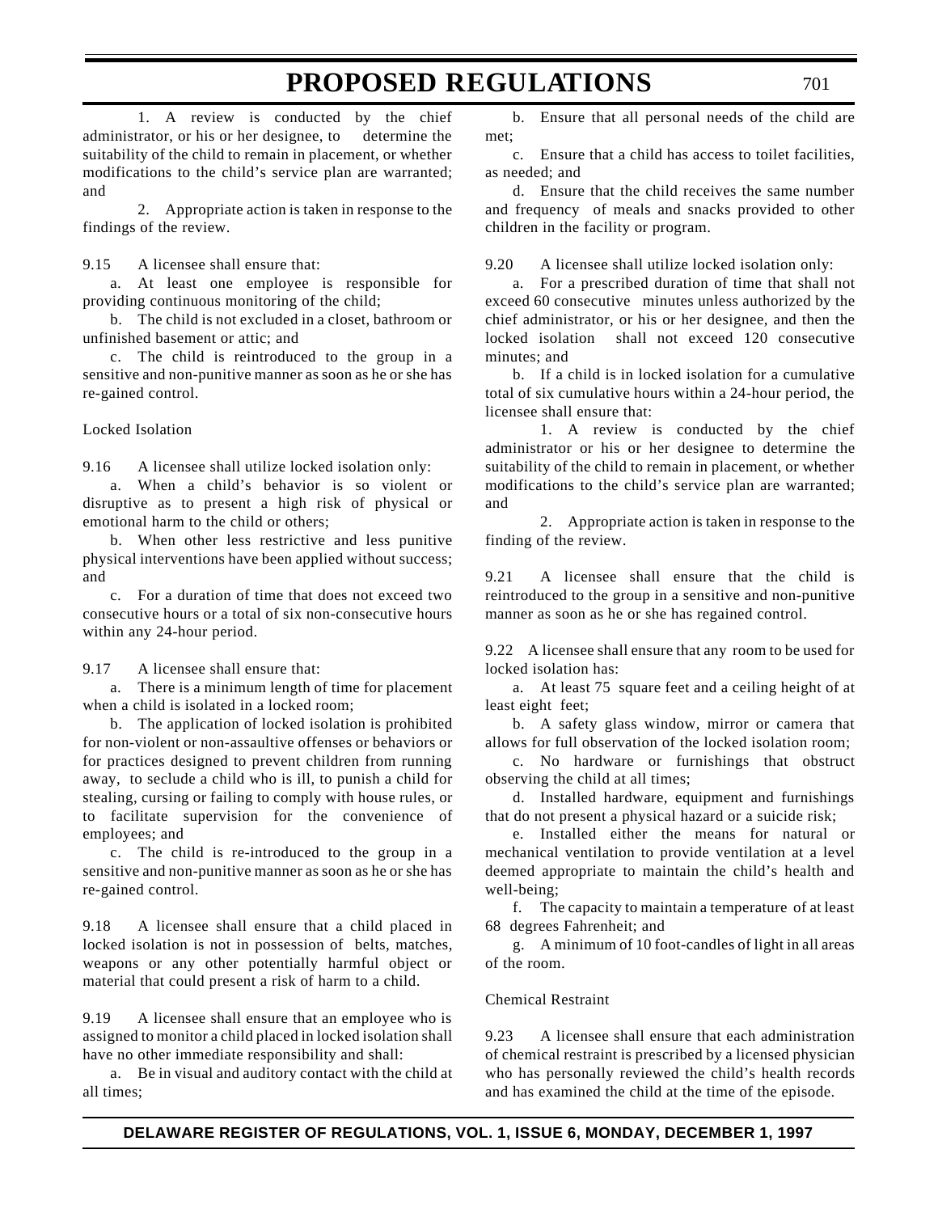1. A review is conducted by the chief administrator, or his or her designee, to determine the suitability of the child to remain in placement, or whether modifications to the child's service plan are warranted; and

2. Appropriate action is taken in response to the findings of the review.

9.15 A licensee shall ensure that:

a. At least one employee is responsible for providing continuous monitoring of the child;

b. The child is not excluded in a closet, bathroom or unfinished basement or attic; and

c. The child is reintroduced to the group in a sensitive and non-punitive manner as soon as he or she has re-gained control.

Locked Isolation

9.16 A licensee shall utilize locked isolation only:

a. When a child's behavior is so violent or disruptive as to present a high risk of physical or emotional harm to the child or others;

b. When other less restrictive and less punitive physical interventions have been applied without success; and

c. For a duration of time that does not exceed two consecutive hours or a total of six non-consecutive hours within any 24-hour period.

9.17 A licensee shall ensure that:

a. There is a minimum length of time for placement when a child is isolated in a locked room;

b. The application of locked isolation is prohibited for non-violent or non-assaultive offenses or behaviors or for practices designed to prevent children from running away, to seclude a child who is ill, to punish a child for stealing, cursing or failing to comply with house rules, or to facilitate supervision for the convenience of employees; and

c. The child is re-introduced to the group in a sensitive and non-punitive manner as soon as he or she has re-gained control.

9.18 A licensee shall ensure that a child placed in locked isolation is not in possession of belts, matches, weapons or any other potentially harmful object or material that could present a risk of harm to a child.

9.19 A licensee shall ensure that an employee who is assigned to monitor a child placed in locked isolation shall have no other immediate responsibility and shall:

a. Be in visual and auditory contact with the child at all times;

b. Ensure that all personal needs of the child are met;

c. Ensure that a child has access to toilet facilities, as needed; and

d. Ensure that the child receives the same number and frequency of meals and snacks provided to other children in the facility or program.

9.20 A licensee shall utilize locked isolation only:

a. For a prescribed duration of time that shall not exceed 60 consecutive minutes unless authorized by the chief administrator, or his or her designee, and then the locked isolation shall not exceed 120 consecutive minutes; and

b. If a child is in locked isolation for a cumulative total of six cumulative hours within a 24-hour period, the licensee shall ensure that:

1. A review is conducted by the chief administrator or his or her designee to determine the suitability of the child to remain in placement, or whether modifications to the child's service plan are warranted; and

2. Appropriate action is taken in response to the finding of the review.

9.21 A licensee shall ensure that the child is reintroduced to the group in a sensitive and non-punitive manner as soon as he or she has regained control.

9.22 A licensee shall ensure that any room to be used for locked isolation has:

a. At least 75 square feet and a ceiling height of at least eight feet;

b. A safety glass window, mirror or camera that allows for full observation of the locked isolation room;

c. No hardware or furnishings that obstruct observing the child at all times;

d. Installed hardware, equipment and furnishings that do not present a physical hazard or a suicide risk;

e. Installed either the means for natural or mechanical ventilation to provide ventilation at a level deemed appropriate to maintain the child's health and well-being;

f. The capacity to maintain a temperature of at least 68 degrees Fahrenheit; and

g. A minimum of 10 foot-candles of light in all areas of the room.

Chemical Restraint

9.23 A licensee shall ensure that each administration of chemical restraint is prescribed by a licensed physician who has personally reviewed the child's health records and has examined the child at the time of the episode.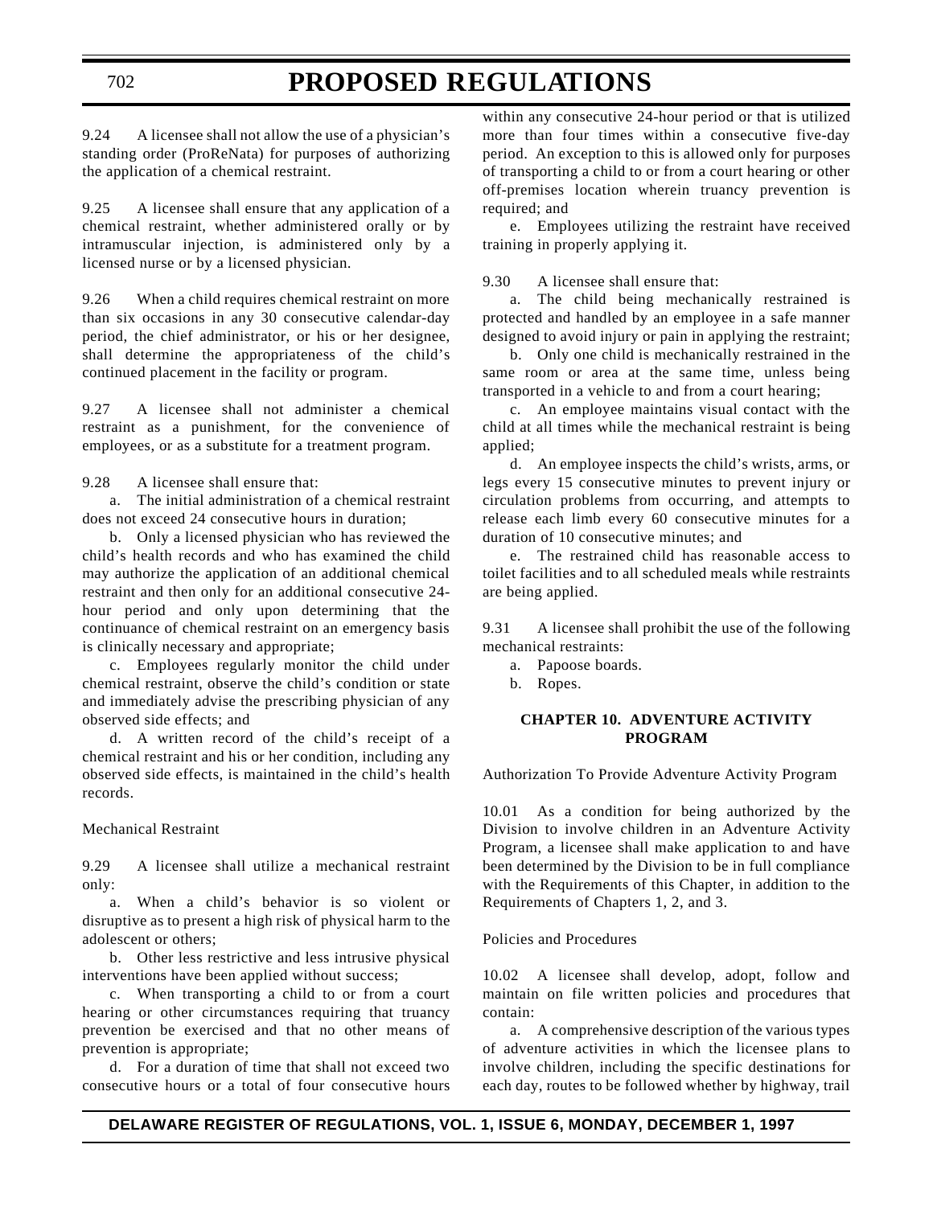9.24 A licensee shall not allow the use of a physician's standing order (ProReNata) for purposes of authorizing the application of a chemical restraint.

9.25 A licensee shall ensure that any application of a chemical restraint, whether administered orally or by intramuscular injection, is administered only by a licensed nurse or by a licensed physician.

9.26 When a child requires chemical restraint on more than six occasions in any 30 consecutive calendar-day period, the chief administrator, or his or her designee, shall determine the appropriateness of the child's continued placement in the facility or program.

9.27 A licensee shall not administer a chemical restraint as a punishment, for the convenience of employees, or as a substitute for a treatment program.

9.28 A licensee shall ensure that:

a. The initial administration of a chemical restraint does not exceed 24 consecutive hours in duration;

b. Only a licensed physician who has reviewed the child's health records and who has examined the child may authorize the application of an additional chemical restraint and then only for an additional consecutive 24-hour period and only upon determining that the continuance of chemical restraint on an emergency basis is clinically necessary and appropriate;

c. Employees regularly monitor the child under chemical restraint, observe the child's condition or state and immediately advise the prescribing physician of any observed side effects; and

d. A written record of the child's receipt of a chemical restraint and his or her condition, including any observed side effects, is maintained in the child's health records.

Mechanical Restraint

9.29 A licensee shall utilize a mechanical restraint only:

a. When a child's behavior is so violent or disruptive as to present a high risk of physical harm to the adolescent or others;

b. Other less restrictive and less intrusive physical interventions have been applied without success;

c. When transporting a child to or from a court hearing or other circumstances requiring that truancy prevention be exercised and that no other means of prevention is appropriate;

d. For a duration of time that shall not exceed two consecutive hours or a total of four consecutive hours within any consecutive 24-hour period or that is utilized more than four times within a consecutive five-day period. An exception to this is allowed only for purposes of transporting a child to or from a court hearing or other off-premises location wherein truancy prevention is required; and

e. Employees utilizing the restraint have received training in properly applying it.

9.30 A licensee shall ensure that:

a. The child being mechanically restrained is protected and handled by an employee in a safe manner designed to avoid injury or pain in applying the restraint;

b. Only one child is mechanically restrained in the same room or area at the same time, unless being transported in a vehicle to and from a court hearing;

c. An employee maintains visual contact with the child at all times while the mechanical restraint is being applied;

d. An employee inspects the child's wrists, arms, or legs every 15 consecutive minutes to prevent injury or circulation problems from occurring, and attempts to release each limb every 60 consecutive minutes for a duration of 10 consecutive minutes; and

e. The restrained child has reasonable access to toilet facilities and to all scheduled meals while restraints are being applied.

9.31 A licensee shall prohibit the use of the following mechanical restraints:

a. Papoose boards.

b. Ropes.

## CHAPTER 10. ADVENTURE ACTIVITY PROGRAM

Authorization To Provide Adventure Activity Program

10.01 As a condition for being authorized by the Division to involve children in an Adventure Activity Program, a licensee shall make application to and have been determined by the Division to be in full compliance with the Requirements of this Chapter, in addition to the Requirements of Chapters 1, 2, and 3.

Policies and Procedures

10.02 A licensee shall develop, adopt, follow and maintain on file written policies and procedures that contain:

a. A comprehensive description of the various types of adventure activities in which the licensee plans to involve children, including the specific destinations for each day, routes to be followed whether by highway, trail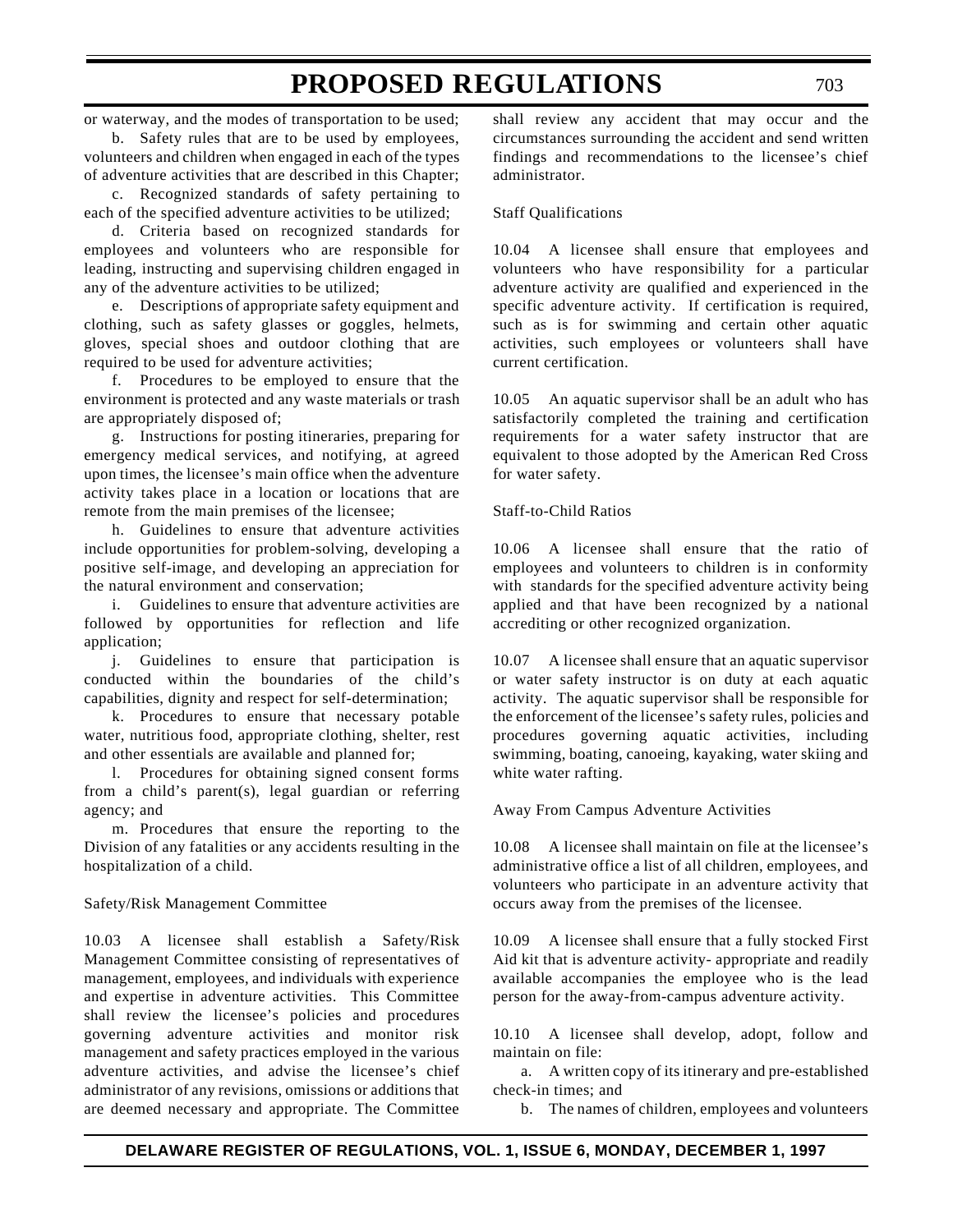or waterway, and the modes of transportation to be used;

b. Safety rules that are to be used by employees, volunteers and children when engaged in each of the types of adventure activities that are described in this Chapter;

c. Recognized standards of safety pertaining to each of the specified adventure activities to be utilized;

d. Criteria based on recognized standards for employees and volunteers who are responsible for leading, instructing and supervising children engaged in any of the adventure activities to be utilized;

e. Descriptions of appropriate safety equipment and clothing, such as safety glasses or goggles, helmets, gloves, special shoes and outdoor clothing that are required to be used for adventure activities;

f. Procedures to be employed to ensure that the environment is protected and any waste materials or trash are appropriately disposed of;

g. Instructions for posting itineraries, preparing for emergency medical services, and notifying, at agreed upon times, the licensee's main office when the adventure activity takes place in a location or locations that are remote from the main premises of the licensee;

h. Guidelines to ensure that adventure activities include opportunities for problem-solving, developing a positive self-image, and developing an appreciation for the natural environment and conservation;

i. Guidelines to ensure that adventure activities are followed by opportunities for reflection and life application;

j. Guidelines to ensure that participation is conducted within the boundaries of the child's capabilities, dignity and respect for self-determination;

k. Procedures to ensure that necessary potable water, nutritious food, appropriate clothing, shelter, rest and other essentials are available and planned for;

l. Procedures for obtaining signed consent forms from a child's parent(s), legal guardian or referring agency; and

m. Procedures that ensure the reporting to the Division of any fatalities or any accidents resulting in the hospitalization of a child.

Safety/Risk Management Committee

10.03 A licensee shall establish a Safety/Risk Management Committee consisting of representatives of management, employees, and individuals with experience and expertise in adventure activities. This Committee shall review the licensee's policies and procedures governing adventure activities and monitor risk management and safety practices employed in the various adventure activities, and advise the licensee's chief administrator of any revisions, omissions or additions that are deemed necessary and appropriate. The Committee shall review any accident that may occur and the circumstances surrounding the accident and send written findings and recommendations to the licensee's chief administrator.

Staff Qualifications

10.04 A licensee shall ensure that employees and volunteers who have responsibility for a particular adventure activity are qualified and experienced in the specific adventure activity. If certification is required, such as is for swimming and certain other aquatic activities, such employees or volunteers shall have current certification.

10.05 An aquatic supervisor shall be an adult who has satisfactorily completed the training and certification requirements for a water safety instructor that are equivalent to those adopted by the American Red Cross for water safety.

Staff-to-Child Ratios

10.06 A licensee shall ensure that the ratio of employees and volunteers to children is in conformity with standards for the specified adventure activity being applied and that have been recognized by a national accrediting or other recognized organization.

10.07 A licensee shall ensure that an aquatic supervisor or water safety instructor is on duty at each aquatic activity. The aquatic supervisor shall be responsible for the enforcement of the licensee's safety rules, policies and procedures governing aquatic activities, including swimming, boating, canoeing, kayaking, water skiing and white water rafting.

Away From Campus Adventure Activities

10.08 A licensee shall maintain on file at the licensee's administrative office a list of all children, employees, and volunteers who participate in an adventure activity that occurs away from the premises of the licensee.

10.09 A licensee shall ensure that a fully stocked First Aid kit that is adventure activity- appropriate and readily available accompanies the employee who is the lead person for the away-from-campus adventure activity.

10.10 A licensee shall develop, adopt, follow and maintain on file:

a. A written copy of its itinerary and pre-established check-in times; and

b. The names of children, employees and volunteers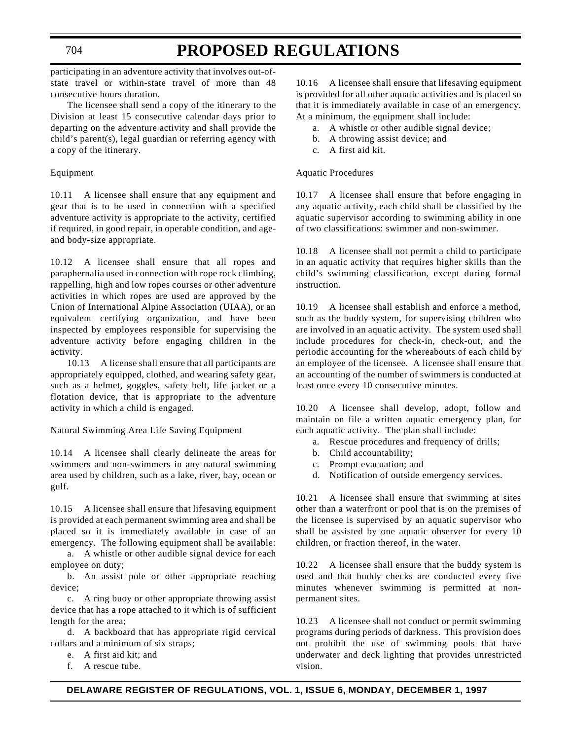participating in an adventure activity that involves out-of-state travel or within-state travel of more than 48 consecutive hours duration.

The licensee shall send a copy of the itinerary to the Division at least 15 consecutive calendar days prior to departing on the adventure activity and shall provide the child's parent(s), legal guardian or referring agency with a copy of the itinerary.

Equipment

10.11 A licensee shall ensure that any equipment and gear that is to be used in connection with a specified adventure activity is appropriate to the activity, certified if required, in good repair, in operable condition, and age- and body-size appropriate.

10.12 A licensee shall ensure that all ropes and paraphernalia used in connection with rope rock climbing, rappelling, high and low ropes courses or other adventure activities in which ropes are used are approved by the Union of International Alpine Association (UIAA), or an equivalent certifying organization, and have been inspected by employees responsible for supervising the adventure activity before engaging children in the activity.

10.13 A license shall ensure that all participants are appropriately equipped, clothed, and wearing safety gear, such as a helmet, goggles, safety belt, life jacket or a flotation device, that is appropriate to the adventure activity in which a child is engaged.

Natural Swimming Area Life Saving Equipment

10.14 A licensee shall clearly delineate the areas for swimmers and non-swimmers in any natural swimming area used by children, such as a lake, river, bay, ocean or gulf.

10.15 A licensee shall ensure that lifesaving equipment is provided at each permanent swimming area and shall be placed so it is immediately available in case of an emergency. The following equipment shall be available:

a. A whistle or other audible signal device for each employee on duty;

b. An assist pole or other appropriate reaching device;

c. A ring buoy or other appropriate throwing assist device that has a rope attached to it which is of sufficient length for the area;

d. A backboard that has appropriate rigid cervical collars and a minimum of six straps;

e. A first aid kit; and

f. A rescue tube.

10.16 A licensee shall ensure that lifesaving equipment is provided for all other aquatic activities and is placed so that it is immediately available in case of an emergency. At a minimum, the equipment shall include:

a. A whistle or other audible signal device;
b. A throwing assist device; and
c. A first aid kit.

Aquatic Procedures

10.17 A licensee shall ensure that before engaging in any aquatic activity, each child shall be classified by the aquatic supervisor according to swimming ability in one of two classifications: swimmer and non-swimmer.

10.18 A licensee shall not permit a child to participate in an aquatic activity that requires higher skills than the child's swimming classification, except during formal instruction.

10.19 A licensee shall establish and enforce a method, such as the buddy system, for supervising children who are involved in an aquatic activity. The system used shall include procedures for check-in, check-out, and the periodic accounting for the whereabouts of each child by an employee of the licensee. A licensee shall ensure that an accounting of the number of swimmers is conducted at least once every 10 consecutive minutes.

10.20 A licensee shall develop, adopt, follow and maintain on file a written aquatic emergency plan, for each aquatic activity. The plan shall include:

a. Rescue procedures and frequency of drills;
b. Child accountability;
c. Prompt evacuation; and
d. Notification of outside emergency services.

10.21 A licensee shall ensure that swimming at sites other than a waterfront or pool that is on the premises of the licensee is supervised by an aquatic supervisor who shall be assisted by one aquatic observer for every 10 children, or fraction thereof, in the water.

10.22 A licensee shall ensure that the buddy system is used and that buddy checks are conducted every five minutes whenever swimming is permitted at non-permanent sites.

10.23 A licensee shall not conduct or permit swimming programs during periods of darkness. This provision does not prohibit the use of swimming pools that have underwater and deck lighting that provides unrestricted vision.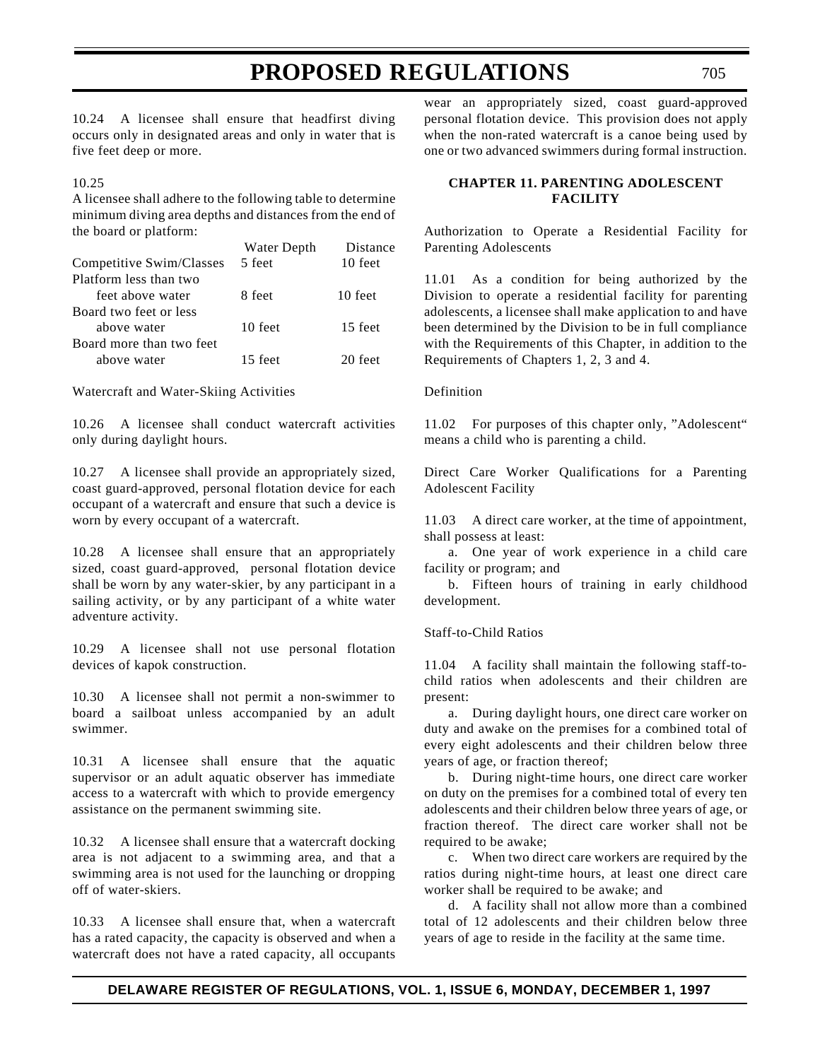10.24 A licensee shall ensure that headfirst diving occurs only in designated areas and only in water that is five feet deep or more.

10.25

A licensee shall adhere to the following table to determine minimum diving area depths and distances from the end of the board or platform:

| | Water Depth | Distance |
|---|---|---|
| Competitive Swim/Classes | 5 feet | 10 feet |
| Platform less than two feet above water | 8 feet | 10 feet |
| Board two feet or less above water | 10 feet | 15 feet |
| Board more than two feet above water | 15 feet | 20 feet |

Watercraft and Water-Skiing Activities

10.26 A licensee shall conduct watercraft activities only during daylight hours.

10.27 A licensee shall provide an appropriately sized, coast guard-approved, personal flotation device for each occupant of a watercraft and ensure that such a device is worn by every occupant of a watercraft.

10.28 A licensee shall ensure that an appropriately sized, coast guard-approved, personal flotation device shall be worn by any water-skier, by any participant in a sailing activity, or by any participant of a white water adventure activity.

10.29 A licensee shall not use personal flotation devices of kapok construction.

10.30 A licensee shall not permit a non-swimmer to board a sailboat unless accompanied by an adult swimmer.

10.31 A licensee shall ensure that the aquatic supervisor or an adult aquatic observer has immediate access to a watercraft with which to provide emergency assistance on the permanent swimming site.

10.32 A licensee shall ensure that a watercraft docking area is not adjacent to a swimming area, and that a swimming area is not used for the launching or dropping off of water-skiers.

10.33 A licensee shall ensure that, when a watercraft has a rated capacity, the capacity is observed and when a watercraft does not have a rated capacity, all occupants wear an appropriately sized, coast guard-approved personal flotation device. This provision does not apply when the non-rated watercraft is a canoe being used by one or two advanced swimmers during formal instruction.

## CHAPTER 11. PARENTING ADOLESCENT FACILITY

Authorization to Operate a Residential Facility for Parenting Adolescents

11.01 As a condition for being authorized by the Division to operate a residential facility for parenting adolescents, a licensee shall make application to and have been determined by the Division to be in full compliance with the Requirements of this Chapter, in addition to the Requirements of Chapters 1, 2, 3 and 4.

Definition

11.02 For purposes of this chapter only, "Adolescent" means a child who is parenting a child.

Direct Care Worker Qualifications for a Parenting Adolescent Facility

11.03 A direct care worker, at the time of appointment, shall possess at least:

a. One year of work experience in a child care facility or program; and

b. Fifteen hours of training in early childhood development.

Staff-to-Child Ratios

11.04 A facility shall maintain the following staff-to-child ratios when adolescents and their children are present:

a. During daylight hours, one direct care worker on duty and awake on the premises for a combined total of every eight adolescents and their children below three years of age, or fraction thereof;

b. During night-time hours, one direct care worker on duty on the premises for a combined total of every ten adolescents and their children below three years of age, or fraction thereof. The direct care worker shall not be required to be awake;

c. When two direct care workers are required by the ratios during night-time hours, at least one direct care worker shall be required to be awake; and

d. A facility shall not allow more than a combined total of 12 adolescents and their children below three years of age to reside in the facility at the same time.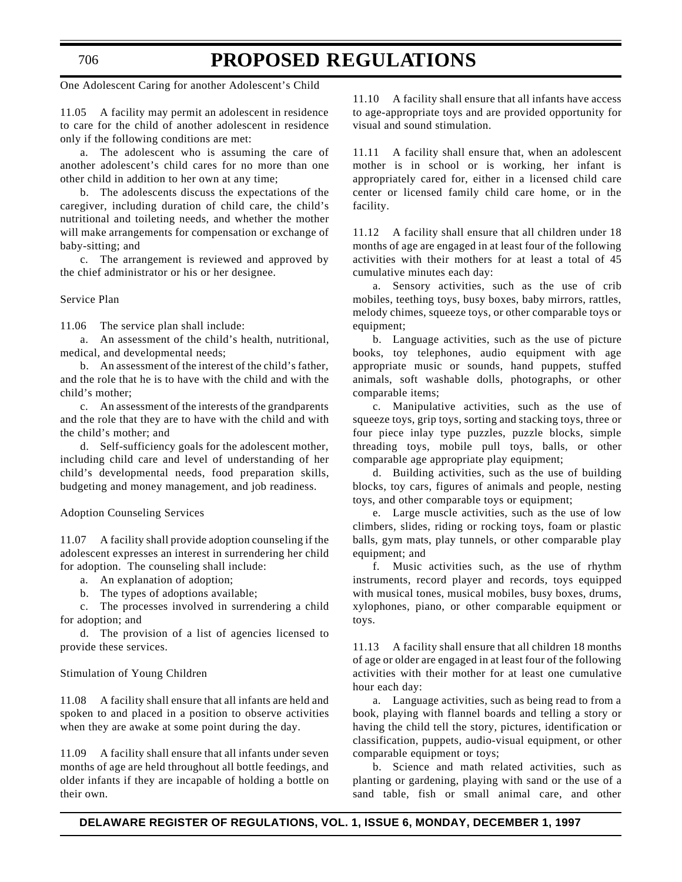One Adolescent Caring for another Adolescent's Child

11.05 A facility may permit an adolescent in residence to care for the child of another adolescent in residence only if the following conditions are met:

a. The adolescent who is assuming the care of another adolescent's child cares for no more than one other child in addition to her own at any time;

b. The adolescents discuss the expectations of the caregiver, including duration of child care, the child's nutritional and toileting needs, and whether the mother will make arrangements for compensation or exchange of baby-sitting; and

c. The arrangement is reviewed and approved by the chief administrator or his or her designee.

Service Plan

11.06 The service plan shall include:

a. An assessment of the child's health, nutritional, medical, and developmental needs;

b. An assessment of the interest of the child's father, and the role that he is to have with the child and with the child's mother;

c. An assessment of the interests of the grandparents and the role that they are to have with the child and with the child's mother; and

d. Self-sufficiency goals for the adolescent mother, including child care and level of understanding of her child's developmental needs, food preparation skills, budgeting and money management, and job readiness.

Adoption Counseling Services

11.07 A facility shall provide adoption counseling if the adolescent expresses an interest in surrendering her child for adoption. The counseling shall include:

a. An explanation of adoption;

b. The types of adoptions available;

c. The processes involved in surrendering a child for adoption; and

d. The provision of a list of agencies licensed to provide these services.

Stimulation of Young Children

11.08 A facility shall ensure that all infants are held and spoken to and placed in a position to observe activities when they are awake at some point during the day.

11.09 A facility shall ensure that all infants under seven months of age are held throughout all bottle feedings, and older infants if they are incapable of holding a bottle on their own.

11.10 A facility shall ensure that all infants have access to age-appropriate toys and are provided opportunity for visual and sound stimulation.

11.11 A facility shall ensure that, when an adolescent mother is in school or is working, her infant is appropriately cared for, either in a licensed child care center or licensed family child care home, or in the facility.

11.12 A facility shall ensure that all children under 18 months of age are engaged in at least four of the following activities with their mothers for at least a total of 45 cumulative minutes each day:

a. Sensory activities, such as the use of crib mobiles, teething toys, busy boxes, baby mirrors, rattles, melody chimes, squeeze toys, or other comparable toys or equipment;

b. Language activities, such as the use of picture books, toy telephones, audio equipment with age appropriate music or sounds, hand puppets, stuffed animals, soft washable dolls, photographs, or other comparable items;

c. Manipulative activities, such as the use of squeeze toys, grip toys, sorting and stacking toys, three or four piece inlay type puzzles, puzzle blocks, simple threading toys, mobile pull toys, balls, or other comparable age appropriate play equipment;

d. Building activities, such as the use of building blocks, toy cars, figures of animals and people, nesting toys, and other comparable toys or equipment;

e. Large muscle activities, such as the use of low climbers, slides, riding or rocking toys, foam or plastic balls, gym mats, play tunnels, or other comparable play equipment; and

f. Music activities such, as the use of rhythm instruments, record player and records, toys equipped with musical tones, musical mobiles, busy boxes, drums, xylophones, piano, or other comparable equipment or toys.

11.13 A facility shall ensure that all children 18 months of age or older are engaged in at least four of the following activities with their mother for at least one cumulative hour each day:

a. Language activities, such as being read to from a book, playing with flannel boards and telling a story or having the child tell the story, pictures, identification or classification, puppets, audio-visual equipment, or other comparable equipment or toys;

b. Science and math related activities, such as planting or gardening, playing with sand or the use of a sand table, fish or small animal care, and other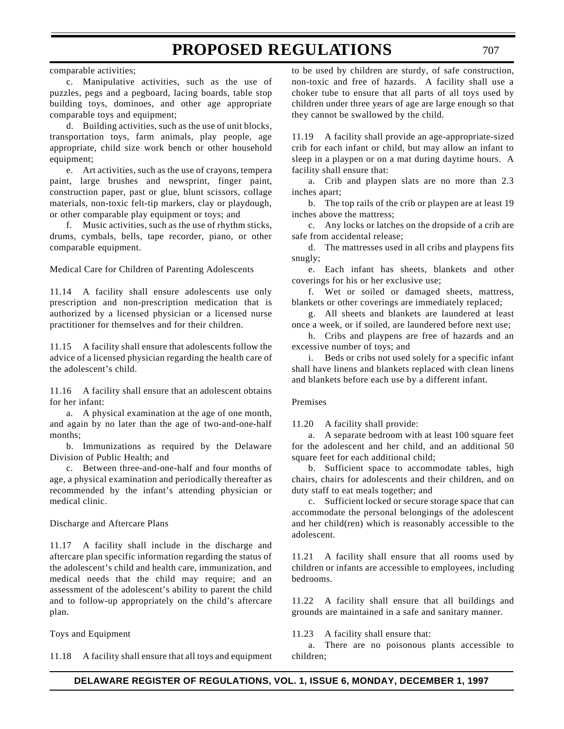comparable activities;

c. Manipulative activities, such as the use of puzzles, pegs and a pegboard, lacing boards, table stop building toys, dominoes, and other age appropriate comparable toys and equipment;

d. Building activities, such as the use of unit blocks, transportation toys, farm animals, play people, age appropriate, child size work bench or other household equipment;

e. Art activities, such as the use of crayons, tempera paint, large brushes and newsprint, finger paint, construction paper, past or glue, blunt scissors, collage materials, non-toxic felt-tip markers, clay or playdough, or other comparable play equipment or toys; and

f. Music activities, such as the use of rhythm sticks, drums, cymbals, bells, tape recorder, piano, or other comparable equipment.

Medical Care for Children of Parenting Adolescents

11.14 A facility shall ensure adolescents use only prescription and non-prescription medication that is authorized by a licensed physician or a licensed nurse practitioner for themselves and for their children.

11.15 A facility shall ensure that adolescents follow the advice of a licensed physician regarding the health care of the adolescent's child.

11.16 A facility shall ensure that an adolescent obtains for her infant:

a. A physical examination at the age of one month, and again by no later than the age of two-and-one-half months;

b. Immunizations as required by the Delaware Division of Public Health; and

c. Between three-and-one-half and four months of age, a physical examination and periodically thereafter as recommended by the infant's attending physician or medical clinic.

Discharge and Aftercare Plans

11.17 A facility shall include in the discharge and aftercare plan specific information regarding the status of the adolescent's child and health care, immunization, and medical needs that the child may require; and an assessment of the adolescent's ability to parent the child and to follow-up appropriately on the child's aftercare plan.

Toys and Equipment

11.18 A facility shall ensure that all toys and equipment to be used by children are sturdy, of safe construction, non-toxic and free of hazards. A facility shall use a choker tube to ensure that all parts of all toys used by children under three years of age are large enough so that they cannot be swallowed by the child.

11.19 A facility shall provide an age-appropriate-sized crib for each infant or child, but may allow an infant to sleep in a playpen or on a mat during daytime hours. A facility shall ensure that:

a. Crib and playpen slats are no more than 2.3 inches apart;

b. The top rails of the crib or playpen are at least 19 inches above the mattress;

c. Any locks or latches on the dropside of a crib are safe from accidental release;

d. The mattresses used in all cribs and playpens fits snugly;

e. Each infant has sheets, blankets and other coverings for his or her exclusive use;

f. Wet or soiled or damaged sheets, mattress, blankets or other coverings are immediately replaced;

g. All sheets and blankets are laundered at least once a week, or if soiled, are laundered before next use;

h. Cribs and playpens are free of hazards and an excessive number of toys; and

i. Beds or cribs not used solely for a specific infant shall have linens and blankets replaced with clean linens and blankets before each use by a different infant.

Premises

11.20 A facility shall provide:

a. A separate bedroom with at least 100 square feet for the adolescent and her child, and an additional 50 square feet for each additional child;

b. Sufficient space to accommodate tables, high chairs, chairs for adolescents and their children, and on duty staff to eat meals together; and

c. Sufficient locked or secure storage space that can accommodate the personal belongings of the adolescent and her child(ren) which is reasonably accessible to the adolescent.

11.21 A facility shall ensure that all rooms used by children or infants are accessible to employees, including bedrooms.

11.22 A facility shall ensure that all buildings and grounds are maintained in a safe and sanitary manner.

11.23 A facility shall ensure that:

a. There are no poisonous plants accessible to children;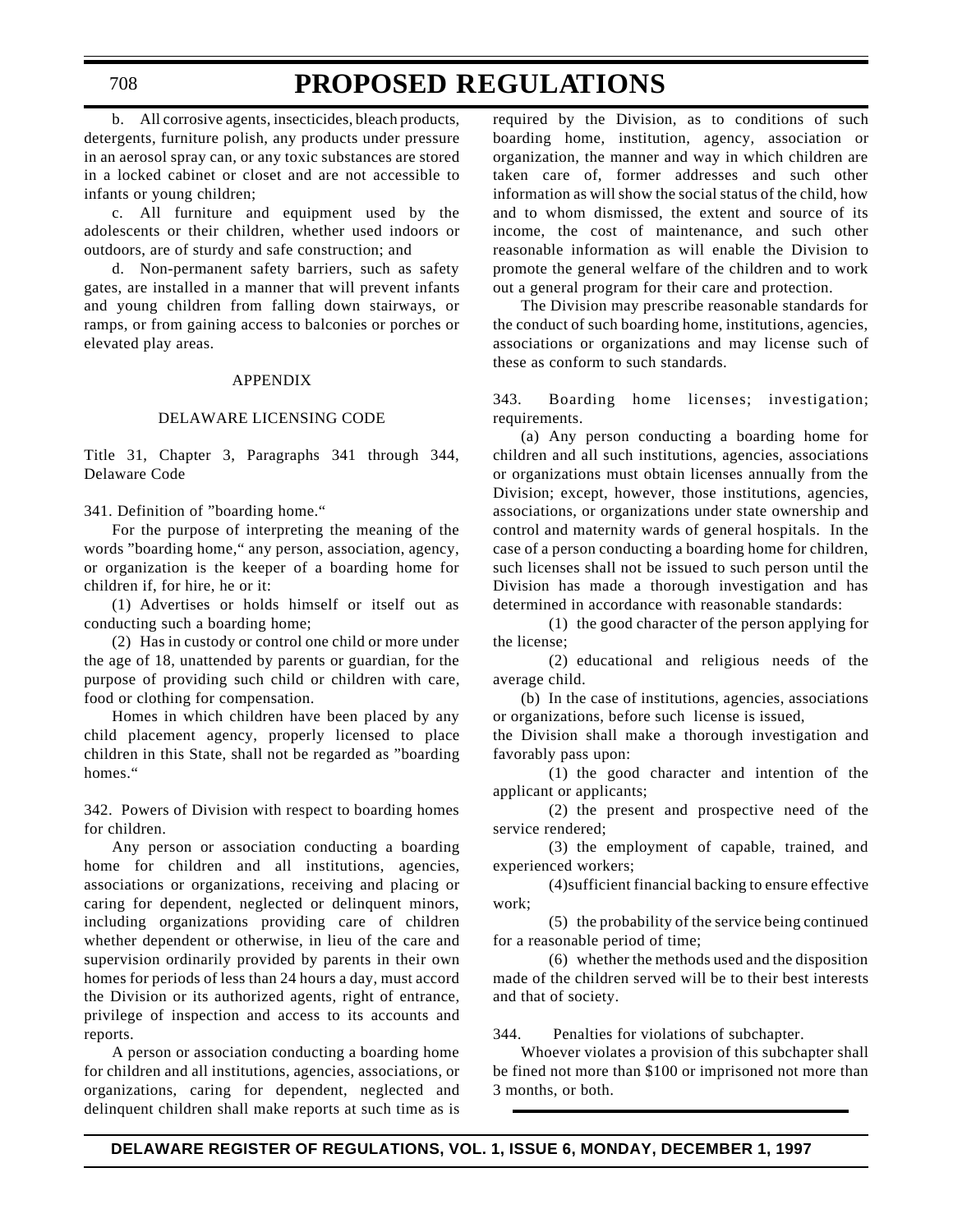b. All corrosive agents, insecticides, bleach products, detergents, furniture polish, any products under pressure in an aerosol spray can, or any toxic substances are stored in a locked cabinet or closet and are not accessible to infants or young children;

c. All furniture and equipment used by the adolescents or their children, whether used indoors or outdoors, are of sturdy and safe construction; and

d. Non-permanent safety barriers, such as safety gates, are installed in a manner that will prevent infants and young children from falling down stairways, or ramps, or from gaining access to balconies or porches or elevated play areas.

APPENDIX

DELAWARE LICENSING CODE

Title 31, Chapter 3, Paragraphs 341 through 344, Delaware Code

341. Definition of "boarding home."

For the purpose of interpreting the meaning of the words "boarding home," any person, association, agency, or organization is the keeper of a boarding home for children if, for hire, he or it:

(1) Advertises or holds himself or itself out as conducting such a boarding home;

(2) Has in custody or control one child or more under the age of 18, unattended by parents or guardian, for the purpose of providing such child or children with care, food or clothing for compensation.

Homes in which children have been placed by any child placement agency, properly licensed to place children in this State, shall not be regarded as "boarding homes."

342. Powers of Division with respect to boarding homes for children.

Any person or association conducting a boarding home for children and all institutions, agencies, associations or organizations, receiving and placing or caring for dependent, neglected or delinquent minors, including organizations providing care of children whether dependent or otherwise, in lieu of the care and supervision ordinarily provided by parents in their own homes for periods of less than 24 hours a day, must accord the Division or its authorized agents, right of entrance, privilege of inspection and access to its accounts and reports.

A person or association conducting a boarding home for children and all institutions, agencies, associations, or organizations, caring for dependent, neglected and delinquent children shall make reports at such time as is required by the Division, as to conditions of such boarding home, institution, agency, association or organization, the manner and way in which children are taken care of, former addresses and such other information as will show the social status of the child, how and to whom dismissed, the extent and source of its income, the cost of maintenance, and such other reasonable information as will enable the Division to promote the general welfare of the children and to work out a general program for their care and protection.

The Division may prescribe reasonable standards for the conduct of such boarding home, institutions, agencies, associations or organizations and may license such of these as conform to such standards.

343. Boarding home licenses; investigation; requirements.

(a) Any person conducting a boarding home for children and all such institutions, agencies, associations or organizations must obtain licenses annually from the Division; except, however, those institutions, agencies, associations, or organizations under state ownership and control and maternity wards of general hospitals. In the case of a person conducting a boarding home for children, such licenses shall not be issued to such person until the Division has made a thorough investigation and has determined in accordance with reasonable standards:

(1) the good character of the person applying for the license;

(2) educational and religious needs of the average child.

(b) In the case of institutions, agencies, associations or organizations, before such license is issued, the Division shall make a thorough investigation and favorably pass upon:

(1) the good character and intention of the applicant or applicants;

(2) the present and prospective need of the service rendered;

(3) the employment of capable, trained, and experienced workers;

(4)sufficient financial backing to ensure effective work;

(5) the probability of the service being continued for a reasonable period of time;

(6) whether the methods used and the disposition made of the children served will be to their best interests and that of society.

344. Penalties for violations of subchapter.

Whoever violates a provision of this subchapter shall be fined not more than \$100 or imprisoned not more than 3 months, or both.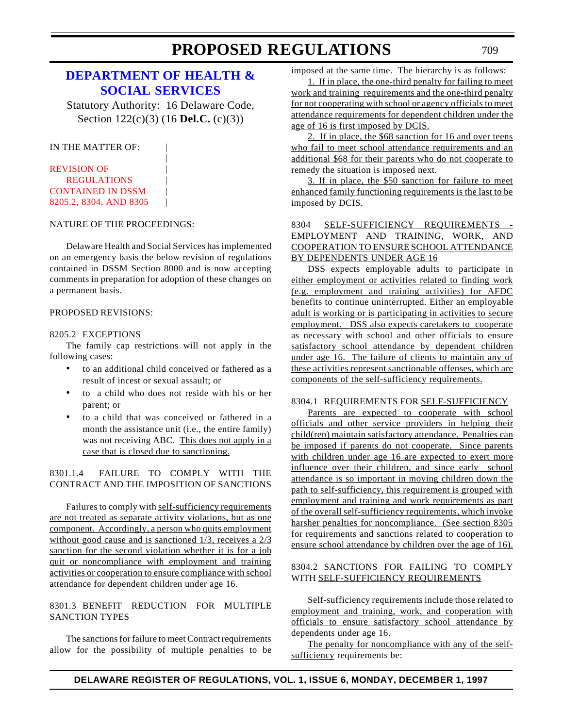# DEPARTMENT OF HEALTH & SOCIAL SERVICES

Statutory Authority: 16 Delaware Code, Section 122(c)(3) (16 **Del.C.** (c)(3))

IN THE MATTER OF:

REVISION OF REGULATIONS CONTAINED IN DSSM 8205.2, 8304, AND 8305

NATURE OF THE PROCEEDINGS:

Delaware Health and Social Services has implemented on an emergency basis the below revision of regulations contained in DSSM Section 8000 and is now accepting comments in preparation for adoption of these changes on a permanent basis.

PROPOSED REVISIONS:

8205.2 EXCEPTIONS

The family cap restrictions will not apply in the following cases:

- to an additional child conceived or fathered as a result of incest or sexual assault; or
- to a child who does not reside with his or her parent; or
- to a child that was conceived or fathered in a month the assistance unit (i.e., the entire family) was not receiving ABC. This does not apply in a case that is closed due to sanctioning.

8301.1.4 FAILURE TO COMPLY WITH THE CONTRACT AND THE IMPOSITION OF SANCTIONS

Failures to comply with self-sufficiency requirements are not treated as separate activity violations, but as one component. Accordingly, a person who quits employment without good cause and is sanctioned 1/3, receives a 2/3 sanction for the second violation whether it is for a job quit or noncompliance with employment and training activities or cooperation to ensure compliance with school attendance for dependent children under age 16.

8301.3 BENEFIT REDUCTION FOR MULTIPLE SANCTION TYPES

The sanctions for failure to meet Contract requirements allow for the possibility of multiple penalties to be imposed at the same time. The hierarchy is as follows:

1. If in place, the one-third penalty for failing to meet work and training requirements and the one-third penalty for not cooperating with school or agency officials to meet attendance requirements for dependent children under the age of 16 is first imposed by DCIS.

2. If in place, the $68 sanction for 16 and over teens who fail to meet school attendance requirements and an additional $68 for their parents who do not cooperate to remedy the situation is imposed next.

3. If in place, the $50 sanction for failure to meet enhanced family functioning requirements is the last to be imposed by DCIS.

8304 SELF-SUFFICIENCY REQUIREMENTS - EMPLOYMENT AND TRAINING, WORK, AND COOPERATION TO ENSURE SCHOOL ATTENDANCE BY DEPENDENTS UNDER AGE 16

DSS expects employable adults to participate in either employment or activities related to finding work (e.g. employment and training activities) for AFDC benefits to continue uninterrupted. Either an employable adult is working or is participating in activities to secure employment. DSS also expects caretakers to cooperate as necessary with school and other officials to ensure satisfactory school attendance by dependent children under age 16. The failure of clients to maintain any of these activities represent sanctionable offenses, which are components of the self-sufficiency requirements.

8304.1 REQUIREMENTS FOR SELF-SUFFICIENCY

Parents are expected to cooperate with school officials and other service providers in helping their child(ren) maintain satisfactory attendance. Penalties can be imposed if parents do not cooperate. Since parents with children under age 16 are expected to exert more influence over their children, and since early school attendance is so important in moving children down the path to self-sufficiency, this requirement is grouped with employment and training and work requirements as part of the overall self-sufficiency requirements, which invoke harsher penalties for noncompliance. (See section 8305 for requirements and sanctions related to cooperation to ensure school attendance by children over the age of 16).

8304.2 SANCTIONS FOR FAILING TO COMPLY WITH SELF-SUFFICIENCY REQUIREMENTS

Self-sufficiency requirements include those related to employment and training, work, and cooperation with officials to ensure satisfactory school attendance by dependents under age 16.

The penalty for noncompliance with any of the self-sufficiency requirements be: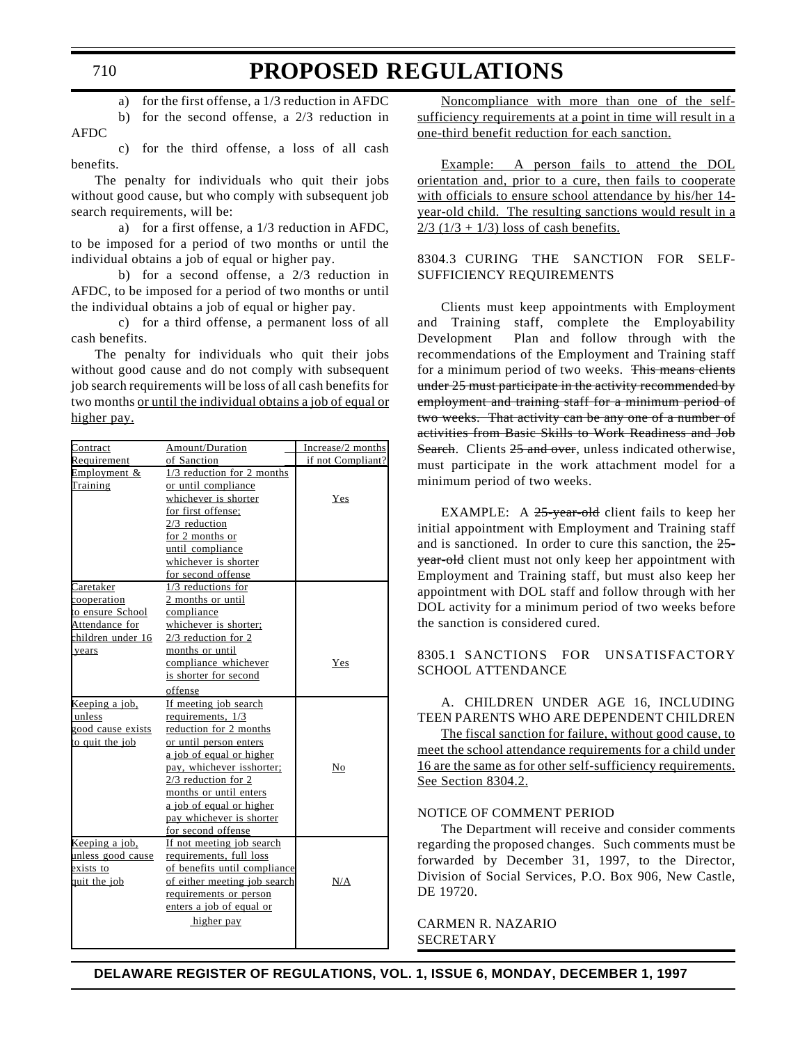a) for the first offense, a 1/3 reduction in AFDC

b) for the second offense, a 2/3 reduction in AFDC

c) for the third offense, a loss of all cash benefits.

The penalty for individuals who quit their jobs without good cause, but who comply with subsequent job search requirements, will be:

a) for a first offense, a 1/3 reduction in AFDC, to be imposed for a period of two months or until the individual obtains a job of equal or higher pay.

b) for a second offense, a 2/3 reduction in AFDC, to be imposed for a period of two months or until the individual obtains a job of equal or higher pay.

c) for a third offense, a permanent loss of all cash benefits.

The penalty for individuals who quit their jobs without good cause and do not comply with subsequent job search requirements will be loss of all cash benefits for two months or until the individual obtains a job of equal or higher pay.

| Contract Requirement | Amount/Duration of Sanction | Increase/2 months if not Compliant? |
|---|---|---|
| Employment & Training | 1/3 reduction for 2 months or until compliance whichever is shorter for first offense; 2/3 reduction for 2 months or until compliance whichever is shorter for second offense | Yes |
| Caretaker cooperation to ensure School Attendance for children under 16 years | 1/3 reductions for 2 months or until compliance whichever is shorter; 2/3 reduction for 2 months or until compliance whichever is shorter for second offense | Yes |
| Keeping a job, unless good cause exists to quit the job | If meeting job search requirements, 1/3 reduction for 2 months or until person enters a job of equal or higher pay, whichever isshorter; 2/3 reduction for 2 months or until enters a job of equal or higher pay whichever is shorter for second offense | No |
| Keeping a job, unless good cause exists to quit the job | If not meeting job search requirements, full loss of benefits until compliance of either meeting job search requirements or person enters a job of equal or higher pay | N/A |

Noncompliance with more than one of the self-sufficiency requirements at a point in time will result in a one-third benefit reduction for each sanction.

Example: A person fails to attend the DOL orientation and, prior to a cure, then fails to cooperate with officials to ensure school attendance by his/her 14-year-old child. The resulting sanctions would result in a 2/3 (1/3 + 1/3) loss of cash benefits.

8304.3 CURING THE SANCTION FOR SELF-SUFFICIENCY REQUIREMENTS

Clients must keep appointments with Employment and Training staff, complete the Employability Development Plan and follow through with the recommendations of the Employment and Training staff for a minimum period of two weeks. ~~This means clients under 25 must participate in the activity recommended by employment and training staff for a minimum period of two weeks. That activity can be any one of a number of activities from Basic Skills to Work Readiness and Job Search.~~ Clients ~~25 and over~~, unless indicated otherwise, must participate in the work attachment model for a minimum period of two weeks.

EXAMPLE: A ~~25-year-old~~ client fails to keep her initial appointment with Employment and Training staff and is sanctioned. In order to cure this sanction, the ~~25-year-old~~ client must not only keep her appointment with Employment and Training staff, but must also keep her appointment with DOL staff and follow through with her DOL activity for a minimum period of two weeks before the sanction is considered cured.

8305.1 SANCTIONS FOR UNSATISFACTORY SCHOOL ATTENDANCE

A. CHILDREN UNDER AGE 16, INCLUDING TEEN PARENTS WHO ARE DEPENDENT CHILDREN

The fiscal sanction for failure, without good cause, to meet the school attendance requirements for a child under 16 are the same as for other self-sufficiency requirements. See Section 8304.2.

NOTICE OF COMMENT PERIOD

The Department will receive and consider comments regarding the proposed changes. Such comments must be forwarded by December 31, 1997, to the Director, Division of Social Services, P.O. Box 906, New Castle, DE 19720.

CARMEN R. NAZARIO
SECRETARY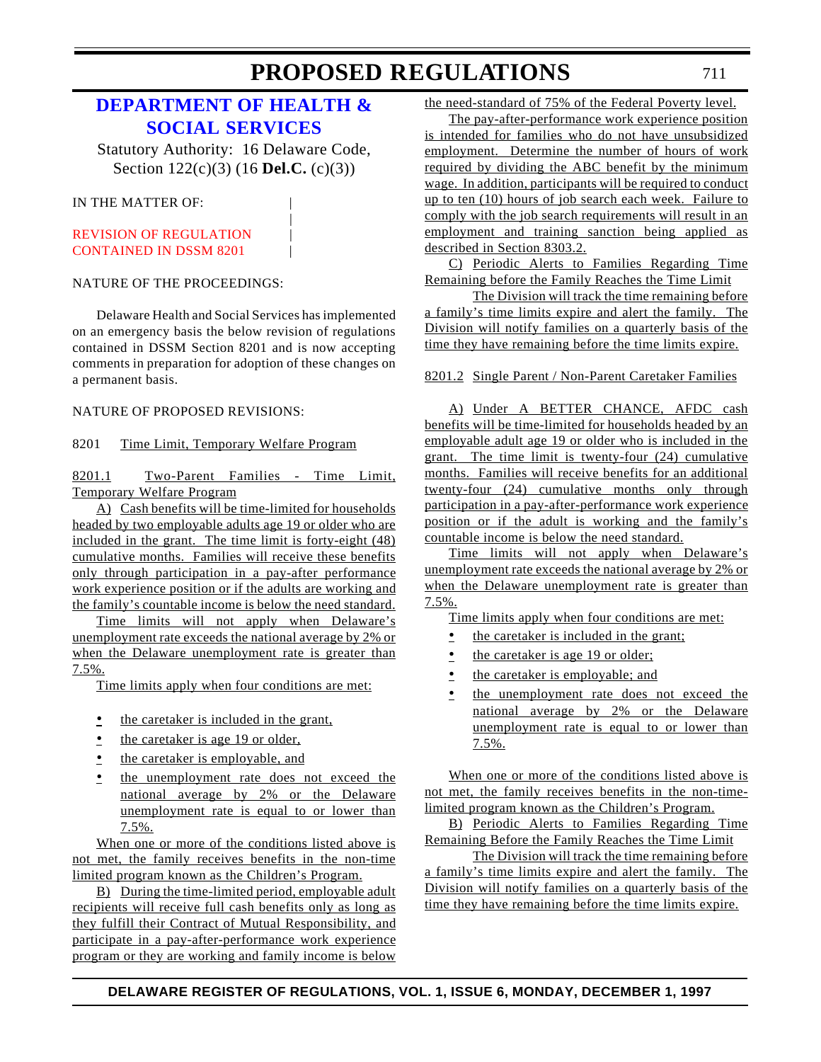# PROPOSED REGULATIONS

## DEPARTMENT OF HEALTH & SOCIAL SERVICES

Statutory Authority: 16 Delaware Code, Section 122(c)(3) (16 **Del.C.** (c)(3))

IN THE MATTER OF:

REVISION OF REGULATION CONTAINED IN DSSM 8201

NATURE OF THE PROCEEDINGS:

Delaware Health and Social Services has implemented on an emergency basis the below revision of regulations contained in DSSM Section 8201 and is now accepting comments in preparation for adoption of these changes on a permanent basis.

NATURE OF PROPOSED REVISIONS:

8201 Time Limit, Temporary Welfare Program

8201.1 Two-Parent Families - Time Limit, Temporary Welfare Program

A) Cash benefits will be time-limited for households headed by two employable adults age 19 or older who are included in the grant. The time limit is forty-eight (48) cumulative months. Families will receive these benefits only through participation in a pay-after performance work experience position or if the adults are working and the family's countable income is below the need standard.

Time limits will not apply when Delaware's unemployment rate exceeds the national average by 2% or when the Delaware unemployment rate is greater than 7.5%.

Time limits apply when four conditions are met:

- the caretaker is included in the grant,
- the caretaker is age 19 or older,
- the caretaker is employable, and
- the unemployment rate does not exceed the national average by 2% or the Delaware unemployment rate is equal to or lower than 7.5%.

When one or more of the conditions listed above is not met, the family receives benefits in the non-time limited program known as the Children's Program.

B) During the time-limited period, employable adult recipients will receive full cash benefits only as long as they fulfill their Contract of Mutual Responsibility, and participate in a pay-after-performance work experience program or they are working and family income is below the need-standard of 75% of the Federal Poverty level.

The pay-after-performance work experience position is intended for families who do not have unsubsidized employment. Determine the number of hours of work required by dividing the ABC benefit by the minimum wage. In addition, participants will be required to conduct up to ten (10) hours of job search each week. Failure to comply with the job search requirements will result in an employment and training sanction being applied as described in Section 8303.2.

C) Periodic Alerts to Families Regarding Time Remaining before the Family Reaches the Time Limit

The Division will track the time remaining before a family's time limits expire and alert the family. The Division will notify families on a quarterly basis of the time they have remaining before the time limits expire.

8201.2 Single Parent / Non-Parent Caretaker Families

A) Under A BETTER CHANCE, AFDC cash benefits will be time-limited for households headed by an employable adult age 19 or older who is included in the grant. The time limit is twenty-four (24) cumulative months. Families will receive benefits for an additional twenty-four (24) cumulative months only through participation in a pay-after-performance work experience position or if the adult is working and the family's countable income is below the need standard.

Time limits will not apply when Delaware's unemployment rate exceeds the national average by 2% or when the Delaware unemployment rate is greater than 7.5%.

Time limits apply when four conditions are met:

- the caretaker is included in the grant;
- the caretaker is age 19 or older;
- the caretaker is employable; and
- the unemployment rate does not exceed the national average by 2% or the Delaware unemployment rate is equal to or lower than 7.5%.

When one or more of the conditions listed above is not met, the family receives benefits in the non-time-limited program known as the Children's Program.

B) Periodic Alerts to Families Regarding Time Remaining Before the Family Reaches the Time Limit

The Division will track the time remaining before a family's time limits expire and alert the family. The Division will notify families on a quarterly basis of the time they have remaining before the time limits expire.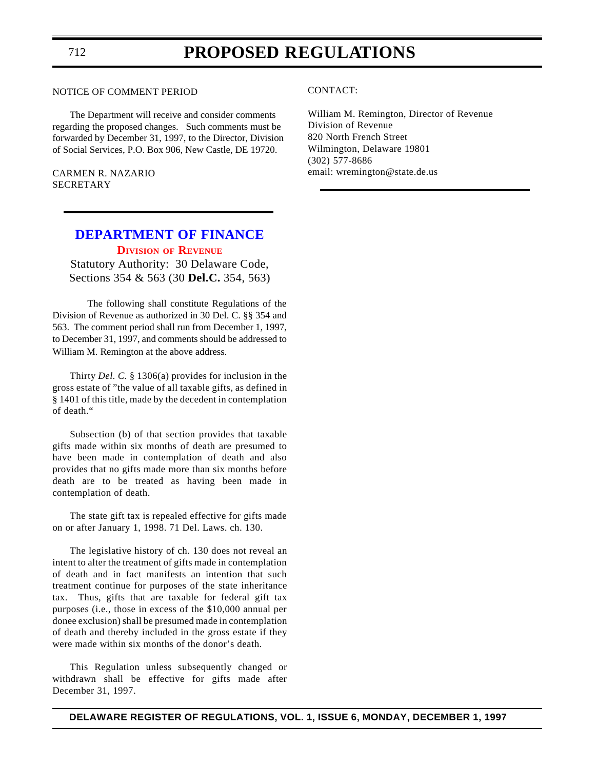NOTICE OF COMMENT PERIOD

The Department will receive and consider comments regarding the proposed changes. Such comments must be forwarded by December 31, 1997, to the Director, Division of Social Services, P.O. Box 906, New Castle, DE 19720.

CARMEN R. NAZARIO
SECRETARY

# DEPARTMENT OF FINANCE

## Division of Revenue

Statutory Authority: 30 Delaware Code, Sections 354 & 563 (30 **Del.C.** 354, 563)

The following shall constitute Regulations of the Division of Revenue as authorized in 30 Del. C. §§ 354 and 563. The comment period shall run from December 1, 1997, to December 31, 1997, and comments should be addressed to William M. Remington at the above address.

Thirty *Del. C.* § 1306(a) provides for inclusion in the gross estate of "the value of all taxable gifts, as defined in § 1401 of this title, made by the decedent in contemplation of death."

Subsection (b) of that section provides that taxable gifts made within six months of death are presumed to have been made in contemplation of death and also provides that no gifts made more than six months before death are to be treated as having been made in contemplation of death.

The state gift tax is repealed effective for gifts made on or after January 1, 1998. 71 Del. Laws. ch. 130.

The legislative history of ch. 130 does not reveal an intent to alter the treatment of gifts made in contemplation of death and in fact manifests an intention that such treatment continue for purposes of the state inheritance tax. Thus, gifts that are taxable for federal gift tax purposes (i.e., those in excess of the $10,000 annual per donee exclusion) shall be presumed made in contemplation of death and thereby included in the gross estate if they were made within six months of the donor's death.

This Regulation unless subsequently changed or withdrawn shall be effective for gifts made after December 31, 1997.

CONTACT:

William M. Remington, Director of Revenue
Division of Revenue
820 North French Street
Wilmington, Delaware 19801
(302) 577-8686
email: wremington@state.de.us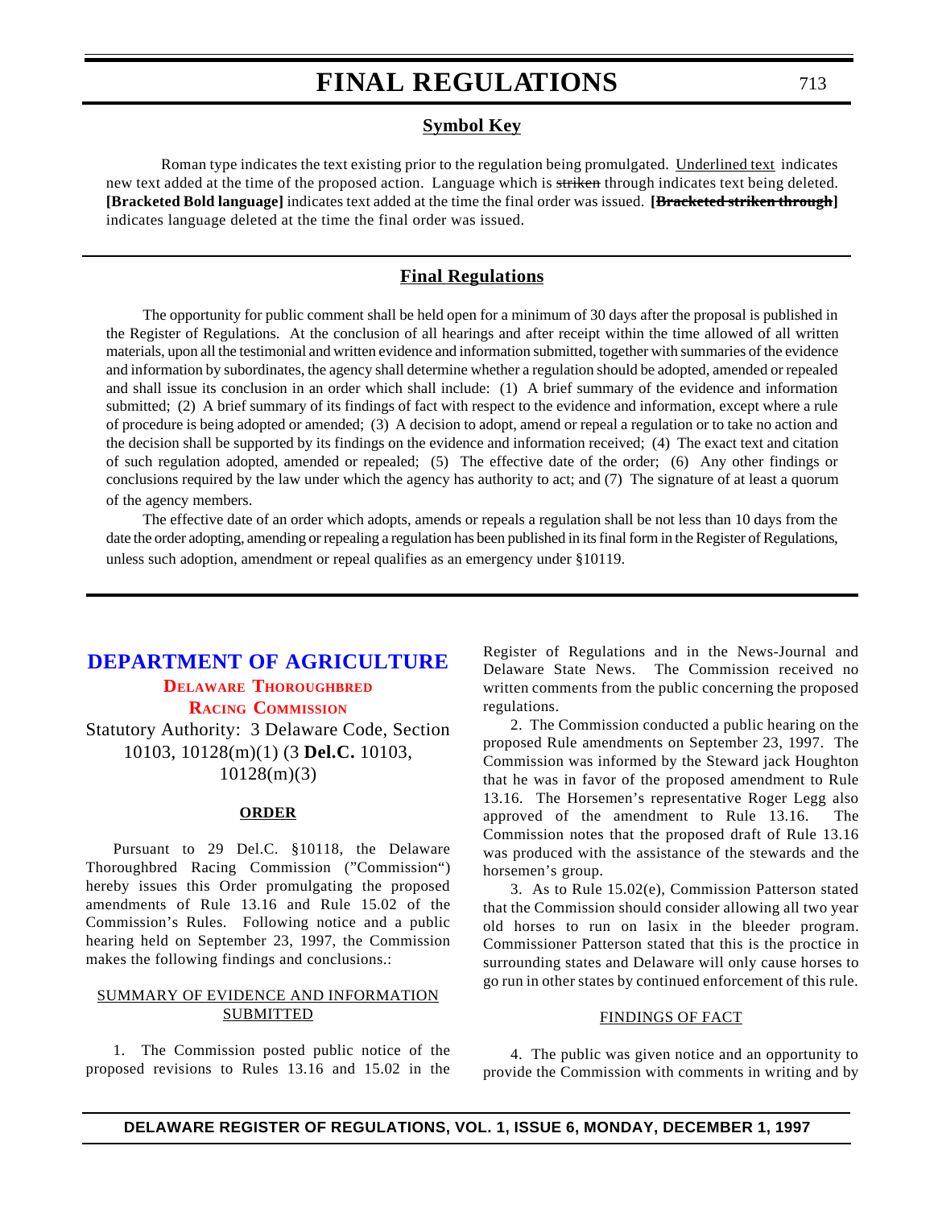# FINAL REGULATIONS

## Symbol Key

Roman type indicates the text existing prior to the regulation being promulgated. Underlined text indicates new text added at the time of the proposed action. Language which is ~~striken~~ through indicates text being deleted. **[Bracketed Bold language]** indicates text added at the time the final order was issued. **[~~Bracketed striken through~~]** indicates language deleted at the time the final order was issued.

## Final Regulations

The opportunity for public comment shall be held open for a minimum of 30 days after the proposal is published in the Register of Regulations. At the conclusion of all hearings and after receipt within the time allowed of all written materials, upon all the testimonial and written evidence and information submitted, together with summaries of the evidence and information by subordinates, the agency shall determine whether a regulation should be adopted, amended or repealed and shall issue its conclusion in an order which shall include: (1) A brief summary of the evidence and information submitted; (2) A brief summary of its findings of fact with respect to the evidence and information, except where a rule of procedure is being adopted or amended; (3) A decision to adopt, amend or repeal a regulation or to take no action and the decision shall be supported by its findings on the evidence and information received; (4) The exact text and citation of such regulation adopted, amended or repealed; (5) The effective date of the order; (6) Any other findings or conclusions required by the law under which the agency has authority to act; and (7) The signature of at least a quorum of the agency members.

The effective date of an order which adopts, amends or repeals a regulation shall be not less than 10 days from the date the order adopting, amending or repealing a regulation has been published in its final form in the Register of Regulations, unless such adoption, amendment or repeal qualifies as an emergency under §10119.

## DEPARTMENT OF AGRICULTURE

### Delaware Thoroughbred Racing Commission

Statutory Authority: 3 Delaware Code, Section 10103, 10128(m)(1) (3 **Del.C.** 10103, 10128(m)(3)

**ORDER**

Pursuant to 29 Del.C. §10118, the Delaware Thoroughbred Racing Commission ("Commission") hereby issues this Order promulgating the proposed amendments of Rule 13.16 and Rule 15.02 of the Commission's Rules. Following notice and a public hearing held on September 23, 1997, the Commission makes the following findings and conclusions.:

SUMMARY OF EVIDENCE AND INFORMATION SUBMITTED

1. The Commission posted public notice of the proposed revisions to Rules 13.16 and 15.02 in the Register of Regulations and in the News-Journal and Delaware State News. The Commission received no written comments from the public concerning the proposed regulations.

2. The Commission conducted a public hearing on the proposed Rule amendments on September 23, 1997. The Commission was informed by the Steward jack Houghton that he was in favor of the proposed amendment to Rule 13.16. The Horsemen's representative Roger Legg also approved of the amendment to Rule 13.16. The Commission notes that the proposed draft of Rule 13.16 was produced with the assistance of the stewards and the horsemen's group.

3. As to Rule 15.02(e), Commission Patterson stated that the Commission should consider allowing all two year old horses to run on lasix in the bleeder program. Commissioner Patterson stated that this is the proctice in surrounding states and Delaware will only cause horses to go run in other states by continued enforcement of this rule.

FINDINGS OF FACT

4. The public was given notice and an opportunity to provide the Commission with comments in writing and by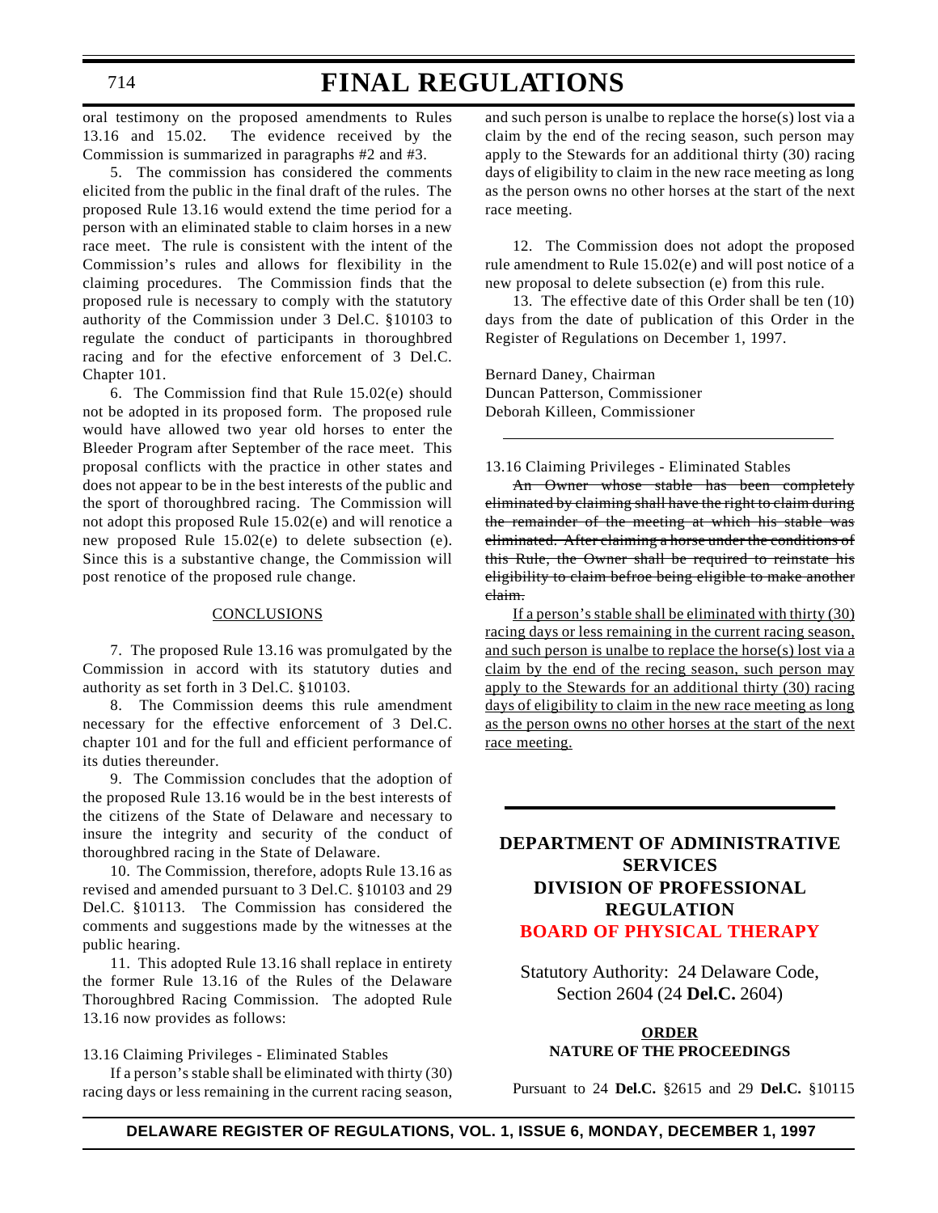oral testimony on the proposed amendments to Rules 13.16 and 15.02. The evidence received by the Commission is summarized in paragraphs #2 and #3.

5. The commission has considered the comments elicited from the public in the final draft of the rules. The proposed Rule 13.16 would extend the time period for a person with an eliminated stable to claim horses in a new race meet. The rule is consistent with the intent of the Commission's rules and allows for flexibility in the claiming procedures. The Commission finds that the proposed rule is necessary to comply with the statutory authority of the Commission under 3 Del.C. §10103 to regulate the conduct of participants in thoroughbred racing and for the efective enforcement of 3 Del.C. Chapter 101.

6. The Commission find that Rule 15.02(e) should not be adopted in its proposed form. The proposed rule would have allowed two year old horses to enter the Bleeder Program after September of the race meet. This proposal conflicts with the practice in other states and does not appear to be in the best interests of the public and the sport of thoroughbred racing. The Commission will not adopt this proposed Rule 15.02(e) and will renotice a new proposed Rule 15.02(e) to delete subsection (e). Since this is a substantive change, the Commission will post renotice of the proposed rule change.

## CONCLUSIONS

7. The proposed Rule 13.16 was promulgated by the Commission in accord with its statutory duties and authority as set forth in 3 Del.C. §10103.

8. The Commission deems this rule amendment necessary for the effective enforcement of 3 Del.C. chapter 101 and for the full and efficient performance of its duties thereunder.

9. The Commission concludes that the adoption of the proposed Rule 13.16 would be in the best interests of the citizens of the State of Delaware and necessary to insure the integrity and security of the conduct of thoroughbred racing in the State of Delaware.

10. The Commission, therefore, adopts Rule 13.16 as revised and amended pursuant to 3 Del.C. §10103 and 29 Del.C. §10113. The Commission has considered the comments and suggestions made by the witnesses at the public hearing.

11. This adopted Rule 13.16 shall replace in entirety the former Rule 13.16 of the Rules of the Delaware Thoroughbred Racing Commission. The adopted Rule 13.16 now provides as follows:

13.16 Claiming Privileges - Eliminated Stables

If a person's stable shall be eliminated with thirty (30) racing days or less remaining in the current racing season, and such person is unalbe to replace the horse(s) lost via a claim by the end of the recing season, such person may apply to the Stewards for an additional thirty (30) racing days of eligibility to claim in the new race meeting as long as the person owns no other horses at the start of the next race meeting.

12. The Commission does not adopt the proposed rule amendment to Rule 15.02(e) and will post notice of a new proposal to delete subsection (e) from this rule.

13. The effective date of this Order shall be ten (10) days from the date of publication of this Order in the Register of Regulations on December 1, 1997.

Bernard Daney, Chairman
Duncan Patterson, Commissioner
Deborah Killeen, Commissioner

---

13.16 Claiming Privileges - Eliminated Stables

~~An Owner whose stable has been completely eliminated by claiming shall have the right to claim during the remainder of the meeting at which his stable was eliminated. After claiming a horse under the conditions of this Rule, the Owner shall be required to reinstate his eligibility to claim befroe being eligible to make another claim.~~

<u>If a person's stable shall be eliminated with thirty (30) racing days or less remaining in the current racing season, and such person is unalbe to replace the horse(s) lost via a claim by the end of the recing season, such person may apply to the Stewards for an additional thirty (30) racing days of eligibility to claim in the new race meeting as long as the person owns no other horses at the start of the next race meeting.</u>

---

# DEPARTMENT OF ADMINISTRATIVE SERVICES
# DIVISION OF PROFESSIONAL REGULATION
# BOARD OF PHYSICAL THERAPY

Statutory Authority: 24 Delaware Code, Section 2604 (24 **Del.C.** 2604)

**ORDER**

**NATURE OF THE PROCEEDINGS**

Pursuant to 24 **Del.C.** §2615 and 29 **Del.C.** §10115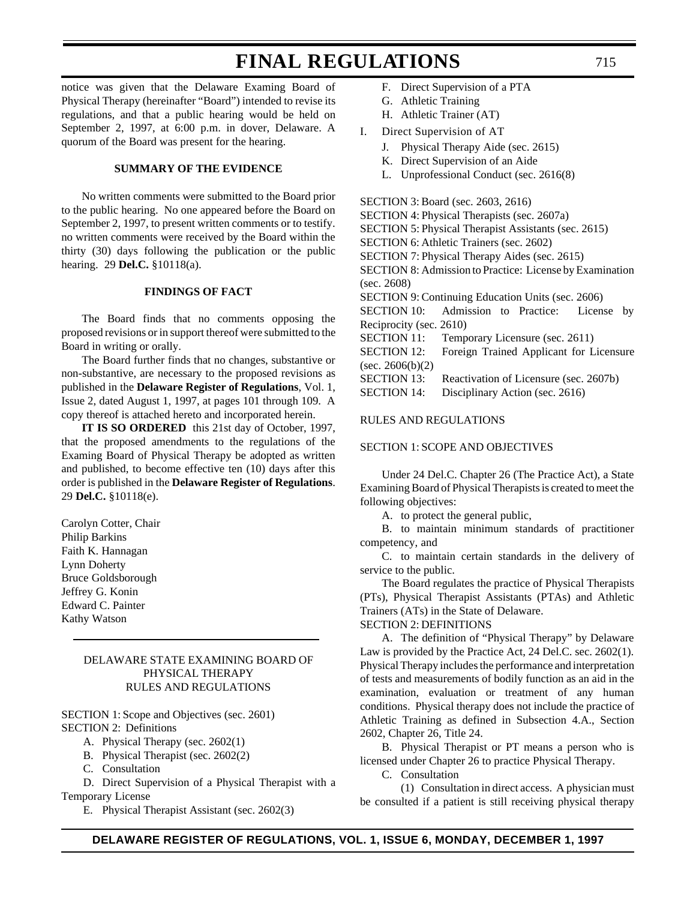notice was given that the Delaware Examing Board of Physical Therapy (hereinafter "Board") intended to revise its regulations, and that a public hearing would be held on September 2, 1997, at 6:00 p.m. in dover, Delaware. A quorum of the Board was present for the hearing.

**SUMMARY OF THE EVIDENCE**

No written comments were submitted to the Board prior to the public hearing. No one appeared before the Board on September 2, 1997, to present written comments or to testify. no written comments were received by the Board within the thirty (30) days following the publication or the public hearing. 29 **Del.C.** §10118(a).

**FINDINGS OF FACT**

The Board finds that no comments opposing the proposed revisions or in support thereof were submitted to the Board in writing or orally.

The Board further finds that no changes, substantive or non-substantive, are necessary to the proposed revisions as published in the **Delaware Register of Regulations**, Vol. 1, Issue 2, dated August 1, 1997, at pages 101 through 109. A copy thereof is attached hereto and incorporated herein.

**IT IS SO ORDERED** this 21st day of October, 1997, that the proposed amendments to the regulations of the Examing Board of Physical Therapy be adopted as written and published, to become effective ten (10) days after this order is published in the **Delaware Register of Regulations**. 29 **Del.C.** §10118(e).

Carolyn Cotter, Chair
Philip Barkins
Faith K. Hannagan
Lynn Doherty
Bruce Goldsborough
Jeffrey G. Konin
Edward C. Painter
Kathy Watson

---

DELAWARE STATE EXAMINING BOARD OF PHYSICAL THERAPY
RULES AND REGULATIONS

SECTION 1: Scope and Objectives (sec. 2601)
SECTION 2: Definitions

- A. Physical Therapy (sec. 2602(1)
- B. Physical Therapist (sec. 2602(2)
- C. Consultation
- D. Direct Supervision of a Physical Therapist with a Temporary License
- E. Physical Therapist Assistant (sec. 2602(3)
- F. Direct Supervision of a PTA
- G. Athletic Training
- H. Athletic Trainer (AT)
- I. Direct Supervision of AT
- J. Physical Therapy Aide (sec. 2615)
- K. Direct Supervision of an Aide
- L. Unprofessional Conduct (sec. 2616(8)

SECTION 3: Board (sec. 2603, 2616)
SECTION 4: Physical Therapists (sec. 2607a)
SECTION 5: Physical Therapist Assistants (sec. 2615)
SECTION 6: Athletic Trainers (sec. 2602)
SECTION 7: Physical Therapy Aides (sec. 2615)
SECTION 8: Admission to Practice: License by Examination (sec. 2608)
SECTION 9: Continuing Education Units (sec. 2606)
SECTION 10: Admission to Practice: License by Reciprocity (sec. 2610)
SECTION 11: Temporary Licensure (sec. 2611)
SECTION 12: Foreign Trained Applicant for Licensure (sec. 2606(b)(2)
SECTION 13: Reactivation of Licensure (sec. 2607b)
SECTION 14: Disciplinary Action (sec. 2616)

RULES AND REGULATIONS

SECTION 1: SCOPE AND OBJECTIVES

Under 24 Del.C. Chapter 26 (The Practice Act), a State Examining Board of Physical Therapists is created to meet the following objectives:

A. to protect the general public,

B. to maintain minimum standards of practitioner competency, and

C. to maintain certain standards in the delivery of service to the public.

The Board regulates the practice of Physical Therapists (PTs), Physical Therapist Assistants (PTAs) and Athletic Trainers (ATs) in the State of Delaware.

SECTION 2: DEFINITIONS

A. The definition of "Physical Therapy" by Delaware Law is provided by the Practice Act, 24 Del.C. sec. 2602(1). Physical Therapy includes the performance and interpretation of tests and measurements of bodily function as an aid in the examination, evaluation or treatment of any human conditions. Physical therapy does not include the practice of Athletic Training as defined in Subsection 4.A., Section 2602, Chapter 26, Title 24.

B. Physical Therapist or PT means a person who is licensed under Chapter 26 to practice Physical Therapy.

C. Consultation

(1) Consultation in direct access. A physician must be consulted if a patient is still receiving physical therapy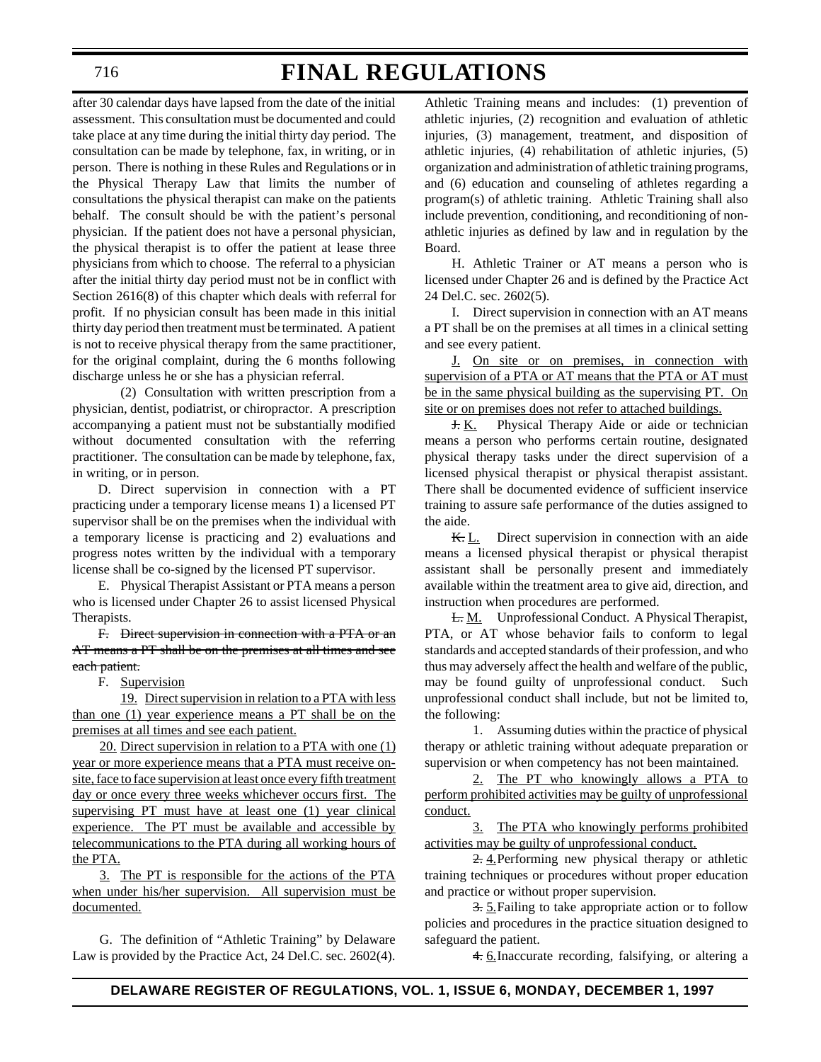after 30 calendar days have lapsed from the date of the initial assessment. This consultation must be documented and could take place at any time during the initial thirty day period. The consultation can be made by telephone, fax, in writing, or in person. There is nothing in these Rules and Regulations or in the Physical Therapy Law that limits the number of consultations the physical therapist can make on the patients behalf. The consult should be with the patient's personal physician. If the patient does not have a personal physician, the physical therapist is to offer the patient at lease three physicians from which to choose. The referral to a physician after the initial thirty day period must not be in conflict with Section 2616(8) of this chapter which deals with referral for profit. If no physician consult has been made in this initial thirty day period then treatment must be terminated. A patient is not to receive physical therapy from the same practitioner, for the original complaint, during the 6 months following discharge unless he or she has a physician referral.

(2) Consultation with written prescription from a physician, dentist, podiatrist, or chiropractor. A prescription accompanying a patient must not be substantially modified without documented consultation with the referring practitioner. The consultation can be made by telephone, fax, in writing, or in person.

D. Direct supervision in connection with a PT practicing under a temporary license means 1) a licensed PT supervisor shall be on the premises when the individual with a temporary license is practicing and 2) evaluations and progress notes written by the individual with a temporary license shall be co-signed by the licensed PT supervisor.

E. Physical Therapist Assistant or PTA means a person who is licensed under Chapter 26 to assist licensed Physical Therapists.

~~F. Direct supervision in connection with a PTA or an AT means a PT shall be on the premises at all times and see each patient.~~

F. Supervision

19. Direct supervision in relation to a PTA with less than one (1) year experience means a PT shall be on the premises at all times and see each patient.

20. Direct supervision in relation to a PTA with one (1) year or more experience means that a PTA must receive on-site, face to face supervision at least once every fifth treatment day or once every three weeks whichever occurs first. The supervising PT must have at least one (1) year clinical experience. The PT must be available and accessible by telecommunications to the PTA during all working hours of the PTA.

3. The PT is responsible for the actions of the PTA when under his/her supervision. All supervision must be documented.

G. The definition of "Athletic Training" by Delaware Law is provided by the Practice Act, 24 Del.C. sec. 2602(4). Athletic Training means and includes: (1) prevention of athletic injuries, (2) recognition and evaluation of athletic injuries, (3) management, treatment, and disposition of athletic injuries, (4) rehabilitation of athletic injuries, (5) organization and administration of athletic training programs, and (6) education and counseling of athletes regarding a program(s) of athletic training. Athletic Training shall also include prevention, conditioning, and reconditioning of non-athletic injuries as defined by law and in regulation by the Board.

H. Athletic Trainer or AT means a person who is licensed under Chapter 26 and is defined by the Practice Act 24 Del.C. sec. 2602(5).

I. Direct supervision in connection with an AT means a PT shall be on the premises at all times in a clinical setting and see every patient.

J. On site or on premises, in connection with supervision of a PTA or AT means that the PTA or AT must be in the same physical building as the supervising PT. On site or on premises does not refer to attached buildings.

~~J.~~ K. Physical Therapy Aide or aide or technician means a person who performs certain routine, designated physical therapy tasks under the direct supervision of a licensed physical therapist or physical therapist assistant. There shall be documented evidence of sufficient inservice training to assure safe performance of the duties assigned to the aide.

~~K.~~ L. Direct supervision in connection with an aide means a licensed physical therapist or physical therapist assistant shall be personally present and immediately available within the treatment area to give aid, direction, and instruction when procedures are performed.

~~L.~~ M. Unprofessional Conduct. A Physical Therapist, PTA, or AT whose behavior fails to conform to legal standards and accepted standards of their profession, and who thus may adversely affect the health and welfare of the public, may be found guilty of unprofessional conduct. Such unprofessional conduct shall include, but not be limited to, the following:

1. Assuming duties within the practice of physical therapy or athletic training without adequate preparation or supervision or when competency has not been maintained.

2. The PT who knowingly allows a PTA to perform prohibited activities may be guilty of unprofessional conduct.

3. The PTA who knowingly performs prohibited activities may be guilty of unprofessional conduct.

~~2.~~ 4. Performing new physical therapy or athletic training techniques or procedures without proper education and practice or without proper supervision.

~~3.~~ 5. Failing to take appropriate action or to follow policies and procedures in the practice situation designed to safeguard the patient.

~~4.~~ 6. Inaccurate recording, falsifying, or altering a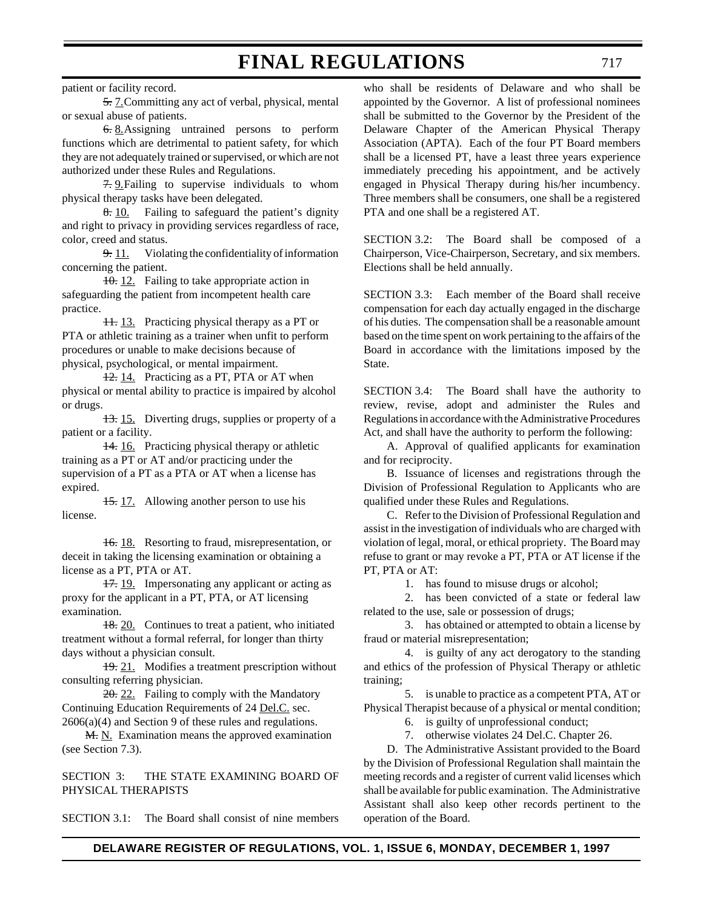patient or facility record.

~~5.~~ 7. Committing any act of verbal, physical, mental or sexual abuse of patients.

~~6.~~ 8. Assigning untrained persons to perform functions which are detrimental to patient safety, for which they are not adequately trained or supervised, or which are not authorized under these Rules and Regulations.

~~7.~~ 9. Failing to supervise individuals to whom physical therapy tasks have been delegated.

~~8.~~ 10. Failing to safeguard the patient's dignity and right to privacy in providing services regardless of race, color, creed and status.

~~9.~~ 11. Violating the confidentiality of information concerning the patient.

~~10.~~ 12. Failing to take appropriate action in safeguarding the patient from incompetent health care practice.

~~11.~~ 13. Practicing physical therapy as a PT or PTA or athletic training as a trainer when unfit to perform procedures or unable to make decisions because of physical, psychological, or mental impairment.

~~12.~~ 14. Practicing as a PT, PTA or AT when physical or mental ability to practice is impaired by alcohol or drugs.

~~13.~~ 15. Diverting drugs, supplies or property of a patient or a facility.

~~14.~~ 16. Practicing physical therapy or athletic training as a PT or AT and/or practicing under the supervision of a PT as a PTA or AT when a license has expired.

~~15.~~ 17. Allowing another person to use his license.

~~16.~~ 18. Resorting to fraud, misrepresentation, or deceit in taking the licensing examination or obtaining a license as a PT, PTA or AT.

~~17.~~ 19. Impersonating any applicant or acting as proxy for the applicant in a PT, PTA, or AT licensing examination.

~~18.~~ 20. Continues to treat a patient, who initiated treatment without a formal referral, for longer than thirty days without a physician consult.

~~19.~~ 21. Modifies a treatment prescription without consulting referring physician.

~~20.~~ 22. Failing to comply with the Mandatory Continuing Education Requirements of 24 Del.C. sec. 2606(a)(4) and Section 9 of these rules and regulations.

~~M.~~ N. Examination means the approved examination (see Section 7.3).

SECTION 3: THE STATE EXAMINING BOARD OF PHYSICAL THERAPISTS

SECTION 3.1: The Board shall consist of nine members who shall be residents of Delaware and who shall be appointed by the Governor. A list of professional nominees shall be submitted to the Governor by the President of the Delaware Chapter of the American Physical Therapy Association (APTA). Each of the four PT Board members shall be a licensed PT, have a least three years experience immediately preceding his appointment, and be actively engaged in Physical Therapy during his/her incumbency. Three members shall be consumers, one shall be a registered PTA and one shall be a registered AT.

SECTION 3.2: The Board shall be composed of a Chairperson, Vice-Chairperson, Secretary, and six members. Elections shall be held annually.

SECTION 3.3: Each member of the Board shall receive compensation for each day actually engaged in the discharge of his duties. The compensation shall be a reasonable amount based on the time spent on work pertaining to the affairs of the Board in accordance with the limitations imposed by the State.

SECTION 3.4: The Board shall have the authority to review, revise, adopt and administer the Rules and Regulations in accordance with the Administrative Procedures Act, and shall have the authority to perform the following:

A. Approval of qualified applicants for examination and for reciprocity.

B. Issuance of licenses and registrations through the Division of Professional Regulation to Applicants who are qualified under these Rules and Regulations.

C. Refer to the Division of Professional Regulation and assist in the investigation of individuals who are charged with violation of legal, moral, or ethical propriety. The Board may refuse to grant or may revoke a PT, PTA or AT license if the PT, PTA or AT:

1. has found to misuse drugs or alcohol;

2. has been convicted of a state or federal law related to the use, sale or possession of drugs;

3. has obtained or attempted to obtain a license by fraud or material misrepresentation;

4. is guilty of any act derogatory to the standing and ethics of the profession of Physical Therapy or athletic training;

5. is unable to practice as a competent PTA, AT or Physical Therapist because of a physical or mental condition;

6. is guilty of unprofessional conduct;

7. otherwise violates 24 Del.C. Chapter 26.

D. The Administrative Assistant provided to the Board by the Division of Professional Regulation shall maintain the meeting records and a register of current valid licenses which shall be available for public examination. The Administrative Assistant shall also keep other records pertinent to the operation of the Board.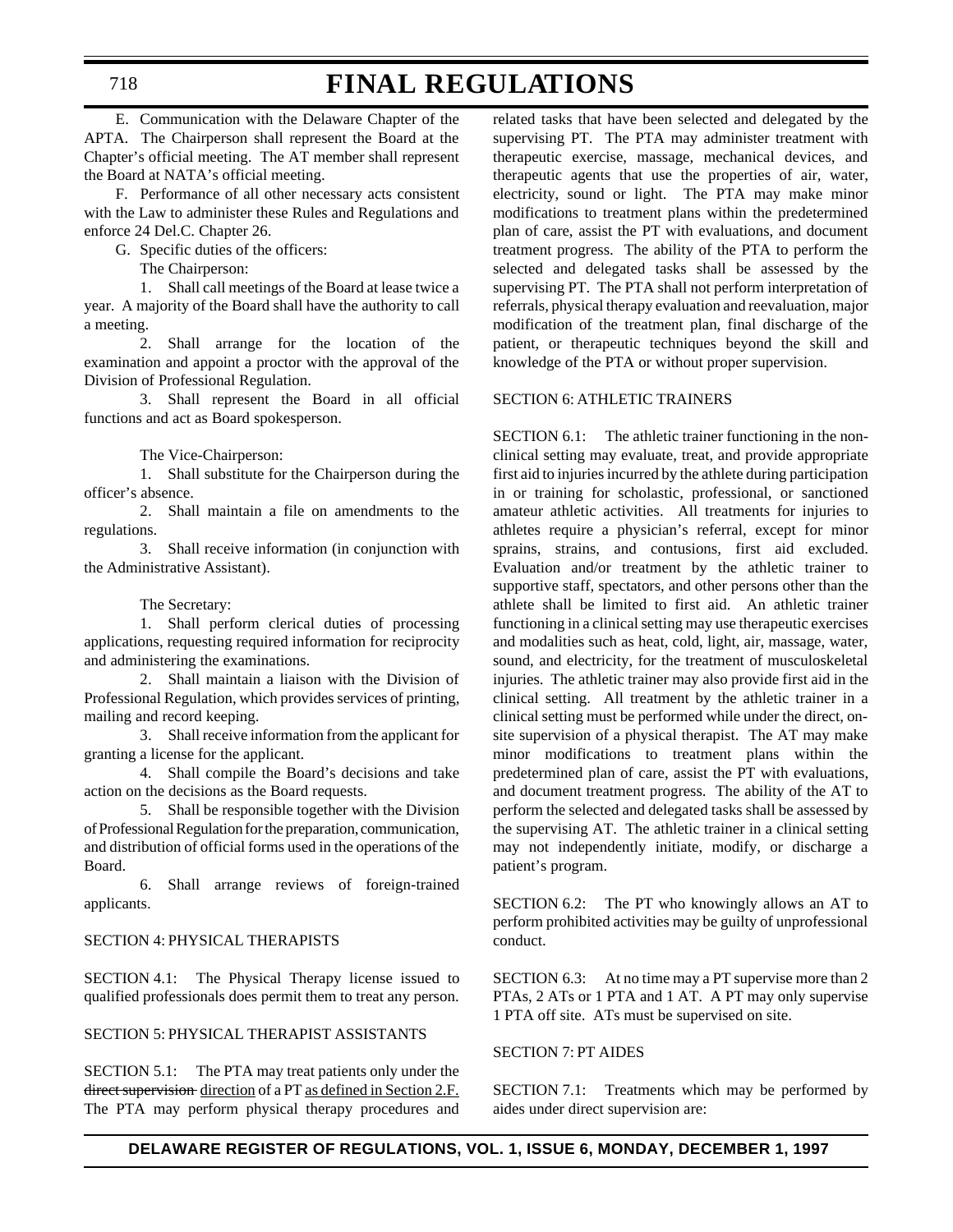E. Communication with the Delaware Chapter of the APTA. The Chairperson shall represent the Board at the Chapter's official meeting. The AT member shall represent the Board at NATA's official meeting.

F. Performance of all other necessary acts consistent with the Law to administer these Rules and Regulations and enforce 24 Del.C. Chapter 26.

G. Specific duties of the officers:

The Chairperson:

1. Shall call meetings of the Board at lease twice a year. A majority of the Board shall have the authority to call a meeting.

2. Shall arrange for the location of the examination and appoint a proctor with the approval of the Division of Professional Regulation.

3. Shall represent the Board in all official functions and act as Board spokesperson.

The Vice-Chairperson:

1. Shall substitute for the Chairperson during the officer's absence.

2. Shall maintain a file on amendments to the regulations.

3. Shall receive information (in conjunction with the Administrative Assistant).

The Secretary:

1. Shall perform clerical duties of processing applications, requesting required information for reciprocity and administering the examinations.

2. Shall maintain a liaison with the Division of Professional Regulation, which provides services of printing, mailing and record keeping.

3. Shall receive information from the applicant for granting a license for the applicant.

4. Shall compile the Board's decisions and take action on the decisions as the Board requests.

5. Shall be responsible together with the Division of Professional Regulation for the preparation, communication, and distribution of official forms used in the operations of the Board.

6. Shall arrange reviews of foreign-trained applicants.

SECTION 4: PHYSICAL THERAPISTS

SECTION 4.1: The Physical Therapy license issued to qualified professionals does permit them to treat any person.

SECTION 5: PHYSICAL THERAPIST ASSISTANTS

SECTION 5.1: The PTA may treat patients only under the ~~direct supervision~~ <u>direction</u> of a PT <u>as defined in Section 2.F.</u> The PTA may perform physical therapy procedures and related tasks that have been selected and delegated by the supervising PT. The PTA may administer treatment with therapeutic exercise, massage, mechanical devices, and therapeutic agents that use the properties of air, water, electricity, sound or light. The PTA may make minor modifications to treatment plans within the predetermined plan of care, assist the PT with evaluations, and document treatment progress. The ability of the PTA to perform the selected and delegated tasks shall be assessed by the supervising PT. The PTA shall not perform interpretation of referrals, physical therapy evaluation and reevaluation, major modification of the treatment plan, final discharge of the patient, or therapeutic techniques beyond the skill and knowledge of the PTA or without proper supervision.

SECTION 6: ATHLETIC TRAINERS

SECTION 6.1: The athletic trainer functioning in the non-clinical setting may evaluate, treat, and provide appropriate first aid to injuries incurred by the athlete during participation in or training for scholastic, professional, or sanctioned amateur athletic activities. All treatments for injuries to athletes require a physician's referral, except for minor sprains, strains, and contusions, first aid excluded. Evaluation and/or treatment by the athletic trainer to supportive staff, spectators, and other persons other than the athlete shall be limited to first aid. An athletic trainer functioning in a clinical setting may use therapeutic exercises and modalities such as heat, cold, light, air, massage, water, sound, and electricity, for the treatment of musculoskeletal injuries. The athletic trainer may also provide first aid in the clinical setting. All treatment by the athletic trainer in a clinical setting must be performed while under the direct, on-site supervision of a physical therapist. The AT may make minor modifications to treatment plans within the predetermined plan of care, assist the PT with evaluations, and document treatment progress. The ability of the AT to perform the selected and delegated tasks shall be assessed by the supervising AT. The athletic trainer in a clinical setting may not independently initiate, modify, or discharge a patient's program.

SECTION 6.2: The PT who knowingly allows an AT to perform prohibited activities may be guilty of unprofessional conduct.

SECTION 6.3: At no time may a PT supervise more than 2 PTAs, 2 ATs or 1 PTA and 1 AT. A PT may only supervise 1 PTA off site. ATs must be supervised on site.

SECTION 7: PT AIDES

SECTION 7.1: Treatments which may be performed by aides under direct supervision are: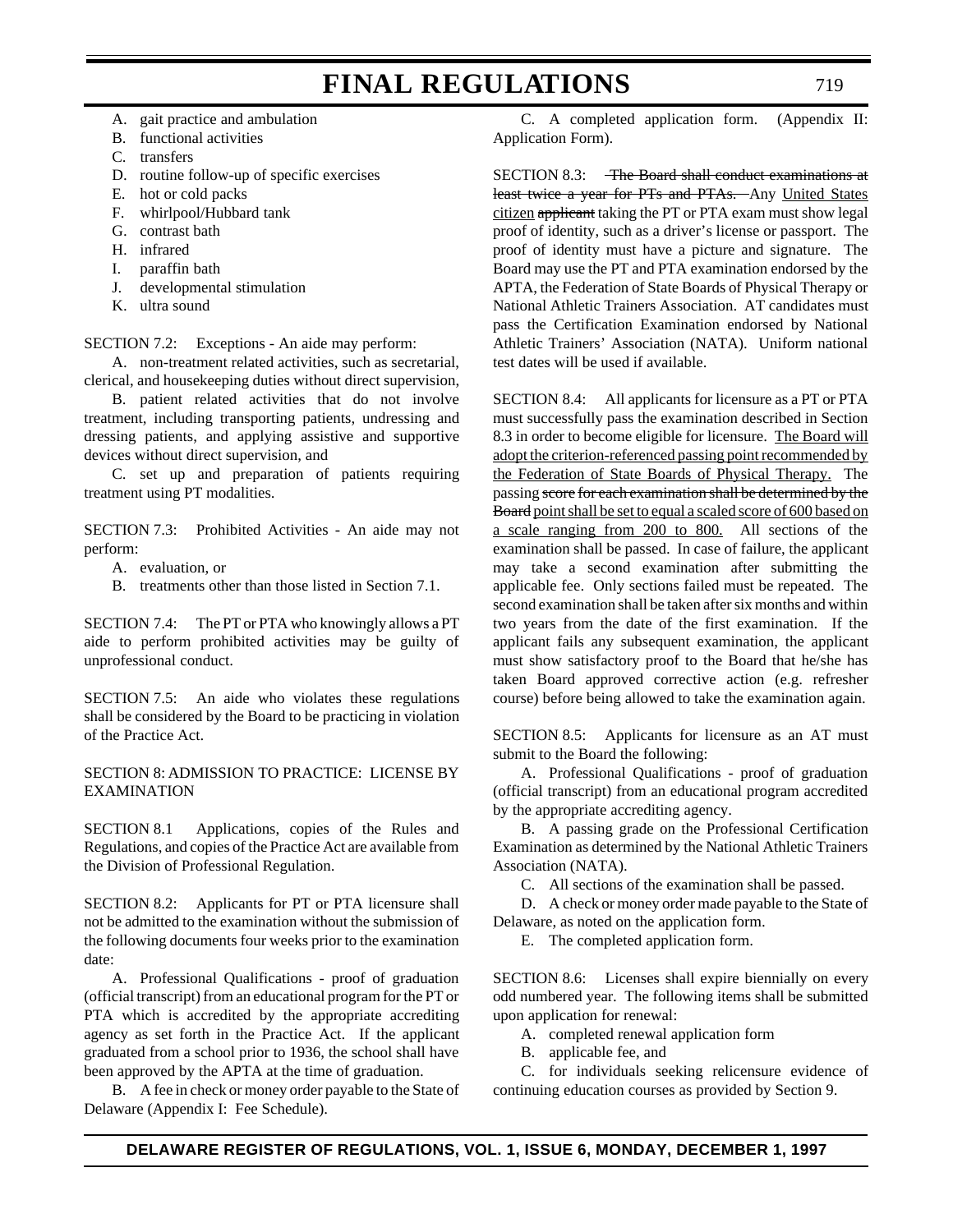A. gait practice and ambulation
B. functional activities
C. transfers
D. routine follow-up of specific exercises
E. hot or cold packs
F. whirlpool/Hubbard tank
G. contrast bath
H. infrared
I. paraffin bath
J. developmental stimulation
K. ultra sound

SECTION 7.2: Exceptions - An aide may perform:

A. non-treatment related activities, such as secretarial, clerical, and housekeeping duties without direct supervision,

B. patient related activities that do not involve treatment, including transporting patients, undressing and dressing patients, and applying assistive and supportive devices without direct supervision, and

C. set up and preparation of patients requiring treatment using PT modalities.

SECTION 7.3: Prohibited Activities - An aide may not perform:

A. evaluation, or
B. treatments other than those listed in Section 7.1.

SECTION 7.4: The PT or PTA who knowingly allows a PT aide to perform prohibited activities may be guilty of unprofessional conduct.

SECTION 7.5: An aide who violates these regulations shall be considered by the Board to be practicing in violation of the Practice Act.

SECTION 8: ADMISSION TO PRACTICE: LICENSE BY EXAMINATION

SECTION 8.1 Applications, copies of the Rules and Regulations, and copies of the Practice Act are available from the Division of Professional Regulation.

SECTION 8.2: Applicants for PT or PTA licensure shall not be admitted to the examination without the submission of the following documents four weeks prior to the examination date:

A. Professional Qualifications - proof of graduation (official transcript) from an educational program for the PT or PTA which is accredited by the appropriate accrediting agency as set forth in the Practice Act. If the applicant graduated from a school prior to 1936, the school shall have been approved by the APTA at the time of graduation.

B. A fee in check or money order payable to the State of Delaware (Appendix I: Fee Schedule).

C. A completed application form. (Appendix II: Application Form).

SECTION 8.3: ~~The Board shall conduct examinations at least twice a year for PTs and PTAs.~~ Any <u>United States citizen</u> ~~applicant~~ taking the PT or PTA exam must show legal proof of identity, such as a driver's license or passport. The proof of identity must have a picture and signature. The Board may use the PT and PTA examination endorsed by the APTA, the Federation of State Boards of Physical Therapy or National Athletic Trainers Association. AT candidates must pass the Certification Examination endorsed by National Athletic Trainers' Association (NATA). Uniform national test dates will be used if available.

SECTION 8.4: All applicants for licensure as a PT or PTA must successfully pass the examination described in Section 8.3 in order to become eligible for licensure. <u>The Board will adopt the criterion-referenced passing point recommended by the Federation of State Boards of Physical Therapy.</u> The passing ~~score for each examination shall be determined by the Board~~ <u>point shall be set to equal a scaled score of 600 based on a scale ranging from 200 to 800.</u> All sections of the examination shall be passed. In case of failure, the applicant may take a second examination after submitting the applicable fee. Only sections failed must be repeated. The second examination shall be taken after six months and within two years from the date of the first examination. If the applicant fails any subsequent examination, the applicant must show satisfactory proof to the Board that he/she has taken Board approved corrective action (e.g. refresher course) before being allowed to take the examination again.

SECTION 8.5: Applicants for licensure as an AT must submit to the Board the following:

A. Professional Qualifications - proof of graduation (official transcript) from an educational program accredited by the appropriate accrediting agency.

B. A passing grade on the Professional Certification Examination as determined by the National Athletic Trainers Association (NATA).

C. All sections of the examination shall be passed.

D. A check or money order made payable to the State of Delaware, as noted on the application form.

E. The completed application form.

SECTION 8.6: Licenses shall expire biennially on every odd numbered year. The following items shall be submitted upon application for renewal:

A. completed renewal application form

B. applicable fee, and

C. for individuals seeking relicensure evidence of continuing education courses as provided by Section 9.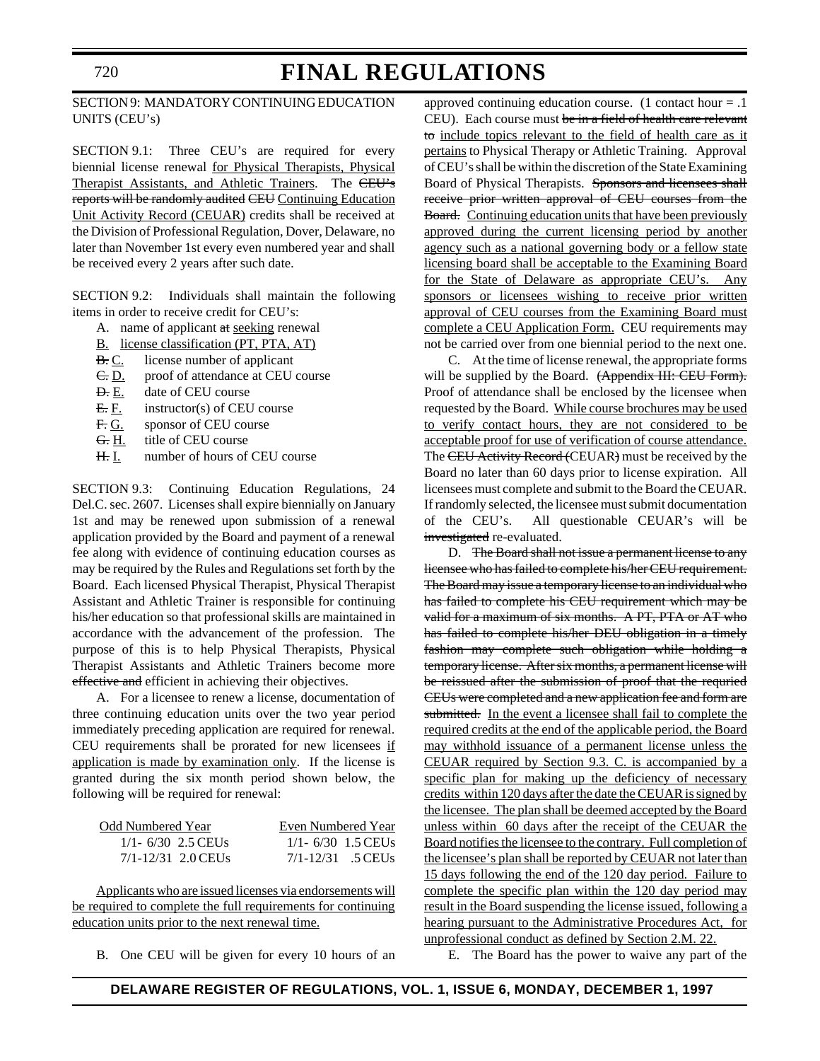SECTION 9: MANDATORY CONTINUING EDUCATION UNITS (CEU's)

SECTION 9.1: Three CEU's are required for every biennial license renewal <u>for Physical Therapists, Physical Therapist Assistants, and Athletic Trainers</u>. The ~~CEU's reports will be randomly audited CEU~~ <u>Continuing Education Unit Activity Record (CEUAR)</u> credits shall be received at the Division of Professional Regulation, Dover, Delaware, no later than November 1st every even numbered year and shall be received every 2 years after such date.

SECTION 9.2: Individuals shall maintain the following items in order to receive credit for CEU's:

- A. name of applicant ~~at~~ <u>seeking</u> renewal
- <u>B.</u> <u>license classification (PT, PTA, AT)</u>
- ~~B.~~ <u>C.</u> license number of applicant
- ~~C.~~ <u>D.</u> proof of attendance at CEU course
- ~~D.~~ <u>E.</u> date of CEU course
- ~~E.~~ <u>F.</u> instructor(s) of CEU course
- ~~F.~~ <u>G.</u> sponsor of CEU course
- ~~G.~~ <u>H.</u> title of CEU course
- ~~H.~~ <u>I.</u> number of hours of CEU course

SECTION 9.3: Continuing Education Regulations, 24 Del.C. sec. 2607. Licenses shall expire biennially on January 1st and may be renewed upon submission of a renewal application provided by the Board and payment of a renewal fee along with evidence of continuing education courses as may be required by the Rules and Regulations set forth by the Board. Each licensed Physical Therapist, Physical Therapist Assistant and Athletic Trainer is responsible for continuing his/her education so that professional skills are maintained in accordance with the advancement of the profession. The purpose of this is to help Physical Therapists, Physical Therapist Assistants and Athletic Trainers become more ~~effective and~~ efficient in achieving their objectives.

A. For a licensee to renew a license, documentation of three continuing education units over the two year period immediately preceding application are required for renewal. CEU requirements shall be prorated for new licensees <u>if application is made by examination only</u>. If the license is granted during the six month period shown below, the following will be required for renewal:

| <u>Odd Numbered Year</u> | <u>Even Numbered Year</u> |
|---|---|
| 1/1- 6/30 2.5 CEUs | 1/1- 6/30 1.5 CEUs |
| 7/1-12/31 2.0 CEUs | 7/1-12/31 .5 CEUs |

<u>Applicants who are issued licenses via endorsements will be required to complete the full requirements for continuing education units prior to the next renewal time.</u>

B. One CEU will be given for every 10 hours of an approved continuing education course. (1 contact hour = .1 CEU). Each course must ~~be in a field of health care relevant to~~ <u>include topics relevant to the field of health care as it pertains</u> to Physical Therapy or Athletic Training. Approval of CEU's shall be within the discretion of the State Examining Board of Physical Therapists. ~~Sponsors and licensees shall receive prior written approval of CEU courses from the Board.~~ <u>Continuing education units that have been previously approved during the current licensing period by another agency such as a national governing body or a fellow state licensing board shall be acceptable to the Examining Board for the State of Delaware as appropriate CEU's. Any sponsors or licensees wishing to receive prior written approval of CEU courses from the Examining Board must complete a CEU Application Form.</u> CEU requirements may not be carried over from one biennial period to the next one.

C. At the time of license renewal, the appropriate forms will be supplied by the Board. ~~(Appendix III: CEU Form).~~ Proof of attendance shall be enclosed by the licensee when requested by the Board. <u>While course brochures may be used to verify contact hours, they are not considered to be acceptable proof for use of verification of course attendance.</u> The ~~CEU Activity Record (~~CEUAR~~)~~ must be received by the Board no later than 60 days prior to license expiration. All licensees must complete and submit to the Board the CEUAR. If randomly selected, the licensee must submit documentation of the CEU's. All questionable CEUAR's will be ~~investigated~~ re-evaluated.

D. ~~The Board shall not issue a permanent license to any licensee who has failed to complete his/her CEU requirement. The Board may issue a temporary license to an individual who has failed to complete his CEU requirement which may be valid for a maximum of six months. A PT, PTA or AT who has failed to complete his/her DEU obligation in a timely fashion may complete such obligation while holding a temporary license. After six months, a permanent license will be reissued after the submission of proof that the requried CEUs were completed and a new application fee and form are submitted.~~ <u>In the event a licensee shall fail to complete the required credits at the end of the applicable period, the Board may withhold issuance of a permanent license unless the CEUAR required by Section 9.3. C. is accompanied by a specific plan for making up the deficiency of necessary credits within 120 days after the date the CEUAR is signed by the licensee. The plan shall be deemed accepted by the Board unless within 60 days after the receipt of the CEUAR the Board notifies the licensee to the contrary. Full completion of the licensee's plan shall be reported by CEUAR not later than 15 days following the end of the 120 day period. Failure to complete the specific plan within the 120 day period may result in the Board suspending the license issued, following a hearing pursuant to the Administrative Procedures Act, for unprofessional conduct as defined by Section 2.M. 22.</u>

E. The Board has the power to waive any part of the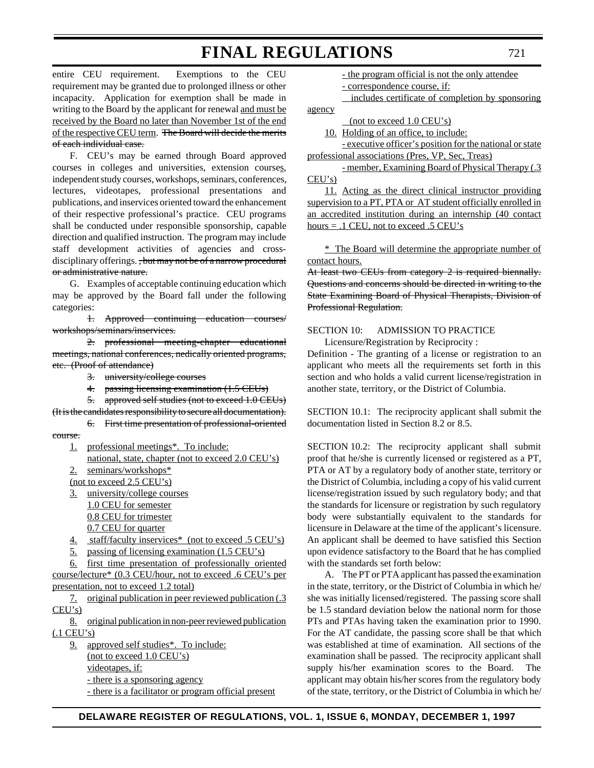entire CEU requirement. Exemptions to the CEU requirement may be granted due to prolonged illness or other incapacity. Application for exemption shall be made in writing to the Board by the applicant for renewal <u>and must be received by the Board no later than November 1st of the end of the respective CEU term</u>. ~~The Board will decide the merits of each individual case.~~

F. CEU's may be earned through Board approved courses in colleges and universities, extension courses, independent study courses, workshops, seminars, conferences, lectures, videotapes, professional presentations and publications, and inservices oriented toward the enhancement of their respective professional's practice. CEU programs shall be conducted under responsible sponsorship, capable direction and qualified instruction. The program may include staff development activities of agencies and cross-disciplinary offerings. ~~, but may not be of a narrow procedural or administrative nature.~~

G. Examples of acceptable continuing education which may be approved by the Board fall under the following categories:

~~1. Approved continuing education courses/workshops/seminars/inservices.~~

~~2. professional meeting-chapter educational meetings, national conferences, nedically oriented programs, etc. (Proof of attendance)~~

~~3. university/college courses~~

~~4. passing licensing examination (1.5 CEUs)~~

~~5. approved self studies (not to exceed 1.0 CEUs) (It is the candidates responsibility to secure all documentation).~~

~~6. First time presentation of professional-oriented course.~~

<u>1. professional meetings*. To include:</u>
<u>national, state, chapter (not to exceed 2.0 CEU's)</u>

<u>2. seminars/workshops*</u>
<u>(not to exceed 2.5 CEU's)</u>

<u>3. university/college courses</u>
<u>1.0 CEU for semester</u>
<u>0.8 CEU for trimester</u>
<u>0.7 CEU for quarter</u>

<u>4. staff/faculty inservices* (not to exceed .5 CEU's)</u>

<u>5. passing of licensing examination (1.5 CEU's)</u>

<u>6. first time presentation of professionally oriented course/lecture* (0.3 CEU/hour, not to exceed .6 CEU's per presentation, not to exceed 1.2 total)</u>

<u>7. original publication in peer reviewed publication (.3 CEU's)</u>

<u>8. original publication in non-peer reviewed publication (.1 CEU's)</u>

<u>9. approved self studies*. To include:</u>
<u>(not to exceed 1.0 CEU's)</u>
<u>videotapes, if:</u>
<u>- there is a sponsoring agency</u>
<u>- there is a facilitator or program official present</u>
<u>- the program official is not the only attendee</u>
<u>- correspondence course, if:</u>
<u>includes certificate of completion by sponsoring agency</u>
<u>(not to exceed 1.0 CEU's)</u>

<u>10. Holding of an office, to include:</u>
<u>- executive officer's position for the national or state professional associations (Pres, VP, Sec, Treas)</u>
<u>- member, Examining Board of Physical Therapy (.3 CEU's)</u>

<u>11. Acting as the direct clinical instructor providing supervision to a PT, PTA or AT student officially enrolled in an accredited institution during an internship (40 contact hours = .1 CEU, not to exceed .5 CEU's</u>

<u>* The Board will determine the appropriate number of contact hours.</u>

~~At least two CEUs from category 2 is required biennally. Questions and concerns should be directed in writing to the State Examining Board of Physical Therapists, Division of Professional Regulation.~~

SECTION 10: ADMISSION TO PRACTICE

Licensure/Registration by Reciprocity :

Definition - The granting of a license or registration to an applicant who meets all the requirements set forth in this section and who holds a valid current license/registration in another state, territory, or the District of Columbia.

SECTION 10.1: The reciprocity applicant shall submit the documentation listed in Section 8.2 or 8.5.

SECTION 10.2: The reciprocity applicant shall submit proof that he/she is currently licensed or registered as a PT, PTA or AT by a regulatory body of another state, territory or the District of Columbia, including a copy of his valid current license/registration issued by such regulatory body; and that the standards for licensure or registration by such regulatory body were substantially equivalent to the standards for licensure in Delaware at the time of the applicant's licensure. An applicant shall be deemed to have satisfied this Section upon evidence satisfactory to the Board that he has complied with the standards set forth below:

A. The PT or PTA applicant has passed the examination in the state, territory, or the District of Columbia in which he/she was initially licensed/registered. The passing score shall be 1.5 standard deviation below the national norm for those PTs and PTAs having taken the examination prior to 1990. For the AT candidate, the passing score shall be that which was established at time of examination. All sections of the examination shall be passed. The reciprocity applicant shall supply his/her examination scores to the Board. The applicant may obtain his/her scores from the regulatory body of the state, territory, or the District of Columbia in which he/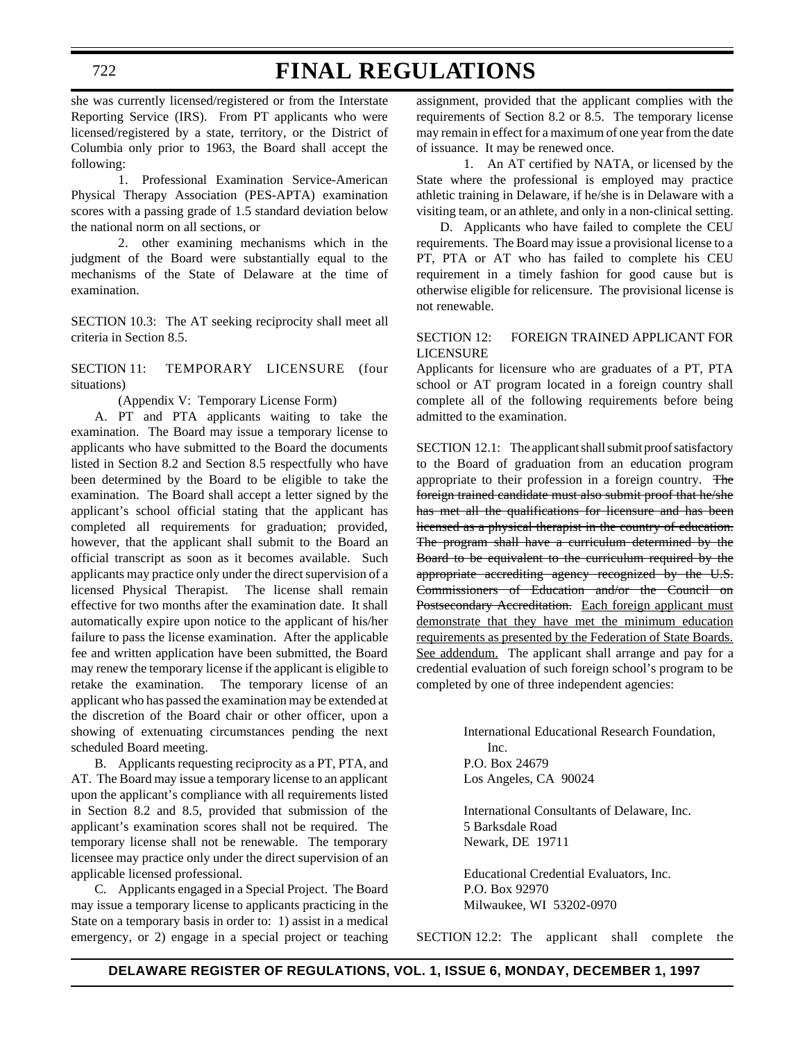she was currently licensed/registered or from the Interstate Reporting Service (IRS). From PT applicants who were licensed/registered by a state, territory, or the District of Columbia only prior to 1963, the Board shall accept the following:

1. Professional Examination Service-American Physical Therapy Association (PES-APTA) examination scores with a passing grade of 1.5 standard deviation below the national norm on all sections, or

2. other examining mechanisms which in the judgment of the Board were substantially equal to the mechanisms of the State of Delaware at the time of examination.

SECTION 10.3: The AT seeking reciprocity shall meet all criteria in Section 8.5.

SECTION 11: TEMPORARY LICENSURE (four situations)

(Appendix V: Temporary License Form)

A. PT and PTA applicants waiting to take the examination. The Board may issue a temporary license to applicants who have submitted to the Board the documents listed in Section 8.2 and Section 8.5 respectfully who have been determined by the Board to be eligible to take the examination. The Board shall accept a letter signed by the applicant's school official stating that the applicant has completed all requirements for graduation; provided, however, that the applicant shall submit to the Board an official transcript as soon as it becomes available. Such applicants may practice only under the direct supervision of a licensed Physical Therapist. The license shall remain effective for two months after the examination date. It shall automatically expire upon notice to the applicant of his/her failure to pass the license examination. After the applicable fee and written application have been submitted, the Board may renew the temporary license if the applicant is eligible to retake the examination. The temporary license of an applicant who has passed the examination may be extended at the discretion of the Board chair or other officer, upon a showing of extenuating circumstances pending the next scheduled Board meeting.

B. Applicants requesting reciprocity as a PT, PTA, and AT. The Board may issue a temporary license to an applicant upon the applicant's compliance with all requirements listed in Section 8.2 and 8.5, provided that submission of the applicant's examination scores shall not be required. The temporary license shall not be renewable. The temporary licensee may practice only under the direct supervision of an applicable licensed professional.

C. Applicants engaged in a Special Project. The Board may issue a temporary license to applicants practicing in the State on a temporary basis in order to: 1) assist in a medical emergency, or 2) engage in a special project or teaching assignment, provided that the applicant complies with the requirements of Section 8.2 or 8.5. The temporary license may remain in effect for a maximum of one year from the date of issuance. It may be renewed once.

1. An AT certified by NATA, or licensed by the State where the professional is employed may practice athletic training in Delaware, if he/she is in Delaware with a visiting team, or an athlete, and only in a non-clinical setting.

D. Applicants who have failed to complete the CEU requirements. The Board may issue a provisional license to a PT, PTA or AT who has failed to complete his CEU requirement in a timely fashion for good cause but is otherwise eligible for relicensure. The provisional license is not renewable.

SECTION 12: FOREIGN TRAINED APPLICANT FOR LICENSURE

Applicants for licensure who are graduates of a PT, PTA school or AT program located in a foreign country shall complete all of the following requirements before being admitted to the examination.

SECTION 12.1: The applicant shall submit proof satisfactory to the Board of graduation from an education program appropriate to their profession in a foreign country. ~~The foreign trained candidate must also submit proof that he/she has met all the qualifications for licensure and has been licensed as a physical therapist in the country of education. The program shall have a curriculum determined by the Board to be equivalent to the curriculum required by the appropriate accrediting agency recognized by the U.S. Commissioners of Education and/or the Council on Postsecondary Accreditation.~~ <u>Each foreign applicant must demonstrate that they have met the minimum education requirements as presented by the Federation of State Boards. See addendum.</u> The applicant shall arrange and pay for a credential evaluation of such foreign school's program to be completed by one of three independent agencies:

International Educational Research Foundation, Inc.
P.O. Box 24679
Los Angeles, CA 90024

International Consultants of Delaware, Inc.
5 Barksdale Road
Newark, DE 19711

Educational Credential Evaluators, Inc.
P.O. Box 92970
Milwaukee, WI 53202-0970

SECTION 12.2: The applicant shall complete the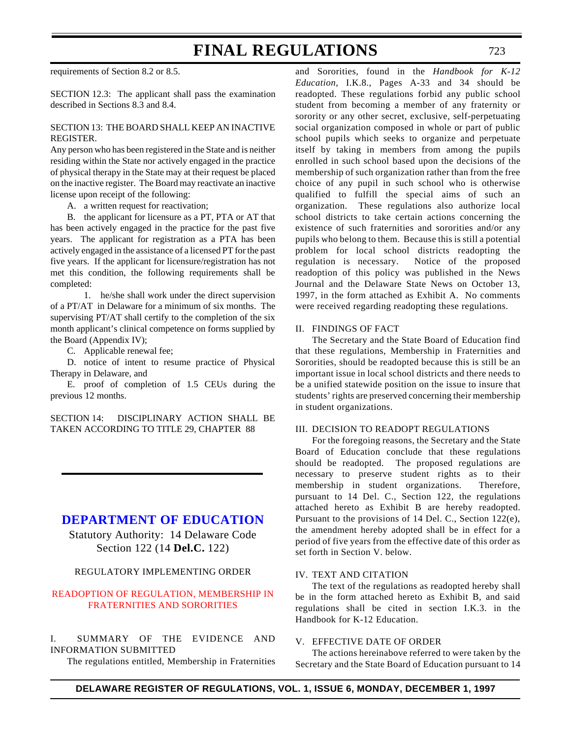requirements of Section 8.2 or 8.5.

SECTION 12.3: The applicant shall pass the examination described in Sections 8.3 and 8.4.

SECTION 13: THE BOARD SHALL KEEP AN INACTIVE REGISTER.

Any person who has been registered in the State and is neither residing within the State nor actively engaged in the practice of physical therapy in the State may at their request be placed on the inactive register. The Board may reactivate an inactive license upon receipt of the following:

A. a written request for reactivation;

B. the applicant for licensure as a PT, PTA or AT that has been actively engaged in the practice for the past five years. The applicant for registration as a PTA has been actively engaged in the assistance of a licensed PT for the past five years. If the applicant for licensure/registration has not met this condition, the following requirements shall be completed:

1. he/she shall work under the direct supervision of a PT/AT in Delaware for a minimum of six months. The supervising PT/AT shall certify to the completion of the six month applicant's clinical competence on forms supplied by the Board (Appendix IV);

C. Applicable renewal fee;

D. notice of intent to resume practice of Physical Therapy in Delaware, and

E. proof of completion of 1.5 CEUs during the previous 12 months.

SECTION 14: DISCIPLINARY ACTION SHALL BE TAKEN ACCORDING TO TITLE 29, CHAPTER 88

---

## DEPARTMENT OF EDUCATION

Statutory Authority: 14 Delaware Code Section 122 (14 **Del.C.** 122)

REGULATORY IMPLEMENTING ORDER

### READOPTION OF REGULATION, MEMBERSHIP IN FRATERNITIES AND SORORITIES

I. SUMMARY OF THE EVIDENCE AND INFORMATION SUBMITTED

The regulations entitled, Membership in Fraternities and Sororities, found in the *Handbook for K-12 Education*, I.K.8., Pages A-33 and 34 should be readopted. These regulations forbid any public school student from becoming a member of any fraternity or sorority or any other secret, exclusive, self-perpetuating social organization composed in whole or part of public school pupils which seeks to organize and perpetuate itself by taking in members from among the pupils enrolled in such school based upon the decisions of the membership of such organization rather than from the free choice of any pupil in such school who is otherwise qualified to fulfill the special aims of such an organization. These regulations also authorize local school districts to take certain actions concerning the existence of such fraternities and sororities and/or any pupils who belong to them. Because this is still a potential problem for local school districts readopting the regulation is necessary. Notice of the proposed readoption of this policy was published in the News Journal and the Delaware State News on October 13, 1997, in the form attached as Exhibit A. No comments were received regarding readopting these regulations.

II. FINDINGS OF FACT

The Secretary and the State Board of Education find that these regulations, Membership in Fraternities and Sororities, should be readopted because this is still be an important issue in local school districts and there needs to be a unified statewide position on the issue to insure that students' rights are preserved concerning their membership in student organizations.

III. DECISION TO READOPT REGULATIONS

For the foregoing reasons, the Secretary and the State Board of Education conclude that these regulations should be readopted. The proposed regulations are necessary to preserve student rights as to their membership in student organizations. Therefore, pursuant to 14 Del. C., Section 122, the regulations attached hereto as Exhibit B are hereby readopted. Pursuant to the provisions of 14 Del. C., Section 122(e), the amendment hereby adopted shall be in effect for a period of five years from the effective date of this order as set forth in Section V. below.

IV. TEXT AND CITATION

The text of the regulations as readopted hereby shall be in the form attached hereto as Exhibit B, and said regulations shall be cited in section I.K.3. in the Handbook for K-12 Education.

V. EFFECTIVE DATE OF ORDER

The actions hereinabove referred to were taken by the Secretary and the State Board of Education pursuant to 14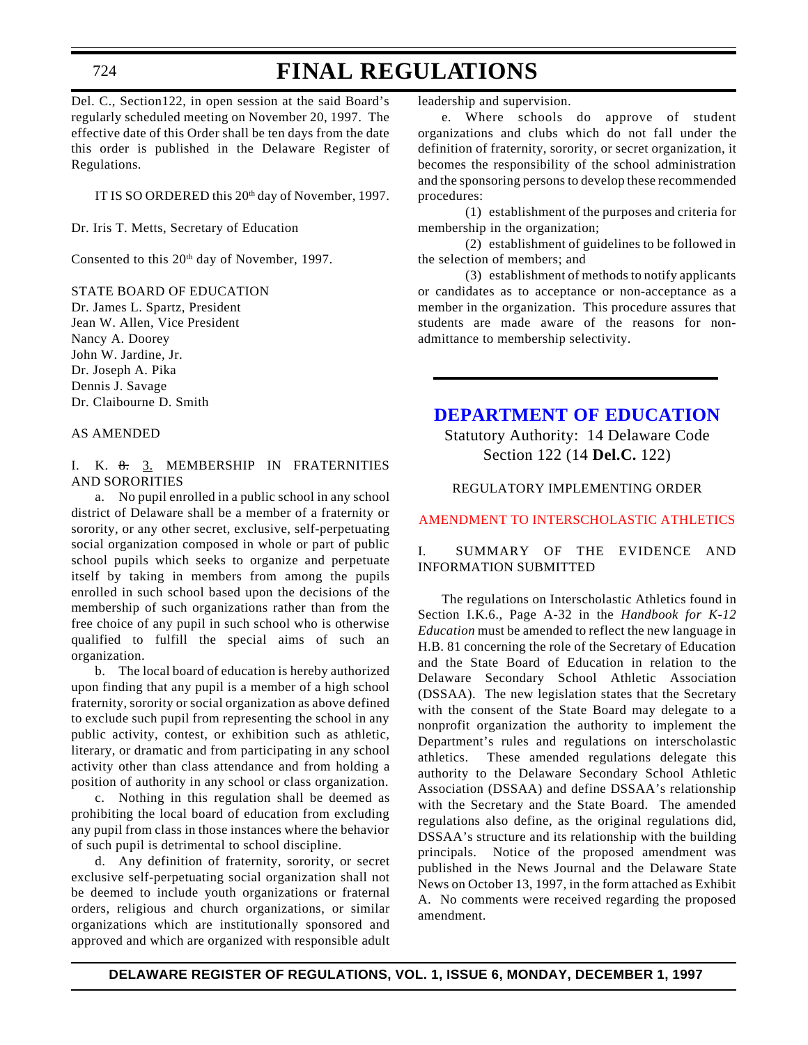Del. C., Section122, in open session at the said Board's regularly scheduled meeting on November 20, 1997. The effective date of this Order shall be ten days from the date this order is published in the Delaware Register of Regulations.

IT IS SO ORDERED this 20th day of November, 1997.

Dr. Iris T. Metts, Secretary of Education

Consented to this 20th day of November, 1997.

STATE BOARD OF EDUCATION
Dr. James L. Spartz, President
Jean W. Allen, Vice President
Nancy A. Doorey
John W. Jardine, Jr.
Dr. Joseph A. Pika
Dennis J. Savage
Dr. Claibourne D. Smith

AS AMENDED

I. K. ~~8.~~ 3. MEMBERSHIP IN FRATERNITIES AND SORORITIES

a. No pupil enrolled in a public school in any school district of Delaware shall be a member of a fraternity or sorority, or any other secret, exclusive, self-perpetuating social organization composed in whole or part of public school pupils which seeks to organize and perpetuate itself by taking in members from among the pupils enrolled in such school based upon the decisions of the membership of such organizations rather than from the free choice of any pupil in such school who is otherwise qualified to fulfill the special aims of such an organization.

b. The local board of education is hereby authorized upon finding that any pupil is a member of a high school fraternity, sorority or social organization as above defined to exclude such pupil from representing the school in any public activity, contest, or exhibition such as athletic, literary, or dramatic and from participating in any school activity other than class attendance and from holding a position of authority in any school or class organization.

c. Nothing in this regulation shall be deemed as prohibiting the local board of education from excluding any pupil from class in those instances where the behavior of such pupil is detrimental to school discipline.

d. Any definition of fraternity, sorority, or secret exclusive self-perpetuating social organization shall not be deemed to include youth organizations or fraternal orders, religious and church organizations, or similar organizations which are institutionally sponsored and approved and which are organized with responsible adult leadership and supervision.

e. Where schools do approve of student organizations and clubs which do not fall under the definition of fraternity, sorority, or secret organization, it becomes the responsibility of the school administration and the sponsoring persons to develop these recommended procedures:

(1) establishment of the purposes and criteria for membership in the organization;

(2) establishment of guidelines to be followed in the selection of members; and

(3) establishment of methods to notify applicants or candidates as to acceptance or non-acceptance as a member in the organization. This procedure assures that students are made aware of the reasons for non-admittance to membership selectivity.

---

## DEPARTMENT OF EDUCATION

Statutory Authority: 14 Delaware Code Section 122 (14 **Del.C.** 122)

REGULATORY IMPLEMENTING ORDER

AMENDMENT TO INTERSCHOLASTIC ATHLETICS

I. SUMMARY OF THE EVIDENCE AND INFORMATION SUBMITTED

The regulations on Interscholastic Athletics found in Section I.K.6., Page A-32 in the *Handbook for K-12 Education* must be amended to reflect the new language in H.B. 81 concerning the role of the Secretary of Education and the State Board of Education in relation to the Delaware Secondary School Athletic Association (DSSAA). The new legislation states that the Secretary with the consent of the State Board may delegate to a nonprofit organization the authority to implement the Department's rules and regulations on interscholastic athletics. These amended regulations delegate this authority to the Delaware Secondary School Athletic Association (DSSAA) and define DSSAA's relationship with the Secretary and the State Board. The amended regulations also define, as the original regulations did, DSSAA's structure and its relationship with the building principals. Notice of the proposed amendment was published in the News Journal and the Delaware State News on October 13, 1997, in the form attached as Exhibit A. No comments were received regarding the proposed amendment.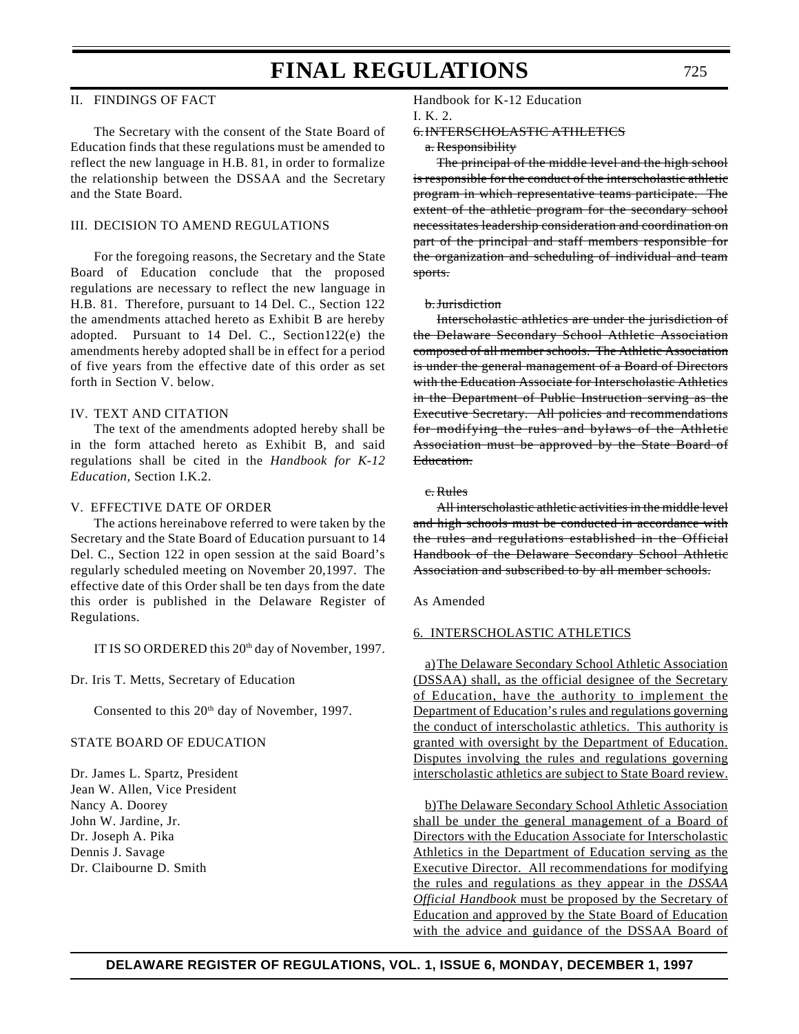## II. FINDINGS OF FACT

The Secretary with the consent of the State Board of Education finds that these regulations must be amended to reflect the new language in H.B. 81, in order to formalize the relationship between the DSSAA and the Secretary and the State Board.

## III. DECISION TO AMEND REGULATIONS

For the foregoing reasons, the Secretary and the State Board of Education conclude that the proposed regulations are necessary to reflect the new language in H.B. 81. Therefore, pursuant to 14 Del. C., Section 122 the amendments attached hereto as Exhibit B are hereby adopted. Pursuant to 14 Del. C., Section122(e) the amendments hereby adopted shall be in effect for a period of five years from the effective date of this order as set forth in Section V. below.

## IV. TEXT AND CITATION

The text of the amendments adopted hereby shall be in the form attached hereto as Exhibit B, and said regulations shall be cited in the *Handbook for K-12 Education,* Section I.K.2.

## V. EFFECTIVE DATE OF ORDER

The actions hereinabove referred to were taken by the Secretary and the State Board of Education pursuant to 14 Del. C., Section 122 in open session at the said Board's regularly scheduled meeting on November 20,1997. The effective date of this Order shall be ten days from the date this order is published in the Delaware Register of Regulations.

IT IS SO ORDERED this 20th day of November, 1997.

Dr. Iris T. Metts, Secretary of Education

Consented to this 20th day of November, 1997.

STATE BOARD OF EDUCATION

Dr. James L. Spartz, President
Jean W. Allen, Vice President
Nancy A. Doorey
John W. Jardine, Jr.
Dr. Joseph A. Pika
Dennis J. Savage
Dr. Claibourne D. Smith

Handbook for K-12 Education
I. K. 2.

~~6. INTERSCHOLASTIC ATHLETICS~~

~~a. Responsibility~~

~~The principal of the middle level and the high school is responsible for the conduct of the interscholastic athletic program in which representative teams participate. The extent of the athletic program for the secondary school necessitates leadership consideration and coordination on part of the principal and staff members responsible for the organization and scheduling of individual and team sports.~~

~~b. Jurisdiction~~

~~Interscholastic athletics are under the jurisdiction of the Delaware Secondary School Athletic Association composed of all member schools. The Athletic Association is under the general management of a Board of Directors with the Education Associate for Interscholastic Athletics in the Department of Public Instruction serving as the Executive Secretary. All policies and recommendations for modifying the rules and bylaws of the Athletic Association must be approved by the State Board of Education.~~

~~c. Rules~~

~~All interscholastic athletic activities in the middle level and high schools must be conducted in accordance with the rules and regulations established in the Official Handbook of the Delaware Secondary School Athletic Association and subscribed to by all member schools.~~

As Amended

<u>6. INTERSCHOLASTIC ATHLETICS</u>

<u>a)The Delaware Secondary School Athletic Association (DSSAA) shall, as the official designee of the Secretary of Education, have the authority to implement the Department of Education's rules and regulations governing the conduct of interscholastic athletics. This authority is granted with oversight by the Department of Education. Disputes involving the rules and regulations governing interscholastic athletics are subject to State Board review.</u>

<u>b)The Delaware Secondary School Athletic Association shall be under the general management of a Board of Directors with the Education Associate for Interscholastic Athletics in the Department of Education serving as the Executive Director. All recommendations for modifying the rules and regulations as they appear in the *DSSAA Official Handbook* must be proposed by the Secretary of Education and approved by the State Board of Education with the advice and guidance of the DSSAA Board of</u>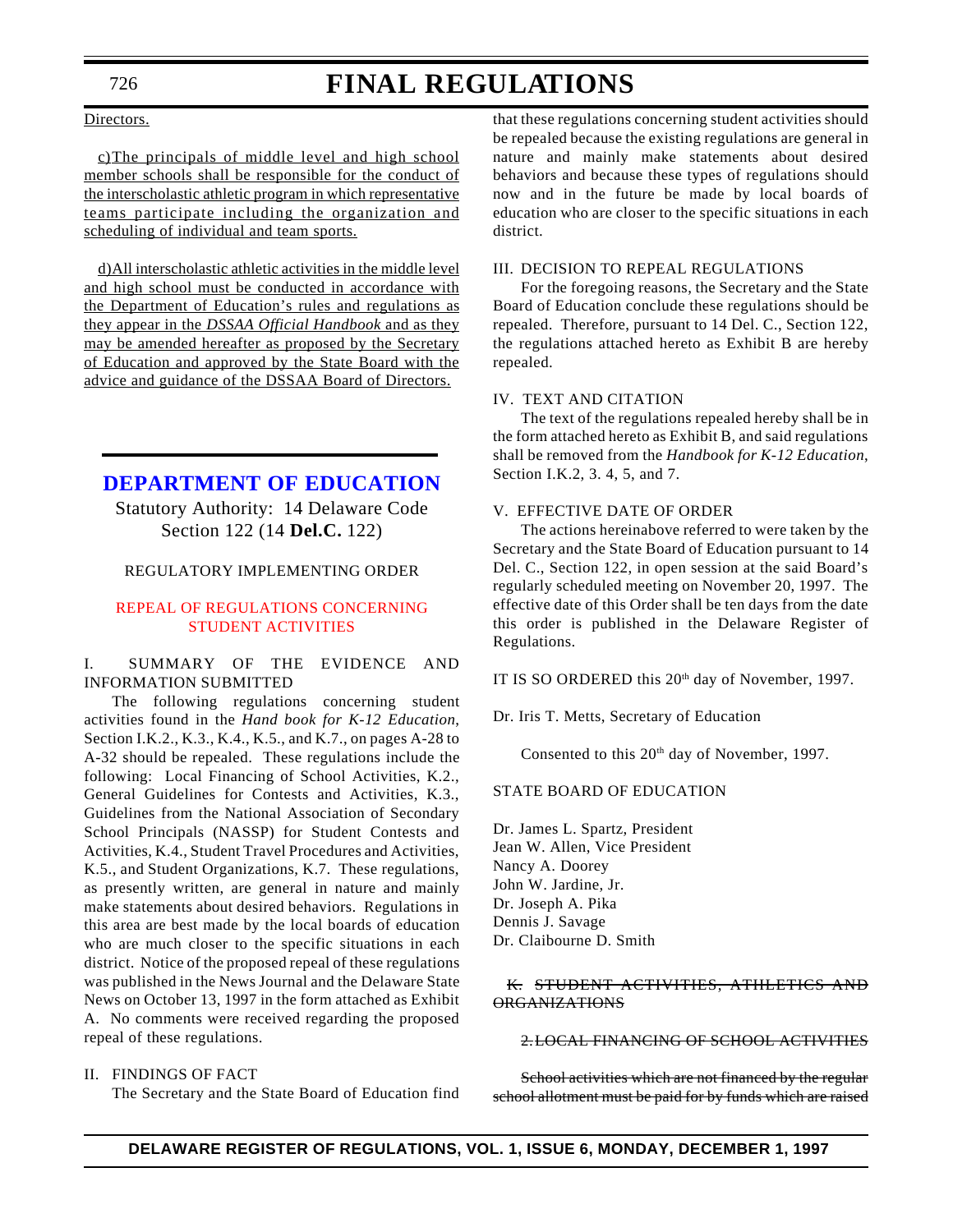<u>Directors.</u>

<u>c)The principals of middle level and high school member schools shall be responsible for the conduct of the interscholastic athletic program in which representative teams participate including the organization and scheduling of individual and team sports.</u>

<u>d)All interscholastic athletic activities in the middle level and high school must be conducted in accordance with the Department of Education's rules and regulations as they appear in the *DSSAA Official Handbook* and as they may be amended hereafter as proposed by the Secretary of Education and approved by the State Board with the advice and guidance of the DSSAA Board of Directors.</u>

## DEPARTMENT OF EDUCATION

Statutory Authority: 14 Delaware Code Section 122 (14 **Del.C.** 122)

REGULATORY IMPLEMENTING ORDER

REPEAL OF REGULATIONS CONCERNING STUDENT ACTIVITIES

I. SUMMARY OF THE EVIDENCE AND INFORMATION SUBMITTED

The following regulations concerning student activities found in the *Hand book for K-12 Education*, Section I.K.2., K.3., K.4., K.5., and K.7., on pages A-28 to A-32 should be repealed. These regulations include the following: Local Financing of School Activities, K.2., General Guidelines for Contests and Activities, K.3., Guidelines from the National Association of Secondary School Principals (NASSP) for Student Contests and Activities, K.4., Student Travel Procedures and Activities, K.5., and Student Organizations, K.7. These regulations, as presently written, are general in nature and mainly make statements about desired behaviors. Regulations in this area are best made by the local boards of education who are much closer to the specific situations in each district. Notice of the proposed repeal of these regulations was published in the News Journal and the Delaware State News on October 13, 1997 in the form attached as Exhibit A. No comments were received regarding the proposed repeal of these regulations.

II. FINDINGS OF FACT

The Secretary and the State Board of Education find that these regulations concerning student activities should be repealed because the existing regulations are general in nature and mainly make statements about desired behaviors and because these types of regulations should now and in the future be made by local boards of education who are closer to the specific situations in each district.

III. DECISION TO REPEAL REGULATIONS

For the foregoing reasons, the Secretary and the State Board of Education conclude these regulations should be repealed. Therefore, pursuant to 14 Del. C., Section 122, the regulations attached hereto as Exhibit B are hereby repealed.

IV. TEXT AND CITATION

The text of the regulations repealed hereby shall be in the form attached hereto as Exhibit B, and said regulations shall be removed from the *Handbook for K-12 Education*, Section I.K.2, 3. 4, 5, and 7.

V. EFFECTIVE DATE OF ORDER

The actions hereinabove referred to were taken by the Secretary and the State Board of Education pursuant to 14 Del. C., Section 122, in open session at the said Board's regularly scheduled meeting on November 20, 1997. The effective date of this Order shall be ten days from the date this order is published in the Delaware Register of Regulations.

IT IS SO ORDERED this 20th day of November, 1997.

Dr. Iris T. Metts, Secretary of Education

Consented to this 20th day of November, 1997.

STATE BOARD OF EDUCATION

Dr. James L. Spartz, President
Jean W. Allen, Vice President
Nancy A. Doorey
John W. Jardine, Jr.
Dr. Joseph A. Pika
Dennis J. Savage
Dr. Claibourne D. Smith

~~K. STUDENT ACTIVITIES, ATHLETICS AND ORGANIZATIONS~~

~~2. LOCAL FINANCING OF SCHOOL ACTIVITIES~~

~~School activities which are not financed by the regular school allotment must be paid for by funds which are raised~~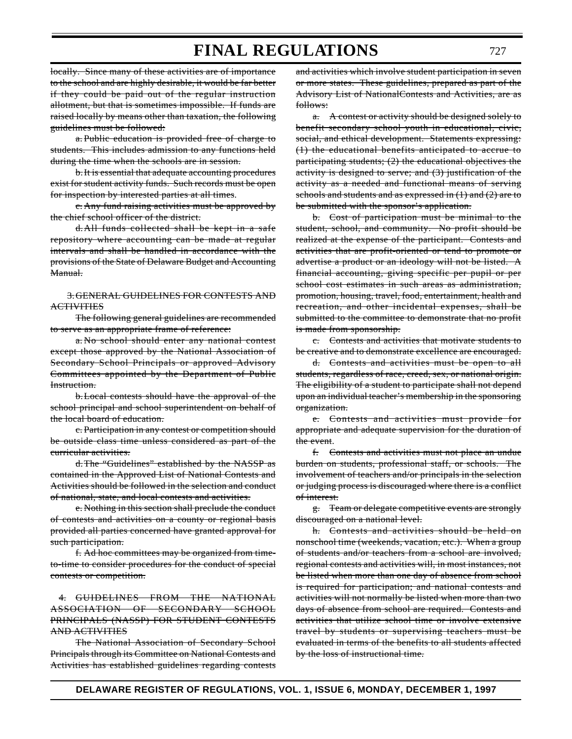~~locally. Since many of these activities are of importance to the school and are highly desirable, it would be far better if they could be paid out of the regular instruction allotment, but that is sometimes impossible. If funds are raised locally by means other than taxation, the following guidelines must be followed:~~

~~a. Public education is provided free of charge to students. This includes admission to any functions held during the time when the schools are in session.~~

~~b. It is essential that adequate accounting procedures exist for student activity funds. Such records must be open for inspection by interested parties at all times.~~

~~c. Any fund raising activities must be approved by the chief school officer of the district.~~

~~d. All funds collected shall be kept in a safe repository where accounting can be made at regular intervals and shall be handled in accordance with the provisions of the State of Delaware Budget and Accounting Manual.~~

~~3. GENERAL GUIDELINES FOR CONTESTS AND ACTIVITIES~~

~~The following general guidelines are recommended to serve as an appropriate frame of reference:~~

~~a. No school should enter any national contest except those approved by the National Association of Secondary School Principals or approved Advisory Committees appointed by the Department of Public Instruction.~~

~~b. Local contests should have the approval of the school principal and school superintendent on behalf of the local board of education.~~

~~c. Participation in any contest or competition should be outside class time unless considered as part of the curricular activities.~~

~~d. The "Guidelines" established by the NASSP as contained in the Approved List of National Contests and Activities should be followed in the selection and conduct of national, state, and local contests and activities.~~

~~e. Nothing in this section shall preclude the conduct of contests and activities on a county or regional basis provided all parties concerned have granted approval for such participation.~~

~~f. Ad hoc committees may be organized from time-to-time to consider procedures for the conduct of special contests or competition.~~

~~4. GUIDELINES FROM THE NATIONAL ASSOCIATION OF SECONDARY SCHOOL PRINCIPALS (NASSP) FOR STUDENT CONTESTS AND ACTIVITIES~~

~~The National Association of Secondary School Principals through its Committee on National Contests and Activities has established guidelines regarding contests and activities which involve student participation in seven or more states. These guidelines, prepared as part of the Advisory List of NationalContests and Activities, are as follows:~~

~~a. A contest or activity should be designed solely to benefit secondary school youth in educational, civic, social, and ethical development. Statements expressing: (1) the educational benefits anticipated to accrue to participating students; (2) the educational objectives the activity is designed to serve; and (3) justification of the activity as a needed and functional means of serving schools and students and as expressed in (1) and (2) are to be submitted with the sponsor's application.~~

~~b. Cost of participation must be minimal to the student, school, and community. No profit should be realized at the expense of the participant. Contests and activities that are profit-oriented or tend to promote or advertise a product or an ideology will not be listed. A financial accounting, giving specific per pupil or per school cost estimates in such areas as administration, promotion, housing, travel, food, entertainment, health and recreation, and other incidental expenses, shall be submitted to the committee to demonstrate that no profit is made from sponsorship.~~

~~c. Contests and activities that motivate students to be creative and to demonstrate excellence are encouraged.~~

~~d. Contests and activities must be open to all students, regardless of race, creed, sex, or national origin. The eligibility of a student to participate shall not depend upon an individual teacher's membership in the sponsoring organization.~~

~~e. Contests and activities must provide for appropriate and adequate supervision for the duration of the event.~~

~~f. Contests and activities must not place an undue burden on students, professional staff, or schools. The involvement of teachers and/or principals in the selection or judging process is discouraged where there is a conflict of interest.~~

~~g. Team or delegate competitive events are strongly discouraged on a national level.~~

~~h. Contests and activities should be held on nonschool time (weekends, vacation, etc.). When a group of students and/or teachers from a school are involved, regional contests and activities will, in most instances, not be listed when more than one day of absence from school is required for participation; and national contests and activities will not normally be listed when more than two days of absence from school are required. Contests and activities that utilize school time or involve extensive travel by students or supervising teachers must be evaluated in terms of the benefits to all students affected by the loss of instructional time.~~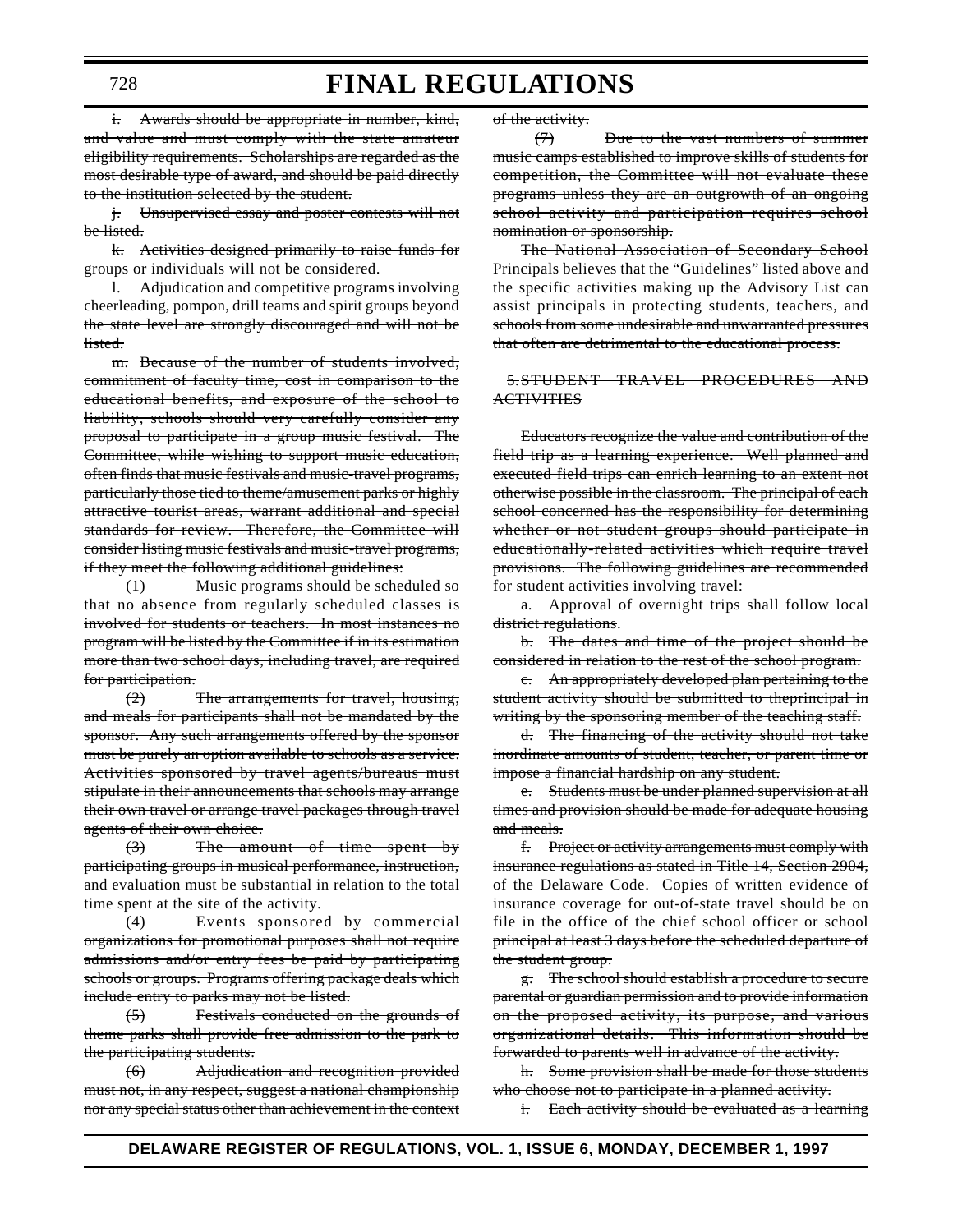~~i. Awards should be appropriate in number, kind, and value and must comply with the state amateur eligibility requirements. Scholarships are regarded as the most desirable type of award, and should be paid directly to the institution selected by the student.~~

~~j. Unsupervised essay and poster contests will not be listed.~~

~~k. Activities designed primarily to raise funds for groups or individuals will not be considered.~~

~~l. Adjudication and competitive programs involving cheerleading, pompon, drill teams and spirit groups beyond the state level are strongly discouraged and will not be listed.~~

~~m. Because of the number of students involved, commitment of faculty time, cost in comparison to the educational benefits, and exposure of the school to liability, schools should very carefully consider any proposal to participate in a group music festival. The Committee, while wishing to support music education, often finds that music festivals and music-travel programs, particularly those tied to theme/amusement parks or highly attractive tourist areas, warrant additional and special standards for review. Therefore, the Committee will consider listing music festivals and music-travel programs, if they meet the following additional guidelines:~~

~~(1) Music programs should be scheduled so that no absence from regularly scheduled classes is involved for students or teachers. In most instances no program will be listed by the Committee if in its estimation more than two school days, including travel, are required for participation.~~

~~(2) The arrangements for travel, housing, and meals for participants shall not be mandated by the sponsor. Any such arrangements offered by the sponsor must be purely an option available to schools as a service. Activities sponsored by travel agents/bureaus must stipulate in their announcements that schools may arrange their own travel or arrange travel packages through travel agents of their own choice.~~

~~(3) The amount of time spent by participating groups in musical performance, instruction, and evaluation must be substantial in relation to the total time spent at the site of the activity.~~

~~(4) Events sponsored by commercial organizations for promotional purposes shall not require admissions and/or entry fees be paid by participating schools or groups. Programs offering package deals which include entry to parks may not be listed.~~

~~(5) Festivals conducted on the grounds of theme parks shall provide free admission to the park to the participating students.~~

~~(6) Adjudication and recognition provided must not, in any respect, suggest a national championship nor any special status other than achievement in the context of the activity.~~

~~(7) Due to the vast numbers of summer music camps established to improve skills of students for competition, the Committee will not evaluate these programs unless they are an outgrowth of an ongoing school activity and participation requires school nomination or sponsorship.~~

~~The National Association of Secondary School Principals believes that the "Guidelines" listed above and the specific activities making up the Advisory List can assist principals in protecting students, teachers, and schools from some undesirable and unwarranted pressures that often are detrimental to the educational process.~~

~~5. STUDENT TRAVEL PROCEDURES AND ACTIVITIES~~

~~Educators recognize the value and contribution of the field trip as a learning experience. Well planned and executed field trips can enrich learning to an extent not otherwise possible in the classroom. The principal of each school concerned has the responsibility for determining whether or not student groups should participate in educationally-related activities which require travel provisions. The following guidelines are recommended for student activities involving travel:~~

~~a. Approval of overnight trips shall follow local district regulations.~~

~~b. The dates and time of the project should be considered in relation to the rest of the school program.~~

~~c. An appropriately developed plan pertaining to the student activity should be submitted to theprincipal in writing by the sponsoring member of the teaching staff.~~

~~d. The financing of the activity should not take inordinate amounts of student, teacher, or parent time or impose a financial hardship on any student.~~

~~e. Students must be under planned supervision at all times and provision should be made for adequate housing and meals.~~

~~f. Project or activity arrangements must comply with insurance regulations as stated in Title 14, Section 2904, of the Delaware Code. Copies of written evidence of insurance coverage for out-of-state travel should be on file in the office of the chief school officer or school principal at least 3 days before the scheduled departure of the student group.~~

~~g. The school should establish a procedure to secure parental or guardian permission and to provide information on the proposed activity, its purpose, and various organizational details. This information should be forwarded to parents well in advance of the activity.~~

~~h. Some provision shall be made for those students who choose not to participate in a planned activity.~~

~~i. Each activity should be evaluated as a learning~~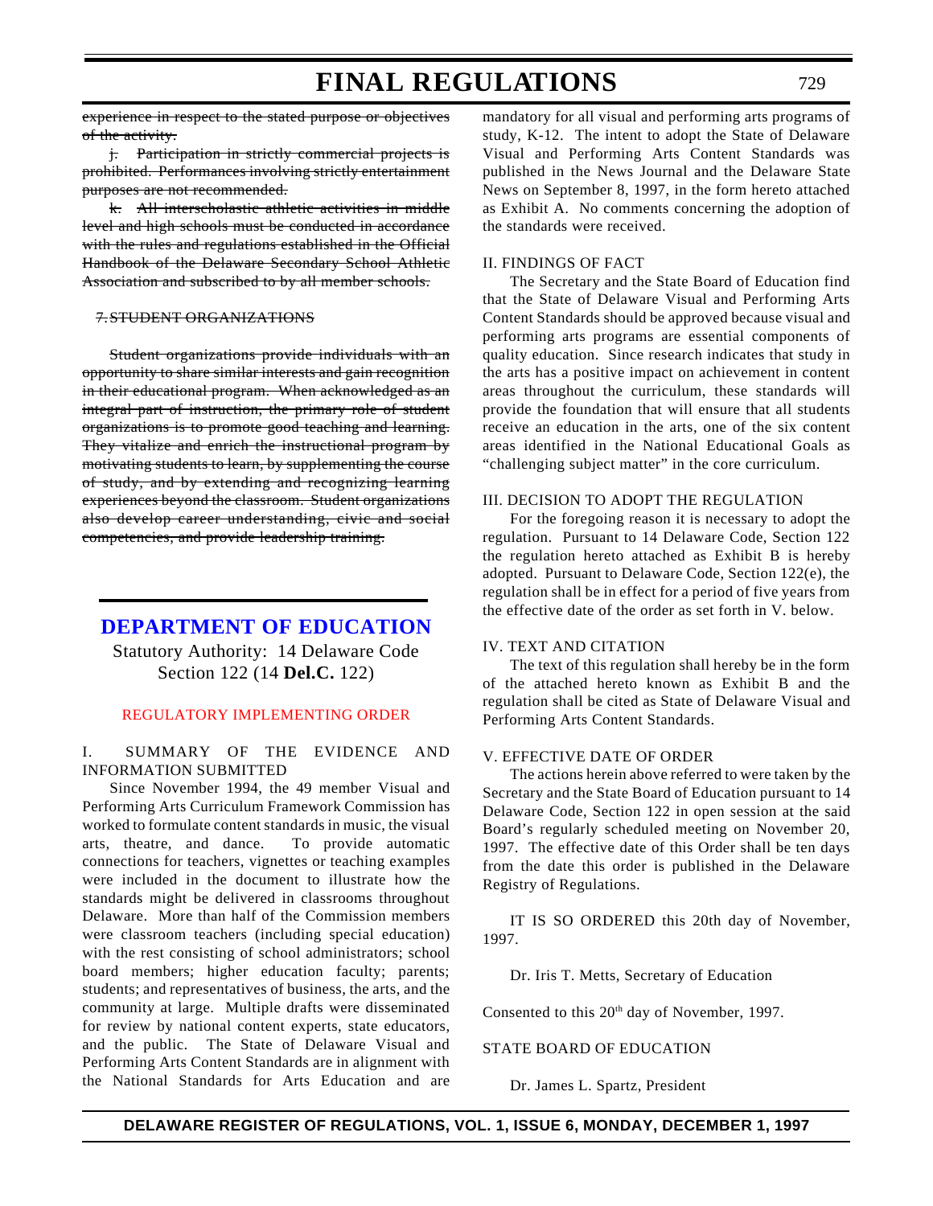~~experience in respect to the stated purpose or objectives of the activity.~~

~~j. Participation in strictly commercial projects is prohibited. Performances involving strictly entertainment purposes are not recommended.~~

~~k. All interscholastic athletic activities in middle level and high schools must be conducted in accordance with the rules and regulations established in the Official Handbook of the Delaware Secondary School Athletic Association and subscribed to by all member schools.~~

~~7. STUDENT ORGANIZATIONS~~

~~Student organizations provide individuals with an opportunity to share similar interests and gain recognition in their educational program. When acknowledged as an integral part of instruction, the primary role of student organizations is to promote good teaching and learning. They vitalize and enrich the instructional program by motivating students to learn, by supplementing the course of study, and by extending and recognizing learning experiences beyond the classroom. Student organizations also develop career understanding, civic and social competencies, and provide leadership training.~~

## DEPARTMENT OF EDUCATION

Statutory Authority: 14 Delaware Code Section 122 (14 **Del.C.** 122)

### REGULATORY IMPLEMENTING ORDER

I. SUMMARY OF THE EVIDENCE AND INFORMATION SUBMITTED

Since November 1994, the 49 member Visual and Performing Arts Curriculum Framework Commission has worked to formulate content standards in music, the visual arts, theatre, and dance. To provide automatic connections for teachers, vignettes or teaching examples were included in the document to illustrate how the standards might be delivered in classrooms throughout Delaware. More than half of the Commission members were classroom teachers (including special education) with the rest consisting of school administrators; school board members; higher education faculty; parents; students; and representatives of business, the arts, and the community at large. Multiple drafts were disseminated for review by national content experts, state educators, and the public. The State of Delaware Visual and Performing Arts Content Standards are in alignment with the National Standards for Arts Education and are mandatory for all visual and performing arts programs of study, K-12. The intent to adopt the State of Delaware Visual and Performing Arts Content Standards was published in the News Journal and the Delaware State News on September 8, 1997, in the form hereto attached as Exhibit A. No comments concerning the adoption of the standards were received.

II. FINDINGS OF FACT

The Secretary and the State Board of Education find that the State of Delaware Visual and Performing Arts Content Standards should be approved because visual and performing arts programs are essential components of quality education. Since research indicates that study in the arts has a positive impact on achievement in content areas throughout the curriculum, these standards will provide the foundation that will ensure that all students receive an education in the arts, one of the six content areas identified in the National Educational Goals as "challenging subject matter" in the core curriculum.

III. DECISION TO ADOPT THE REGULATION

For the foregoing reason it is necessary to adopt the regulation. Pursuant to 14 Delaware Code, Section 122 the regulation hereto attached as Exhibit B is hereby adopted. Pursuant to Delaware Code, Section 122(e), the regulation shall be in effect for a period of five years from the effective date of the order as set forth in V. below.

IV. TEXT AND CITATION

The text of this regulation shall hereby be in the form of the attached hereto known as Exhibit B and the regulation shall be cited as State of Delaware Visual and Performing Arts Content Standards.

V. EFFECTIVE DATE OF ORDER

The actions herein above referred to were taken by the Secretary and the State Board of Education pursuant to 14 Delaware Code, Section 122 in open session at the said Board's regularly scheduled meeting on November 20, 1997. The effective date of this Order shall be ten days from the date this order is published in the Delaware Registry of Regulations.

IT IS SO ORDERED this 20th day of November, 1997.

Dr. Iris T. Metts, Secretary of Education

Consented to this 20th day of November, 1997.

STATE BOARD OF EDUCATION

Dr. James L. Spartz, President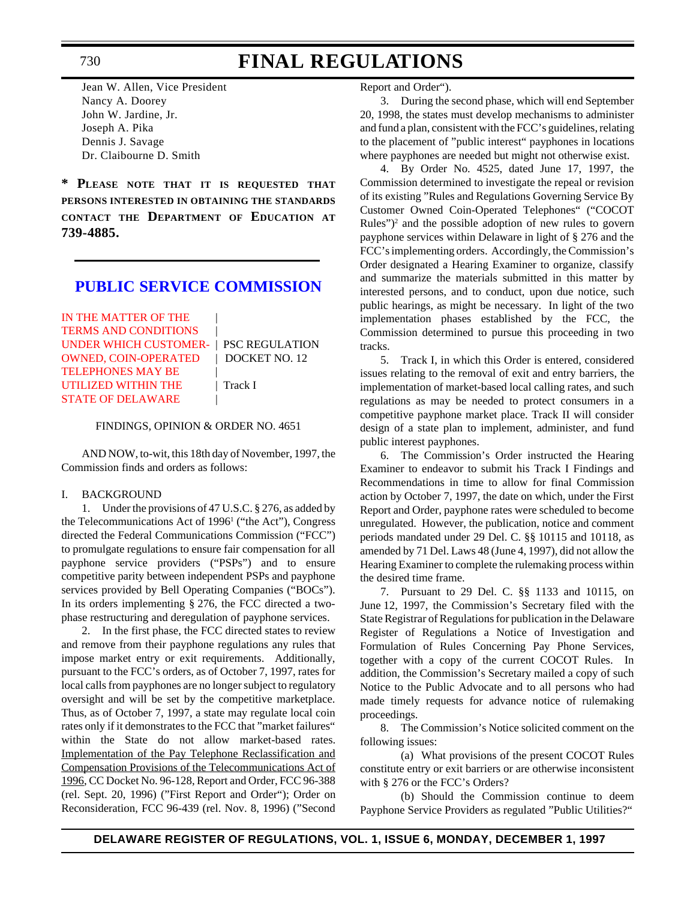Jean W. Allen, Vice President
Nancy A. Doorey
John W. Jardine, Jr.
Joseph A. Pika
Dennis J. Savage
Dr. Claibourne D. Smith

**\* PLEASE NOTE THAT IT IS REQUESTED THAT PERSONS INTERESTED IN OBTAINING THE STANDARDS CONTACT THE DEPARTMENT OF EDUCATION AT 739-4885.**

## PUBLIC SERVICE COMMISSION

| | |
|---|---|
| IN THE MATTER OF THE TERMS AND CONDITIONS UNDER WHICH CUSTOMER-OWNED, COIN-OPERATED TELEPHONES MAY BE UTILIZED WITHIN THE STATE OF DELAWARE | PSC REGULATION DOCKET NO. 12<br><br>Track I |

FINDINGS, OPINION & ORDER NO. 4651

AND NOW, to-wit, this 18th day of November, 1997, the Commission finds and orders as follows:

I. BACKGROUND

1. Under the provisions of 47 U.S.C. § 276, as added by the Telecommunications Act of 1996[1] ("the Act"), Congress directed the Federal Communications Commission ("FCC") to promulgate regulations to ensure fair compensation for all payphone service providers ("PSPs") and to ensure competitive parity between independent PSPs and payphone services provided by Bell Operating Companies ("BOCs"). In its orders implementing § 276, the FCC directed a two-phase restructuring and deregulation of payphone services.

2. In the first phase, the FCC directed states to review and remove from their payphone regulations any rules that impose market entry or exit requirements. Additionally, pursuant to the FCC's orders, as of October 7, 1997, rates for local calls from payphones are no longer subject to regulatory oversight and will be set by the competitive marketplace. Thus, as of October 7, 1997, a state may regulate local coin rates only if it demonstrates to the FCC that "market failures" within the State do not allow market-based rates. Implementation of the Pay Telephone Reclassification and Compensation Provisions of the Telecommunications Act of 1996, CC Docket No. 96-128, Report and Order, FCC 96-388 (rel. Sept. 20, 1996) ("First Report and Order"); Order on Reconsideration, FCC 96-439 (rel. Nov. 8, 1996) ("Second Report and Order").

3. During the second phase, which will end September 20, 1998, the states must develop mechanisms to administer and fund a plan, consistent with the FCC's guidelines, relating to the placement of "public interest" payphones in locations where payphones are needed but might not otherwise exist.

4. By Order No. 4525, dated June 17, 1997, the Commission determined to investigate the repeal or revision of its existing "Rules and Regulations Governing Service By Customer Owned Coin-Operated Telephones" ("COCOT Rules")[2] and the possible adoption of new rules to govern payphone services within Delaware in light of § 276 and the FCC's implementing orders. Accordingly, the Commission's Order designated a Hearing Examiner to organize, classify and summarize the materials submitted in this matter by interested persons, and to conduct, upon due notice, such public hearings, as might be necessary. In light of the two implementation phases established by the FCC, the Commission determined to pursue this proceeding in two tracks.

5. Track I, in which this Order is entered, considered issues relating to the removal of exit and entry barriers, the implementation of market-based local calling rates, and such regulations as may be needed to protect consumers in a competitive payphone market place. Track II will consider design of a state plan to implement, administer, and fund public interest payphones.

6. The Commission's Order instructed the Hearing Examiner to endeavor to submit his Track I Findings and Recommendations in time to allow for final Commission action by October 7, 1997, the date on which, under the First Report and Order, payphone rates were scheduled to become unregulated. However, the publication, notice and comment periods mandated under 29 Del. C. §§ 10115 and 10118, as amended by 71 Del. Laws 48 (June 4, 1997), did not allow the Hearing Examiner to complete the rulemaking process within the desired time frame.

7. Pursuant to 29 Del. C. §§ 1133 and 10115, on June 12, 1997, the Commission's Secretary filed with the State Registrar of Regulations for publication in the Delaware Register of Regulations a Notice of Investigation and Formulation of Rules Concerning Pay Phone Services, together with a copy of the current COCOT Rules. In addition, the Commission's Secretary mailed a copy of such Notice to the Public Advocate and to all persons who had made timely requests for advance notice of rulemaking proceedings.

8. The Commission's Notice solicited comment on the following issues:

(a) What provisions of the present COCOT Rules constitute entry or exit barriers or are otherwise inconsistent with § 276 or the FCC's Orders?

(b) Should the Commission continue to deem Payphone Service Providers as regulated "Public Utilities?"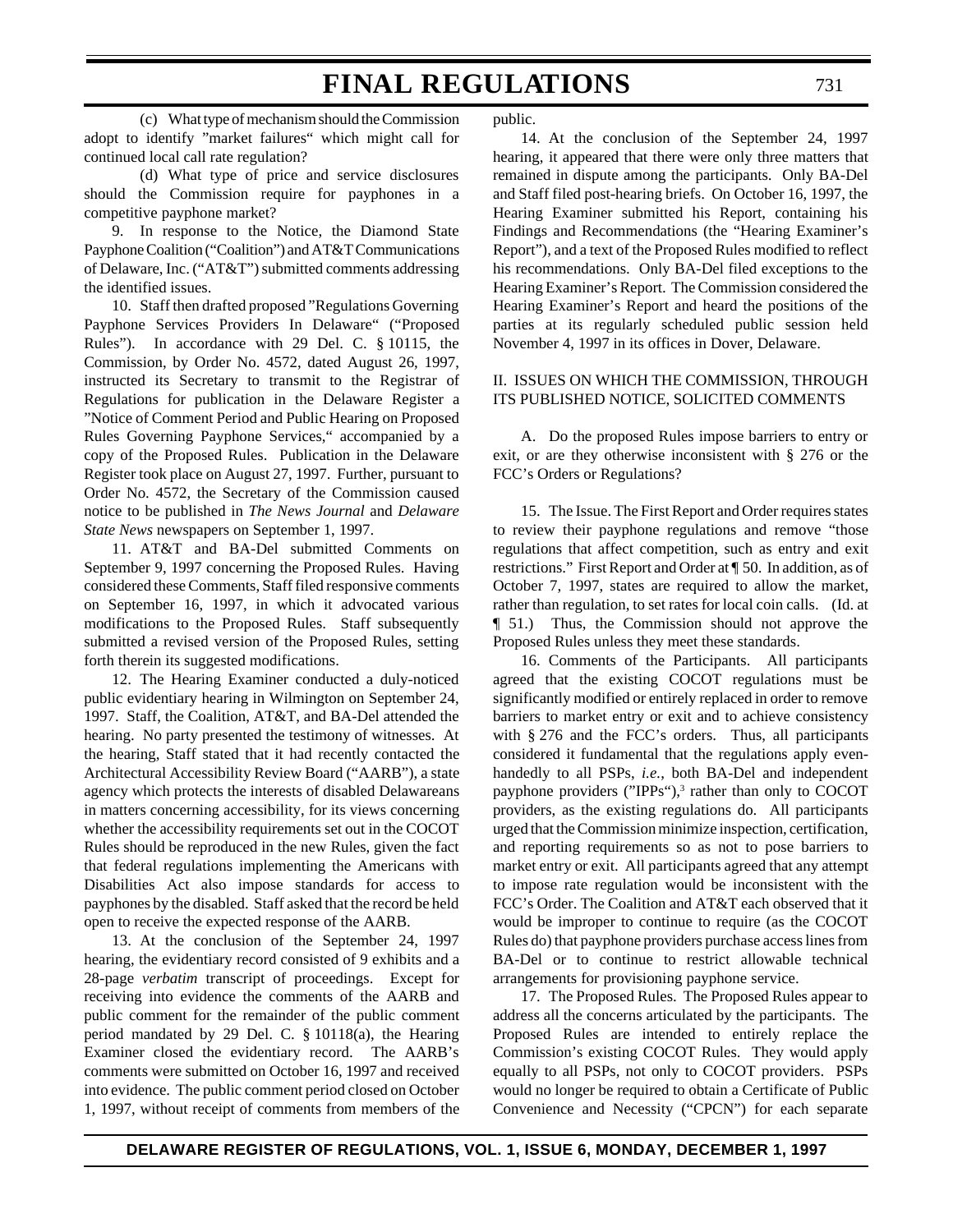(c) What type of mechanism should the Commission adopt to identify "market failures" which might call for continued local call rate regulation?

(d) What type of price and service disclosures should the Commission require for payphones in a competitive payphone market?

9. In response to the Notice, the Diamond State Payphone Coalition ("Coalition") and AT&T Communications of Delaware, Inc. ("AT&T") submitted comments addressing the identified issues.

10. Staff then drafted proposed "Regulations Governing Payphone Services Providers In Delaware" ("Proposed Rules"). In accordance with 29 Del. C. § 10115, the Commission, by Order No. 4572, dated August 26, 1997, instructed its Secretary to transmit to the Registrar of Regulations for publication in the Delaware Register a "Notice of Comment Period and Public Hearing on Proposed Rules Governing Payphone Services," accompanied by a copy of the Proposed Rules. Publication in the Delaware Register took place on August 27, 1997. Further, pursuant to Order No. 4572, the Secretary of the Commission caused notice to be published in *The News Journal* and *Delaware State News* newspapers on September 1, 1997.

11. AT&T and BA-Del submitted Comments on September 9, 1997 concerning the Proposed Rules. Having considered these Comments, Staff filed responsive comments on September 16, 1997, in which it advocated various modifications to the Proposed Rules. Staff subsequently submitted a revised version of the Proposed Rules, setting forth therein its suggested modifications.

12. The Hearing Examiner conducted a duly-noticed public evidentiary hearing in Wilmington on September 24, 1997. Staff, the Coalition, AT&T, and BA-Del attended the hearing. No party presented the testimony of witnesses. At the hearing, Staff stated that it had recently contacted the Architectural Accessibility Review Board ("AARB"), a state agency which protects the interests of disabled Delawareans in matters concerning accessibility, for its views concerning whether the accessibility requirements set out in the COCOT Rules should be reproduced in the new Rules, given the fact that federal regulations implementing the Americans with Disabilities Act also impose standards for access to payphones by the disabled. Staff asked that the record be held open to receive the expected response of the AARB.

13. At the conclusion of the September 24, 1997 hearing, the evidentiary record consisted of 9 exhibits and a 28-page *verbatim* transcript of proceedings. Except for receiving into evidence the comments of the AARB and public comment for the remainder of the public comment period mandated by 29 Del. C. § 10118(a), the Hearing Examiner closed the evidentiary record. The AARB's comments were submitted on October 16, 1997 and received into evidence. The public comment period closed on October 1, 1997, without receipt of comments from members of the public.

14. At the conclusion of the September 24, 1997 hearing, it appeared that there were only three matters that remained in dispute among the participants. Only BA-Del and Staff filed post-hearing briefs. On October 16, 1997, the Hearing Examiner submitted his Report, containing his Findings and Recommendations (the "Hearing Examiner's Report"), and a text of the Proposed Rules modified to reflect his recommendations. Only BA-Del filed exceptions to the Hearing Examiner's Report. The Commission considered the Hearing Examiner's Report and heard the positions of the parties at its regularly scheduled public session held November 4, 1997 in its offices in Dover, Delaware.

## II. ISSUES ON WHICH THE COMMISSION, THROUGH ITS PUBLISHED NOTICE, SOLICITED COMMENTS

A. Do the proposed Rules impose barriers to entry or exit, or are they otherwise inconsistent with § 276 or the FCC's Orders or Regulations?

15. The Issue. The First Report and Order requires states to review their payphone regulations and remove "those regulations that affect competition, such as entry and exit restrictions." First Report and Order at ¶ 50. In addition, as of October 7, 1997, states are required to allow the market, rather than regulation, to set rates for local coin calls. (Id. at ¶ 51.) Thus, the Commission should not approve the Proposed Rules unless they meet these standards.

16. Comments of the Participants. All participants agreed that the existing COCOT regulations must be significantly modified or entirely replaced in order to remove barriers to market entry or exit and to achieve consistency with § 276 and the FCC's orders. Thus, all participants considered it fundamental that the regulations apply even-handedly to all PSPs, *i.e.*, both BA-Del and independent payphone providers ("IPPs"),[3] rather than only to COCOT providers, as the existing regulations do. All participants urged that the Commission minimize inspection, certification, and reporting requirements so as not to pose barriers to market entry or exit. All participants agreed that any attempt to impose rate regulation would be inconsistent with the FCC's Order. The Coalition and AT&T each observed that it would be improper to continue to require (as the COCOT Rules do) that payphone providers purchase access lines from BA-Del or to continue to restrict allowable technical arrangements for provisioning payphone service.

17. The Proposed Rules. The Proposed Rules appear to address all the concerns articulated by the participants. The Proposed Rules are intended to entirely replace the Commission's existing COCOT Rules. They would apply equally to all PSPs, not only to COCOT providers. PSPs would no longer be required to obtain a Certificate of Public Convenience and Necessity ("CPCN") for each separate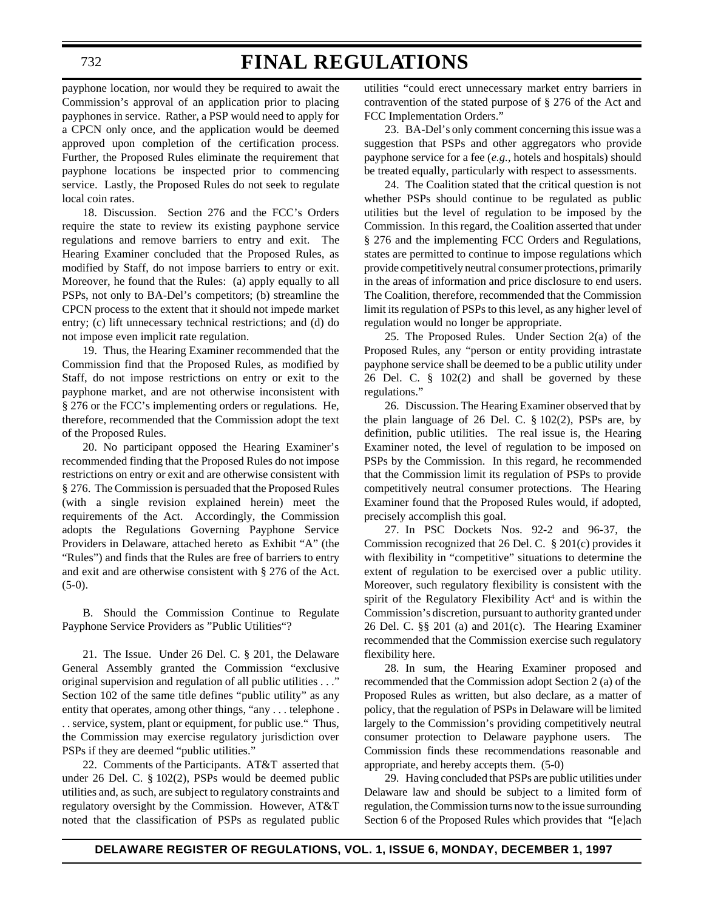payphone location, nor would they be required to await the Commission's approval of an application prior to placing payphones in service. Rather, a PSP would need to apply for a CPCN only once, and the application would be deemed approved upon completion of the certification process. Further, the Proposed Rules eliminate the requirement that payphone locations be inspected prior to commencing service. Lastly, the Proposed Rules do not seek to regulate local coin rates.

18. Discussion. Section 276 and the FCC's Orders require the state to review its existing payphone service regulations and remove barriers to entry and exit. The Hearing Examiner concluded that the Proposed Rules, as modified by Staff, do not impose barriers to entry or exit. Moreover, he found that the Rules: (a) apply equally to all PSPs, not only to BA-Del's competitors; (b) streamline the CPCN process to the extent that it should not impede market entry; (c) lift unnecessary technical restrictions; and (d) do not impose even implicit rate regulation.

19. Thus, the Hearing Examiner recommended that the Commission find that the Proposed Rules, as modified by Staff, do not impose restrictions on entry or exit to the payphone market, and are not otherwise inconsistent with § 276 or the FCC's implementing orders or regulations. He, therefore, recommended that the Commission adopt the text of the Proposed Rules.

20. No participant opposed the Hearing Examiner's recommended finding that the Proposed Rules do not impose restrictions on entry or exit and are otherwise consistent with § 276. The Commission is persuaded that the Proposed Rules (with a single revision explained herein) meet the requirements of the Act. Accordingly, the Commission adopts the Regulations Governing Payphone Service Providers in Delaware, attached hereto as Exhibit "A" (the "Rules") and finds that the Rules are free of barriers to entry and exit and are otherwise consistent with § 276 of the Act. (5-0).

B. Should the Commission Continue to Regulate Payphone Service Providers as "Public Utilities"?

21. The Issue. Under 26 Del. C. § 201, the Delaware General Assembly granted the Commission "exclusive original supervision and regulation of all public utilities . . ." Section 102 of the same title defines "public utility" as any entity that operates, among other things, "any . . . telephone . . . service, system, plant or equipment, for public use." Thus, the Commission may exercise regulatory jurisdiction over PSPs if they are deemed "public utilities."

22. Comments of the Participants. AT&T asserted that under 26 Del. C. § 102(2), PSPs would be deemed public utilities and, as such, are subject to regulatory constraints and regulatory oversight by the Commission. However, AT&T noted that the classification of PSPs as regulated public utilities "could erect unnecessary market entry barriers in contravention of the stated purpose of § 276 of the Act and FCC Implementation Orders."

23. BA-Del's only comment concerning this issue was a suggestion that PSPs and other aggregators who provide payphone service for a fee (*e.g.*, hotels and hospitals) should be treated equally, particularly with respect to assessments.

24. The Coalition stated that the critical question is not whether PSPs should continue to be regulated as public utilities but the level of regulation to be imposed by the Commission. In this regard, the Coalition asserted that under § 276 and the implementing FCC Orders and Regulations, states are permitted to continue to impose regulations which provide competitively neutral consumer protections, primarily in the areas of information and price disclosure to end users. The Coalition, therefore, recommended that the Commission limit its regulation of PSPs to this level, as any higher level of regulation would no longer be appropriate.

25. The Proposed Rules. Under Section 2(a) of the Proposed Rules, any "person or entity providing intrastate payphone service shall be deemed to be a public utility under 26 Del. C. § 102(2) and shall be governed by these regulations."

26. Discussion. The Hearing Examiner observed that by the plain language of 26 Del. C. § 102(2), PSPs are, by definition, public utilities. The real issue is, the Hearing Examiner noted, the level of regulation to be imposed on PSPs by the Commission. In this regard, he recommended that the Commission limit its regulation of PSPs to provide competitively neutral consumer protections. The Hearing Examiner found that the Proposed Rules would, if adopted, precisely accomplish this goal.

27. In PSC Dockets Nos. 92-2 and 96-37, the Commission recognized that 26 Del. C. § 201(c) provides it with flexibility in "competitive" situations to determine the extent of regulation to be exercised over a public utility. Moreover, such regulatory flexibility is consistent with the spirit of the Regulatory Flexibility Act[4] and is within the Commission's discretion, pursuant to authority granted under 26 Del. C. §§ 201 (a) and 201(c). The Hearing Examiner recommended that the Commission exercise such regulatory flexibility here.

28. In sum, the Hearing Examiner proposed and recommended that the Commission adopt Section 2 (a) of the Proposed Rules as written, but also declare, as a matter of policy, that the regulation of PSPs in Delaware will be limited largely to the Commission's providing competitively neutral consumer protection to Delaware payphone users. The Commission finds these recommendations reasonable and appropriate, and hereby accepts them. (5-0)

29. Having concluded that PSPs are public utilities under Delaware law and should be subject to a limited form of regulation, the Commission turns now to the issue surrounding Section 6 of the Proposed Rules which provides that "[e]ach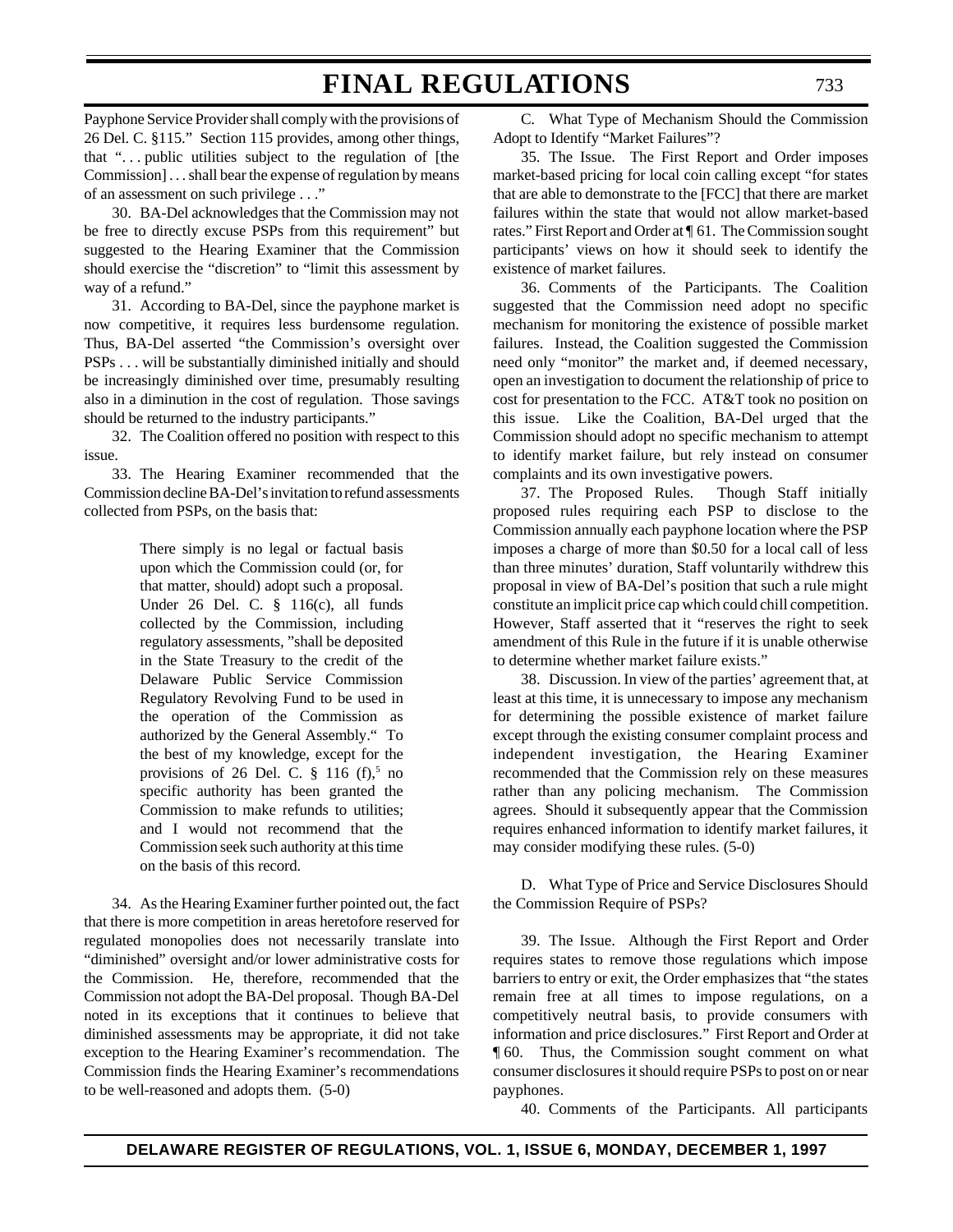Payphone Service Provider shall comply with the provisions of 26 Del. C. §115." Section 115 provides, among other things, that ". . . public utilities subject to the regulation of [the Commission] . . . shall bear the expense of regulation by means of an assessment on such privilege . . ."

30. BA-Del acknowledges that the Commission may not be free to directly excuse PSPs from this requirement" but suggested to the Hearing Examiner that the Commission should exercise the "discretion" to "limit this assessment by way of a refund."

31. According to BA-Del, since the payphone market is now competitive, it requires less burdensome regulation. Thus, BA-Del asserted "the Commission's oversight over PSPs . . . will be substantially diminished initially and should be increasingly diminished over time, presumably resulting also in a diminution in the cost of regulation. Those savings should be returned to the industry participants."

32. The Coalition offered no position with respect to this issue.

33. The Hearing Examiner recommended that the Commission decline BA-Del's invitation to refund assessments collected from PSPs, on the basis that:

> There simply is no legal or factual basis upon which the Commission could (or, for that matter, should) adopt such a proposal. Under 26 Del. C. § 116(c), all funds collected by the Commission, including regulatory assessments, "shall be deposited in the State Treasury to the credit of the Delaware Public Service Commission Regulatory Revolving Fund to be used in the operation of the Commission as authorized by the General Assembly." To the best of my knowledge, except for the provisions of 26 Del. C. § 116 (f),[5] no specific authority has been granted the Commission to make refunds to utilities; and I would not recommend that the Commission seek such authority at this time on the basis of this record.

34. As the Hearing Examiner further pointed out, the fact that there is more competition in areas heretofore reserved for regulated monopolies does not necessarily translate into "diminished" oversight and/or lower administrative costs for the Commission. He, therefore, recommended that the Commission not adopt the BA-Del proposal. Though BA-Del noted in its exceptions that it continues to believe that diminished assessments may be appropriate, it did not take exception to the Hearing Examiner's recommendation. The Commission finds the Hearing Examiner's recommendations to be well-reasoned and adopts them. (5-0)

C. What Type of Mechanism Should the Commission Adopt to Identify "Market Failures"?

35. The Issue. The First Report and Order imposes market-based pricing for local coin calling except "for states that are able to demonstrate to the [FCC] that there are market failures within the state that would not allow market-based rates." First Report and Order at ¶ 61. The Commission sought participants' views on how it should seek to identify the existence of market failures.

36. Comments of the Participants. The Coalition suggested that the Commission need adopt no specific mechanism for monitoring the existence of possible market failures. Instead, the Coalition suggested the Commission need only "monitor" the market and, if deemed necessary, open an investigation to document the relationship of price to cost for presentation to the FCC. AT&T took no position on this issue. Like the Coalition, BA-Del urged that the Commission should adopt no specific mechanism to attempt to identify market failure, but rely instead on consumer complaints and its own investigative powers.

37. The Proposed Rules. Though Staff initially proposed rules requiring each PSP to disclose to the Commission annually each payphone location where the PSP imposes a charge of more than $0.50 for a local call of less than three minutes' duration, Staff voluntarily withdrew this proposal in view of BA-Del's position that such a rule might constitute an implicit price cap which could chill competition. However, Staff asserted that it "reserves the right to seek amendment of this Rule in the future if it is unable otherwise to determine whether market failure exists."

38. Discussion. In view of the parties' agreement that, at least at this time, it is unnecessary to impose any mechanism for determining the possible existence of market failure except through the existing consumer complaint process and independent investigation, the Hearing Examiner recommended that the Commission rely on these measures rather than any policing mechanism. The Commission agrees. Should it subsequently appear that the Commission requires enhanced information to identify market failures, it may consider modifying these rules. (5-0)

D. What Type of Price and Service Disclosures Should the Commission Require of PSPs?

39. The Issue. Although the First Report and Order requires states to remove those regulations which impose barriers to entry or exit, the Order emphasizes that "the states remain free at all times to impose regulations, on a competitively neutral basis, to provide consumers with information and price disclosures." First Report and Order at ¶ 60. Thus, the Commission sought comment on what consumer disclosures it should require PSPs to post on or near payphones.

40. Comments of the Participants. All participants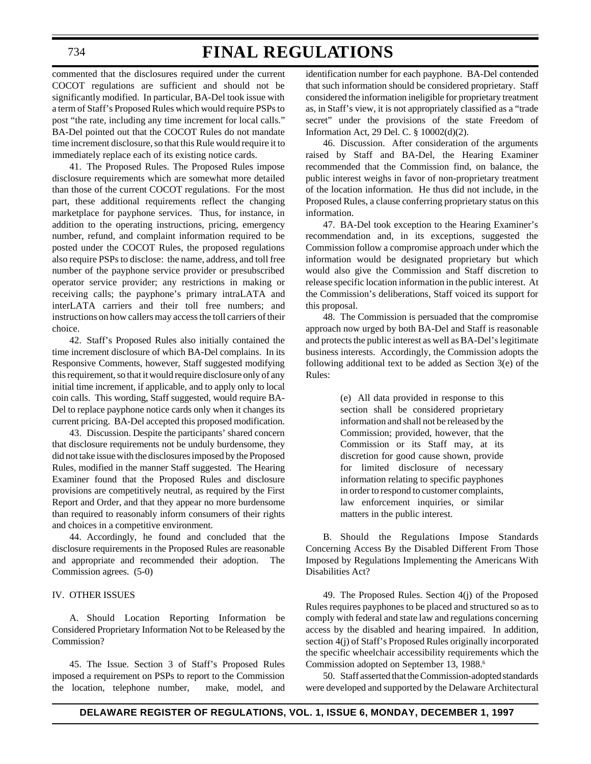commented that the disclosures required under the current COCOT regulations are sufficient and should not be significantly modified. In particular, BA-Del took issue with a term of Staff's Proposed Rules which would require PSPs to post "the rate, including any time increment for local calls." BA-Del pointed out that the COCOT Rules do not mandate time increment disclosure, so that this Rule would require it to immediately replace each of its existing notice cards.

41. The Proposed Rules. The Proposed Rules impose disclosure requirements which are somewhat more detailed than those of the current COCOT regulations. For the most part, these additional requirements reflect the changing marketplace for payphone services. Thus, for instance, in addition to the operating instructions, pricing, emergency number, refund, and complaint information required to be posted under the COCOT Rules, the proposed regulations also require PSPs to disclose: the name, address, and toll free number of the payphone service provider or presubscribed operator service provider; any restrictions in making or receiving calls; the payphone's primary intraLATA and interLATA carriers and their toll free numbers; and instructions on how callers may access the toll carriers of their choice.

42. Staff's Proposed Rules also initially contained the time increment disclosure of which BA-Del complains. In its Responsive Comments, however, Staff suggested modifying this requirement, so that it would require disclosure only of any initial time increment, if applicable, and to apply only to local coin calls. This wording, Staff suggested, would require BA-Del to replace payphone notice cards only when it changes its current pricing. BA-Del accepted this proposed modification.

43. Discussion. Despite the participants' shared concern that disclosure requirements not be unduly burdensome, they did not take issue with the disclosures imposed by the Proposed Rules, modified in the manner Staff suggested. The Hearing Examiner found that the Proposed Rules and disclosure provisions are competitively neutral, as required by the First Report and Order, and that they appear no more burdensome than required to reasonably inform consumers of their rights and choices in a competitive environment.

44. Accordingly, he found and concluded that the disclosure requirements in the Proposed Rules are reasonable and appropriate and recommended their adoption. The Commission agrees. (5-0)

IV. OTHER ISSUES

A. Should Location Reporting Information be Considered Proprietary Information Not to be Released by the Commission?

45. The Issue. Section 3 of Staff's Proposed Rules imposed a requirement on PSPs to report to the Commission the location, telephone number, make, model, and identification number for each payphone. BA-Del contended that such information should be considered proprietary. Staff considered the information ineligible for proprietary treatment as, in Staff's view, it is not appropriately classified as a "trade secret" under the provisions of the state Freedom of Information Act, 29 Del. C. § 10002(d)(2).

46. Discussion. After consideration of the arguments raised by Staff and BA-Del, the Hearing Examiner recommended that the Commission find, on balance, the public interest weighs in favor of non-proprietary treatment of the location information. He thus did not include, in the Proposed Rules, a clause conferring proprietary status on this information.

47. BA-Del took exception to the Hearing Examiner's recommendation and, in its exceptions, suggested the Commission follow a compromise approach under which the information would be designated proprietary but which would also give the Commission and Staff discretion to release specific location information in the public interest. At the Commission's deliberations, Staff voiced its support for this proposal.

48. The Commission is persuaded that the compromise approach now urged by both BA-Del and Staff is reasonable and protects the public interest as well as BA-Del's legitimate business interests. Accordingly, the Commission adopts the following additional text to be added as Section 3(e) of the Rules:

> (e) All data provided in response to this section shall be considered proprietary information and shall not be released by the Commission; provided, however, that the Commission or its Staff may, at its discretion for good cause shown, provide for limited disclosure of necessary information relating to specific payphones in order to respond to customer complaints, law enforcement inquiries, or similar matters in the public interest.

B. Should the Regulations Impose Standards Concerning Access By the Disabled Different From Those Imposed by Regulations Implementing the Americans With Disabilities Act?

49. The Proposed Rules. Section 4(j) of the Proposed Rules requires payphones to be placed and structured so as to comply with federal and state law and regulations concerning access by the disabled and hearing impaired. In addition, section 4(j) of Staff's Proposed Rules originally incorporated the specific wheelchair accessibility requirements which the Commission adopted on September 13, 1988.[6]

50. Staff asserted that the Commission-adopted standards were developed and supported by the Delaware Architectural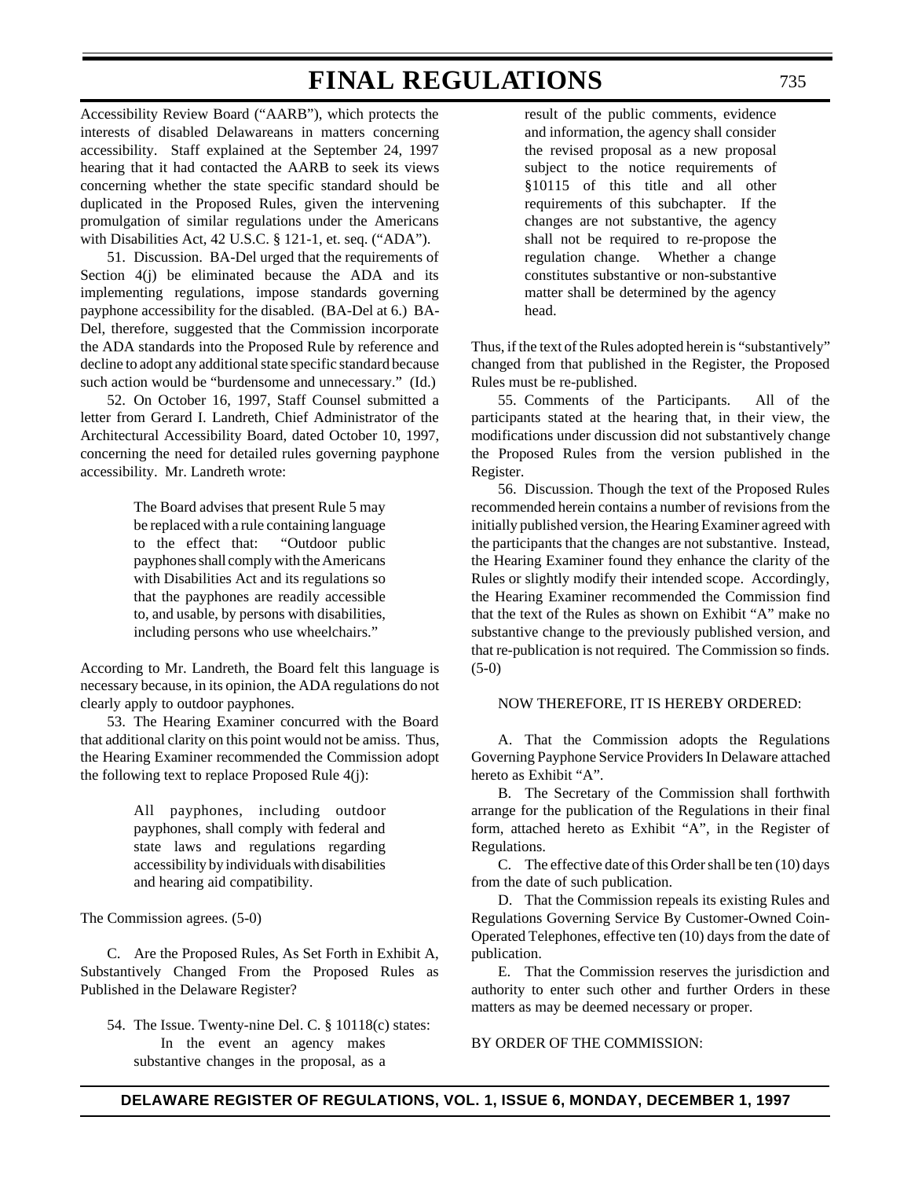Accessibility Review Board ("AARB"), which protects the interests of disabled Delawareans in matters concerning accessibility. Staff explained at the September 24, 1997 hearing that it had contacted the AARB to seek its views concerning whether the state specific standard should be duplicated in the Proposed Rules, given the intervening promulgation of similar regulations under the Americans with Disabilities Act, 42 U.S.C. § 121-1, et. seq. ("ADA").

51. Discussion. BA-Del urged that the requirements of Section 4(j) be eliminated because the ADA and its implementing regulations, impose standards governing payphone accessibility for the disabled. (BA-Del at 6.) BA-Del, therefore, suggested that the Commission incorporate the ADA standards into the Proposed Rule by reference and decline to adopt any additional state specific standard because such action would be "burdensome and unnecessary." (Id.)

52. On October 16, 1997, Staff Counsel submitted a letter from Gerard I. Landreth, Chief Administrator of the Architectural Accessibility Board, dated October 10, 1997, concerning the need for detailed rules governing payphone accessibility. Mr. Landreth wrote:

> The Board advises that present Rule 5 may be replaced with a rule containing language to the effect that: "Outdoor public payphones shall comply with the Americans with Disabilities Act and its regulations so that the payphones are readily accessible to, and usable, by persons with disabilities, including persons who use wheelchairs."

According to Mr. Landreth, the Board felt this language is necessary because, in its opinion, the ADA regulations do not clearly apply to outdoor payphones.

53. The Hearing Examiner concurred with the Board that additional clarity on this point would not be amiss. Thus, the Hearing Examiner recommended the Commission adopt the following text to replace Proposed Rule 4(j):

> All payphones, including outdoor payphones, shall comply with federal and state laws and regulations regarding accessibility by individuals with disabilities and hearing aid compatibility.

The Commission agrees. (5-0)

C. Are the Proposed Rules, As Set Forth in Exhibit A, Substantively Changed From the Proposed Rules as Published in the Delaware Register?

54. The Issue. Twenty-nine Del. C. § 10118(c) states:

> In the event an agency makes substantive changes in the proposal, as a result of the public comments, evidence and information, the agency shall consider the revised proposal as a new proposal subject to the notice requirements of §10115 of this title and all other requirements of this subchapter. If the changes are not substantive, the agency shall not be required to re-propose the regulation change. Whether a change constitutes substantive or non-substantive matter shall be determined by the agency head.

Thus, if the text of the Rules adopted herein is "substantively" changed from that published in the Register, the Proposed Rules must be re-published.

55. Comments of the Participants. All of the participants stated at the hearing that, in their view, the modifications under discussion did not substantively change the Proposed Rules from the version published in the Register.

56. Discussion. Though the text of the Proposed Rules recommended herein contains a number of revisions from the initially published version, the Hearing Examiner agreed with the participants that the changes are not substantive. Instead, the Hearing Examiner found they enhance the clarity of the Rules or slightly modify their intended scope. Accordingly, the Hearing Examiner recommended the Commission find that the text of the Rules as shown on Exhibit "A" make no substantive change to the previously published version, and that re-publication is not required. The Commission so finds. (5-0)

NOW THEREFORE, IT IS HEREBY ORDERED:

A. That the Commission adopts the Regulations Governing Payphone Service Providers In Delaware attached hereto as Exhibit "A".

B. The Secretary of the Commission shall forthwith arrange for the publication of the Regulations in their final form, attached hereto as Exhibit "A", in the Register of Regulations.

C. The effective date of this Order shall be ten (10) days from the date of such publication.

D. That the Commission repeals its existing Rules and Regulations Governing Service By Customer-Owned Coin-Operated Telephones, effective ten (10) days from the date of publication.

E. That the Commission reserves the jurisdiction and authority to enter such other and further Orders in these matters as may be deemed necessary or proper.

BY ORDER OF THE COMMISSION: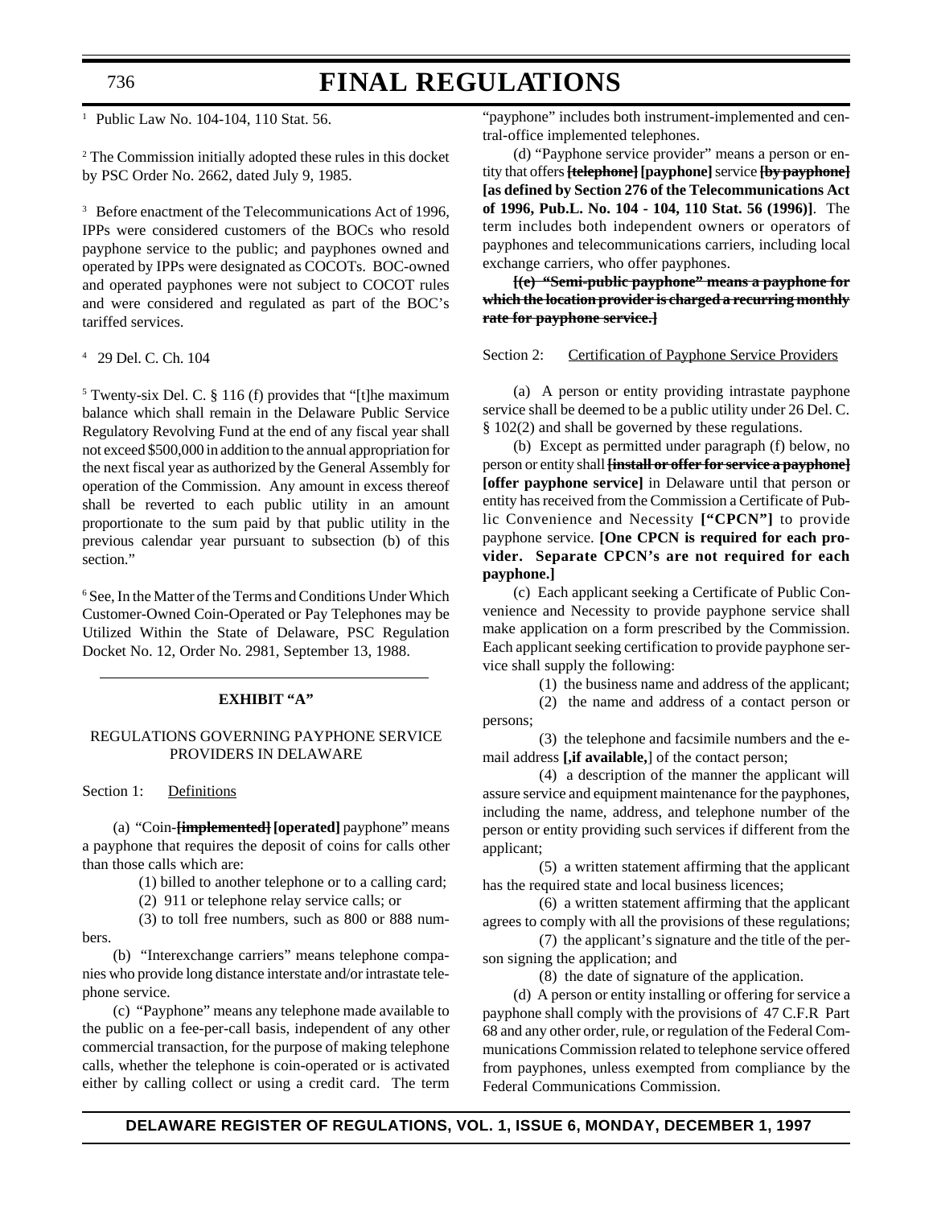[1] Public Law No. 104-104, 110 Stat. 56.

[2] The Commission initially adopted these rules in this docket by PSC Order No. 2662, dated July 9, 1985.

[3] Before enactment of the Telecommunications Act of 1996, IPPs were considered customers of the BOCs who resold payphone service to the public; and payphones owned and operated by IPPs were designated as COCOTs. BOC-owned and operated payphones were not subject to COCOT rules and were considered and regulated as part of the BOC's tariffed services.

[4] 29 Del. C. Ch. 104

[5] Twenty-six Del. C. § 116 (f) provides that "[t]he maximum balance which shall remain in the Delaware Public Service Regulatory Revolving Fund at the end of any fiscal year shall not exceed $500,000 in addition to the annual appropriation for the next fiscal year as authorized by the General Assembly for operation of the Commission. Any amount in excess thereof shall be reverted to each public utility in an amount proportionate to the sum paid by that public utility in the previous calendar year pursuant to subsection (b) of this section."

[6] See, In the Matter of the Terms and Conditions Under Which Customer-Owned Coin-Operated or Pay Telephones may be Utilized Within the State of Delaware, PSC Regulation Docket No. 12, Order No. 2981, September 13, 1988.

---

**EXHIBIT "A"**

REGULATIONS GOVERNING PAYPHONE SERVICE PROVIDERS IN DELAWARE

Section 1: Definitions

(a) "Coin-~~**[implemented]**~~ **[operated]** payphone" means a payphone that requires the deposit of coins for calls other than those calls which are:

(1) billed to another telephone or to a calling card;

(2) 911 or telephone relay service calls; or

(3) to toll free numbers, such as 800 or 888 numbers.

(b) "Interexchange carriers" means telephone companies who provide long distance interstate and/or intrastate telephone service.

(c) "Payphone" means any telephone made available to the public on a fee-per-call basis, independent of any other commercial transaction, for the purpose of making telephone calls, whether the telephone is coin-operated or is activated either by calling collect or using a credit card. The term "payphone" includes both instrument-implemented and central-office implemented telephones.

(d) "Payphone service provider" means a person or entity that offers ~~**[telephone]**~~ **[payphone]** service ~~**[by payphone]**~~ **[as defined by Section 276 of the Telecommunications Act of 1996, Pub.L. No. 104 - 104, 110 Stat. 56 (1996)]**. The term includes both independent owners or operators of payphones and telecommunications carriers, including local exchange carriers, who offer payphones.

~~**[(e) "Semi-public payphone" means a payphone for which the location provider is charged a recurring monthly rate for payphone service.]**~~

Section 2: Certification of Payphone Service Providers

(a) A person or entity providing intrastate payphone service shall be deemed to be a public utility under 26 Del. C. § 102(2) and shall be governed by these regulations.

(b) Except as permitted under paragraph (f) below, no person or entity shall ~~**[install or offer for service a payphone]**~~ **[offer payphone service]** in Delaware until that person or entity has received from the Commission a Certificate of Public Convenience and Necessity **["CPCN"]** to provide payphone service. **[One CPCN is required for each provider. Separate CPCN's are not required for each payphone.]**

(c) Each applicant seeking a Certificate of Public Convenience and Necessity to provide payphone service shall make application on a form prescribed by the Commission. Each applicant seeking certification to provide payphone service shall supply the following:

(1) the business name and address of the applicant;

(2) the name and address of a contact person or persons;

(3) the telephone and facsimile numbers and the e-mail address **[,if available,]** of the contact person;

(4) a description of the manner the applicant will assure service and equipment maintenance for the payphones, including the name, address, and telephone number of the person or entity providing such services if different from the applicant;

(5) a written statement affirming that the applicant has the required state and local business licences;

(6) a written statement affirming that the applicant agrees to comply with all the provisions of these regulations;

(7) the applicant's signature and the title of the person signing the application; and

(8) the date of signature of the application.

(d) A person or entity installing or offering for service a payphone shall comply with the provisions of 47 C.F.R Part 68 and any other order, rule, or regulation of the Federal Communications Commission related to telephone service offered from payphones, unless exempted from compliance by the Federal Communications Commission.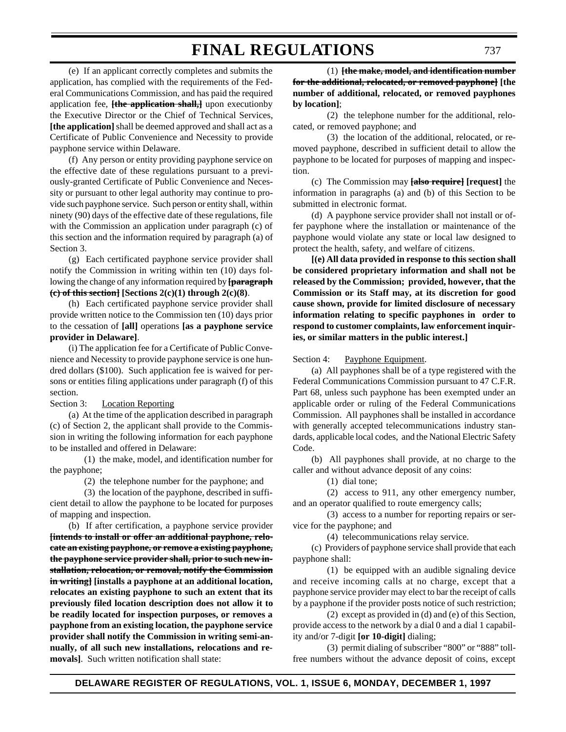(e) If an applicant correctly completes and submits the application, has complied with the requirements of the Federal Communications Commission, and has paid the required application fee, ~~**[the application shall,]**~~ upon executionby the Executive Director or the Chief of Technical Services, **[the application]** shall be deemed approved and shall act as a Certificate of Public Convenience and Necessity to provide payphone service within Delaware.

(f) Any person or entity providing payphone service on the effective date of these regulations pursuant to a previously-granted Certificate of Public Convenience and Necessity or pursuant to other legal authority may continue to provide such payphone service. Such person or entity shall, within ninety (90) days of the effective date of these regulations, file with the Commission an application under paragraph (c) of this section and the information required by paragraph (a) of Section 3.

(g) Each certificated payphone service provider shall notify the Commission in writing within ten (10) days following the change of any information required by ~~**[paragraph (c) of this section]**~~ **[Sections 2(c)(1) through 2(c)(8)**.

(h) Each certificated payphone service provider shall provide written notice to the Commission ten (10) days prior to the cessation of **[all]** operations **[as a payphone service provider in Delaware]**.

(i) The application fee for a Certificate of Public Convenience and Necessity to provide payphone service is one hundred dollars ($100). Such application fee is waived for persons or entities filing applications under paragraph (f) of this section.

Section 3: Location Reporting

(a) At the time of the application described in paragraph (c) of Section 2, the applicant shall provide to the Commission in writing the following information for each payphone to be installed and offered in Delaware:

(1) the make, model, and identification number for the payphone;

(2) the telephone number for the payphone; and

(3) the location of the payphone, described in sufficient detail to allow the payphone to be located for purposes of mapping and inspection.

(b) If after certification, a payphone service provider ~~**[intends to install or offer an additional payphone, relocate an existing payphone, or remove a existing payphone, the payphone service provider shall, prior to such new installation, relocation, or removal, notify the Commission in writing]**~~ **[installs a payphone at an additional location, relocates an existing payphone to such an extent that its previously filed location description does not allow it to be readily located for inspection purposes, or removes a payphone from an existing location, the payphone service provider shall notify the Commission in writing semi-annually, of all such new installations, relocations and removals]**. Such written notification shall state:

(1) ~~**[the make, model, and identification number for the additional, relocated, or removed payphone]**~~ **[the number of additional, relocated, or removed payphones by location]**;

(2) the telephone number for the additional, relocated, or removed payphone; and

(3) the location of the additional, relocated, or removed payphone, described in sufficient detail to allow the payphone to be located for purposes of mapping and inspection.

(c) The Commission may ~~**[also require]**~~ **[request]** the information in paragraphs (a) and (b) of this Section to be submitted in electronic format.

(d) A payphone service provider shall not install or offer payphone where the installation or maintenance of the payphone would violate any state or local law designed to protect the health, safety, and welfare of citizens.

**[(e) All data provided in response to this section shall be considered proprietary information and shall not be released by the Commission; provided, however, that the Commission or its Staff may, at its discretion for good cause shown, provide for limited disclosure of necessary information relating to specific payphones in order to respond to customer complaints, law enforcement inquiries, or similar matters in the public interest.]**

Section 4: Payphone Equipment.

(a) All payphones shall be of a type registered with the Federal Communications Commission pursuant to 47 C.F.R. Part 68, unless such payphone has been exempted under an applicable order or ruling of the Federal Communications Commission. All payphones shall be installed in accordance with generally accepted telecommunications industry standards, applicable local codes, and the National Electric Safety Code.

(b) All payphones shall provide, at no charge to the caller and without advance deposit of any coins:

(1) dial tone;

(2) access to 911, any other emergency number, and an operator qualified to route emergency calls;

(3) access to a number for reporting repairs or service for the payphone; and

(4) telecommunications relay service.

(c) Providers of payphone service shall provide that each payphone shall:

(1) be equipped with an audible signaling device and receive incoming calls at no charge, except that a payphone service provider may elect to bar the receipt of calls by a payphone if the provider posts notice of such restriction;

(2) except as provided in (d) and (e) of this Section, provide access to the network by a dial 0 and a dial 1 capability and/or 7-digit **[or 10-digit]** dialing;

(3) permit dialing of subscriber "800" or "888" toll-free numbers without the advance deposit of coins, except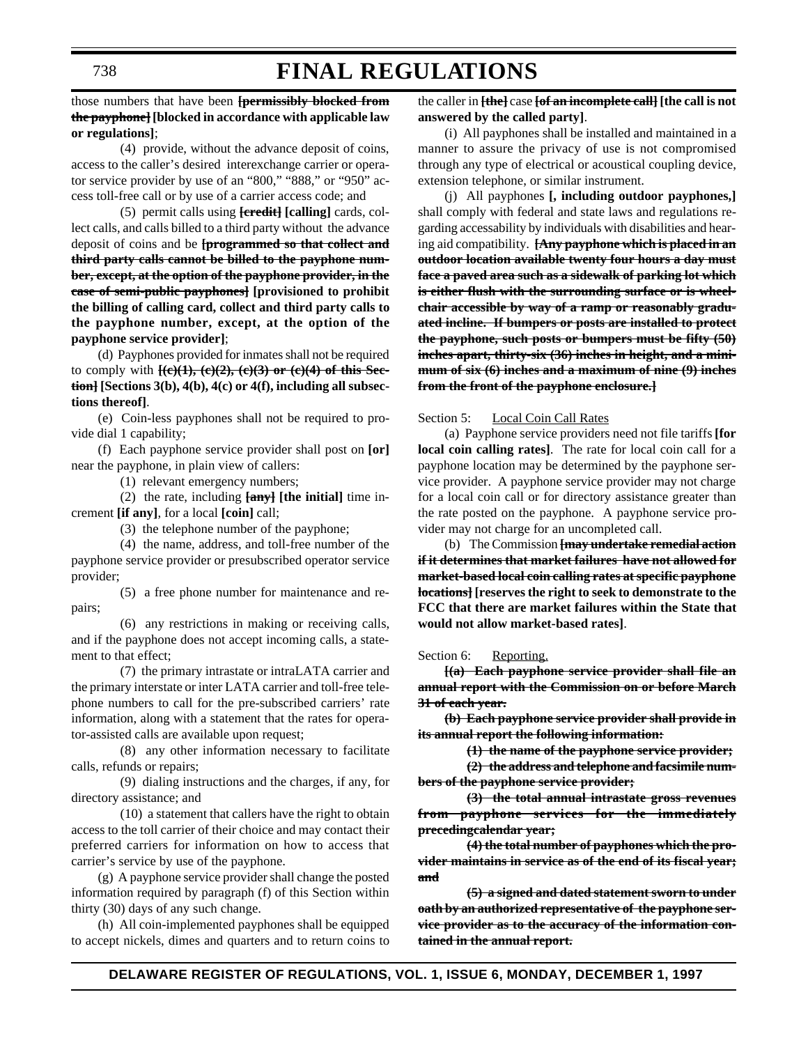those numbers that have been **~~[permissibly blocked from the payphone]~~ [blocked in accordance with applicable law or regulations]**;

(4) provide, without the advance deposit of coins, access to the caller's desired interexchange carrier or operator service provider by use of an "800," "888," or "950" access toll-free call or by use of a carrier access code; and

(5) permit calls using **~~[credit]~~ [calling]** cards, collect calls, and calls billed to a third party without the advance deposit of coins and be **~~[programmed so that collect and third party calls cannot be billed to the payphone number, except, at the option of the payphone provider, in the case of semi-public payphones]~~ [provisioned to prohibit the billing of calling card, collect and third party calls to the payphone number, except, at the option of the payphone service provider]**;

(d) Payphones provided for inmates shall not be required to comply with **~~[(c)(1), (c)(2), (c)(3) or (c)(4) of this Section]~~ [Sections 3(b), 4(b), 4(c) or 4(f), including all subsections thereof]**.

(e) Coin-less payphones shall not be required to provide dial 1 capability;

(f) Each payphone service provider shall post on **[or]** near the payphone, in plain view of callers:

(1) relevant emergency numbers;

(2) the rate, including **~~[any]~~ [the initial]** time increment **[if any]**, for a local **[coin]** call;

(3) the telephone number of the payphone;

(4) the name, address, and toll-free number of the payphone service provider or presubscribed operator service provider;

(5) a free phone number for maintenance and repairs;

(6) any restrictions in making or receiving calls, and if the payphone does not accept incoming calls, a statement to that effect;

(7) the primary intrastate or intraLATA carrier and the primary interstate or inter LATA carrier and toll-free telephone numbers to call for the pre-subscribed carriers' rate information, along with a statement that the rates for operator-assisted calls are available upon request;

(8) any other information necessary to facilitate calls, refunds or repairs;

(9) dialing instructions and the charges, if any, for directory assistance; and

(10) a statement that callers have the right to obtain access to the toll carrier of their choice and may contact their preferred carriers for information on how to access that carrier's service by use of the payphone.

(g) A payphone service provider shall change the posted information required by paragraph (f) of this Section within thirty (30) days of any such change.

(h) All coin-implemented payphones shall be equipped to accept nickels, dimes and quarters and to return coins to the caller in **~~[the]~~** case **~~[of an incomplete call]~~ [the call is not answered by the called party]**.

(i) All payphones shall be installed and maintained in a manner to assure the privacy of use is not compromised through any type of electrical or acoustical coupling device, extension telephone, or similar instrument.

(j) All payphones **[, including outdoor payphones,]** shall comply with federal and state laws and regulations regarding accessability by individuals with disabilities and hearing aid compatibility. **~~[Any payphone which is placed in an outdoor location available twenty four hours a day must face a paved area such as a sidewalk of parking lot which is either flush with the surrounding surface or is wheelchair accessible by way of a ramp or reasonably graduated incline. If bumpers or posts are installed to protect the payphone, such posts or bumpers must be fifty (50) inches apart, thirty-six (36) inches in height, and a minimum of six (6) inches and a maximum of nine (9) inches from the front of the payphone enclosure.]~~**

Section 5: Local Coin Call Rates

(a) Payphone service providers need not file tariffs **[for local coin calling rates]**. The rate for local coin call for a payphone location may be determined by the payphone service provider. A payphone service provider may not charge for a local coin call or for directory assistance greater than the rate posted on the payphone. A payphone service provider may not charge for an uncompleted call.

(b) The Commission **~~[may undertake remedial action if it determines that market failures have not allowed for market-based local coin calling rates at specific payphone locations]~~ [reserves the right to seek to demonstrate to the FCC that there are market failures within the State that would not allow market-based rates]**.

Section 6: Reporting.

**~~[(a) Each payphone service provider shall file an annual report with the Commission on or before March 31 of each year.~~**

**~~(b) Each payphone service provider shall provide in its annual report the following information:~~**

**~~(1) the name of the payphone service provider;~~**

**~~(2) the address and telephone and facsimile numbers of the payphone service provider;~~**

**~~(3) the total annual intrastate gross revenues from payphone services for the immediately precedingcalendar year;~~**

**~~(4) the total number of payphones which the provider maintains in service as of the end of its fiscal year; and~~**

**~~(5) a signed and dated statement sworn to under oath by an authorized representative of the payphone service provider as to the accuracy of the information contained in the annual report.~~**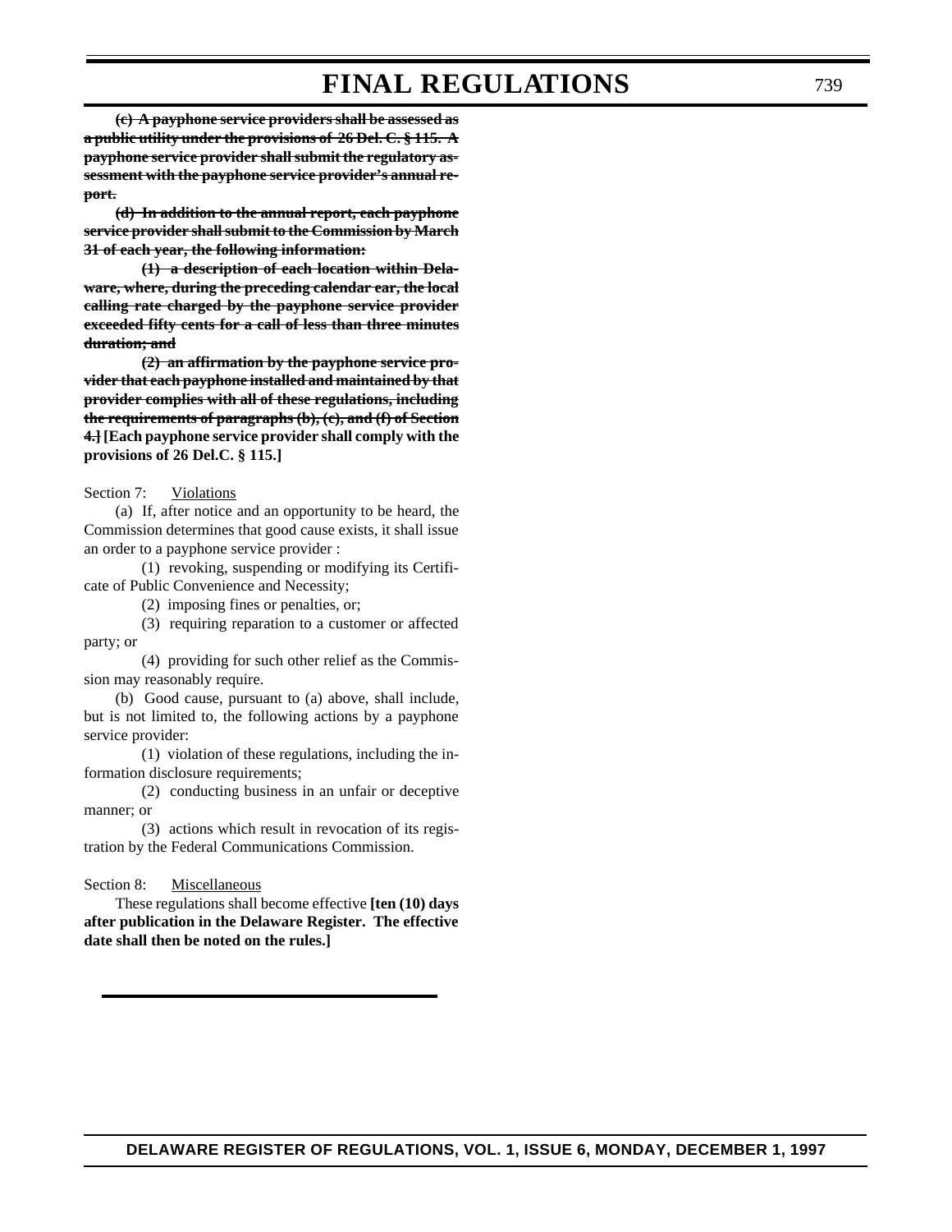~~**(c) A payphone service providers shall be assessed as a public utility under the provisions of 26 Del. C. § 115. A payphone service provider shall submit the regulatory assessment with the payphone service provider's annual report.**~~

~~**(d) In addition to the annual report, each payphone service provider shall submit to the Commission by March 31 of each year, the following information:**~~

~~**(1) a description of each location within Delaware, where, during the preceding calendar ear, the local calling rate charged by the payphone service provider exceeded fifty cents for a call of less than three minutes duration; and**~~

~~**(2) an affirmation by the payphone service provider that each payphone installed and maintained by that provider complies with all of these regulations, including the requirements of paragraphs (b), (c), and (f) of Section 4.]**~~ **[Each payphone service provider shall comply with the provisions of 26 Del.C. § 115.]**

Section 7: Violations

(a) If, after notice and an opportunity to be heard, the Commission determines that good cause exists, it shall issue an order to a payphone service provider :

(1) revoking, suspending or modifying its Certificate of Public Convenience and Necessity;

(2) imposing fines or penalties, or;

(3) requiring reparation to a customer or affected party; or

(4) providing for such other relief as the Commission may reasonably require.

(b) Good cause, pursuant to (a) above, shall include, but is not limited to, the following actions by a payphone service provider:

(1) violation of these regulations, including the information disclosure requirements;

(2) conducting business in an unfair or deceptive manner; or

(3) actions which result in revocation of its registration by the Federal Communications Commission.

Section 8: Miscellaneous

These regulations shall become effective **[ten (10) days after publication in the Delaware Register. The effective date shall then be noted on the rules.]**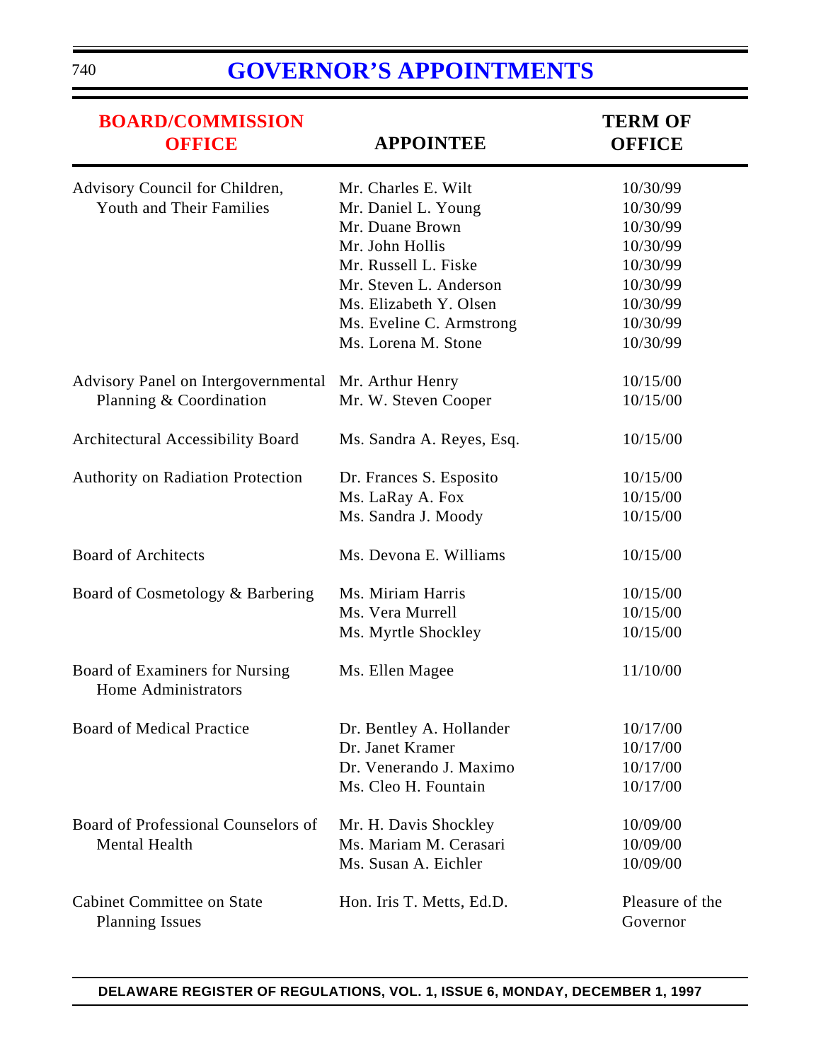# GOVERNOR'S APPOINTMENTS

| BOARD/COMMISSION OFFICE | APPOINTEE | TERM OF OFFICE |
|---|---|---|
| Advisory Council for Children, Youth and Their Families | Mr. Charles E. Wilt | 10/30/99 |
| | Mr. Daniel L. Young | 10/30/99 |
| | Mr. Duane Brown | 10/30/99 |
| | Mr. John Hollis | 10/30/99 |
| | Mr. Russell L. Fiske | 10/30/99 |
| | Mr. Steven L. Anderson | 10/30/99 |
| | Ms. Elizabeth Y. Olsen | 10/30/99 |
| | Ms. Eveline C. Armstrong | 10/30/99 |
| | Ms. Lorena M. Stone | 10/30/99 |
| Advisory Panel on Intergovernmental Planning & Coordination | Mr. Arthur Henry | 10/15/00 |
| | Mr. W. Steven Cooper | 10/15/00 |
| Architectural Accessibility Board | Ms. Sandra A. Reyes, Esq. | 10/15/00 |
| Authority on Radiation Protection | Dr. Frances S. Esposito | 10/15/00 |
| | Ms. LaRay A. Fox | 10/15/00 |
| | Ms. Sandra J. Moody | 10/15/00 |
| Board of Architects | Ms. Devona E. Williams | 10/15/00 |
| Board of Cosmetology & Barbering | Ms. Miriam Harris | 10/15/00 |
| | Ms. Vera Murrell | 10/15/00 |
| | Ms. Myrtle Shockley | 10/15/00 |
| Board of Examiners for Nursing Home Administrators | Ms. Ellen Magee | 11/10/00 |
| Board of Medical Practice | Dr. Bentley A. Hollander | 10/17/00 |
| | Dr. Janet Kramer | 10/17/00 |
| | Dr. Venerando J. Maximo | 10/17/00 |
| | Ms. Cleo H. Fountain | 10/17/00 |
| Board of Professional Counselors of Mental Health | Mr. H. Davis Shockley | 10/09/00 |
| | Ms. Mariam M. Cerasari | 10/09/00 |
| | Ms. Susan A. Eichler | 10/09/00 |
| Cabinet Committee on State Planning Issues | Hon. Iris T. Metts, Ed.D. | Pleasure of the Governor |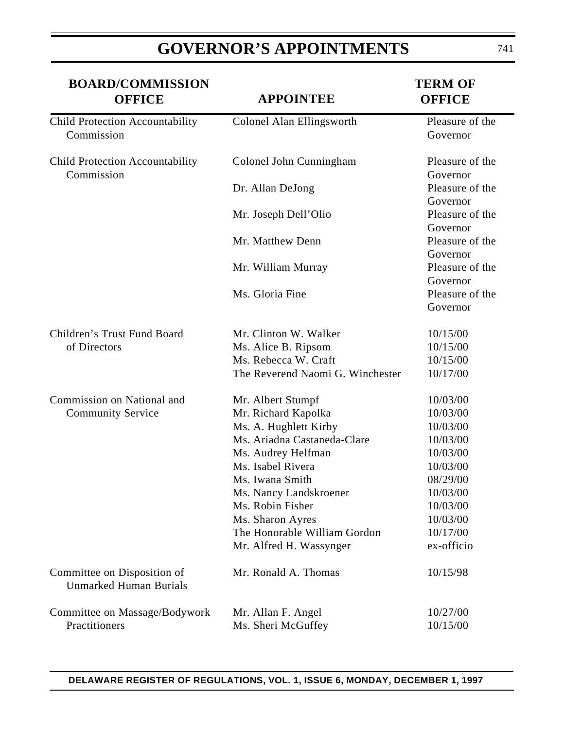# GOVERNOR'S APPOINTMENTS

| BOARD/COMMISSION OFFICE | APPOINTEE | TERM OF OFFICE |
|---|---|---|
| Child Protection Accountability Commission | Colonel Alan Ellingsworth | Pleasure of the Governor |
| Child Protection Accountability Commission | Colonel John Cunningham | Pleasure of the Governor |
| | Dr. Allan DeJong | Pleasure of the Governor |
| | Mr. Joseph Dell'Olio | Pleasure of the Governor |
| | Mr. Matthew Denn | Pleasure of the Governor |
| | Mr. William Murray | Pleasure of the Governor |
| | Ms. Gloria Fine | Pleasure of the Governor |
| Children's Trust Fund Board of Directors | Mr. Clinton W. Walker | 10/15/00 |
| | Ms. Alice B. Ripsom | 10/15/00 |
| | Ms. Rebecca W. Craft | 10/15/00 |
| | The Reverend Naomi G. Winchester | 10/17/00 |
| Commission on National and Community Service | Mr. Albert Stumpf | 10/03/00 |
| | Mr. Richard Kapolka | 10/03/00 |
| | Ms. A. Hughlett Kirby | 10/03/00 |
| | Ms. Ariadna Castaneda-Clare | 10/03/00 |
| | Ms. Audrey Helfman | 10/03/00 |
| | Ms. Isabel Rivera | 10/03/00 |
| | Ms. Iwana Smith | 08/29/00 |
| | Ms. Nancy Landskroener | 10/03/00 |
| | Ms. Robin Fisher | 10/03/00 |
| | Ms. Sharon Ayres | 10/03/00 |
| | The Honorable William Gordon | 10/17/00 |
| | Mr. Alfred H. Wassynger | ex-officio |
| Committee on Disposition of Unmarked Human Burials | Mr. Ronald A. Thomas | 10/15/98 |
| Committee on Massage/Bodywork Practitioners | Mr. Allan F. Angel | 10/27/00 |
| | Ms. Sheri McGuffey | 10/15/00 |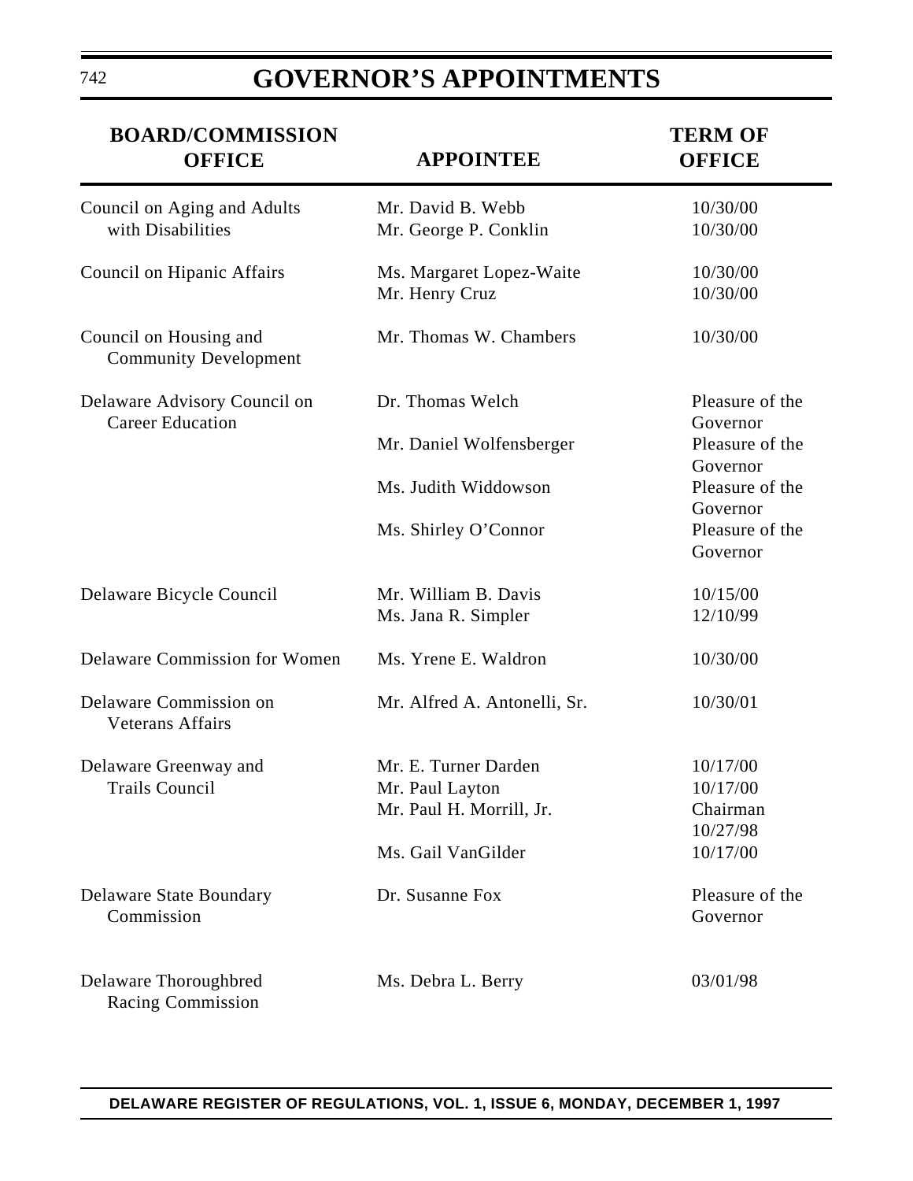# GOVERNOR'S APPOINTMENTS

| BOARD/COMMISSION OFFICE | APPOINTEE | TERM OF OFFICE |
|---|---|---|
| Council on Aging and Adults with Disabilities | Mr. David B. Webb | 10/30/00 |
| | Mr. George P. Conklin | 10/30/00 |
| Council on Hipanic Affairs | Ms. Margaret Lopez-Waite | 10/30/00 |
| | Mr. Henry Cruz | 10/30/00 |
| Council on Housing and Community Development | Mr. Thomas W. Chambers | 10/30/00 |
| Delaware Advisory Council on Career Education | Dr. Thomas Welch | Pleasure of the Governor |
| | Mr. Daniel Wolfensberger | Pleasure of the Governor |
| | Ms. Judith Widdowson | Pleasure of the Governor |
| | Ms. Shirley O'Connor | Pleasure of the Governor |
| Delaware Bicycle Council | Mr. William B. Davis | 10/15/00 |
| | Ms. Jana R. Simpler | 12/10/99 |
| Delaware Commission for Women | Ms. Yrene E. Waldron | 10/30/00 |
| Delaware Commission on Veterans Affairs | Mr. Alfred A. Antonelli, Sr. | 10/30/01 |
| Delaware Greenway and Trails Council | Mr. E. Turner Darden | 10/17/00 |
| | Mr. Paul Layton | 10/17/00 |
| | Mr. Paul H. Morrill, Jr. | Chairman 10/27/98 |
| | Ms. Gail VanGilder | 10/17/00 |
| Delaware State Boundary Commission | Dr. Susanne Fox | Pleasure of the Governor |
| Delaware Thoroughbred Racing Commission | Ms. Debra L. Berry | 03/01/98 |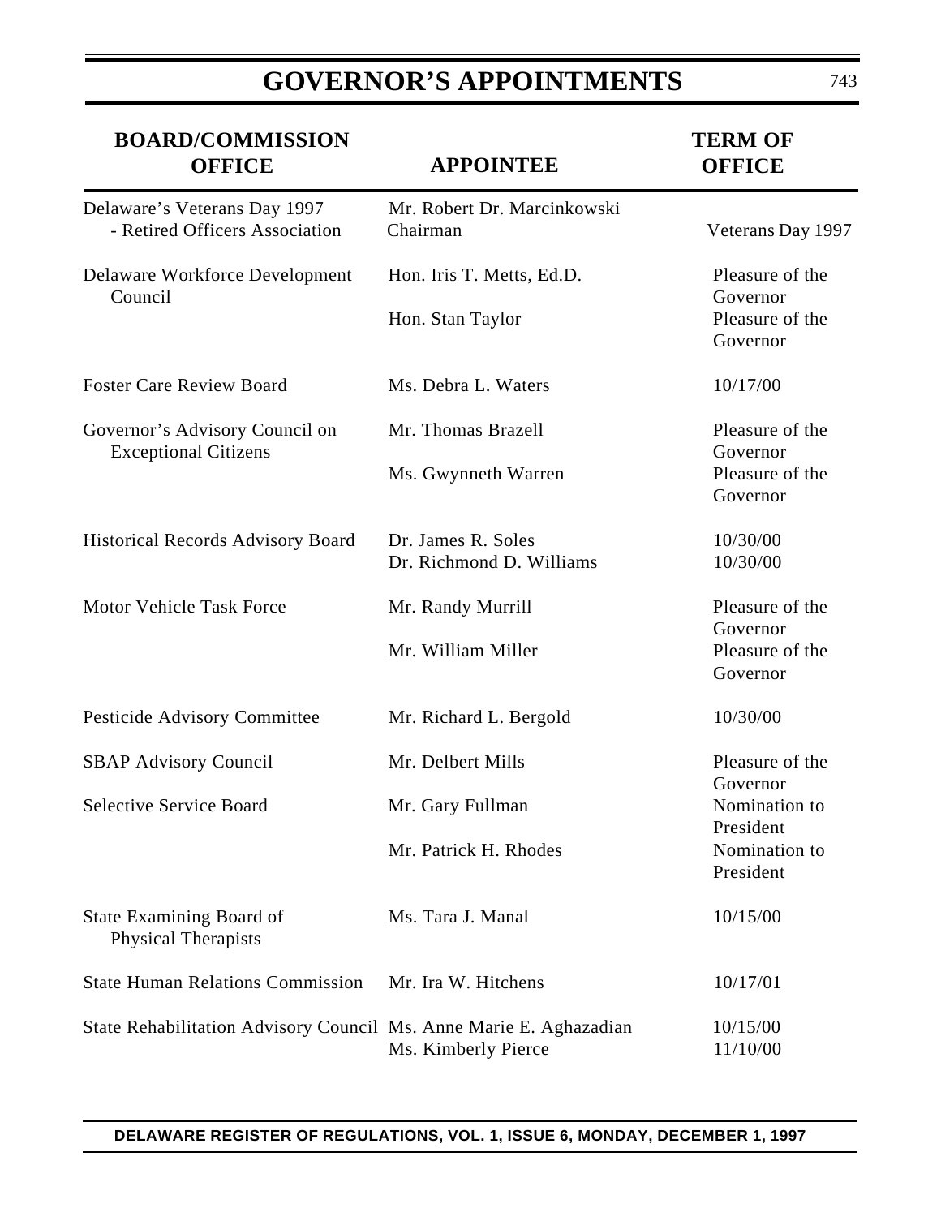# GOVERNOR'S APPOINTMENTS

| BOARD/COMMISSION OFFICE | APPOINTEE | TERM OF OFFICE |
|---|---|---|
| Delaware's Veterans Day 1997 - Retired Officers Association | Mr. Robert Dr. Marcinkowski Chairman | Veterans Day 1997 |
| Delaware Workforce Development Council | Hon. Iris T. Metts, Ed.D. | Pleasure of the Governor |
| | Hon. Stan Taylor | Pleasure of the Governor |
| Foster Care Review Board | Ms. Debra L. Waters | 10/17/00 |
| Governor's Advisory Council on Exceptional Citizens | Mr. Thomas Brazell | Pleasure of the Governor |
| | Ms. Gwynneth Warren | Pleasure of the Governor |
| Historical Records Advisory Board | Dr. James R. Soles | 10/30/00 |
| | Dr. Richmond D. Williams | 10/30/00 |
| Motor Vehicle Task Force | Mr. Randy Murrill | Pleasure of the Governor |
| | Mr. William Miller | Pleasure of the Governor |
| Pesticide Advisory Committee | Mr. Richard L. Bergold | 10/30/00 |
| SBAP Advisory Council | Mr. Delbert Mills | Pleasure of the Governor |
| Selective Service Board | Mr. Gary Fullman | Nomination to President |
| | Mr. Patrick H. Rhodes | Nomination to President |
| State Examining Board of Physical Therapists | Ms. Tara J. Manal | 10/15/00 |
| State Human Relations Commission | Mr. Ira W. Hitchens | 10/17/01 |
| State Rehabilitation Advisory Council | Ms. Anne Marie E. Aghazadian | 10/15/00 |
| | Ms. Kimberly Pierce | 11/10/00 |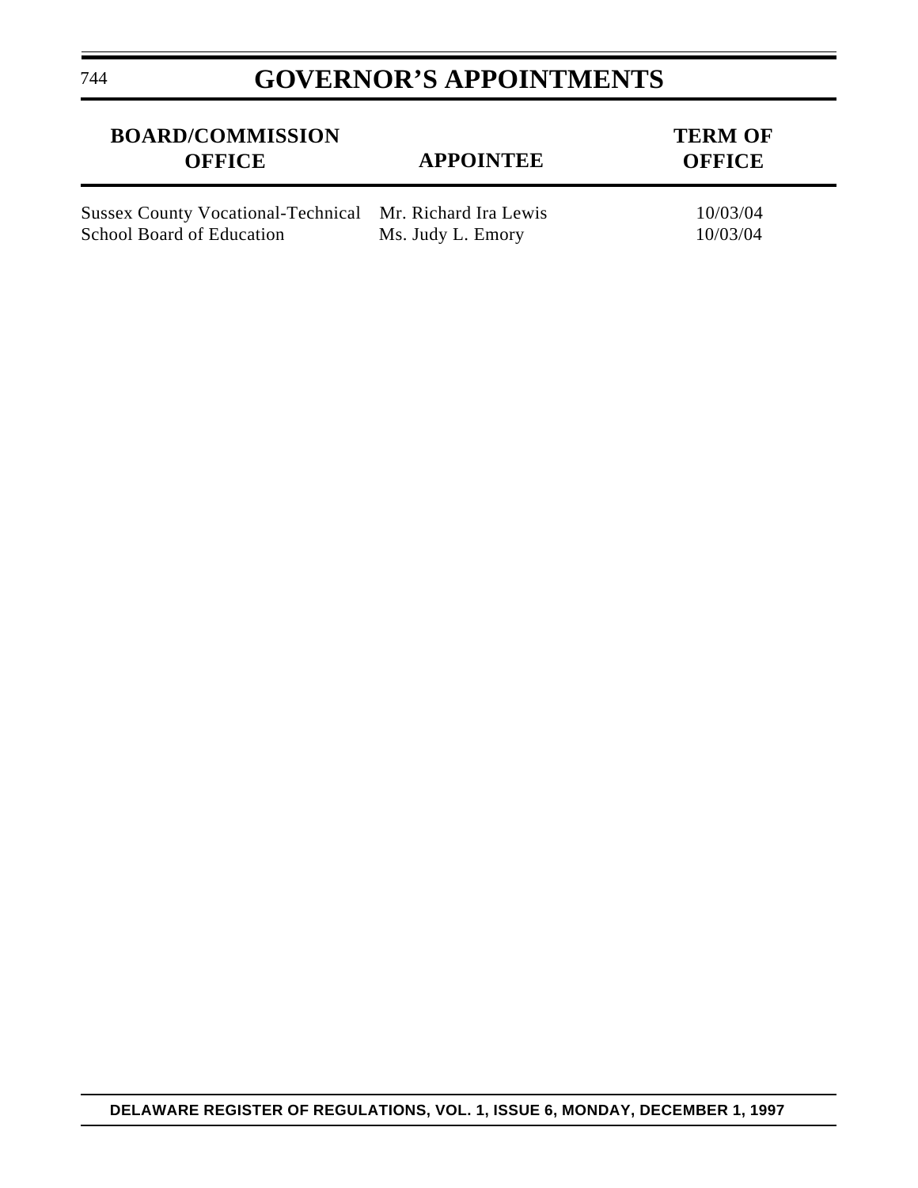# GOVERNOR'S APPOINTMENTS

| BOARD/COMMISSION OFFICE | APPOINTEE | TERM OF OFFICE |
|---|---|---|
| Sussex County Vocational-Technical School Board of Education | Mr. Richard Ira Lewis | 10/03/04 |
| | Ms. Judy L. Emory | 10/03/04 |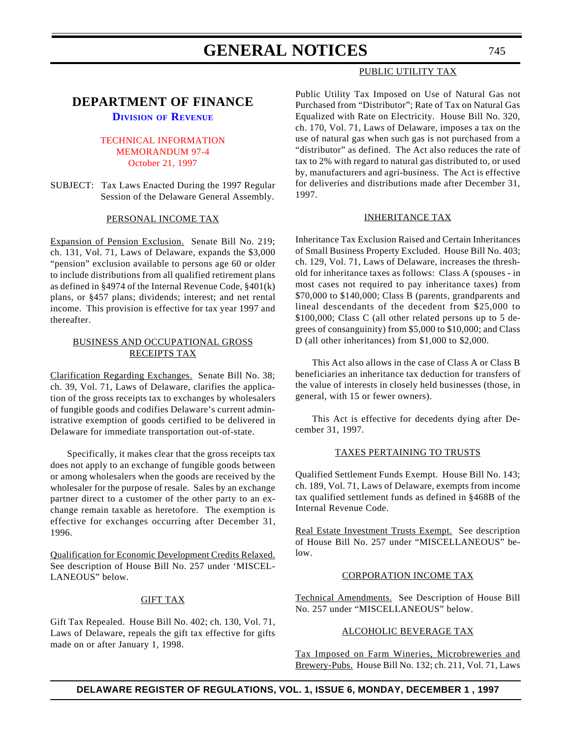# GENERAL NOTICES

## DEPARTMENT OF FINANCE

### Division of Revenue

TECHNICAL INFORMATION MEMORANDUM 97-4
October 21, 1997

SUBJECT: Tax Laws Enacted During the 1997 Regular Session of the Delaware General Assembly.

PERSONAL INCOME TAX

Expansion of Pension Exclusion. Senate Bill No. 219; ch. 131, Vol. 71, Laws of Delaware, expands the $3,000 "pension" exclusion available to persons age 60 or older to include distributions from all qualified retirement plans as defined in §4974 of the Internal Revenue Code, §401(k) plans, or §457 plans; dividends; interest; and net rental income. This provision is effective for tax year 1997 and thereafter.

BUSINESS AND OCCUPATIONAL GROSS RECEIPTS TAX

Clarification Regarding Exchanges. Senate Bill No. 38; ch. 39, Vol. 71, Laws of Delaware, clarifies the application of the gross receipts tax to exchanges by wholesalers of fungible goods and codifies Delaware's current administrative exemption of goods certified to be delivered in Delaware for immediate transportation out-of-state.

Specifically, it makes clear that the gross receipts tax does not apply to an exchange of fungible goods between or among wholesalers when the goods are received by the wholesaler for the purpose of resale. Sales by an exchange partner direct to a customer of the other party to an exchange remain taxable as heretofore. The exemption is effective for exchanges occurring after December 31, 1996.

Qualification for Economic Development Credits Relaxed. See description of House Bill No. 257 under 'MISCELLANEOUS" below.

GIFT TAX

Gift Tax Repealed. House Bill No. 402; ch. 130, Vol. 71, Laws of Delaware, repeals the gift tax effective for gifts made on or after January 1, 1998.

PUBLIC UTILITY TAX

Public Utility Tax Imposed on Use of Natural Gas not Purchased from "Distributor"; Rate of Tax on Natural Gas Equalized with Rate on Electricity. House Bill No. 320, ch. 170, Vol. 71, Laws of Delaware, imposes a tax on the use of natural gas when such gas is not purchased from a "distributor" as defined. The Act also reduces the rate of tax to 2% with regard to natural gas distributed to, or used by, manufacturers and agri-business. The Act is effective for deliveries and distributions made after December 31, 1997.

INHERITANCE TAX

Inheritance Tax Exclusion Raised and Certain Inheritances of Small Business Property Excluded. House Bill No. 403; ch. 129, Vol. 71, Laws of Delaware, increases the threshold for inheritance taxes as follows: Class A (spouses - in most cases not required to pay inheritance taxes) from $70,000 to $140,000; Class B (parents, grandparents and lineal descendants of the decedent from $25,000 to $100,000; Class C (all other related persons up to 5 degrees of consanguinity) from $5,000 to $10,000; and Class D (all other inheritances) from $1,000 to $2,000.

This Act also allows in the case of Class A or Class B beneficiaries an inheritance tax deduction for transfers of the value of interests in closely held businesses (those, in general, with 15 or fewer owners).

This Act is effective for decedents dying after December 31, 1997.

TAXES PERTAINING TO TRUSTS

Qualified Settlement Funds Exempt. House Bill No. 143; ch. 189, Vol. 71, Laws of Delaware, exempts from income tax qualified settlement funds as defined in §468B of the Internal Revenue Code.

Real Estate Investment Trusts Exempt. See description of House Bill No. 257 under "MISCELLANEOUS" below.

CORPORATION INCOME TAX

Technical Amendments. See Description of House Bill No. 257 under "MISCELLANEOUS" below.

ALCOHOLIC BEVERAGE TAX

Tax Imposed on Farm Wineries, Microbreweries and Brewery-Pubs. House Bill No. 132; ch. 211, Vol. 71, Laws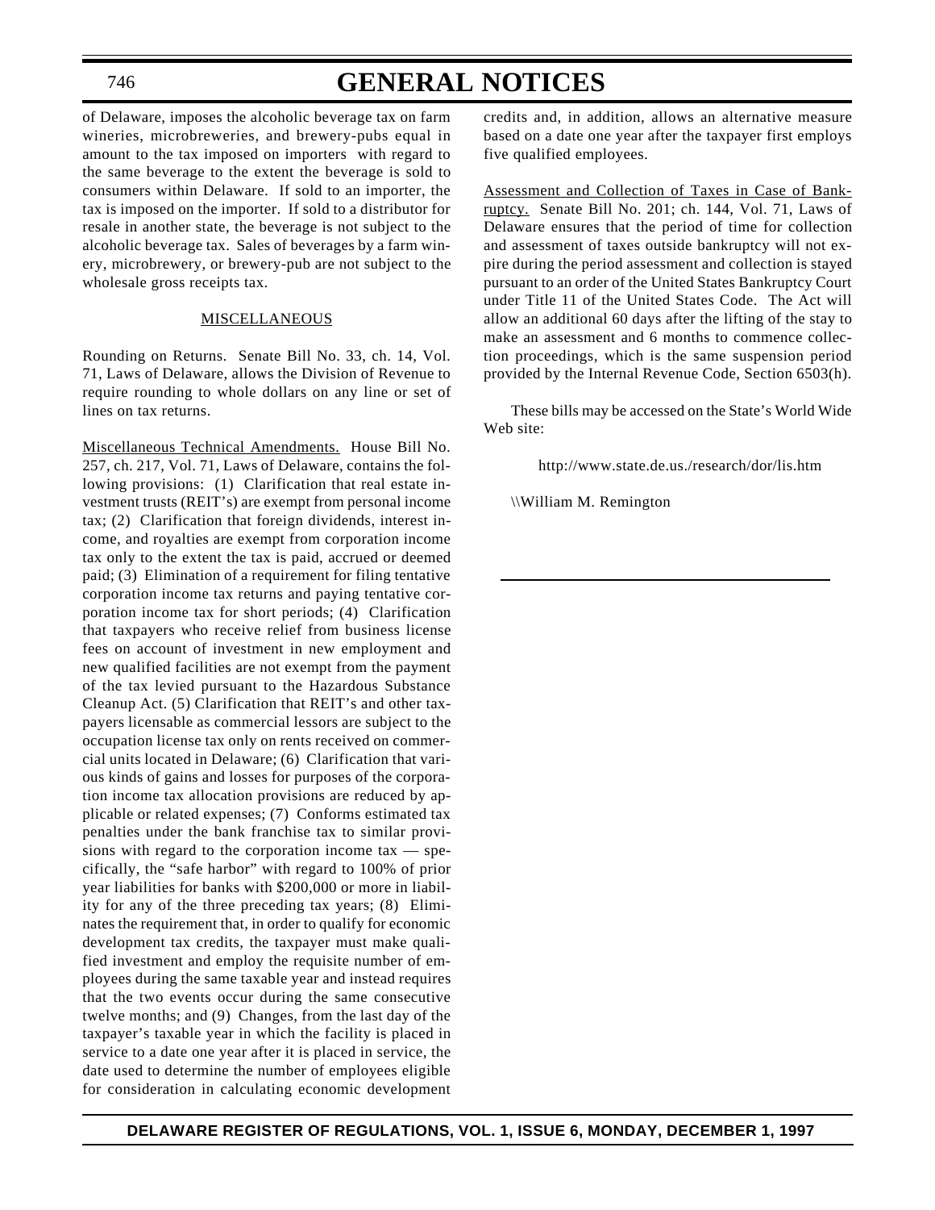of Delaware, imposes the alcoholic beverage tax on farm wineries, microbreweries, and brewery-pubs equal in amount to the tax imposed on importers with regard to the same beverage to the extent the beverage is sold to consumers within Delaware. If sold to an importer, the tax is imposed on the importer. If sold to a distributor for resale in another state, the beverage is not subject to the alcoholic beverage tax. Sales of beverages by a farm winery, microbrewery, or brewery-pub are not subject to the wholesale gross receipts tax.

MISCELLANEOUS

Rounding on Returns. Senate Bill No. 33, ch. 14, Vol. 71, Laws of Delaware, allows the Division of Revenue to require rounding to whole dollars on any line or set of lines on tax returns.

Miscellaneous Technical Amendments. House Bill No. 257, ch. 217, Vol. 71, Laws of Delaware, contains the following provisions: (1) Clarification that real estate investment trusts (REIT's) are exempt from personal income tax; (2) Clarification that foreign dividends, interest income, and royalties are exempt from corporation income tax only to the extent the tax is paid, accrued or deemed paid; (3) Elimination of a requirement for filing tentative corporation income tax returns and paying tentative corporation income tax for short periods; (4) Clarification that taxpayers who receive relief from business license fees on account of investment in new employment and new qualified facilities are not exempt from the payment of the tax levied pursuant to the Hazardous Substance Cleanup Act. (5) Clarification that REIT's and other taxpayers licensable as commercial lessors are subject to the occupation license tax only on rents received on commercial units located in Delaware; (6) Clarification that various kinds of gains and losses for purposes of the corporation income tax allocation provisions are reduced by applicable or related expenses; (7) Conforms estimated tax penalties under the bank franchise tax to similar provisions with regard to the corporation income tax — specifically, the "safe harbor" with regard to 100% of prior year liabilities for banks with $200,000 or more in liability for any of the three preceding tax years; (8) Eliminates the requirement that, in order to qualify for economic development tax credits, the taxpayer must make qualified investment and employ the requisite number of employees during the same taxable year and instead requires that the two events occur during the same consecutive twelve months; and (9) Changes, from the last day of the taxpayer's taxable year in which the facility is placed in service to a date one year after it is placed in service, the date used to determine the number of employees eligible for consideration in calculating economic development credits and, in addition, allows an alternative measure based on a date one year after the taxpayer first employs five qualified employees.

Assessment and Collection of Taxes in Case of Bankruptcy. Senate Bill No. 201; ch. 144, Vol. 71, Laws of Delaware ensures that the period of time for collection and assessment of taxes outside bankruptcy will not expire during the period assessment and collection is stayed pursuant to an order of the United States Bankruptcy Court under Title 11 of the United States Code. The Act will allow an additional 60 days after the lifting of the stay to make an assessment and 6 months to commence collection proceedings, which is the same suspension period provided by the Internal Revenue Code, Section 6503(h).

These bills may be accessed on the State's World Wide Web site:

http://www.state.de.us./research/dor/lis.htm

\\William M. Remington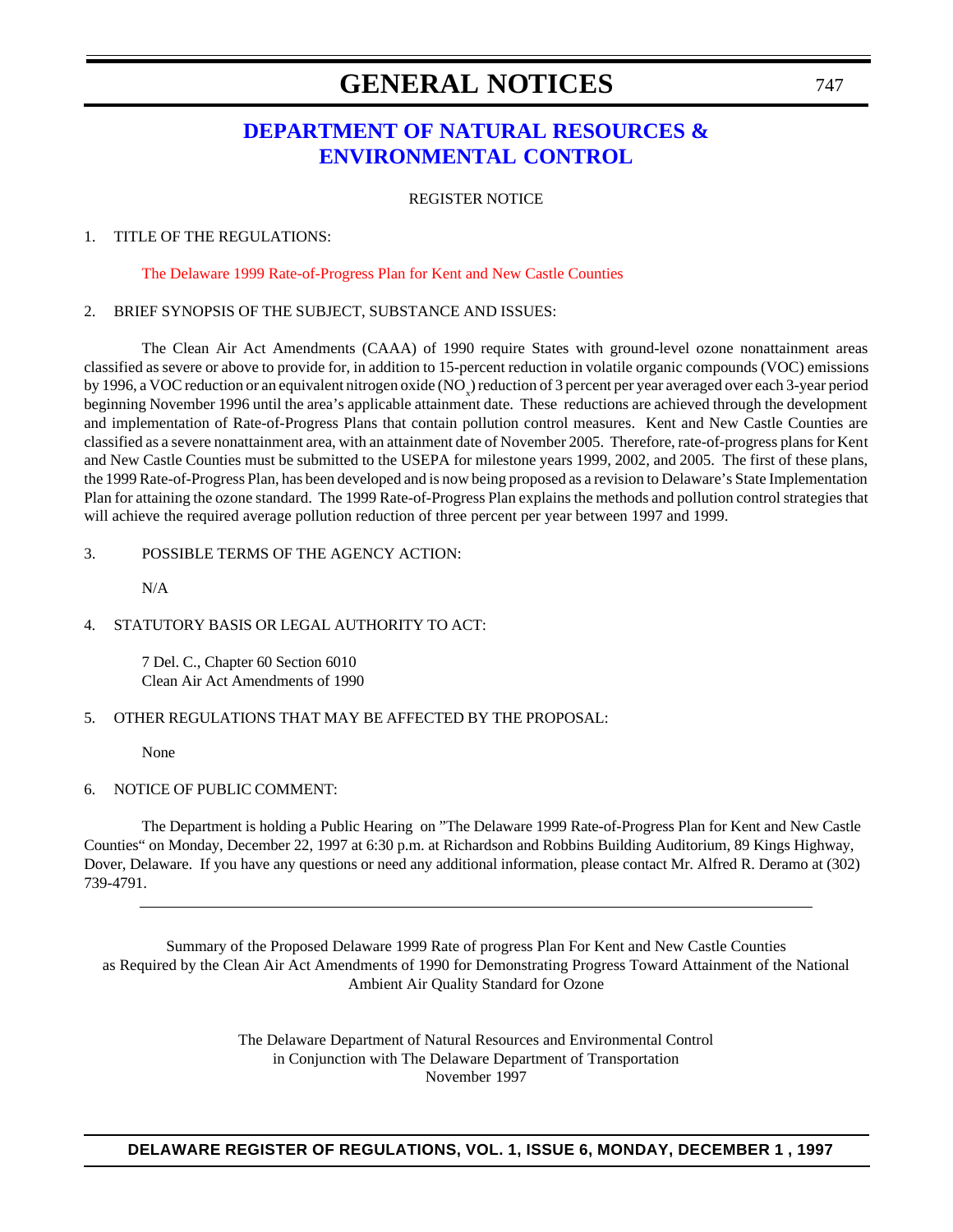# GENERAL NOTICES

## DEPARTMENT OF NATURAL RESOURCES & ENVIRONMENTAL CONTROL

REGISTER NOTICE

1. TITLE OF THE REGULATIONS:

The Delaware 1999 Rate-of-Progress Plan for Kent and New Castle Counties

2. BRIEF SYNOPSIS OF THE SUBJECT, SUBSTANCE AND ISSUES:

The Clean Air Act Amendments (CAAA) of 1990 require States with ground-level ozone nonattainment areas classified as severe or above to provide for, in addition to 15-percent reduction in volatile organic compounds (VOC) emissions by 1996, a VOC reduction or an equivalent nitrogen oxide ($NO_x$) reduction of 3 percent per year averaged over each 3-year period beginning November 1996 until the area's applicable attainment date. These reductions are achieved through the development and implementation of Rate-of-Progress Plans that contain pollution control measures. Kent and New Castle Counties are classified as a severe nonattainment area, with an attainment date of November 2005. Therefore, rate-of-progress plans for Kent and New Castle Counties must be submitted to the USEPA for milestone years 1999, 2002, and 2005. The first of these plans, the 1999 Rate-of-Progress Plan, has been developed and is now being proposed as a revision to Delaware's State Implementation Plan for attaining the ozone standard. The 1999 Rate-of-Progress Plan explains the methods and pollution control strategies that will achieve the required average pollution reduction of three percent per year between 1997 and 1999.

3. POSSIBLE TERMS OF THE AGENCY ACTION:

N/A

4. STATUTORY BASIS OR LEGAL AUTHORITY TO ACT:

7 Del. C., Chapter 60 Section 6010
Clean Air Act Amendments of 1990

5. OTHER REGULATIONS THAT MAY BE AFFECTED BY THE PROPOSAL:

None

6. NOTICE OF PUBLIC COMMENT:

The Department is holding a Public Hearing on "The Delaware 1999 Rate-of-Progress Plan for Kent and New Castle Counties" on Monday, December 22, 1997 at 6:30 p.m. at Richardson and Robbins Building Auditorium, 89 Kings Highway, Dover, Delaware. If you have any questions or need any additional information, please contact Mr. Alfred R. Deramo at (302) 739-4791.

---

Summary of the Proposed Delaware 1999 Rate of progress Plan For Kent and New Castle Counties as Required by the Clean Air Act Amendments of 1990 for Demonstrating Progress Toward Attainment of the National Ambient Air Quality Standard for Ozone

The Delaware Department of Natural Resources and Environmental Control
in Conjunction with The Delaware Department of Transportation
November 1997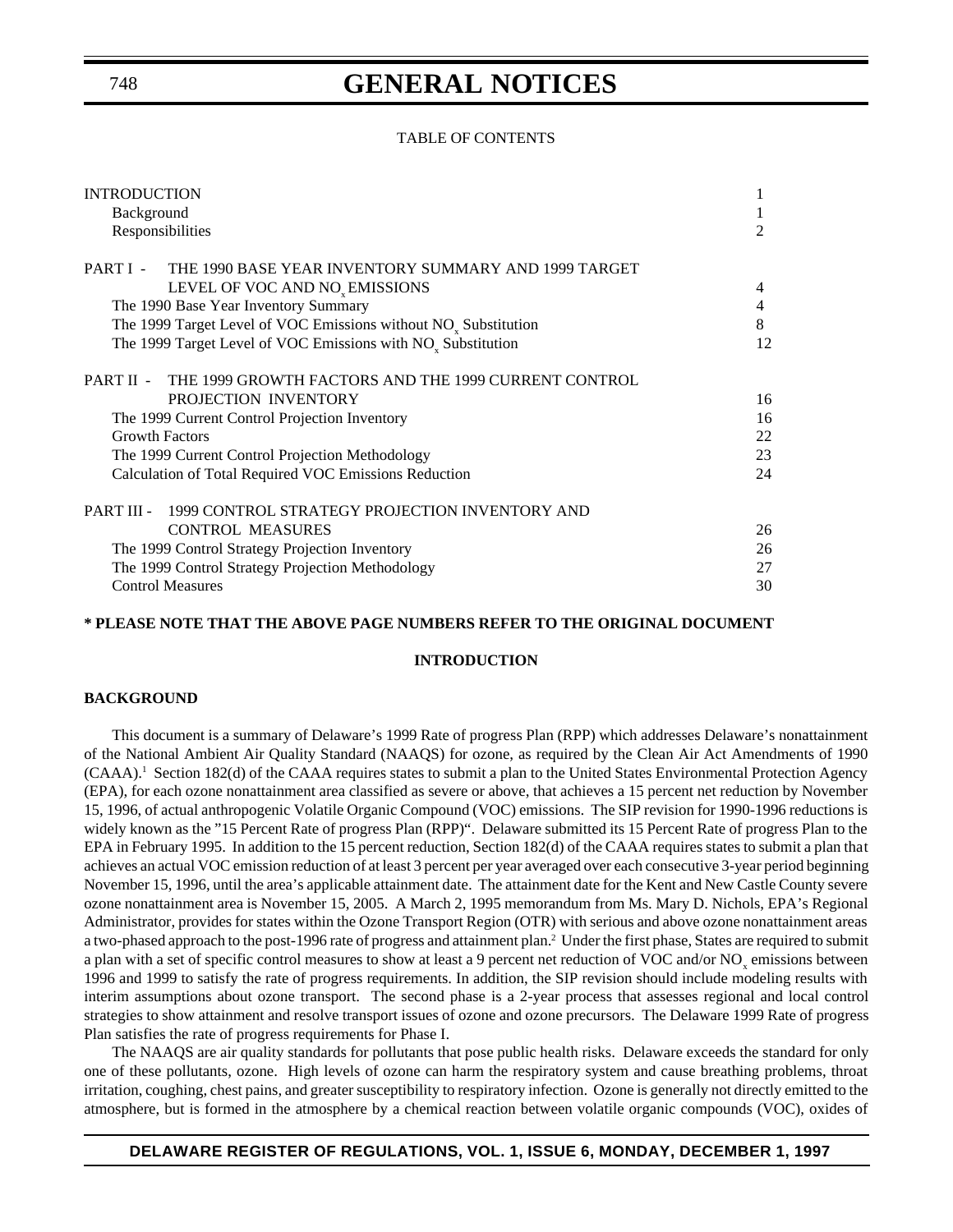TABLE OF CONTENTS

| | |
|---|---|
| INTRODUCTION | 1 |
| Background | 1 |
| Responsibilities | 2 |
| PART I - THE 1990 BASE YEAR INVENTORY SUMMARY AND 1999 TARGET LEVEL OF VOC AND $NO_x$ EMISSIONS | 4 |
| The 1990 Base Year Inventory Summary | 4 |
| The 1999 Target Level of VOC Emissions without $NO_x$ Substitution | 8 |
| The 1999 Target Level of VOC Emissions with $NO_x$ Substitution | 12 |
| PART II - THE 1999 GROWTH FACTORS AND THE 1999 CURRENT CONTROL PROJECTION INVENTORY | 16 |
| The 1999 Current Control Projection Inventory | 16 |
| Growth Factors | 22 |
| The 1999 Current Control Projection Methodology | 23 |
| Calculation of Total Required VOC Emissions Reduction | 24 |
| PART III - 1999 CONTROL STRATEGY PROJECTION INVENTORY AND CONTROL MEASURES | 26 |
| The 1999 Control Strategy Projection Inventory | 26 |
| The 1999 Control Strategy Projection Methodology | 27 |
| Control Measures | 30 |

**\* PLEASE NOTE THAT THE ABOVE PAGE NUMBERS REFER TO THE ORIGINAL DOCUMENT**

## INTRODUCTION

### BACKGROUND

This document is a summary of Delaware's 1999 Rate of progress Plan (RPP) which addresses Delaware's nonattainment of the National Ambient Air Quality Standard (NAAQS) for ozone, as required by the Clean Air Act Amendments of 1990 (CAAA).[1] Section 182(d) of the CAAA requires states to submit a plan to the United States Environmental Protection Agency (EPA), for each ozone nonattainment area classified as severe or above, that achieves a 15 percent net reduction by November 15, 1996, of actual anthropogenic Volatile Organic Compound (VOC) emissions. The SIP revision for 1990-1996 reductions is widely known as the "15 Percent Rate of progress Plan (RPP)". Delaware submitted its 15 Percent Rate of progress Plan to the EPA in February 1995. In addition to the 15 percent reduction, Section 182(d) of the CAAA requires states to submit a plan that achieves an actual VOC emission reduction of at least 3 percent per year averaged over each consecutive 3-year period beginning November 15, 1996, until the area's applicable attainment date. The attainment date for the Kent and New Castle County severe ozone nonattainment area is November 15, 2005. A March 2, 1995 memorandum from Ms. Mary D. Nichols, EPA's Regional Administrator, provides for states within the Ozone Transport Region (OTR) with serious and above ozone nonattainment areas a two-phased approach to the post-1996 rate of progress and attainment plan.[2] Under the first phase, States are required to submit a plan with a set of specific control measures to show at least a 9 percent net reduction of VOC and/or $NO_x$ emissions between 1996 and 1999 to satisfy the rate of progress requirements. In addition, the SIP revision should include modeling results with interim assumptions about ozone transport. The second phase is a 2-year process that assesses regional and local control strategies to show attainment and resolve transport issues of ozone and ozone precursors. The Delaware 1999 Rate of progress Plan satisfies the rate of progress requirements for Phase I.

The NAAQS are air quality standards for pollutants that pose public health risks. Delaware exceeds the standard for only one of these pollutants, ozone. High levels of ozone can harm the respiratory system and cause breathing problems, throat irritation, coughing, chest pains, and greater susceptibility to respiratory infection. Ozone is generally not directly emitted to the atmosphere, but is formed in the atmosphere by a chemical reaction between volatile organic compounds (VOC), oxides of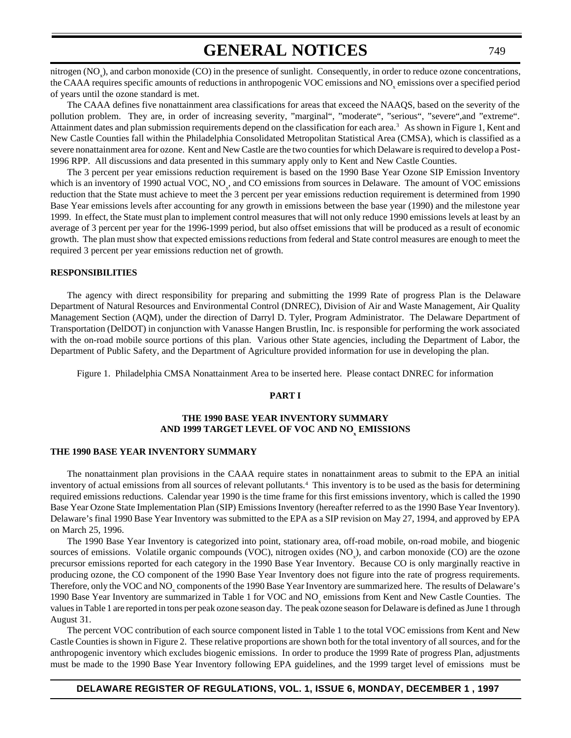nitrogen ($NO_x$), and carbon monoxide (CO) in the presence of sunlight. Consequently, in order to reduce ozone concentrations, the CAAA requires specific amounts of reductions in anthropogenic VOC emissions and $NO_x$ emissions over a specified period of years until the ozone standard is met.

The CAAA defines five nonattainment area classifications for areas that exceed the NAAQS, based on the severity of the pollution problem. They are, in order of increasing severity, "marginal", "moderate", "serious", "severe",and "extreme". Attainment dates and plan submission requirements depend on the classification for each area.[3] As shown in Figure 1, Kent and New Castle Counties fall within the Philadelphia Consolidated Metropolitan Statistical Area (CMSA), which is classified as a severe nonattainment area for ozone. Kent and New Castle are the two counties for which Delaware is required to develop a Post-1996 RPP. All discussions and data presented in this summary apply only to Kent and New Castle Counties.

The 3 percent per year emissions reduction requirement is based on the 1990 Base Year Ozone SIP Emission Inventory which is an inventory of 1990 actual VOC, $NO_x$, and CO emissions from sources in Delaware. The amount of VOC emissions reduction that the State must achieve to meet the 3 percent per year emissions reduction requirement is determined from 1990 Base Year emissions levels after accounting for any growth in emissions between the base year (1990) and the milestone year 1999. In effect, the State must plan to implement control measures that will not only reduce 1990 emissions levels at least by an average of 3 percent per year for the 1996-1999 period, but also offset emissions that will be produced as a result of economic growth. The plan must show that expected emissions reductions from federal and State control measures are enough to meet the required 3 percent per year emissions reduction net of growth.

**RESPONSIBILITIES**

The agency with direct responsibility for preparing and submitting the 1999 Rate of progress Plan is the Delaware Department of Natural Resources and Environmental Control (DNREC), Division of Air and Waste Management, Air Quality Management Section (AQM), under the direction of Darryl D. Tyler, Program Administrator. The Delaware Department of Transportation (DelDOT) in conjunction with Vanasse Hangen Brustlin, Inc. is responsible for performing the work associated with the on-road mobile source portions of this plan. Various other State agencies, including the Department of Labor, the Department of Public Safety, and the Department of Agriculture provided information for use in developing the plan.

Figure 1. Philadelphia CMSA Nonattainment Area to be inserted here. Please contact DNREC for information

**PART I**

**THE 1990 BASE YEAR INVENTORY SUMMARY AND 1999 TARGET LEVEL OF VOC AND $NO_x$ EMISSIONS**

**THE 1990 BASE YEAR INVENTORY SUMMARY**

The nonattainment plan provisions in the CAAA require states in nonattainment areas to submit to the EPA an initial inventory of actual emissions from all sources of relevant pollutants.[4] This inventory is to be used as the basis for determining required emissions reductions. Calendar year 1990 is the time frame for this first emissions inventory, which is called the 1990 Base Year Ozone State Implementation Plan (SIP) Emissions Inventory (hereafter referred to as the 1990 Base Year Inventory). Delaware's final 1990 Base Year Inventory was submitted to the EPA as a SIP revision on May 27, 1994, and approved by EPA on March 25, 1996.

The 1990 Base Year Inventory is categorized into point, stationary area, off-road mobile, on-road mobile, and biogenic sources of emissions. Volatile organic compounds (VOC), nitrogen oxides ($NO_x$), and carbon monoxide (CO) are the ozone precursor emissions reported for each category in the 1990 Base Year Inventory. Because CO is only marginally reactive in producing ozone, the CO component of the 1990 Base Year Inventory does not figure into the rate of progress requirements. Therefore, only the VOC and $NO_x$ components of the 1990 Base Year Inventory are summarized here. The results of Delaware's 1990 Base Year Inventory are summarized in Table 1 for VOC and $NO_x$ emissions from Kent and New Castle Counties. The values in Table 1 are reported in tons per peak ozone season day. The peak ozone season for Delaware is defined as June 1 through August 31.

The percent VOC contribution of each source component listed in Table 1 to the total VOC emissions from Kent and New Castle Counties is shown in Figure 2. These relative proportions are shown both for the total inventory of all sources, and for the anthropogenic inventory which excludes biogenic emissions. In order to produce the 1999 Rate of progress Plan, adjustments must be made to the 1990 Base Year Inventory following EPA guidelines, and the 1999 target level of emissions must be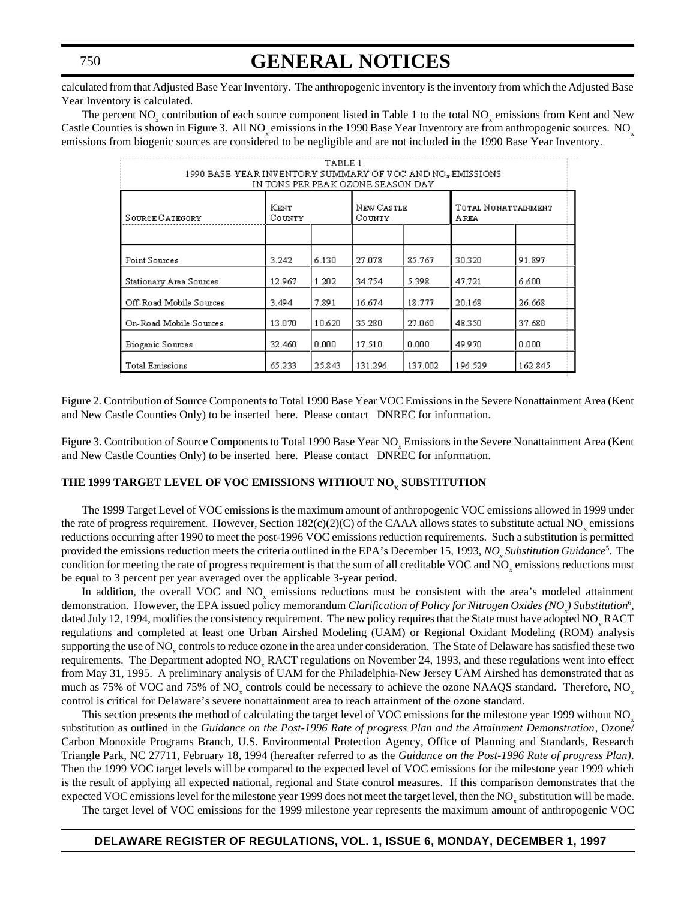calculated from that Adjusted Base Year Inventory. The anthropogenic inventory is the inventory from which the Adjusted Base Year Inventory is calculated.

The percent $NO_x$ contribution of each source component listed in Table 1 to the total $NO_x$ emissions from Kent and New Castle Counties is shown in Figure 3. All $NO_x$ emissions in the 1990 Base Year Inventory are from anthropogenic sources. $NO_x$ emissions from biogenic sources are considered to be negligible and are not included in the 1990 Base Year Inventory.

TABLE 1
1990 BASE YEAR INVENTORY SUMMARY OF VOC AND $NO_x$ EMISSIONS
IN TONS PER PEAK OZONE SEASON DAY

| Source Category | Kent County | | New Castle County | | Total Nonattainment Area | |
|---|---|---|---|---|---|---|
| | | | | | | |
| Point Sources | 3.242 | 6.130 | 27.078 | 85.767 | 30.320 | 91.897 |
| Stationary Area Sources | 12.967 | 1.202 | 34.754 | 5.398 | 47.721 | 6.600 |
| Off-Road Mobile Sources | 3.494 | 7.891 | 16.674 | 18.777 | 20.168 | 26.668 |
| On-Road Mobile Sources | 13.070 | 10.620 | 35.280 | 27.060 | 48.350 | 37.680 |
| Biogenic Sources | 32.460 | 0.000 | 17.510 | 0.000 | 49.970 | 0.000 |
| Total Emissions | 65.233 | 25.843 | 131.296 | 137.002 | 196.529 | 162.845 |

Figure 2. Contribution of Source Components to Total 1990 Base Year VOC Emissions in the Severe Nonattainment Area (Kent and New Castle Counties Only) to be inserted here. Please contact DNREC for information.

Figure 3. Contribution of Source Components to Total 1990 Base Year $NO_x$ Emissions in the Severe Nonattainment Area (Kent and New Castle Counties Only) to be inserted here. Please contact DNREC for information.

## THE 1999 TARGET LEVEL OF VOC EMISSIONS WITHOUT $NO_x$ SUBSTITUTION

The 1999 Target Level of VOC emissions is the maximum amount of anthropogenic VOC emissions allowed in 1999 under the rate of progress requirement. However, Section 182(c)(2)(C) of the CAAA allows states to substitute actual $NO_x$ emissions reductions occurring after 1990 to meet the post-1996 VOC emissions reduction requirements. Such a substitution is permitted provided the emissions reduction meets the criteria outlined in the EPA's December 15, 1993, *$NO_x$ Substitution Guidance*[5]. The condition for meeting the rate of progress requirement is that the sum of all creditable VOC and $NO_x$ emissions reductions must be equal to 3 percent per year averaged over the applicable 3-year period.

In addition, the overall VOC and $NO_x$ emissions reductions must be consistent with the area's modeled attainment demonstration. However, the EPA issued policy memorandum *Clarification of Policy for Nitrogen Oxides ($NO_x$) Substitution*[6], dated July 12, 1994, modifies the consistency requirement. The new policy requires that the State must have adopted $NO_x$ RACT regulations and completed at least one Urban Airshed Modeling (UAM) or Regional Oxidant Modeling (ROM) analysis supporting the use of $NO_x$ controls to reduce ozone in the area under consideration. The State of Delaware has satisfied these two requirements. The Department adopted $NO_x$ RACT regulations on November 24, 1993, and these regulations went into effect from May 31, 1995. A preliminary analysis of UAM for the Philadelphia-New Jersey UAM Airshed has demonstrated that as much as 75% of VOC and 75% of $NO_x$ controls could be necessary to achieve the ozone NAAQS standard. Therefore, $NO_x$ control is critical for Delaware's severe nonattainment area to reach attainment of the ozone standard.

This section presents the method of calculating the target level of VOC emissions for the milestone year 1999 without $NO_x$ substitution as outlined in the *Guidance on the Post-1996 Rate of progress Plan and the Attainment Demonstration*, Ozone/Carbon Monoxide Programs Branch, U.S. Environmental Protection Agency, Office of Planning and Standards, Research Triangle Park, NC 27711, February 18, 1994 (hereafter referred to as the *Guidance on the Post-1996 Rate of progress Plan)*. Then the 1999 VOC target levels will be compared to the expected level of VOC emissions for the milestone year 1999 which is the result of applying all expected national, regional and State control measures. If this comparison demonstrates that the expected VOC emissions level for the milestone year 1999 does not meet the target level, then the $NO_x$ substitution will be made.

The target level of VOC emissions for the 1999 milestone year represents the maximum amount of anthropogenic VOC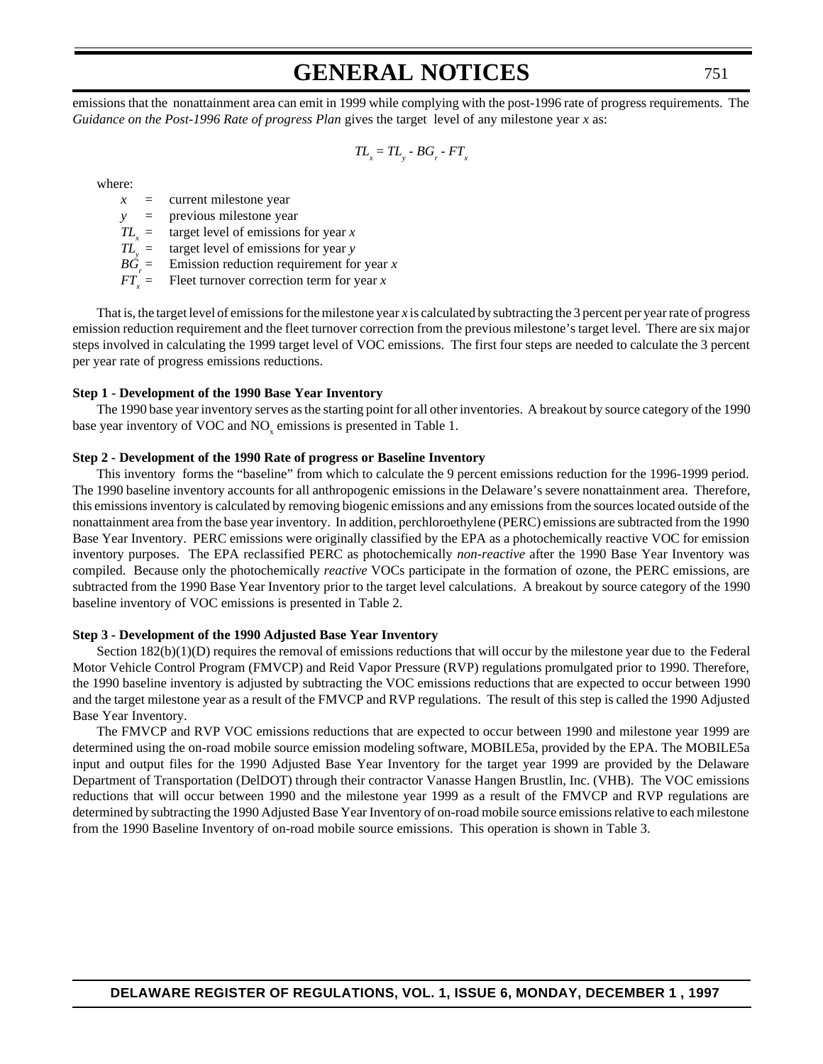emissions that the nonattainment area can emit in 1999 while complying with the post-1996 rate of progress requirements. The *Guidance on the Post-1996 Rate of progress Plan* gives the target level of any milestone year *x* as:

$$TL_x = TL_y - BG_r - FT_x$$

where:

- $x$ = current milestone year
- $y$ = previous milestone year
- $TL_x$ = target level of emissions for year $x$
- $TL_y$ = target level of emissions for year $y$
- $BG_r$ = Emission reduction requirement for year $x$
- $FT_x$ = Fleet turnover correction term for year $x$

That is, the target level of emissions for the milestone year *x* is calculated by subtracting the 3 percent per year rate of progress emission reduction requirement and the fleet turnover correction from the previous milestone's target level. There are six major steps involved in calculating the 1999 target level of VOC emissions. The first four steps are needed to calculate the 3 percent per year rate of progress emissions reductions.

**Step 1 - Development of the 1990 Base Year Inventory**

The 1990 base year inventory serves as the starting point for all other inventories. A breakout by source category of the 1990 base year inventory of VOC and $NO_x$ emissions is presented in Table 1.

**Step 2 - Development of the 1990 Rate of progress or Baseline Inventory**

This inventory forms the "baseline" from which to calculate the 9 percent emissions reduction for the 1996-1999 period. The 1990 baseline inventory accounts for all anthropogenic emissions in the Delaware's severe nonattainment area. Therefore, this emissions inventory is calculated by removing biogenic emissions and any emissions from the sources located outside of the nonattainment area from the base year inventory. In addition, perchloroethylene (PERC) emissions are subtracted from the 1990 Base Year Inventory. PERC emissions were originally classified by the EPA as a photochemically reactive VOC for emission inventory purposes. The EPA reclassified PERC as photochemically *non-reactive* after the 1990 Base Year Inventory was compiled. Because only the photochemically *reactive* VOCs participate in the formation of ozone, the PERC emissions, are subtracted from the 1990 Base Year Inventory prior to the target level calculations. A breakout by source category of the 1990 baseline inventory of VOC emissions is presented in Table 2.

**Step 3 - Development of the 1990 Adjusted Base Year Inventory**

Section 182(b)(1)(D) requires the removal of emissions reductions that will occur by the milestone year due to the Federal Motor Vehicle Control Program (FMVCP) and Reid Vapor Pressure (RVP) regulations promulgated prior to 1990. Therefore, the 1990 baseline inventory is adjusted by subtracting the VOC emissions reductions that are expected to occur between 1990 and the target milestone year as a result of the FMVCP and RVP regulations. The result of this step is called the 1990 Adjusted Base Year Inventory.

The FMVCP and RVP VOC emissions reductions that are expected to occur between 1990 and milestone year 1999 are determined using the on-road mobile source emission modeling software, MOBILE5a, provided by the EPA. The MOBILE5a input and output files for the 1990 Adjusted Base Year Inventory for the target year 1999 are provided by the Delaware Department of Transportation (DelDOT) through their contractor Vanasse Hangen Brustlin, Inc. (VHB). The VOC emissions reductions that will occur between 1990 and the milestone year 1999 as a result of the FMVCP and RVP regulations are determined by subtracting the 1990 Adjusted Base Year Inventory of on-road mobile source emissions relative to each milestone from the 1990 Baseline Inventory of on-road mobile source emissions. This operation is shown in Table 3.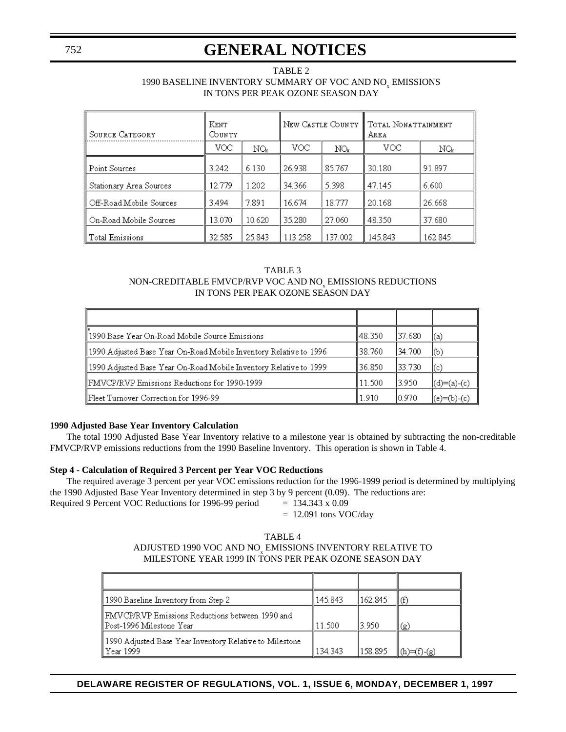TABLE 2
1990 BASELINE INVENTORY SUMMARY OF VOC AND $NO_x$ EMISSIONS
IN TONS PER PEAK OZONE SEASON DAY

| Source Category | Kent County | | New Castle County | | Total Nonattainment Area | |
|---|---|---|---|---|---|---|
| | VOC | $NO_x$ | VOC | $NO_x$ | VOC | $NO_x$ |
| Point Sources | 3.242 | 6.130 | 26.938 | 85.767 | 30.180 | 91.897 |
| Stationary Area Sources | 12.779 | 1.202 | 34.366 | 5.398 | 47.145 | 6.600 |
| Off-Road Mobile Sources | 3.494 | 7.891 | 16.674 | 18.777 | 20.168 | 26.668 |
| On-Road Mobile Sources | 13.070 | 10.620 | 35.280 | 27.060 | 48.350 | 37.680 |
| Total Emissions | 32.585 | 25.843 | 113.258 | 137.002 | 145.843 | 162.845 |

TABLE 3
NON-CREDITABLE FMVCP/RVP VOC AND $NO_x$ EMISSIONS REDUCTIONS
IN TONS PER PEAK OZONE SEASON DAY

| | | | |
|---|---|---|---|
| 1990 Base Year On-Road Mobile Source Emissions | 48.350 | 37.680 | (a) |
| 1990 Adjusted Base Year On-Road Mobile Inventory Relative to 1996 | 38.760 | 34.700 | (b) |
| 1990 Adjusted Base Year On-Road Mobile Inventory Relative to 1999 | 36.850 | 33.730 | (c) |
| FMVCP/RVP Emissions Reductions for 1990-1999 | 11.500 | 3.950 | (d)=(a)-(c) |
| Fleet Turnover Correction for 1996-99 | 1.910 | 0.970 | (e)=(b)-(c) |

**1990 Adjusted Base Year Inventory Calculation**

The total 1990 Adjusted Base Year Inventory relative to a milestone year is obtained by subtracting the non-creditable FMVCP/RVP emissions reductions from the 1990 Baseline Inventory. This operation is shown in Table 4.

**Step 4 - Calculation of Required 3 Percent per Year VOC Reductions**

The required average 3 percent per year VOC emissions reduction for the 1996-1999 period is determined by multiplying the 1990 Adjusted Base Year Inventory determined in step 3 by 9 percent (0.09). The reductions are:

Required 9 Percent VOC Reductions for 1996-99 period = 134.343 x 0.09
= 12.091 tons VOC/day

TABLE 4
ADJUSTED 1990 VOC AND $NO_x$ EMISSIONS INVENTORY RELATIVE TO
MILESTONE YEAR 1999 IN TONS PER PEAK OZONE SEASON DAY

| | | | |
|---|---|---|---|
| 1990 Baseline Inventory from Step 2 | 145.843 | 162.845 | (f) |
| FMVCP/RVP Emissions Reductions between 1990 and Post-1996 Milestone Year | 11.500 | 3.950 | (g) |
| 1990 Adjusted Base Year Inventory Relative to Milestone Year 1999 | 134.343 | 158.895 | (h)=(f)-(g) |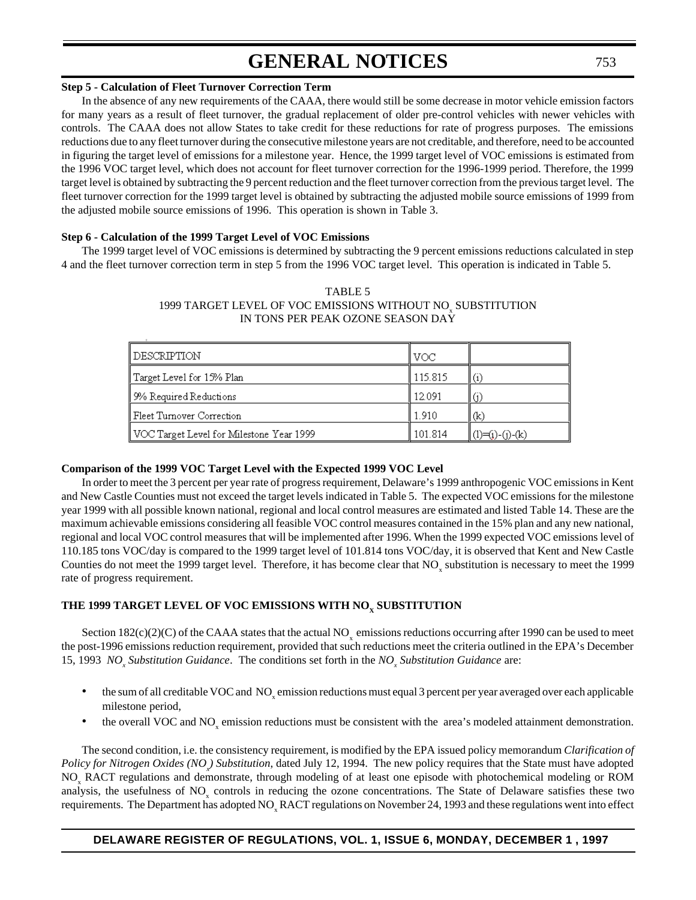**Step 5 - Calculation of Fleet Turnover Correction Term**

In the absence of any new requirements of the CAAA, there would still be some decrease in motor vehicle emission factors for many years as a result of fleet turnover, the gradual replacement of older pre-control vehicles with newer vehicles with controls. The CAAA does not allow States to take credit for these reductions for rate of progress purposes. The emissions reductions due to any fleet turnover during the consecutive milestone years are not creditable, and therefore, need to be accounted in figuring the target level of emissions for a milestone year. Hence, the 1999 target level of VOC emissions is estimated from the 1996 VOC target level, which does not account for fleet turnover correction for the 1996-1999 period. Therefore, the 1999 target level is obtained by subtracting the 9 percent reduction and the fleet turnover correction from the previous target level. The fleet turnover correction for the 1999 target level is obtained by subtracting the adjusted mobile source emissions of 1999 from the adjusted mobile source emissions of 1996. This operation is shown in Table 3.

**Step 6 - Calculation of the 1999 Target Level of VOC Emissions**

The 1999 target level of VOC emissions is determined by subtracting the 9 percent emissions reductions calculated in step 4 and the fleet turnover correction term in step 5 from the 1996 VOC target level. This operation is indicated in Table 5.

TABLE 5
1999 TARGET LEVEL OF VOC EMISSIONS WITHOUT $NO_x$ SUBSTITUTION
IN TONS PER PEAK OZONE SEASON DAY

| DESCRIPTION | VOC | |
|---|---|---|
| Target Level for 15% Plan | 115.815 | (i) |
| 9% Required Reductions | 12.091 | (j) |
| Fleet Turnover Correction | 1.910 | (k) |
| VOC Target Level for Milestone Year 1999 | 101.814 | (l)=(i)-(j)-(k) |

**Comparison of the 1999 VOC Target Level with the Expected 1999 VOC Level**

In order to meet the 3 percent per year rate of progress requirement, Delaware's 1999 anthropogenic VOC emissions in Kent and New Castle Counties must not exceed the target levels indicated in Table 5. The expected VOC emissions for the milestone year 1999 with all possible known national, regional and local control measures are estimated and listed Table 14. These are the maximum achievable emissions considering all feasible VOC control measures contained in the 15% plan and any new national, regional and local VOC control measures that will be implemented after 1996. When the 1999 expected VOC emissions level of 110.185 tons VOC/day is compared to the 1999 target level of 101.814 tons VOC/day, it is observed that Kent and New Castle Counties do not meet the 1999 target level. Therefore, it has become clear that $NO_x$ substitution is necessary to meet the 1999 rate of progress requirement.

## THE 1999 TARGET LEVEL OF VOC EMISSIONS WITH $NO_x$ SUBSTITUTION

Section 182(c)(2)(C) of the CAAA states that the actual $NO_x$ emissions reductions occurring after 1990 can be used to meet the post-1996 emissions reduction requirement, provided that such reductions meet the criteria outlined in the EPA's December 15, 1993 *$NO_x$ Substitution Guidance*. The conditions set forth in the *$NO_x$ Substitution Guidance* are:

- the sum of all creditable VOC and $NO_x$ emission reductions must equal 3 percent per year averaged over each applicable milestone period,
- the overall VOC and $NO_x$ emission reductions must be consistent with the area's modeled attainment demonstration.

The second condition, i.e. the consistency requirement, is modified by the EPA issued policy memorandum *Clarification of Policy for Nitrogen Oxides ($NO_x$) Substitution*, dated July 12, 1994. The new policy requires that the State must have adopted $NO_x$ RACT regulations and demonstrate, through modeling of at least one episode with photochemical modeling or ROM analysis, the usefulness of $NO_x$ controls in reducing the ozone concentrations. The State of Delaware satisfies these two requirements. The Department has adopted $NO_x$ RACT regulations on November 24, 1993 and these regulations went into effect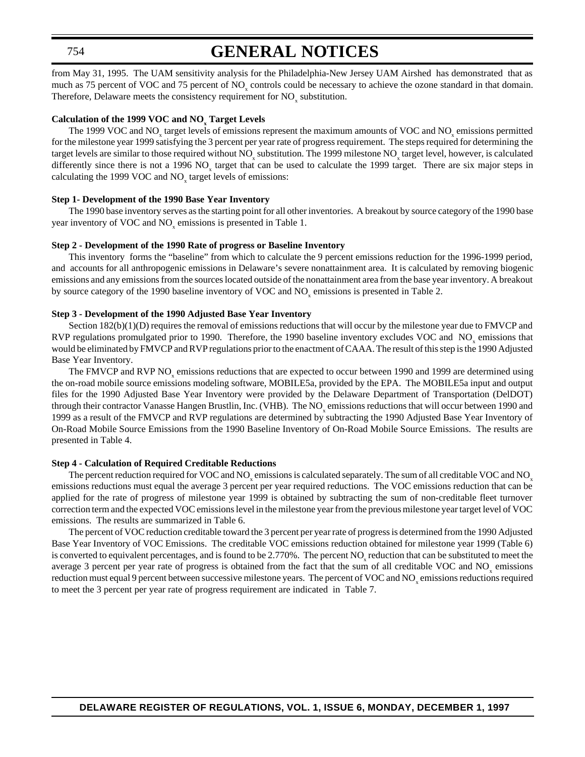from May 31, 1995. The UAM sensitivity analysis for the Philadelphia-New Jersey UAM Airshed has demonstrated that as much as 75 percent of VOC and 75 percent of $NO_x$ controls could be necessary to achieve the ozone standard in that domain. Therefore, Delaware meets the consistency requirement for $NO_x$ substitution.

**Calculation of the 1999 VOC and $NO_x$ Target Levels**

The 1999 VOC and $NO_x$ target levels of emissions represent the maximum amounts of VOC and $NO_x$ emissions permitted for the milestone year 1999 satisfying the 3 percent per year rate of progress requirement. The steps required for determining the target levels are similar to those required without $NO_x$ substitution. The 1999 milestone $NO_x$ target level, however, is calculated differently since there is not a 1996 $NO_x$ target that can be used to calculate the 1999 target. There are six major steps in calculating the 1999 VOC and $NO_x$ target levels of emissions:

**Step 1- Development of the 1990 Base Year Inventory**

The 1990 base inventory serves as the starting point for all other inventories. A breakout by source category of the 1990 base year inventory of VOC and $NO_x$ emissions is presented in Table 1.

**Step 2 - Development of the 1990 Rate of progress or Baseline Inventory**

This inventory forms the "baseline" from which to calculate the 9 percent emissions reduction for the 1996-1999 period, and accounts for all anthropogenic emissions in Delaware's severe nonattainment area. It is calculated by removing biogenic emissions and any emissions from the sources located outside of the nonattainment area from the base year inventory. A breakout by source category of the 1990 baseline inventory of VOC and $NO_x$ emissions is presented in Table 2.

**Step 3 - Development of the 1990 Adjusted Base Year Inventory**

Section 182(b)(1)(D) requires the removal of emissions reductions that will occur by the milestone year due to FMVCP and RVP regulations promulgated prior to 1990. Therefore, the 1990 baseline inventory excludes VOC and $NO_x$ emissions that would be eliminated by FMVCP and RVP regulations prior to the enactment of CAAA. The result of this step is the 1990 Adjusted Base Year Inventory.

The FMVCP and RVP $NO_x$ emissions reductions that are expected to occur between 1990 and 1999 are determined using the on-road mobile source emissions modeling software, MOBILE5a, provided by the EPA. The MOBILE5a input and output files for the 1990 Adjusted Base Year Inventory were provided by the Delaware Department of Transportation (DelDOT) through their contractor Vanasse Hangen Brustlin, Inc. (VHB). The $NO_x$ emissions reductions that will occur between 1990 and 1999 as a result of the FMVCP and RVP regulations are determined by subtracting the 1990 Adjusted Base Year Inventory of On-Road Mobile Source Emissions from the 1990 Baseline Inventory of On-Road Mobile Source Emissions. The results are presented in Table 4.

**Step 4 - Calculation of Required Creditable Reductions**

The percent reduction required for VOC and $NO_x$ emissions is calculated separately. The sum of all creditable VOC and $NO_x$ emissions reductions must equal the average 3 percent per year required reductions. The VOC emissions reduction that can be applied for the rate of progress of milestone year 1999 is obtained by subtracting the sum of non-creditable fleet turnover correction term and the expected VOC emissions level in the milestone year from the previous milestone year target level of VOC emissions. The results are summarized in Table 6.

The percent of VOC reduction creditable toward the 3 percent per year rate of progress is determined from the 1990 Adjusted Base Year Inventory of VOC Emissions. The creditable VOC emissions reduction obtained for milestone year 1999 (Table 6) is converted to equivalent percentages, and is found to be 2.770%. The percent $NO_x$ reduction that can be substituted to meet the average 3 percent per year rate of progress is obtained from the fact that the sum of all creditable VOC and $NO_x$ emissions reduction must equal 9 percent between successive milestone years. The percent of VOC and $NO_x$ emissions reductions required to meet the 3 percent per year rate of progress requirement are indicated in Table 7.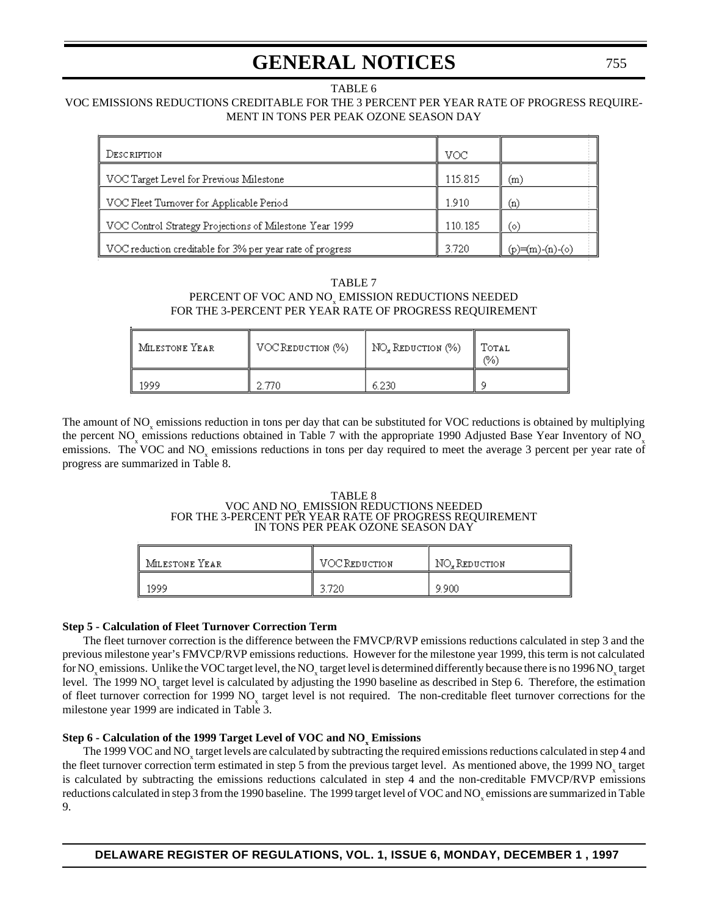TABLE 6
VOC EMISSIONS REDUCTIONS CREDITABLE FOR THE 3 PERCENT PER YEAR RATE OF PROGRESS REQUIREMENT IN TONS PER PEAK OZONE SEASON DAY

| Description | VOC | |
|---|---|---|
| VOC Target Level for Previous Milestone | 115.815 | (m) |
| VOC Fleet Turnover for Applicable Period | 1.910 | (n) |
| VOC Control Strategy Projections of Milestone Year 1999 | 110.185 | (o) |
| VOC reduction creditable for 3% per year rate of progress | 3.720 | (p)=(m)-(n)-(o) |

TABLE 7
PERCENT OF VOC AND $NO_x$ EMISSION REDUCTIONS NEEDED
FOR THE 3-PERCENT PER YEAR RATE OF PROGRESS REQUIREMENT

| Milestone Year | VOC Reduction (%) | $NO_x$ Reduction (%) | Total (%) |
|---|---|---|---|
| 1999 | 2.770 | 6.230 | 9 |

The amount of $NO_x$ emissions reduction in tons per day that can be substituted for VOC reductions is obtained by multiplying the percent $NO_x$ emissions reductions obtained in Table 7 with the appropriate 1990 Adjusted Base Year Inventory of $NO_x$ emissions. The VOC and $NO_x$ emissions reductions in tons per day required to meet the average 3 percent per year rate of progress are summarized in Table 8.

TABLE 8
VOC AND $NO_x$ EMISSION REDUCTIONS NEEDED
FOR THE 3-PERCENT PER YEAR RATE OF PROGRESS REQUIREMENT
IN TONS PER PEAK OZONE SEASON DAY

| Milestone Year | VOC Reduction | $NO_x$ Reduction |
|---|---|---|
| 1999 | 3.720 | 9.900 |

**Step 5 - Calculation of Fleet Turnover Correction Term**

The fleet turnover correction is the difference between the FMVCP/RVP emissions reductions calculated in step 3 and the previous milestone year's FMVCP/RVP emissions reductions. However for the milestone year 1999, this term is not calculated for $NO_x$ emissions. Unlike the VOC target level, the $NO_x$ target level is determined differently because there is no 1996 $NO_x$ target level. The 1999 $NO_x$ target level is calculated by adjusting the 1990 baseline as described in Step 6. Therefore, the estimation of fleet turnover correction for 1999 $NO_x$ target level is not required. The non-creditable fleet turnover corrections for the milestone year 1999 are indicated in Table 3.

**Step 6 - Calculation of the 1999 Target Level of VOC and $NO_x$ Emissions**

The 1999 VOC and $NO_x$ target levels are calculated by subtracting the required emissions reductions calculated in step 4 and the fleet turnover correction term estimated in step 5 from the previous target level. As mentioned above, the 1999 $NO_x$ target is calculated by subtracting the emissions reductions calculated in step 4 and the non-creditable FMVCP/RVP emissions reductions calculated in step 3 from the 1990 baseline. The 1999 target level of VOC and $NO_x$ emissions are summarized in Table 9.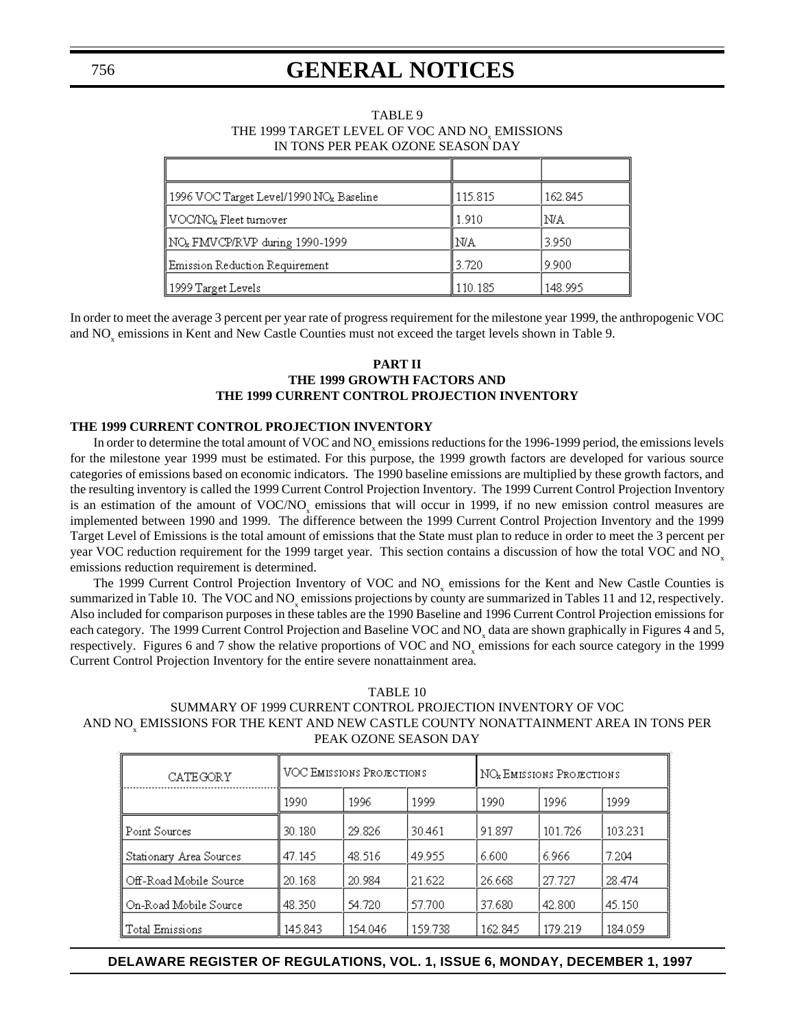TABLE 9
THE 1999 TARGET LEVEL OF VOC AND $NO_x$ EMISSIONS
IN TONS PER PEAK OZONE SEASON DAY

| | | |
|---|---|---|
| 1996 VOC Target Level/1990 $NO_x$ Baseline | 115.815 | 162.845 |
| VOC/$NO_x$ Fleet turnover | 1.910 | N/A |
| $NO_x$ FMVCP/RVP during 1990-1999 | N/A | 3.950 |
| Emission Reduction Requirement | 3.720 | 9.900 |
| 1999 Target Levels | 110.185 | 148.995 |

In order to meet the average 3 percent per year rate of progress requirement for the milestone year 1999, the anthropogenic VOC and $NO_x$ emissions in Kent and New Castle Counties must not exceed the target levels shown in Table 9.

**PART II**
**THE 1999 GROWTH FACTORS AND**
**THE 1999 CURRENT CONTROL PROJECTION INVENTORY**

**THE 1999 CURRENT CONTROL PROJECTION INVENTORY**

In order to determine the total amount of VOC and $NO_x$ emissions reductions for the 1996-1999 period, the emissions levels for the milestone year 1999 must be estimated. For this purpose, the 1999 growth factors are developed for various source categories of emissions based on economic indicators. The 1990 baseline emissions are multiplied by these growth factors, and the resulting inventory is called the 1999 Current Control Projection Inventory. The 1999 Current Control Projection Inventory is an estimation of the amount of VOC/$NO_x$ emissions that will occur in 1999, if no new emission control measures are implemented between 1990 and 1999. The difference between the 1999 Current Control Projection Inventory and the 1999 Target Level of Emissions is the total amount of emissions that the State must plan to reduce in order to meet the 3 percent per year VOC reduction requirement for the 1999 target year. This section contains a discussion of how the total VOC and $NO_x$ emissions reduction requirement is determined.

The 1999 Current Control Projection Inventory of VOC and $NO_x$ emissions for the Kent and New Castle Counties is summarized in Table 10. The VOC and $NO_x$ emissions projections by county are summarized in Tables 11 and 12, respectively. Also included for comparison purposes in these tables are the 1990 Baseline and 1996 Current Control Projection emissions for each category. The 1999 Current Control Projection and Baseline VOC and $NO_x$ data are shown graphically in Figures 4 and 5, respectively. Figures 6 and 7 show the relative proportions of VOC and $NO_x$ emissions for each source category in the 1999 Current Control Projection Inventory for the entire severe nonattainment area.

TABLE 10
SUMMARY OF 1999 CURRENT CONTROL PROJECTION INVENTORY OF VOC AND $NO_x$ EMISSIONS FOR THE KENT AND NEW CASTLE COUNTY NONATTAINMENT AREA IN TONS PER PEAK OZONE SEASON DAY

| CATEGORY | VOC EMISSIONS PROJECTIONS | | | $NO_x$ EMISSIONS PROJECTIONS | | |
|---|---|---|---|---|---|---|
| | 1990 | 1996 | 1999 | 1990 | 1996 | 1999 |
| Point Sources | 30.180 | 29.826 | 30.461 | 91.897 | 101.726 | 103.231 |
| Stationary Area Sources | 47.145 | 48.516 | 49.955 | 6.600 | 6.966 | 7.204 |
| Off-Road Mobile Source | 20.168 | 20.984 | 21.622 | 26.668 | 27.727 | 28.474 |
| On-Road Mobile Source | 48.350 | 54.720 | 57.700 | 37.680 | 42.800 | 45.150 |
| Total Emissions | 145.843 | 154.046 | 159.738 | 162.845 | 179.219 | 184.059 |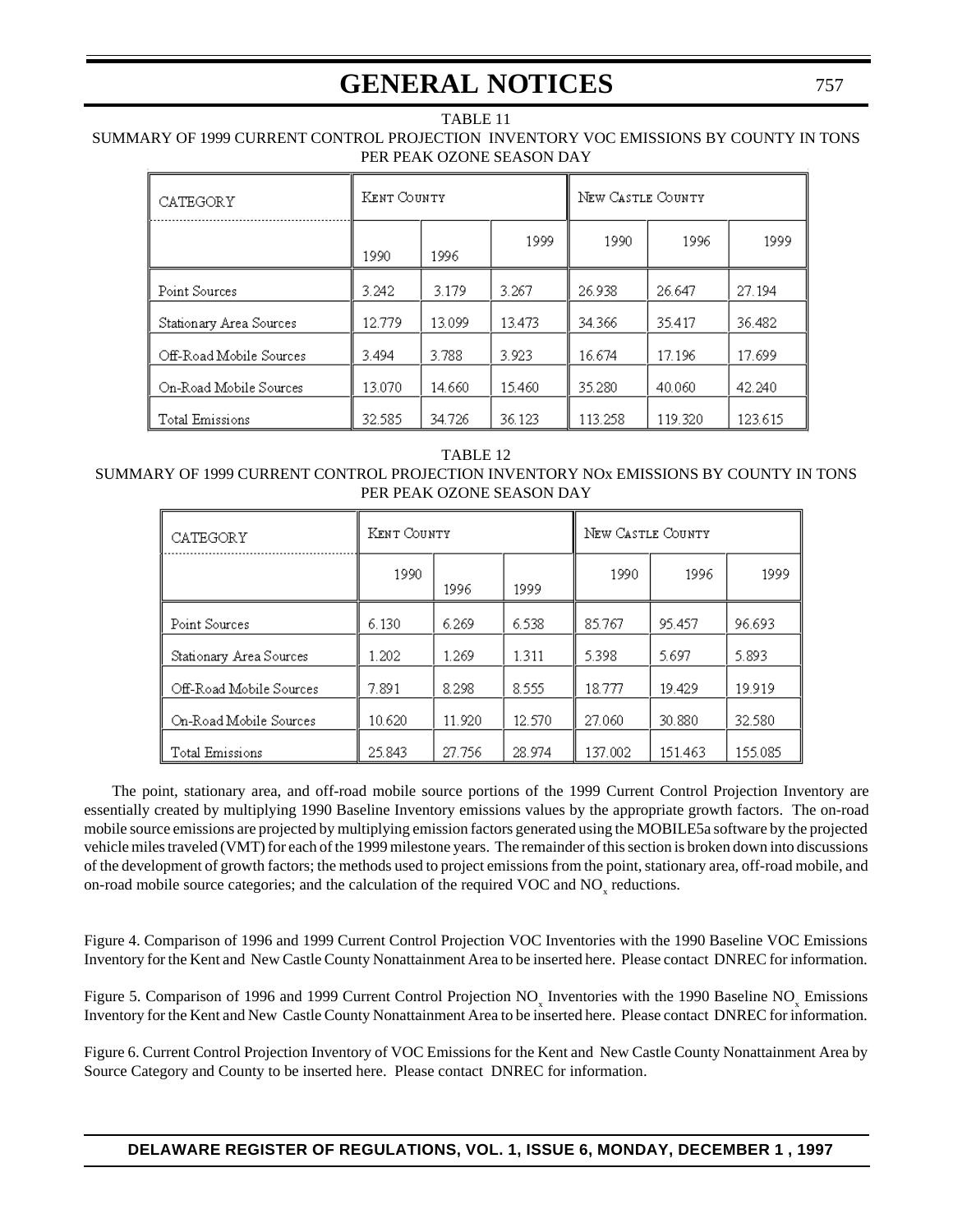TABLE 11

SUMMARY OF 1999 CURRENT CONTROL PROJECTION INVENTORY VOC EMISSIONS BY COUNTY IN TONS PER PEAK OZONE SEASON DAY

| CATEGORY | KENT COUNTY | | | NEW CASTLE COUNTY | | |
|---|---|---|---|---|---|---|
| | 1990 | 1996 | 1999 | 1990 | 1996 | 1999 |
| Point Sources | 3.242 | 3.179 | 3.267 | 26.938 | 26.647 | 27.194 |
| Stationary Area Sources | 12.779 | 13.099 | 13.473 | 34.366 | 35.417 | 36.482 |
| Off-Road Mobile Sources | 3.494 | 3.788 | 3.923 | 16.674 | 17.196 | 17.699 |
| On-Road Mobile Sources | 13.070 | 14.660 | 15.460 | 35.280 | 40.060 | 42.240 |
| Total Emissions | 32.585 | 34.726 | 36.123 | 113.258 | 119.320 | 123.615 |

TABLE 12

SUMMARY OF 1999 CURRENT CONTROL PROJECTION INVENTORY NOx EMISSIONS BY COUNTY IN TONS PER PEAK OZONE SEASON DAY

| CATEGORY | KENT COUNTY | | | NEW CASTLE COUNTY | | |
|---|---|---|---|---|---|---|
| | 1990 | 1996 | 1999 | 1990 | 1996 | 1999 |
| Point Sources | 6.130 | 6.269 | 6.538 | 85.767 | 95.457 | 96.693 |
| Stationary Area Sources | 1.202 | 1.269 | 1.311 | 5.398 | 5.697 | 5.893 |
| Off-Road Mobile Sources | 7.891 | 8.298 | 8.555 | 18.777 | 19.429 | 19.919 |
| On-Road Mobile Sources | 10.620 | 11.920 | 12.570 | 27.060 | 30.880 | 32.580 |
| Total Emissions | 25.843 | 27.756 | 28.974 | 137.002 | 151.463 | 155.085 |

The point, stationary area, and off-road mobile source portions of the 1999 Current Control Projection Inventory are essentially created by multiplying 1990 Baseline Inventory emissions values by the appropriate growth factors. The on-road mobile source emissions are projected by multiplying emission factors generated using the MOBILE5a software by the projected vehicle miles traveled (VMT) for each of the 1999 milestone years. The remainder of this section is broken down into discussions of the development of growth factors; the methods used to project emissions from the point, stationary area, off-road mobile, and on-road mobile source categories; and the calculation of the required VOC and $NO_x$ reductions.

Figure 4. Comparison of 1996 and 1999 Current Control Projection VOC Inventories with the 1990 Baseline VOC Emissions Inventory for the Kent and New Castle County Nonattainment Area to be inserted here. Please contact DNREC for information.

Figure 5. Comparison of 1996 and 1999 Current Control Projection $NO_x$ Inventories with the 1990 Baseline $NO_x$ Emissions Inventory for the Kent and New Castle County Nonattainment Area to be inserted here. Please contact DNREC for information.

Figure 6. Current Control Projection Inventory of VOC Emissions for the Kent and New Castle County Nonattainment Area by Source Category and County to be inserted here. Please contact DNREC for information.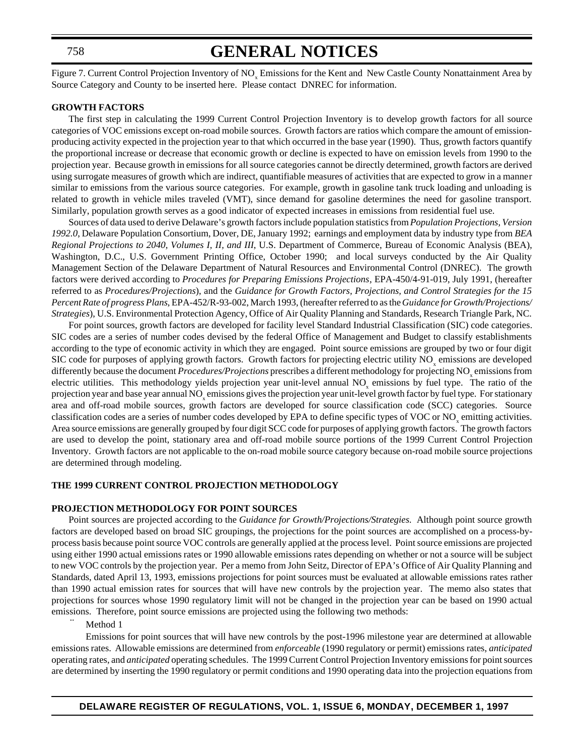Figure 7. Current Control Projection Inventory of $NO_x$ Emissions for the Kent and New Castle County Nonattainment Area by Source Category and County to be inserted here. Please contact DNREC for information.

**GROWTH FACTORS**

The first step in calculating the 1999 Current Control Projection Inventory is to develop growth factors for all source categories of VOC emissions except on-road mobile sources. Growth factors are ratios which compare the amount of emission-producing activity expected in the projection year to that which occurred in the base year (1990). Thus, growth factors quantify the proportional increase or decrease that economic growth or decline is expected to have on emission levels from 1990 to the projection year. Because growth in emissions for all source categories cannot be directly determined, growth factors are derived using surrogate measures of growth which are indirect, quantifiable measures of activities that are expected to grow in a manner similar to emissions from the various source categories. For example, growth in gasoline tank truck loading and unloading is related to growth in vehicle miles traveled (VMT), since demand for gasoline determines the need for gasoline transport. Similarly, population growth serves as a good indicator of expected increases in emissions from residential fuel use.

Sources of data used to derive Delaware's growth factors include population statistics from *Population Projections, Version 1992.0*, Delaware Population Consortium, Dover, DE, January 1992; earnings and employment data by industry type from *BEA Regional Projections to 2040, Volumes I, II, and III*, U.S. Department of Commerce, Bureau of Economic Analysis (BEA), Washington, D.C., U.S. Government Printing Office, October 1990; and local surveys conducted by the Air Quality Management Section of the Delaware Department of Natural Resources and Environmental Control (DNREC). The growth factors were derived according to *Procedures for Preparing Emissions Projections*, EPA-450/4-91-019, July 1991, (hereafter referred to as *Procedures/Projections*), and the *Guidance for Growth Factors, Projections, and Control Strategies for the 15 Percent Rate of progress Plans*, EPA-452/R-93-002, March 1993, (hereafter referred to as the *Guidance for Growth/Projections/Strategies*), U.S. Environmental Protection Agency, Office of Air Quality Planning and Standards, Research Triangle Park, NC.

For point sources, growth factors are developed for facility level Standard Industrial Classification (SIC) code categories. SIC codes are a series of number codes devised by the federal Office of Management and Budget to classify establishments according to the type of economic activity in which they are engaged. Point source emissions are grouped by two or four digit SIC code for purposes of applying growth factors. Growth factors for projecting electric utility $NO_x$ emissions are developed differently because the document *Procedures/Projections* prescribes a different methodology for projecting $NO_x$ emissions from electric utilities. This methodology yields projection year unit-level annual $NO_x$ emissions by fuel type. The ratio of the projection year and base year annual $NO_x$ emissions gives the projection year unit-level growth factor by fuel type. For stationary area and off-road mobile sources, growth factors are developed for source classification code (SCC) categories. Source classification codes are a series of number codes developed by EPA to define specific types of VOC or $NO_x$ emitting activities. Area source emissions are generally grouped by four digit SCC code for purposes of applying growth factors. The growth factors are used to develop the point, stationary area and off-road mobile source portions of the 1999 Current Control Projection Inventory. Growth factors are not applicable to the on-road mobile source category because on-road mobile source projections are determined through modeling.

**THE 1999 CURRENT CONTROL PROJECTION METHODOLOGY**

**PROJECTION METHODOLOGY FOR POINT SOURCES**

Point sources are projected according to the *Guidance for Growth/Projections/Strategies.* Although point source growth factors are developed based on broad SIC groupings, the projections for the point sources are accomplished on a process-by-process basis because point source VOC controls are generally applied at the process level. Point source emissions are projected using either 1990 actual emissions rates or 1990 allowable emissions rates depending on whether or not a source will be subject to new VOC controls by the projection year. Per a memo from John Seitz, Director of EPA's Office of Air Quality Planning and Standards, dated April 13, 1993, emissions projections for point sources must be evaluated at allowable emissions rates rather than 1990 actual emission rates for sources that will have new controls by the projection year. The memo also states that projections for sources whose 1990 regulatory limit will not be changed in the projection year can be based on 1990 actual emissions. Therefore, point source emissions are projected using the following two methods:

- Method 1

Emissions for point sources that will have new controls by the post-1996 milestone year are determined at allowable emissions rates. Allowable emissions are determined from *enforceable* (1990 regulatory or permit) emissions rates, *anticipated* operating rates, and *anticipated* operating schedules. The 1999 Current Control Projection Inventory emissions for point sources are determined by inserting the 1990 regulatory or permit conditions and 1990 operating data into the projection equations from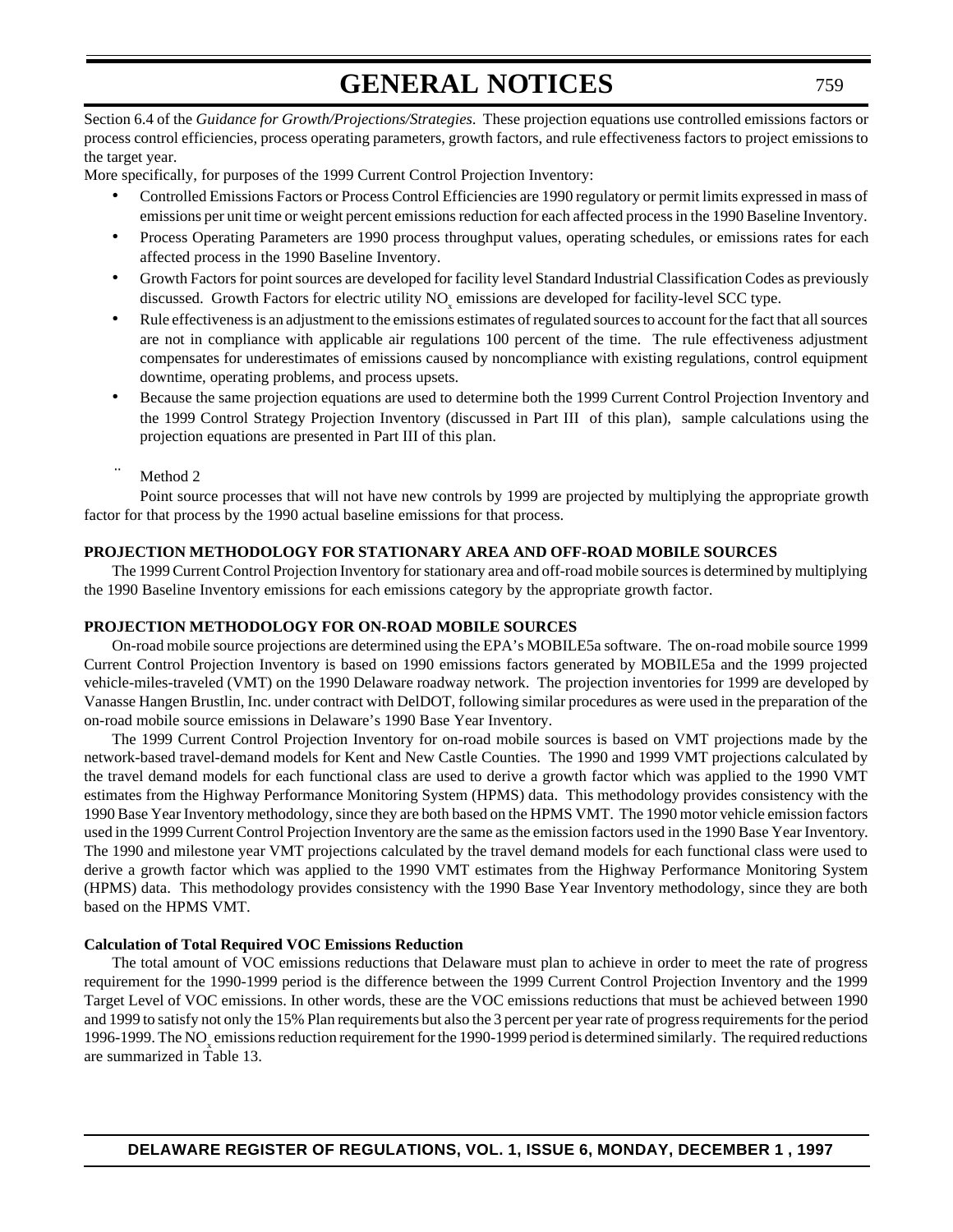Section 6.4 of the *Guidance for Growth/Projections/Strategies*. These projection equations use controlled emissions factors or process control efficiencies, process operating parameters, growth factors, and rule effectiveness factors to project emissions to the target year.

More specifically, for purposes of the 1999 Current Control Projection Inventory:

- Controlled Emissions Factors or Process Control Efficiencies are 1990 regulatory or permit limits expressed in mass of emissions per unit time or weight percent emissions reduction for each affected process in the 1990 Baseline Inventory.
- Process Operating Parameters are 1990 process throughput values, operating schedules, or emissions rates for each affected process in the 1990 Baseline Inventory.
- Growth Factors for point sources are developed for facility level Standard Industrial Classification Codes as previously discussed. Growth Factors for electric utility $NO_x$ emissions are developed for facility-level SCC type.
- Rule effectiveness is an adjustment to the emissions estimates of regulated sources to account for the fact that all sources are not in compliance with applicable air regulations 100 percent of the time. The rule effectiveness adjustment compensates for underestimates of emissions caused by noncompliance with existing regulations, control equipment downtime, operating problems, and process upsets.
- Because the same projection equations are used to determine both the 1999 Current Control Projection Inventory and the 1999 Control Strategy Projection Inventory (discussed in Part III of this plan), sample calculations using the projection equations are presented in Part III of this plan.

- Method 2

Point source processes that will not have new controls by 1999 are projected by multiplying the appropriate growth factor for that process by the 1990 actual baseline emissions for that process.

**PROJECTION METHODOLOGY FOR STATIONARY AREA AND OFF-ROAD MOBILE SOURCES**

The 1999 Current Control Projection Inventory for stationary area and off-road mobile sources is determined by multiplying the 1990 Baseline Inventory emissions for each emissions category by the appropriate growth factor.

**PROJECTION METHODOLOGY FOR ON-ROAD MOBILE SOURCES**

On-road mobile source projections are determined using the EPA's MOBILE5a software. The on-road mobile source 1999 Current Control Projection Inventory is based on 1990 emissions factors generated by MOBILE5a and the 1999 projected vehicle-miles-traveled (VMT) on the 1990 Delaware roadway network. The projection inventories for 1999 are developed by Vanasse Hangen Brustlin, Inc. under contract with DelDOT, following similar procedures as were used in the preparation of the on-road mobile source emissions in Delaware's 1990 Base Year Inventory.

The 1999 Current Control Projection Inventory for on-road mobile sources is based on VMT projections made by the network-based travel-demand models for Kent and New Castle Counties. The 1990 and 1999 VMT projections calculated by the travel demand models for each functional class are used to derive a growth factor which was applied to the 1990 VMT estimates from the Highway Performance Monitoring System (HPMS) data. This methodology provides consistency with the 1990 Base Year Inventory methodology, since they are both based on the HPMS VMT. The 1990 motor vehicle emission factors used in the 1999 Current Control Projection Inventory are the same as the emission factors used in the 1990 Base Year Inventory. The 1990 and milestone year VMT projections calculated by the travel demand models for each functional class were used to derive a growth factor which was applied to the 1990 VMT estimates from the Highway Performance Monitoring System (HPMS) data. This methodology provides consistency with the 1990 Base Year Inventory methodology, since they are both based on the HPMS VMT.

**Calculation of Total Required VOC Emissions Reduction**

The total amount of VOC emissions reductions that Delaware must plan to achieve in order to meet the rate of progress requirement for the 1990-1999 period is the difference between the 1999 Current Control Projection Inventory and the 1999 Target Level of VOC emissions. In other words, these are the VOC emissions reductions that must be achieved between 1990 and 1999 to satisfy not only the 15% Plan requirements but also the 3 percent per year rate of progress requirements for the period 1996-1999. The $NO_x$ emissions reduction requirement for the 1990-1999 period is determined similarly. The required reductions are summarized in Table 13.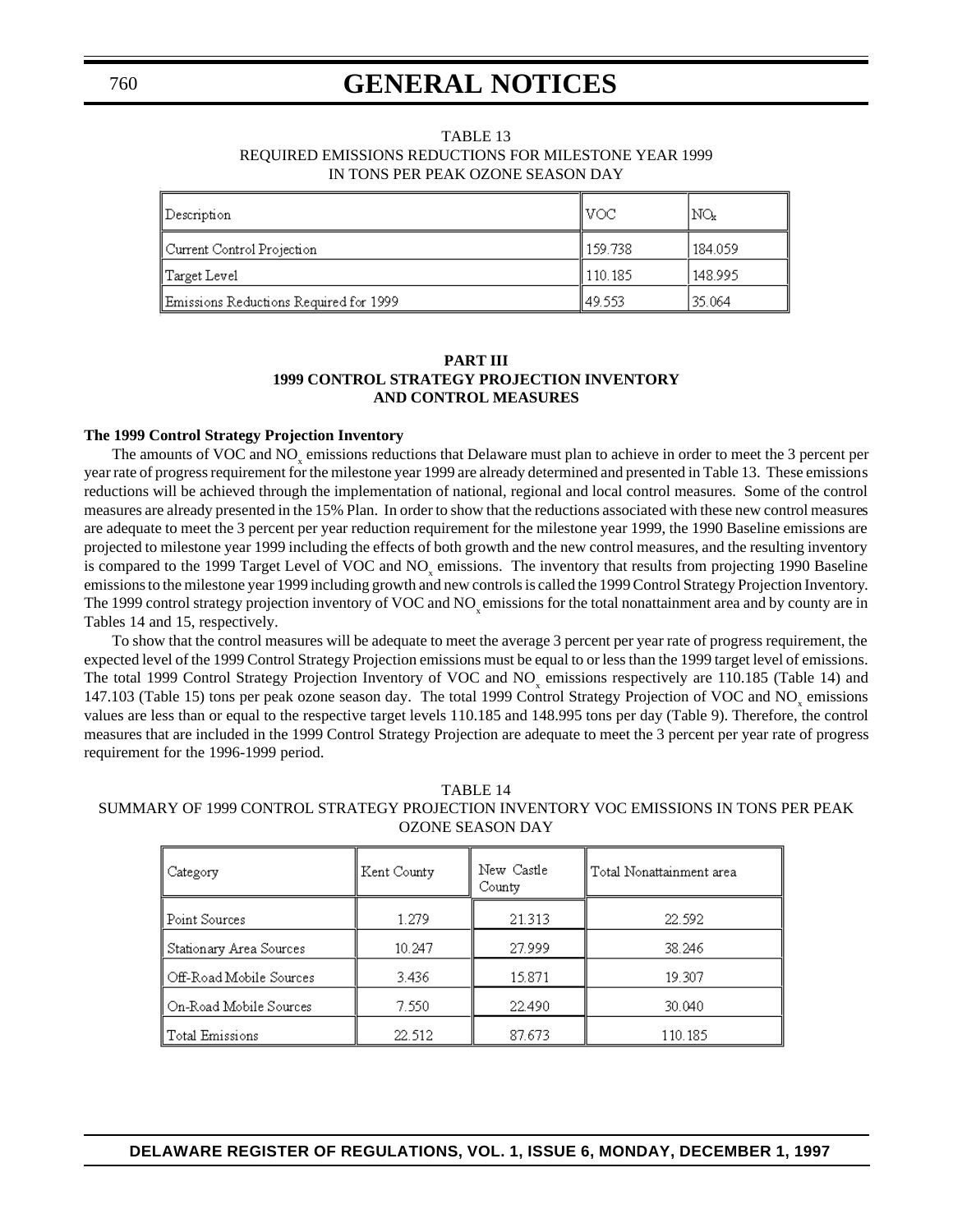TABLE 13
REQUIRED EMISSIONS REDUCTIONS FOR MILESTONE YEAR 1999
IN TONS PER PEAK OZONE SEASON DAY

| Description | VOC | $NO_x$ |
|---|---|---|
| Current Control Projection | 159.738 | 184.059 |
| Target Level | 110.185 | 148.995 |
| Emissions Reductions Required for 1999 | 49.553 | 35.064 |

## PART III
## 1999 CONTROL STRATEGY PROJECTION INVENTORY AND CONTROL MEASURES

**The 1999 Control Strategy Projection Inventory**

The amounts of VOC and $NO_x$ emissions reductions that Delaware must plan to achieve in order to meet the 3 percent per year rate of progress requirement for the milestone year 1999 are already determined and presented in Table 13. These emissions reductions will be achieved through the implementation of national, regional and local control measures. Some of the control measures are already presented in the 15% Plan. In order to show that the reductions associated with these new control measures are adequate to meet the 3 percent per year reduction requirement for the milestone year 1999, the 1990 Baseline emissions are projected to milestone year 1999 including the effects of both growth and the new control measures, and the resulting inventory is compared to the 1999 Target Level of VOC and $NO_x$ emissions. The inventory that results from projecting 1990 Baseline emissions to the milestone year 1999 including growth and new controls is called the 1999 Control Strategy Projection Inventory. The 1999 control strategy projection inventory of VOC and $NO_x$ emissions for the total nonattainment area and by county are in Tables 14 and 15, respectively.

To show that the control measures will be adequate to meet the average 3 percent per year rate of progress requirement, the expected level of the 1999 Control Strategy Projection emissions must be equal to or less than the 1999 target level of emissions. The total 1999 Control Strategy Projection Inventory of VOC and $NO_x$ emissions respectively are 110.185 (Table 14) and 147.103 (Table 15) tons per peak ozone season day. The total 1999 Control Strategy Projection of VOC and $NO_x$ emissions values are less than or equal to the respective target levels 110.185 and 148.995 tons per day (Table 9). Therefore, the control measures that are included in the 1999 Control Strategy Projection are adequate to meet the 3 percent per year rate of progress requirement for the 1996-1999 period.

TABLE 14
SUMMARY OF 1999 CONTROL STRATEGY PROJECTION INVENTORY VOC EMISSIONS IN TONS PER PEAK OZONE SEASON DAY

| Category | Kent County | New Castle County | Total Nonattainment area |
|---|---|---|---|
| Point Sources | 1.279 | 21.313 | 22.592 |
| Stationary Area Sources | 10.247 | 27.999 | 38.246 |
| Off-Road Mobile Sources | 3.436 | 15.871 | 19.307 |
| On-Road Mobile Sources | 7.550 | 22.490 | 30.040 |
| Total Emissions | 22.512 | 87.673 | 110.185 |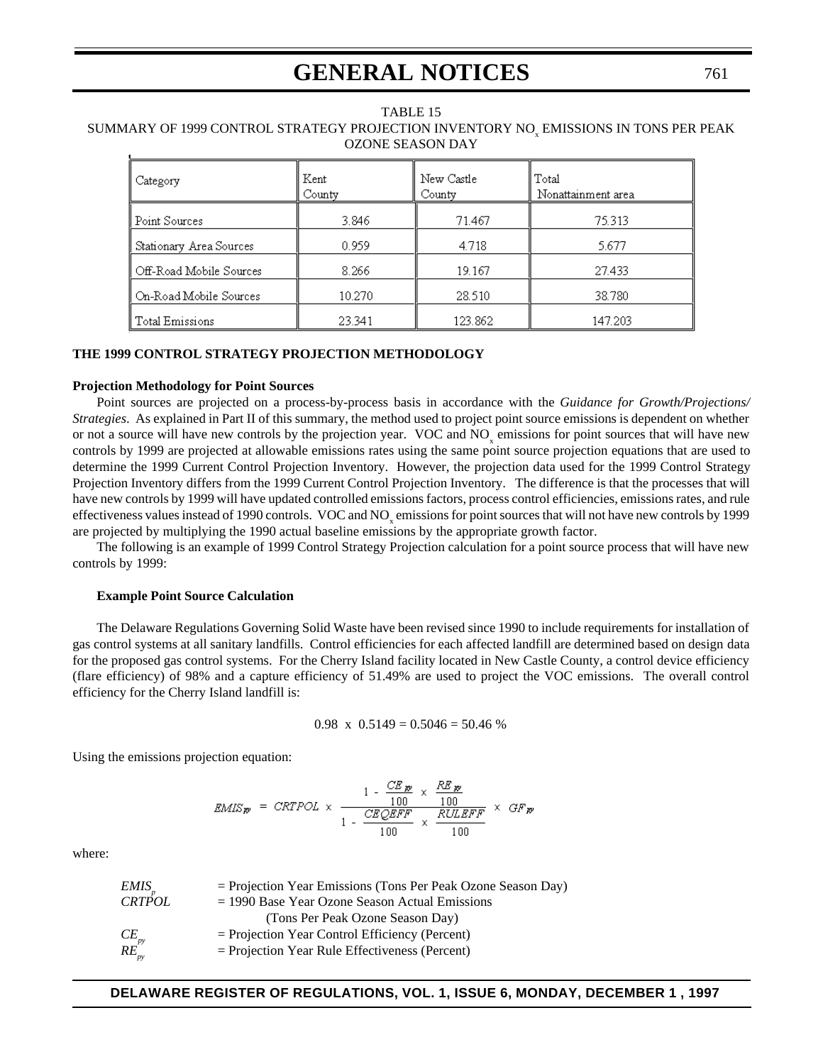TABLE 15
SUMMARY OF 1999 CONTROL STRATEGY PROJECTION INVENTORY $NO_x$ EMISSIONS IN TONS PER PEAK OZONE SEASON DAY

| Category | Kent County | New Castle County | Total Nonattainment area |
|---|---|---|---|
| Point Sources | 3.846 | 71.467 | 75.313 |
| Stationary Area Sources | 0.959 | 4.718 | 5.677 |
| Off-Road Mobile Sources | 8.266 | 19.167 | 27.433 |
| On-Road Mobile Sources | 10.270 | 28.510 | 38.780 |
| Total Emissions | 23.341 | 123.862 | 147.203 |

**THE 1999 CONTROL STRATEGY PROJECTION METHODOLOGY**

**Projection Methodology for Point Sources**

Point sources are projected on a process-by-process basis in accordance with the *Guidance for Growth/Projections/ Strategies*. As explained in Part II of this summary, the method used to project point source emissions is dependent on whether or not a source will have new controls by the projection year. VOC and $NO_x$ emissions for point sources that will have new controls by 1999 are projected at allowable emissions rates using the same point source projection equations that are used to determine the 1999 Current Control Projection Inventory. However, the projection data used for the 1999 Control Strategy Projection Inventory differs from the 1999 Current Control Projection Inventory. The difference is that the processes that will have new controls by 1999 will have updated controlled emissions factors, process control efficiencies, emissions rates, and rule effectiveness values instead of 1990 controls. VOC and $NO_x$ emissions for point sources that will not have new controls by 1999 are projected by multiplying the 1990 actual baseline emissions by the appropriate growth factor.

The following is an example of 1999 Control Strategy Projection calculation for a point source process that will have new controls by 1999:

**Example Point Source Calculation**

The Delaware Regulations Governing Solid Waste have been revised since 1990 to include requirements for installation of gas control systems at all sanitary landfills. Control efficiencies for each affected landfill are determined based on design data for the proposed gas control systems. For the Cherry Island facility located in New Castle County, a control device efficiency (flare efficiency) of 98% and a capture efficiency of 51.49% are used to project the VOC emissions. The overall control efficiency for the Cherry Island landfill is:

$$0.98 \times 0.5149 = 0.5046 = 50.46\ \%$$

Using the emissions projection equation:

$$EMIS_{py} = CRTPOL \times \frac{1 - \frac{CE_{py}}{100} \times \frac{RE_{py}}{100}}{1 - \frac{CEQEFF}{100} \times \frac{RULEFF}{100}} \times GF_{py}$$

where:

| | |
|---|---|
| $EMIS_p$ | = Projection Year Emissions (Tons Per Peak Ozone Season Day) |
| $CRTPOL$ | = 1990 Base Year Ozone Season Actual Emissions (Tons Per Peak Ozone Season Day) |
| $CE_{py}$ | = Projection Year Control Efficiency (Percent) |
| $RE_{py}$ | = Projection Year Rule Effectiveness (Percent) |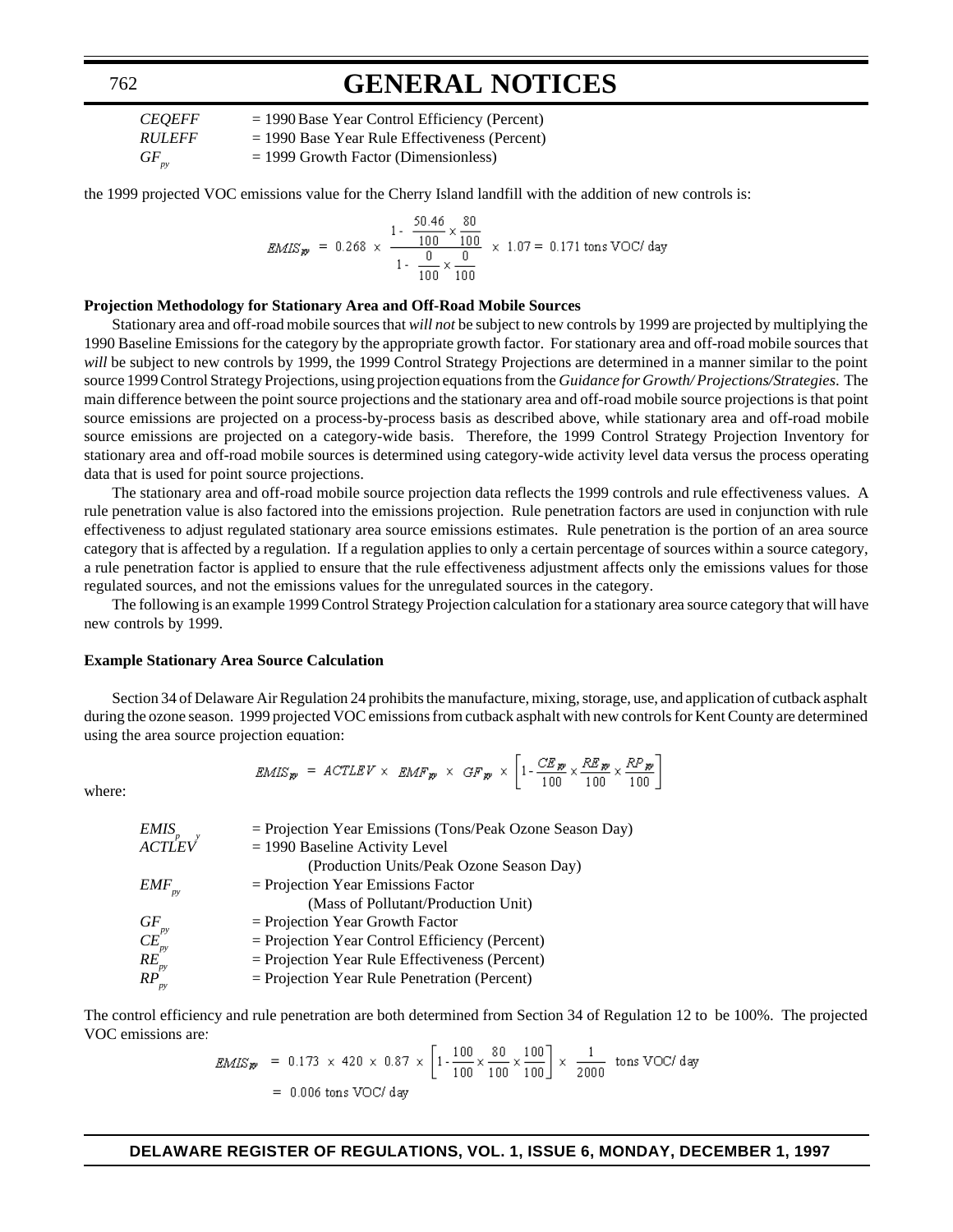| | |
|---|---|
| $CEQEFF$ | = 1990 Base Year Control Efficiency (Percent) |
| $RULEFF$ | = 1990 Base Year Rule Effectiveness (Percent) |
| $GF_{py}$ | = 1999 Growth Factor (Dimensionless) |

the 1999 projected VOC emissions value for the Cherry Island landfill with the addition of new controls is:

$$EMIS_{py} = 0.268 \times \frac{1 - \frac{50.46}{100} \times \frac{80}{100}}{1 - \frac{0}{100} \times \frac{0}{100}} \times 1.07 = 0.171 \text{ tons VOC/ day}$$

**Projection Methodology for Stationary Area and Off-Road Mobile Sources**

Stationary area and off-road mobile sources that *will not* be subject to new controls by 1999 are projected by multiplying the 1990 Baseline Emissions for the category by the appropriate growth factor. For stationary area and off-road mobile sources that *will* be subject to new controls by 1999, the 1999 Control Strategy Projections are determined in a manner similar to the point source 1999 Control Strategy Projections, using projection equations from the *Guidance for Growth/ Projections/Strategies*. The main difference between the point source projections and the stationary area and off-road mobile source projections is that point source emissions are projected on a process-by-process basis as described above, while stationary area and off-road mobile source emissions are projected on a category-wide basis. Therefore, the 1999 Control Strategy Projection Inventory for stationary area and off-road mobile sources is determined using category-wide activity level data versus the process operating data that is used for point source projections.

The stationary area and off-road mobile source projection data reflects the 1999 controls and rule effectiveness values. A rule penetration value is also factored into the emissions projection. Rule penetration factors are used in conjunction with rule effectiveness to adjust regulated stationary area source emissions estimates. Rule penetration is the portion of an area source category that is affected by a regulation. If a regulation applies to only a certain percentage of sources within a source category, a rule penetration factor is applied to ensure that the rule effectiveness adjustment affects only the emissions values for those regulated sources, and not the emissions values for the unregulated sources in the category.

The following is an example 1999 Control Strategy Projection calculation for a stationary area source category that will have new controls by 1999.

**Example Stationary Area Source Calculation**

Section 34 of Delaware Air Regulation 24 prohibits the manufacture, mixing, storage, use, and application of cutback asphalt during the ozone season. 1999 projected VOC emissions from cutback asphalt with new controls for Kent County are determined using the area source projection equation:

$$EMIS_{py} = ACTLEV \times EMF_{py} \times GF_{py} \times \left[1 - \frac{CE_{py}}{100} \times \frac{RE_{py}}{100} \times \frac{RP_{py}}{100}\right]$$

where:

| | |
|---|---|
| $EMIS_{py}$ | = Projection Year Emissions (Tons/Peak Ozone Season Day) |
| $ACTLEV$ | = 1990 Baseline Activity Level (Production Units/Peak Ozone Season Day) |
| $EMF_{py}$ | = Projection Year Emissions Factor (Mass of Pollutant/Production Unit) |
| $GF_{py}$ | = Projection Year Growth Factor |
| $CE_{py}$ | = Projection Year Control Efficiency (Percent) |
| $RE_{py}$ | = Projection Year Rule Effectiveness (Percent) |
| $RP_{py}$ | = Projection Year Rule Penetration (Percent) |

The control efficiency and rule penetration are both determined from Section 34 of Regulation 12 to be 100%. The projected VOC emissions are:

$$EMIS_{py} = 0.173 \times 420 \times 0.87 \times \left[1 - \frac{100}{100} \times \frac{80}{100} \times \frac{100}{100}\right] \times \frac{1}{2000} \text{ tons VOC/ day}$$

$$= 0.006 \text{ tons VOC/ day}$$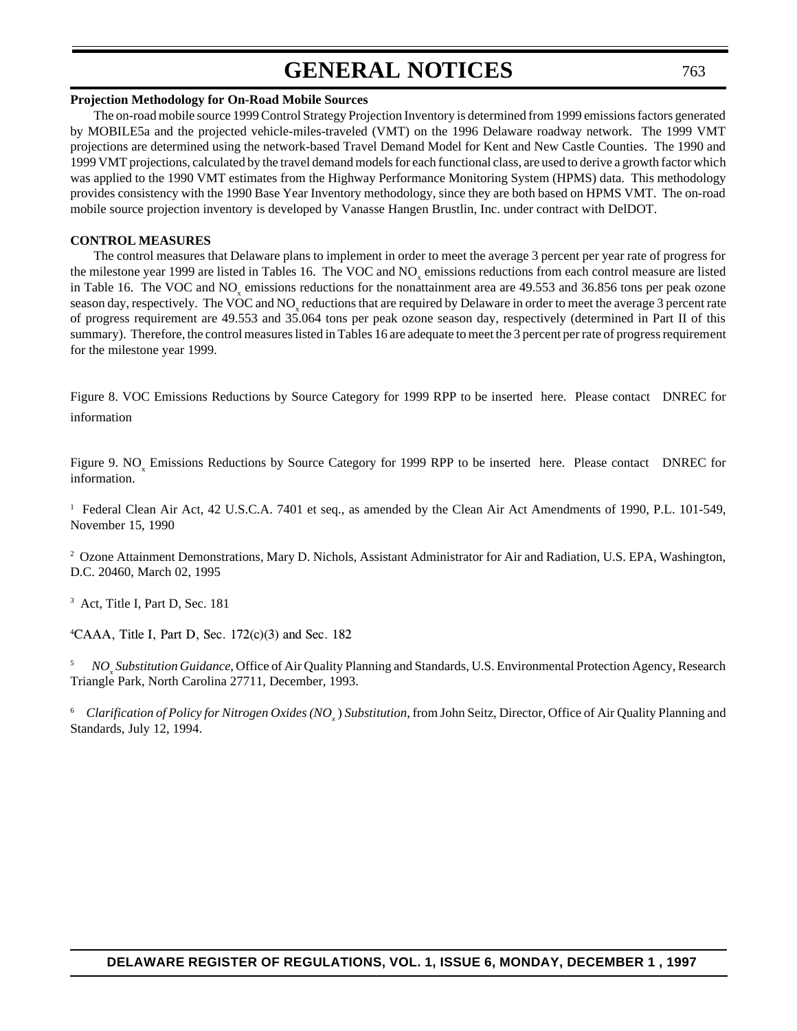**Projection Methodology for On-Road Mobile Sources**

The on-road mobile source 1999 Control Strategy Projection Inventory is determined from 1999 emissions factors generated by MOBILE5a and the projected vehicle-miles-traveled (VMT) on the 1996 Delaware roadway network. The 1999 VMT projections are determined using the network-based Travel Demand Model for Kent and New Castle Counties. The 1990 and 1999 VMT projections, calculated by the travel demand models for each functional class, are used to derive a growth factor which was applied to the 1990 VMT estimates from the Highway Performance Monitoring System (HPMS) data. This methodology provides consistency with the 1990 Base Year Inventory methodology, since they are both based on HPMS VMT. The on-road mobile source projection inventory is developed by Vanasse Hangen Brustlin, Inc. under contract with DelDOT.

**CONTROL MEASURES**

The control measures that Delaware plans to implement in order to meet the average 3 percent per year rate of progress for the milestone year 1999 are listed in Tables 16. The VOC and $NO_x$ emissions reductions from each control measure are listed in Table 16. The VOC and $NO_x$ emissions reductions for the nonattainment area are 49.553 and 36.856 tons per peak ozone season day, respectively. The VOC and $NO_x$ reductions that are required by Delaware in order to meet the average 3 percent rate of progress requirement are 49.553 and 35.064 tons per peak ozone season day, respectively (determined in Part II of this summary). Therefore, the control measures listed in Tables 16 are adequate to meet the 3 percent per rate of progress requirement for the milestone year 1999.

Figure 8. VOC Emissions Reductions by Source Category for 1999 RPP to be inserted here. Please contact DNREC for information

Figure 9. $NO_x$ Emissions Reductions by Source Category for 1999 RPP to be inserted here. Please contact DNREC for information.

[1] Federal Clean Air Act, 42 U.S.C.A. 7401 et seq., as amended by the Clean Air Act Amendments of 1990, P.L. 101-549, November 15, 1990

[2] Ozone Attainment Demonstrations, Mary D. Nichols, Assistant Administrator for Air and Radiation, U.S. EPA, Washington, D.C. 20460, March 02, 1995

[3] Act, Title I, Part D, Sec. 181

[4]CAAA, Title I, Part D, Sec. 172(c)(3) and Sec. 182

[5] *$NO_x$ Substitution Guidance*, Office of Air Quality Planning and Standards, U.S. Environmental Protection Agency, Research Triangle Park, North Carolina 27711, December, 1993.

[6] *Clarification of Policy for Nitrogen Oxides ($NO_x$) Substitution*, from John Seitz, Director, Office of Air Quality Planning and Standards, July 12, 1994.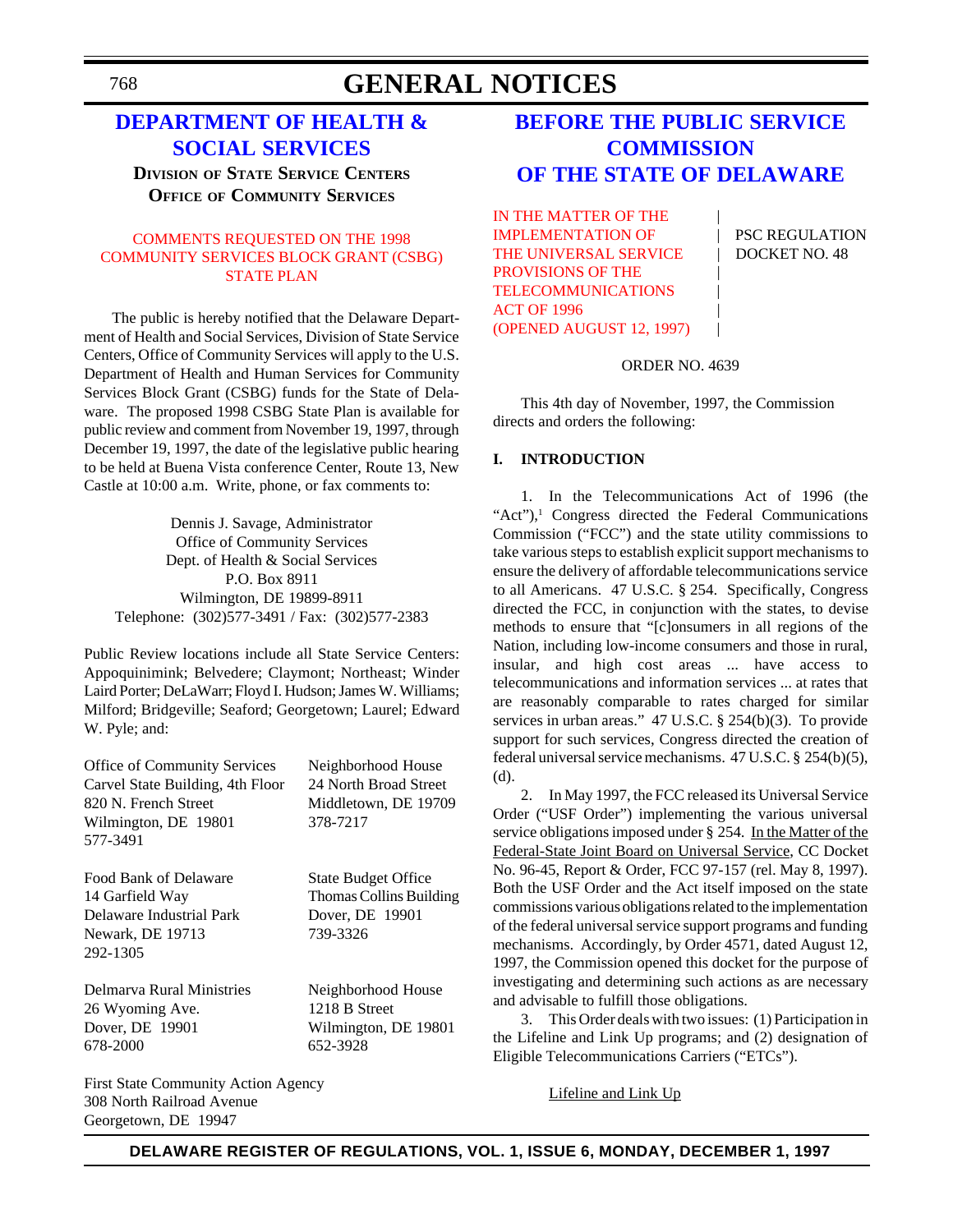# GENERAL NOTICES

## DEPARTMENT OF HEALTH & SOCIAL SERVICES

**DIVISION OF STATE SERVICE CENTERS**
**OFFICE OF COMMUNITY SERVICES**

COMMENTS REQUESTED ON THE 1998 COMMUNITY SERVICES BLOCK GRANT (CSBG) STATE PLAN

The public is hereby notified that the Delaware Department of Health and Social Services, Division of State Service Centers, Office of Community Services will apply to the U.S. Department of Health and Human Services for Community Services Block Grant (CSBG) funds for the State of Delaware. The proposed 1998 CSBG State Plan is available for public review and comment from November 19, 1997, through December 19, 1997, the date of the legislative public hearing to be held at Buena Vista conference Center, Route 13, New Castle at 10:00 a.m. Write, phone, or fax comments to:

Dennis J. Savage, Administrator
Office of Community Services
Dept. of Health & Social Services
P.O. Box 8911
Wilmington, DE 19899-8911
Telephone: (302)577-3491 / Fax: (302)577-2383

Public Review locations include all State Service Centers: Appoquinimink; Belvedere; Claymont; Northeast; Winder Laird Porter; DeLaWarr; Floyd I. Hudson; James W. Williams; Milford; Bridgeville; Seaford; Georgetown; Laurel; Edward W. Pyle; and:

Office of Community Services
Carvel State Building, 4th Floor
820 N. French Street
Wilmington, DE 19801
577-3491

Neighborhood House
24 North Broad Street
Middletown, DE 19709
378-7217

Food Bank of Delaware
14 Garfield Way
Delaware Industrial Park
Newark, DE 19713
292-1305

State Budget Office
Thomas Collins Building
Dover, DE 19901
739-3326

Delmarva Rural Ministries
26 Wyoming Ave.
Dover, DE 19901
678-2000

Neighborhood House
1218 B Street
Wilmington, DE 19801
652-3928

First State Community Action Agency
308 North Railroad Avenue
Georgetown, DE 19947

## BEFORE THE PUBLIC SERVICE COMMISSION OF THE STATE OF DELAWARE

IN THE MATTER OF THE IMPLEMENTATION OF THE UNIVERSAL SERVICE PROVISIONS OF THE TELECOMMUNICATIONS ACT OF 1996 (OPENED AUGUST 12, 1997) | PSC REGULATION DOCKET NO. 48

ORDER NO. 4639

This 4th day of November, 1997, the Commission directs and orders the following:

**I. INTRODUCTION**

1. In the Telecommunications Act of 1996 (the "Act"),[1] Congress directed the Federal Communications Commission ("FCC") and the state utility commissions to take various steps to establish explicit support mechanisms to ensure the delivery of affordable telecommunications service to all Americans. 47 U.S.C. § 254. Specifically, Congress directed the FCC, in conjunction with the states, to devise methods to ensure that "[c]onsumers in all regions of the Nation, including low-income consumers and those in rural, insular, and high cost areas ... have access to telecommunications and information services ... at rates that are reasonably comparable to rates charged for similar services in urban areas." 47 U.S.C. § 254(b)(3). To provide support for such services, Congress directed the creation of federal universal service mechanisms. 47 U.S.C. § 254(b)(5), (d).

2. In May 1997, the FCC released its Universal Service Order ("USF Order") implementing the various universal service obligations imposed under § 254. In the Matter of the Federal-State Joint Board on Universal Service, CC Docket No. 96-45, Report & Order, FCC 97-157 (rel. May 8, 1997). Both the USF Order and the Act itself imposed on the state commissions various obligations related to the implementation of the federal universal service support programs and funding mechanisms. Accordingly, by Order 4571, dated August 12, 1997, the Commission opened this docket for the purpose of investigating and determining such actions as are necessary and advisable to fulfill those obligations.

3. This Order deals with two issues: (1) Participation in the Lifeline and Link Up programs; and (2) designation of Eligible Telecommunications Carriers ("ETCs").

Lifeline and Link Up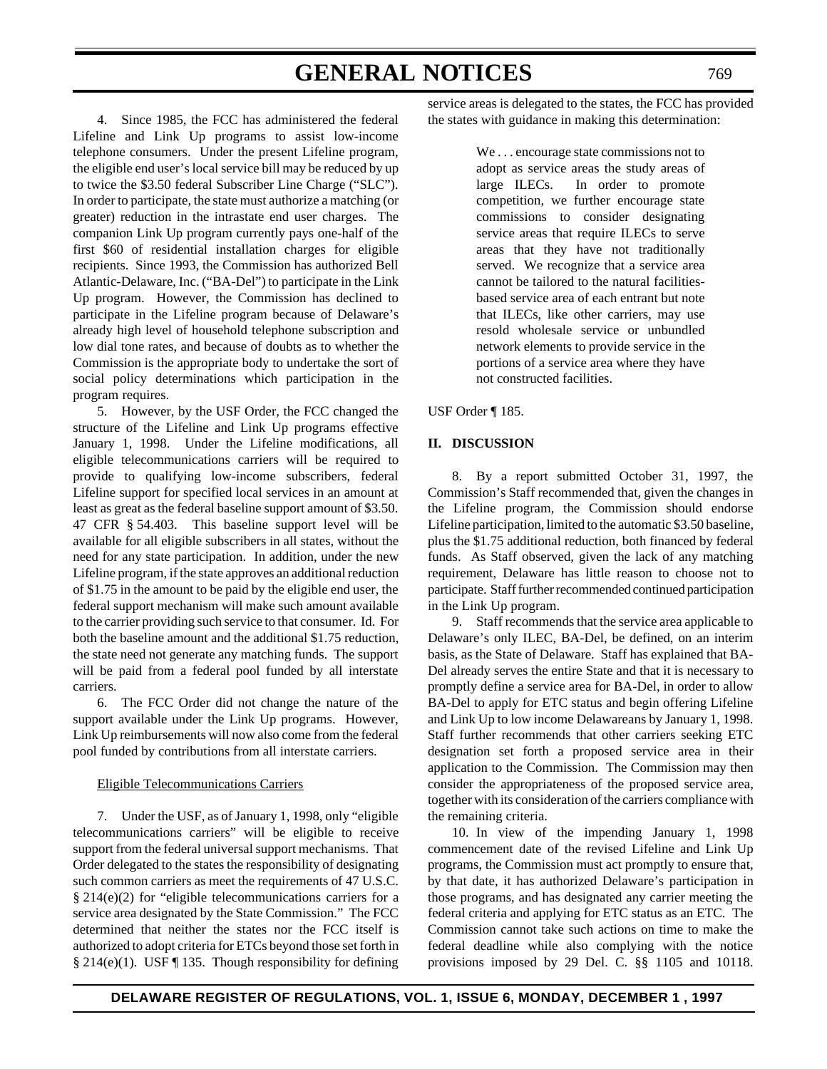4. Since 1985, the FCC has administered the federal Lifeline and Link Up programs to assist low-income telephone consumers. Under the present Lifeline program, the eligible end user's local service bill may be reduced by up to twice the $3.50 federal Subscriber Line Charge ("SLC"). In order to participate, the state must authorize a matching (or greater) reduction in the intrastate end user charges. The companion Link Up program currently pays one-half of the first $60 of residential installation charges for eligible recipients. Since 1993, the Commission has authorized Bell Atlantic-Delaware, Inc. ("BA-Del") to participate in the Link Up program. However, the Commission has declined to participate in the Lifeline program because of Delaware's already high level of household telephone subscription and low dial tone rates, and because of doubts as to whether the Commission is the appropriate body to undertake the sort of social policy determinations which participation in the program requires.

5. However, by the USF Order, the FCC changed the structure of the Lifeline and Link Up programs effective January 1, 1998. Under the Lifeline modifications, all eligible telecommunications carriers will be required to provide to qualifying low-income subscribers, federal Lifeline support for specified local services in an amount at least as great as the federal baseline support amount of $3.50. 47 CFR § 54.403. This baseline support level will be available for all eligible subscribers in all states, without the need for any state participation. In addition, under the new Lifeline program, if the state approves an additional reduction of $1.75 in the amount to be paid by the eligible end user, the federal support mechanism will make such amount available to the carrier providing such service to that consumer. Id. For both the baseline amount and the additional $1.75 reduction, the state need not generate any matching funds. The support will be paid from a federal pool funded by all interstate carriers.

6. The FCC Order did not change the nature of the support available under the Link Up programs. However, Link Up reimbursements will now also come from the federal pool funded by contributions from all interstate carriers.

Eligible Telecommunications Carriers

7. Under the USF, as of January 1, 1998, only "eligible telecommunications carriers" will be eligible to receive support from the federal universal support mechanisms. That Order delegated to the states the responsibility of designating such common carriers as meet the requirements of 47 U.S.C. § 214(e)(2) for "eligible telecommunications carriers for a service area designated by the State Commission." The FCC determined that neither the states nor the FCC itself is authorized to adopt criteria for ETCs beyond those set forth in § 214(e)(1). USF ¶ 135. Though responsibility for defining service areas is delegated to the states, the FCC has provided the states with guidance in making this determination:

> We . . . encourage state commissions not to adopt as service areas the study areas of large ILECs. In order to promote competition, we further encourage state commissions to consider designating service areas that require ILECs to serve areas that they have not traditionally served. We recognize that a service area cannot be tailored to the natural facilities-based service area of each entrant but note that ILECs, like other carriers, may use resold wholesale service or unbundled network elements to provide service in the portions of a service area where they have not constructed facilities.

USF Order ¶ 185.

## II. DISCUSSION

8. By a report submitted October 31, 1997, the Commission's Staff recommended that, given the changes in the Lifeline program, the Commission should endorse Lifeline participation, limited to the automatic $3.50 baseline, plus the $1.75 additional reduction, both financed by federal funds. As Staff observed, given the lack of any matching requirement, Delaware has little reason to choose not to participate. Staff further recommended continued participation in the Link Up program.

9. Staff recommends that the service area applicable to Delaware's only ILEC, BA-Del, be defined, on an interim basis, as the State of Delaware. Staff has explained that BA-Del already serves the entire State and that it is necessary to promptly define a service area for BA-Del, in order to allow BA-Del to apply for ETC status and begin offering Lifeline and Link Up to low income Delawareans by January 1, 1998. Staff further recommends that other carriers seeking ETC designation set forth a proposed service area in their application to the Commission. The Commission may then consider the appropriateness of the proposed service area, together with its consideration of the carriers compliance with the remaining criteria.

10. In view of the impending January 1, 1998 commencement date of the revised Lifeline and Link Up programs, the Commission must act promptly to ensure that, by that date, it has authorized Delaware's participation in those programs, and has designated any carrier meeting the federal criteria and applying for ETC status as an ETC. The Commission cannot take such actions on time to make the federal deadline while also complying with the notice provisions imposed by 29 Del. C. §§ 1105 and 10118.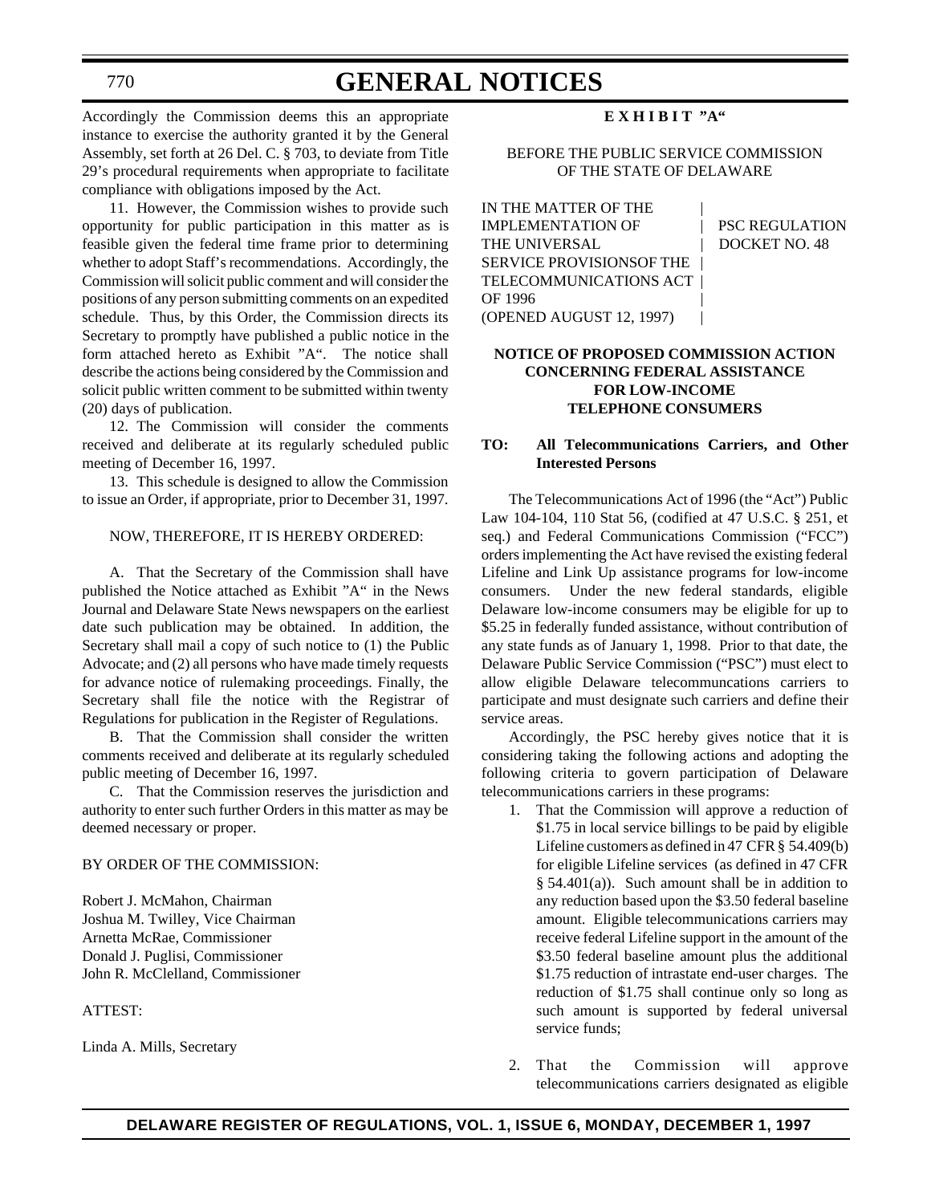Accordingly the Commission deems this an appropriate instance to exercise the authority granted it by the General Assembly, set forth at 26 Del. C. § 703, to deviate from Title 29's procedural requirements when appropriate to facilitate compliance with obligations imposed by the Act.

11. However, the Commission wishes to provide such opportunity for public participation in this matter as is feasible given the federal time frame prior to determining whether to adopt Staff's recommendations. Accordingly, the Commission will solicit public comment and will consider the positions of any person submitting comments on an expedited schedule. Thus, by this Order, the Commission directs its Secretary to promptly have published a public notice in the form attached hereto as Exhibit "A". The notice shall describe the actions being considered by the Commission and solicit public written comment to be submitted within twenty (20) days of publication.

12. The Commission will consider the comments received and deliberate at its regularly scheduled public meeting of December 16, 1997.

13. This schedule is designed to allow the Commission to issue an Order, if appropriate, prior to December 31, 1997.

NOW, THEREFORE, IT IS HEREBY ORDERED:

A. That the Secretary of the Commission shall have published the Notice attached as Exhibit "A" in the News Journal and Delaware State News newspapers on the earliest date such publication may be obtained. In addition, the Secretary shall mail a copy of such notice to (1) the Public Advocate; and (2) all persons who have made timely requests for advance notice of rulemaking proceedings. Finally, the Secretary shall file the notice with the Registrar of Regulations for publication in the Register of Regulations.

B. That the Commission shall consider the written comments received and deliberate at its regularly scheduled public meeting of December 16, 1997.

C. That the Commission reserves the jurisdiction and authority to enter such further Orders in this matter as may be deemed necessary or proper.

BY ORDER OF THE COMMISSION:

Robert J. McMahon, Chairman
Joshua M. Twilley, Vice Chairman
Arnetta McRae, Commissioner
Donald J. Puglisi, Commissioner
John R. McClelland, Commissioner

ATTEST:

Linda A. Mills, Secretary

**E X H I B I T "A"**

BEFORE THE PUBLIC SERVICE COMMISSION
OF THE STATE OF DELAWARE

IN THE MATTER OF THE IMPLEMENTATION OF THE UNIVERSAL SERVICE PROVISIONSOF THE TELECOMMUNICATIONS ACT OF 1996 (OPENED AUGUST 12, 1997) | PSC REGULATION DOCKET NO. 48

**NOTICE OF PROPOSED COMMISSION ACTION CONCERNING FEDERAL ASSISTANCE FOR LOW-INCOME TELEPHONE CONSUMERS**

**TO: All Telecommunications Carriers, and Other Interested Persons**

The Telecommunications Act of 1996 (the "Act") Public Law 104-104, 110 Stat 56, (codified at 47 U.S.C. § 251, et seq.) and Federal Communications Commission ("FCC") orders implementing the Act have revised the existing federal Lifeline and Link Up assistance programs for low-income consumers. Under the new federal standards, eligible Delaware low-income consumers may be eligible for up to $5.25 in federally funded assistance, without contribution of any state funds as of January 1, 1998. Prior to that date, the Delaware Public Service Commission ("PSC") must elect to allow eligible Delaware telecommuncations carriers to participate and must designate such carriers and define their service areas.

Accordingly, the PSC hereby gives notice that it is considering taking the following actions and adopting the following criteria to govern participation of Delaware telecommunications carriers in these programs:

1. That the Commission will approve a reduction of $1.75 in local service billings to be paid by eligible Lifeline customers as defined in 47 CFR § 54.409(b) for eligible Lifeline services (as defined in 47 CFR § 54.401(a)). Such amount shall be in addition to any reduction based upon the $3.50 federal baseline amount. Eligible telecommunications carriers may receive federal Lifeline support in the amount of the $3.50 federal baseline amount plus the additional $1.75 reduction of intrastate end-user charges. The reduction of $1.75 shall continue only so long as such amount is supported by federal universal service funds;

2. That the Commission will approve telecommunications carriers designated as eligible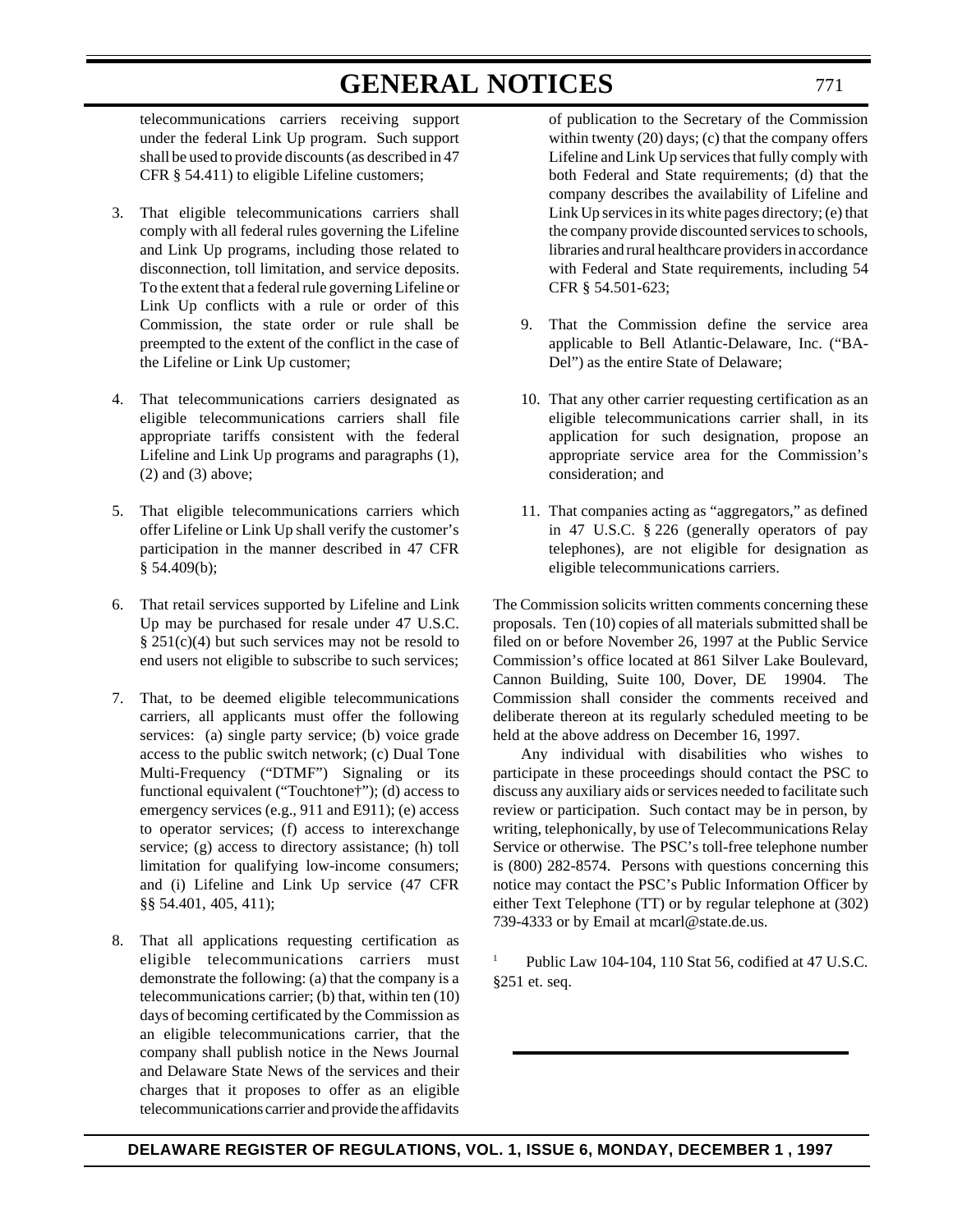telecommunications carriers receiving support under the federal Link Up program. Such support shall be used to provide discounts (as described in 47 CFR § 54.411) to eligible Lifeline customers;

3. That eligible telecommunications carriers shall comply with all federal rules governing the Lifeline and Link Up programs, including those related to disconnection, toll limitation, and service deposits. To the extent that a federal rule governing Lifeline or Link Up conflicts with a rule or order of this Commission, the state order or rule shall be preempted to the extent of the conflict in the case of the Lifeline or Link Up customer;

4. That telecommunications carriers designated as eligible telecommunications carriers shall file appropriate tariffs consistent with the federal Lifeline and Link Up programs and paragraphs (1), (2) and (3) above;

5. That eligible telecommunications carriers which offer Lifeline or Link Up shall verify the customer's participation in the manner described in 47 CFR § 54.409(b);

6. That retail services supported by Lifeline and Link Up may be purchased for resale under 47 U.S.C. § 251(c)(4) but such services may not be resold to end users not eligible to subscribe to such services;

7. That, to be deemed eligible telecommunications carriers, all applicants must offer the following services: (a) single party service; (b) voice grade access to the public switch network; (c) Dual Tone Multi-Frequency ("DTMF") Signaling or its functional equivalent ("Touchtone†"); (d) access to emergency services (e.g., 911 and E911); (e) access to operator services; (f) access to interexchange service; (g) access to directory assistance; (h) toll limitation for qualifying low-income consumers; and (i) Lifeline and Link Up service (47 CFR §§ 54.401, 405, 411);

8. That all applications requesting certification as eligible telecommunications carriers must demonstrate the following: (a) that the company is a telecommunications carrier; (b) that, within ten (10) days of becoming certificated by the Commission as an eligible telecommunications carrier, that the company shall publish notice in the News Journal and Delaware State News of the services and their charges that it proposes to offer as an eligible telecommunications carrier and provide the affidavits of publication to the Secretary of the Commission within twenty (20) days; (c) that the company offers Lifeline and Link Up services that fully comply with both Federal and State requirements; (d) that the company describes the availability of Lifeline and Link Up services in its white pages directory; (e) that the company provide discounted services to schools, libraries and rural healthcare providers in accordance with Federal and State requirements, including 54 CFR § 54.501-623;

9. That the Commission define the service area applicable to Bell Atlantic-Delaware, Inc. ("BA-Del") as the entire State of Delaware;

10. That any other carrier requesting certification as an eligible telecommunications carrier shall, in its application for such designation, propose an appropriate service area for the Commission's consideration; and

11. That companies acting as "aggregators," as defined in 47 U.S.C. § 226 (generally operators of pay telephones), are not eligible for designation as eligible telecommunications carriers.

The Commission solicits written comments concerning these proposals. Ten (10) copies of all materials submitted shall be filed on or before November 26, 1997 at the Public Service Commission's office located at 861 Silver Lake Boulevard, Cannon Building, Suite 100, Dover, DE 19904. The Commission shall consider the comments received and deliberate thereon at its regularly scheduled meeting to be held at the above address on December 16, 1997.

Any individual with disabilities who wishes to participate in these proceedings should contact the PSC to discuss any auxiliary aids or services needed to facilitate such review or participation. Such contact may be in person, by writing, telephonically, by use of Telecommunications Relay Service or otherwise. The PSC's toll-free telephone number is (800) 282-8574. Persons with questions concerning this notice may contact the PSC's Public Information Officer by either Text Telephone (TT) or by regular telephone at (302) 739-4333 or by Email at mcarl@state.de.us.

[1] Public Law 104-104, 110 Stat 56, codified at 47 U.S.C. §251 et. seq.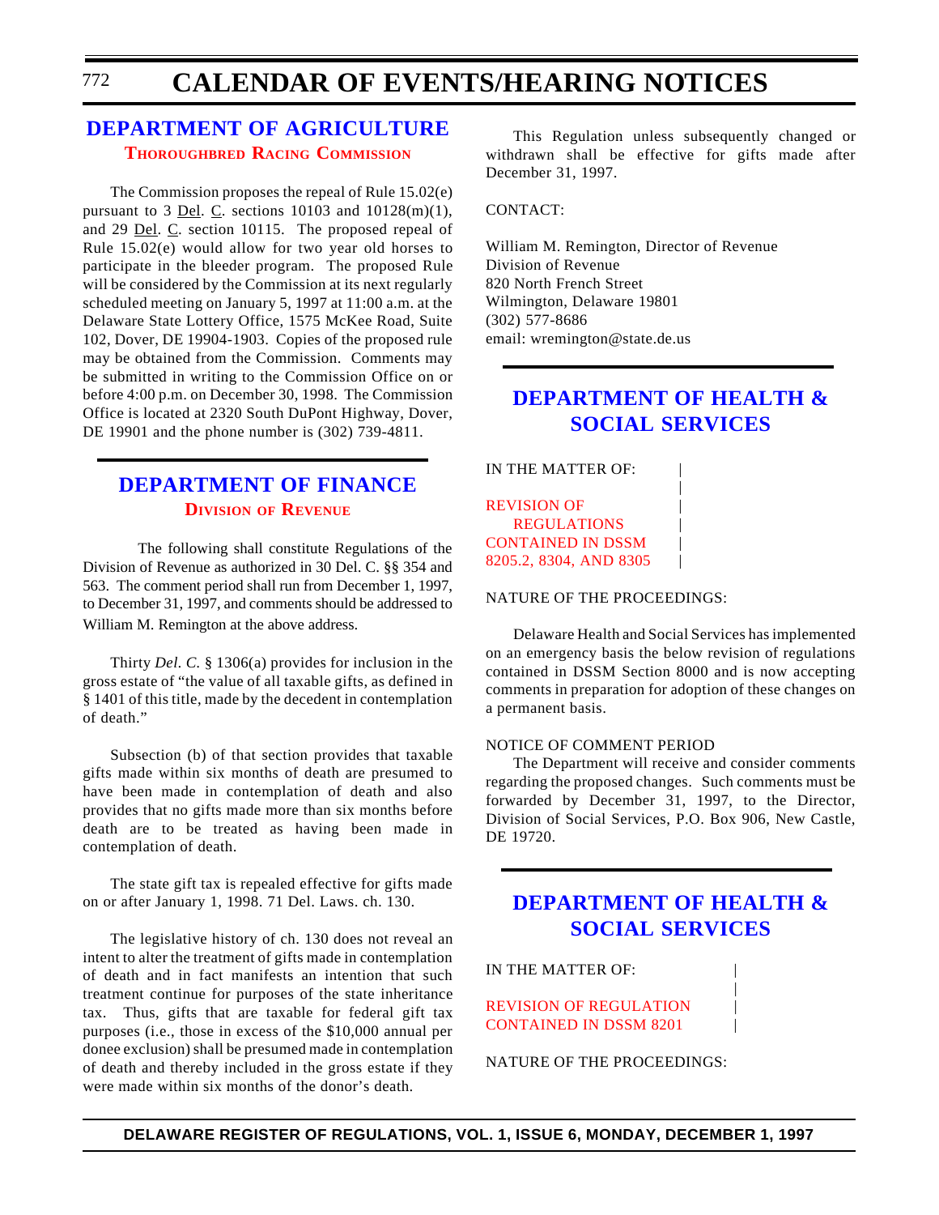# CALENDAR OF EVENTS/HEARING NOTICES

## DEPARTMENT OF AGRICULTURE

### Thoroughbred Racing Commission

The Commission proposes the repeal of Rule 15.02(e) pursuant to 3 Del. C. sections 10103 and 10128(m)(1), and 29 Del. C. section 10115. The proposed repeal of Rule 15.02(e) would allow for two year old horses to participate in the bleeder program. The proposed Rule will be considered by the Commission at its next regularly scheduled meeting on January 5, 1997 at 11:00 a.m. at the Delaware State Lottery Office, 1575 McKee Road, Suite 102, Dover, DE 19904-1903. Copies of the proposed rule may be obtained from the Commission. Comments may be submitted in writing to the Commission Office on or before 4:00 p.m. on December 30, 1998. The Commission Office is located at 2320 South DuPont Highway, Dover, DE 19901 and the phone number is (302) 739-4811.

## DEPARTMENT OF FINANCE

### Division of Revenue

The following shall constitute Regulations of the Division of Revenue as authorized in 30 Del. C. §§ 354 and 563. The comment period shall run from December 1, 1997, to December 31, 1997, and comments should be addressed to William M. Remington at the above address.

Thirty *Del. C.* § 1306(a) provides for inclusion in the gross estate of "the value of all taxable gifts, as defined in § 1401 of this title, made by the decedent in contemplation of death."

Subsection (b) of that section provides that taxable gifts made within six months of death are presumed to have been made in contemplation of death and also provides that no gifts made more than six months before death are to be treated as having been made in contemplation of death.

The state gift tax is repealed effective for gifts made on or after January 1, 1998. 71 Del. Laws. ch. 130.

The legislative history of ch. 130 does not reveal an intent to alter the treatment of gifts made in contemplation of death and in fact manifests an intention that such treatment continue for purposes of the state inheritance tax. Thus, gifts that are taxable for federal gift tax purposes (i.e., those in excess of the $10,000 annual per donee exclusion) shall be presumed made in contemplation of death and thereby included in the gross estate if they were made within six months of the donor's death.

This Regulation unless subsequently changed or withdrawn shall be effective for gifts made after December 31, 1997.

CONTACT:

William M. Remington, Director of Revenue
Division of Revenue
820 North French Street
Wilmington, Delaware 19801
(302) 577-8686
email: wremington@state.de.us

## DEPARTMENT OF HEALTH & SOCIAL SERVICES

IN THE MATTER OF:

REVISION OF REGULATIONS CONTAINED IN DSSM 8205.2, 8304, AND 8305

NATURE OF THE PROCEEDINGS:

Delaware Health and Social Services has implemented on an emergency basis the below revision of regulations contained in DSSM Section 8000 and is now accepting comments in preparation for adoption of these changes on a permanent basis.

NOTICE OF COMMENT PERIOD

The Department will receive and consider comments regarding the proposed changes. Such comments must be forwarded by December 31, 1997, to the Director, Division of Social Services, P.O. Box 906, New Castle, DE 19720.

## DEPARTMENT OF HEALTH & SOCIAL SERVICES

IN THE MATTER OF:

REVISION OF REGULATION CONTAINED IN DSSM 8201

NATURE OF THE PROCEEDINGS: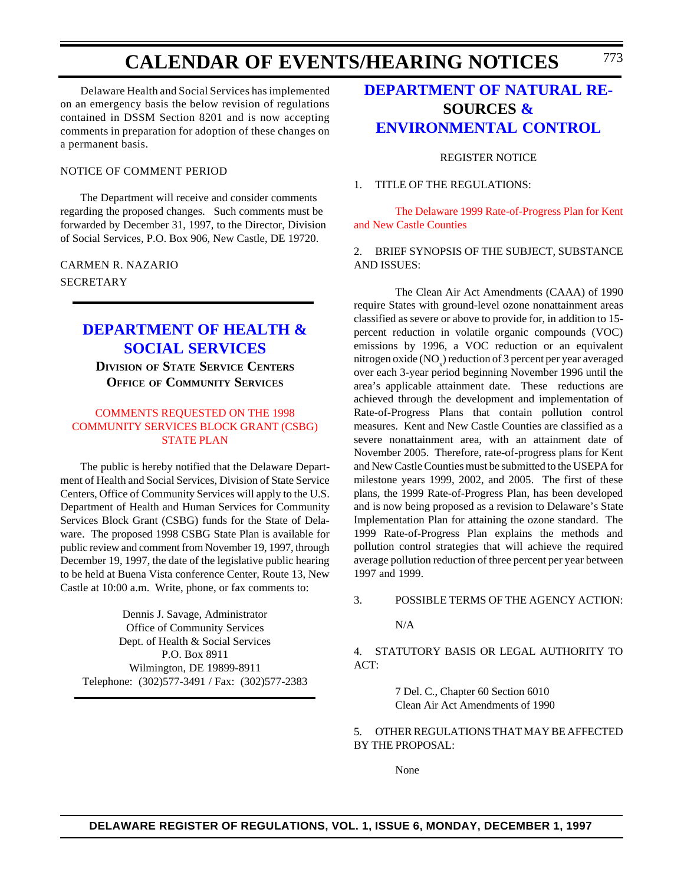Delaware Health and Social Services has implemented on an emergency basis the below revision of regulations contained in DSSM Section 8201 and is now accepting comments in preparation for adoption of these changes on a permanent basis.

NOTICE OF COMMENT PERIOD

The Department will receive and consider comments regarding the proposed changes. Such comments must be forwarded by December 31, 1997, to the Director, Division of Social Services, P.O. Box 906, New Castle, DE 19720.

CARMEN R. NAZARIO

SECRETARY

## DEPARTMENT OF HEALTH & SOCIAL SERVICES

**DIVISION OF STATE SERVICE CENTERS**
**OFFICE OF COMMUNITY SERVICES**

COMMENTS REQUESTED ON THE 1998 COMMUNITY SERVICES BLOCK GRANT (CSBG) STATE PLAN

The public is hereby notified that the Delaware Department of Health and Social Services, Division of State Service Centers, Office of Community Services will apply to the U.S. Department of Health and Human Services for Community Services Block Grant (CSBG) funds for the State of Delaware. The proposed 1998 CSBG State Plan is available for public review and comment from November 19, 1997, through December 19, 1997, the date of the legislative public hearing to be held at Buena Vista conference Center, Route 13, New Castle at 10:00 a.m. Write, phone, or fax comments to:

Dennis J. Savage, Administrator
Office of Community Services
Dept. of Health & Social Services
P.O. Box 8911
Wilmington, DE 19899-8911
Telephone: (302)577-3491 / Fax: (302)577-2383

## DEPARTMENT OF NATURAL RESOURCES & ENVIRONMENTAL CONTROL

REGISTER NOTICE

1. TITLE OF THE REGULATIONS:

The Delaware 1999 Rate-of-Progress Plan for Kent and New Castle Counties

2. BRIEF SYNOPSIS OF THE SUBJECT, SUBSTANCE AND ISSUES:

The Clean Air Act Amendments (CAAA) of 1990 require States with ground-level ozone nonattainment areas classified as severe or above to provide for, in addition to 15-percent reduction in volatile organic compounds (VOC) emissions by 1996, a VOC reduction or an equivalent nitrogen oxide ($NO_x$) reduction of 3 percent per year averaged over each 3-year period beginning November 1996 until the area's applicable attainment date. These reductions are achieved through the development and implementation of Rate-of-Progress Plans that contain pollution control measures. Kent and New Castle Counties are classified as a severe nonattainment area, with an attainment date of November 2005. Therefore, rate-of-progress plans for Kent and New Castle Counties must be submitted to the USEPA for milestone years 1999, 2002, and 2005. The first of these plans, the 1999 Rate-of-Progress Plan, has been developed and is now being proposed as a revision to Delaware's State Implementation Plan for attaining the ozone standard. The 1999 Rate-of-Progress Plan explains the methods and pollution control strategies that will achieve the required average pollution reduction of three percent per year between 1997 and 1999.

3. POSSIBLE TERMS OF THE AGENCY ACTION:

N/A

4. STATUTORY BASIS OR LEGAL AUTHORITY TO ACT:

7 Del. C., Chapter 60 Section 6010
Clean Air Act Amendments of 1990

5. OTHER REGULATIONS THAT MAY BE AFFECTED BY THE PROPOSAL:

None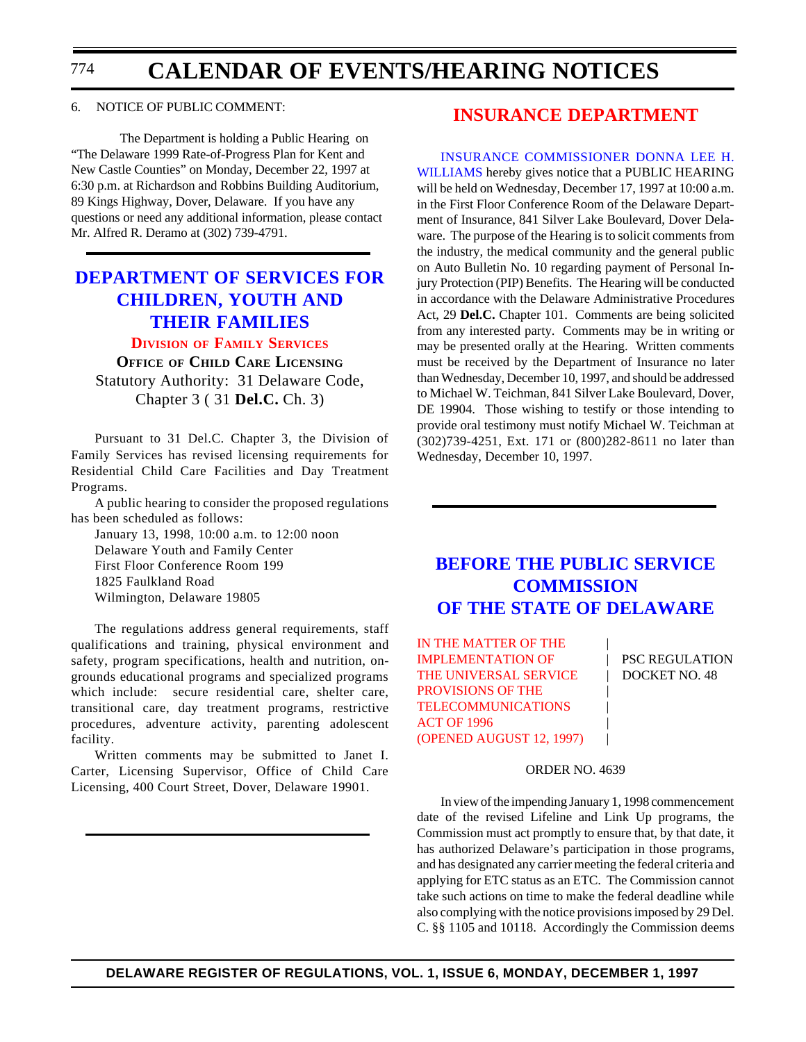6. NOTICE OF PUBLIC COMMENT:

The Department is holding a Public Hearing on "The Delaware 1999 Rate-of-Progress Plan for Kent and New Castle Counties" on Monday, December 22, 1997 at 6:30 p.m. at Richardson and Robbins Building Auditorium, 89 Kings Highway, Dover, Delaware. If you have any questions or need any additional information, please contact Mr. Alfred R. Deramo at (302) 739-4791.

## DEPARTMENT OF SERVICES FOR CHILDREN, YOUTH AND THEIR FAMILIES

### Division of Family Services

**Office of Child Care Licensing**

Statutory Authority: 31 Delaware Code, Chapter 3 ( 31 **Del.C.** Ch. 3)

Pursuant to 31 Del.C. Chapter 3, the Division of Family Services has revised licensing requirements for Residential Child Care Facilities and Day Treatment Programs.

A public hearing to consider the proposed regulations has been scheduled as follows:

January 13, 1998, 10:00 a.m. to 12:00 noon
Delaware Youth and Family Center
First Floor Conference Room 199
1825 Faulkland Road
Wilmington, Delaware 19805

The regulations address general requirements, staff qualifications and training, physical environment and safety, program specifications, health and nutrition, on-grounds educational programs and specialized programs which include: secure residential care, shelter care, transitional care, day treatment programs, restrictive procedures, adventure activity, parenting adolescent facility.

Written comments may be submitted to Janet I. Carter, Licensing Supervisor, Office of Child Care Licensing, 400 Court Street, Dover, Delaware 19901.

## INSURANCE DEPARTMENT

INSURANCE COMMISSIONER DONNA LEE H. WILLIAMS hereby gives notice that a PUBLIC HEARING will be held on Wednesday, December 17, 1997 at 10:00 a.m. in the First Floor Conference Room of the Delaware Department of Insurance, 841 Silver Lake Boulevard, Dover Delaware. The purpose of the Hearing is to solicit comments from the industry, the medical community and the general public on Auto Bulletin No. 10 regarding payment of Personal Injury Protection (PIP) Benefits. The Hearing will be conducted in accordance with the Delaware Administrative Procedures Act, 29 **Del.C.** Chapter 101. Comments are being solicited from any interested party. Comments may be in writing or may be presented orally at the Hearing. Written comments must be received by the Department of Insurance no later than Wednesday, December 10, 1997, and should be addressed to Michael W. Teichman, 841 Silver Lake Boulevard, Dover, DE 19904. Those wishing to testify or those intending to provide oral testimony must notify Michael W. Teichman at (302)739-4251, Ext. 171 or (800)282-8611 no later than Wednesday, December 10, 1997.

## BEFORE THE PUBLIC SERVICE COMMISSION OF THE STATE OF DELAWARE

| | |
|---|---|
| IN THE MATTER OF THE IMPLEMENTATION OF THE UNIVERSAL SERVICE PROVISIONS OF THE TELECOMMUNICATIONS ACT OF 1996 (OPENED AUGUST 12, 1997) | PSC REGULATION DOCKET NO. 48 |

ORDER NO. 4639

In view of the impending January 1, 1998 commencement date of the revised Lifeline and Link Up programs, the Commission must act promptly to ensure that, by that date, it has authorized Delaware's participation in those programs, and has designated any carrier meeting the federal criteria and applying for ETC status as an ETC. The Commission cannot take such actions on time to make the federal deadline while also complying with the notice provisions imposed by 29 Del. C. §§ 1105 and 10118. Accordingly the Commission deems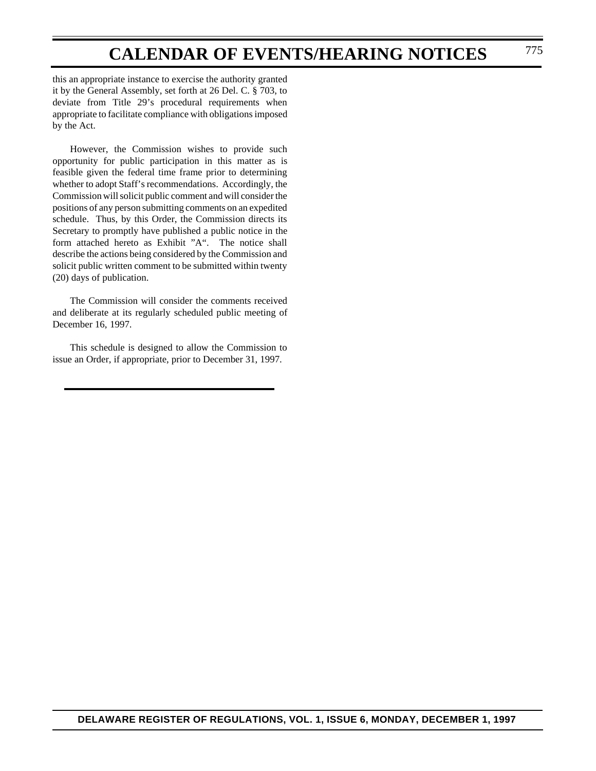this an appropriate instance to exercise the authority granted it by the General Assembly, set forth at 26 Del. C. § 703, to deviate from Title 29's procedural requirements when appropriate to facilitate compliance with obligations imposed by the Act.

However, the Commission wishes to provide such opportunity for public participation in this matter as is feasible given the federal time frame prior to determining whether to adopt Staff's recommendations. Accordingly, the Commission will solicit public comment and will consider the positions of any person submitting comments on an expedited schedule. Thus, by this Order, the Commission directs its Secretary to promptly have published a public notice in the form attached hereto as Exhibit "A". The notice shall describe the actions being considered by the Commission and solicit public written comment to be submitted within twenty (20) days of publication.

The Commission will consider the comments received and deliberate at its regularly scheduled public meeting of December 16, 1997.

This schedule is designed to allow the Commission to issue an Order, if appropriate, prior to December 31, 1997.